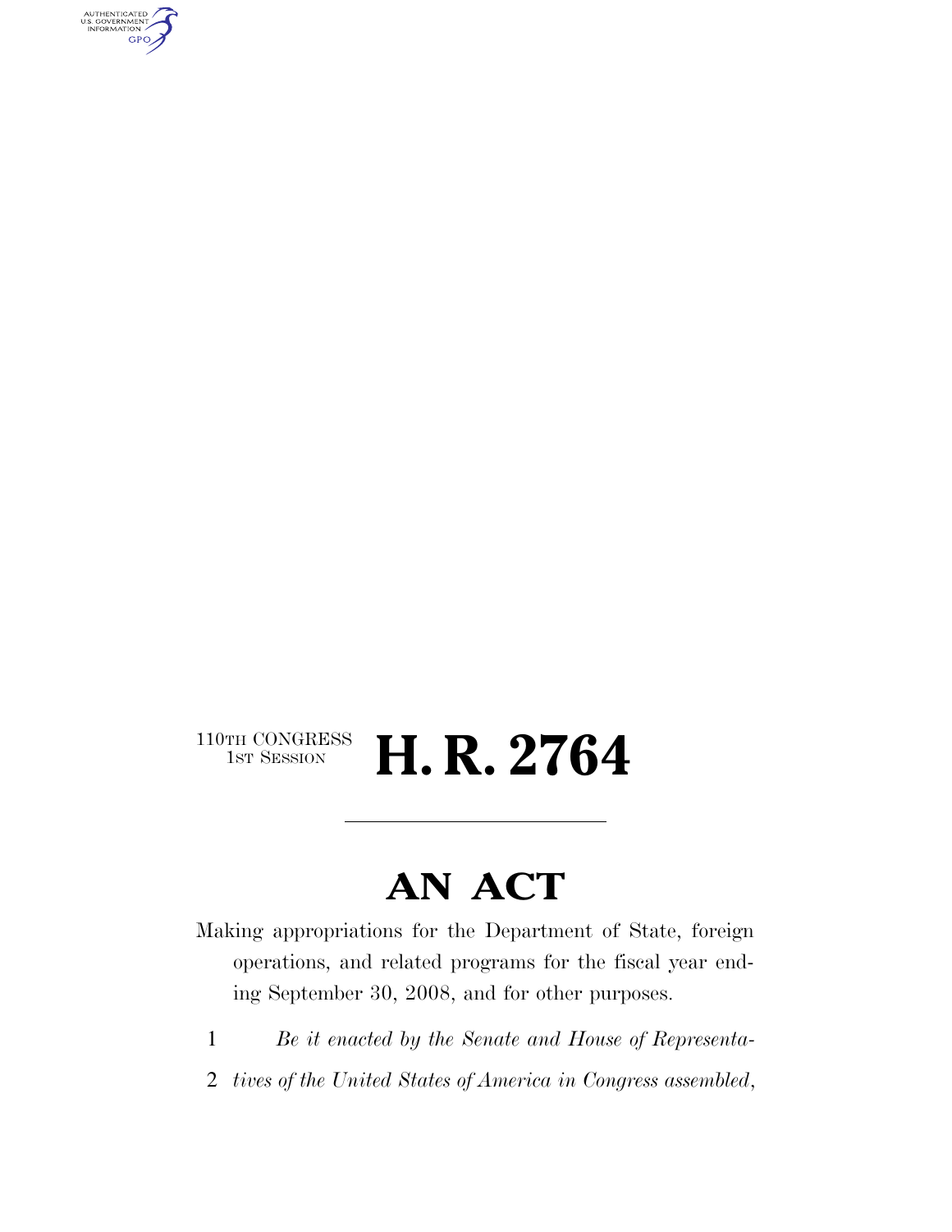110TH CONGRESS
1ST SESSION

# H. R. 2764

---

# AN ACT

Making appropriations for the Department of State, foreign operations, and related programs for the fiscal year ending September 30, 2008, and for other purposes.

1 *Be it enacted by the Senate and House of Representa-*
2 *tives of the United States of America in Congress assembled,*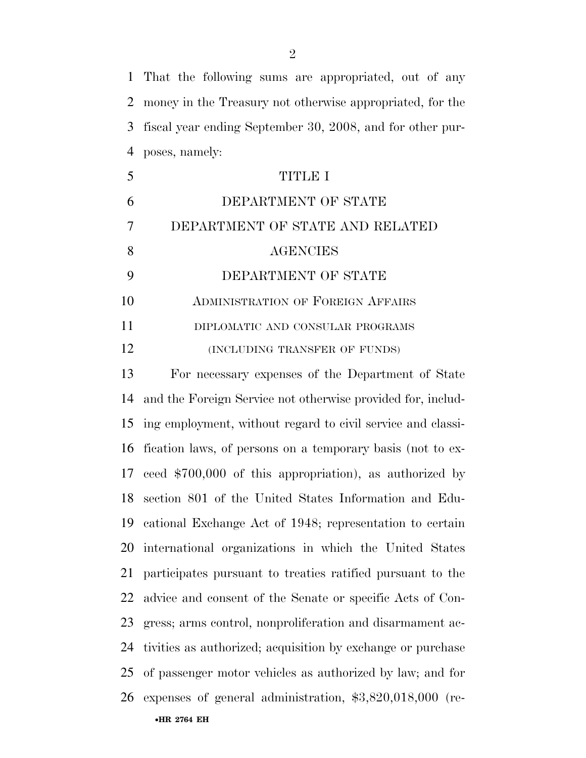That the following sums are appropriated, out of any money in the Treasury not otherwise appropriated, for the fiscal year ending September 30, 2008, and for other purposes, namely:

# TITLE I

# DEPARTMENT OF STATE

## DEPARTMENT OF STATE AND RELATED AGENCIES

## DEPARTMENT OF STATE

### ADMINISTRATION OF FOREIGN AFFAIRS

#### DIPLOMATIC AND CONSULAR PROGRAMS

#### (INCLUDING TRANSFER OF FUNDS)

For necessary expenses of the Department of State and the Foreign Service not otherwise provided for, including employment, without regard to civil service and classification laws, of persons on a temporary basis (not to exceed $700,000 of this appropriation), as authorized by section 801 of the United States Information and Educational Exchange Act of 1948; representation to certain international organizations in which the United States participates pursuant to treaties ratified pursuant to the advice and consent of the Senate or specific Acts of Congress; arms control, nonproliferation and disarmament activities as authorized; acquisition by exchange or purchase of passenger motor vehicles as authorized by law; and for expenses of general administration, $3,820,018,000 (re-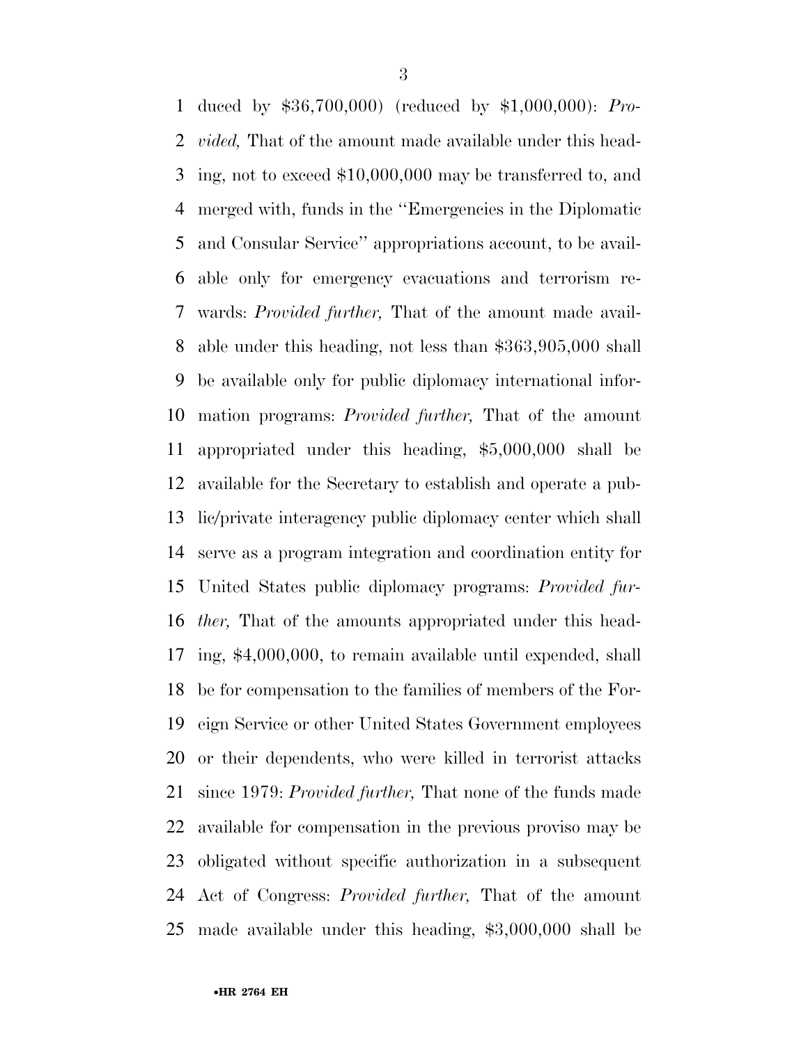duced by $36,700,000) (reduced by $1,000,000): *Provided,* That of the amount made available under this heading, not to exceed $10,000,000 may be transferred to, and merged with, funds in the ''Emergencies in the Diplomatic and Consular Service'' appropriations account, to be available only for emergency evacuations and terrorism rewards: *Provided further,* That of the amount made available under this heading, not less than $363,905,000 shall be available only for public diplomacy international information programs: *Provided further,* That of the amount appropriated under this heading, $5,000,000 shall be available for the Secretary to establish and operate a public/private interagency public diplomacy center which shall serve as a program integration and coordination entity for United States public diplomacy programs: *Provided further,* That of the amounts appropriated under this heading, $4,000,000, to remain available until expended, shall be for compensation to the families of members of the Foreign Service or other United States Government employees or their dependents, who were killed in terrorist attacks since 1979: *Provided further,* That none of the funds made available for compensation in the previous proviso may be obligated without specific authorization in a subsequent Act of Congress: *Provided further,* That of the amount made available under this heading, $3,000,000 shall be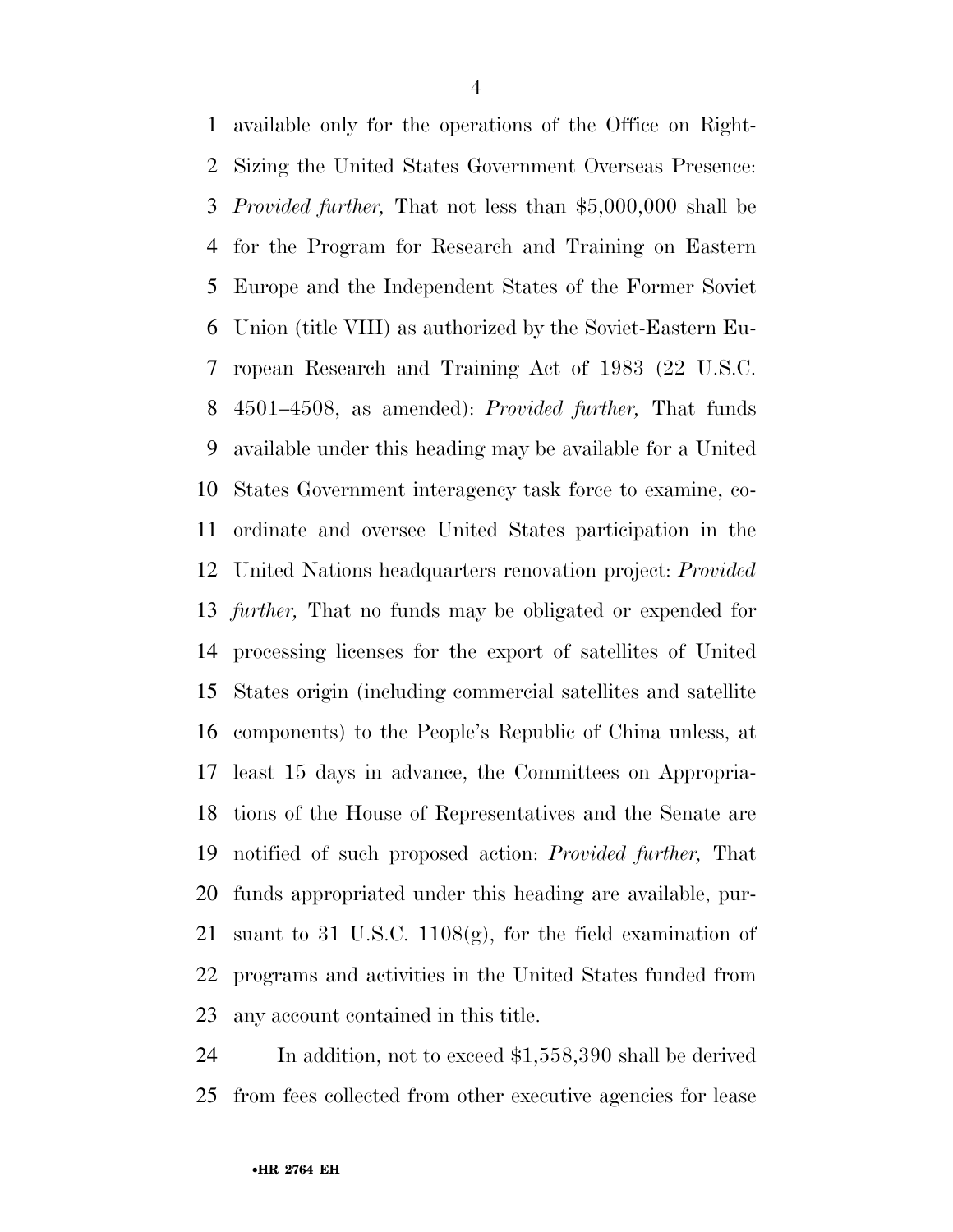available only for the operations of the Office on Right-Sizing the United States Government Overseas Presence: *Provided further,* That not less than $5,000,000 shall be for the Program for Research and Training on Eastern Europe and the Independent States of the Former Soviet Union (title VIII) as authorized by the Soviet-Eastern European Research and Training Act of 1983 (22 U.S.C. 4501–4508, as amended): *Provided further,* That funds available under this heading may be available for a United States Government interagency task force to examine, coordinate and oversee United States participation in the United Nations headquarters renovation project: *Provided further,* That no funds may be obligated or expended for processing licenses for the export of satellites of United States origin (including commercial satellites and satellite components) to the People's Republic of China unless, at least 15 days in advance, the Committees on Appropriations of the House of Representatives and the Senate are notified of such proposed action: *Provided further,* That funds appropriated under this heading are available, pursuant to 31 U.S.C. 1108(g), for the field examination of programs and activities in the United States funded from any account contained in this title.

In addition, not to exceed $1,558,390 shall be derived from fees collected from other executive agencies for lease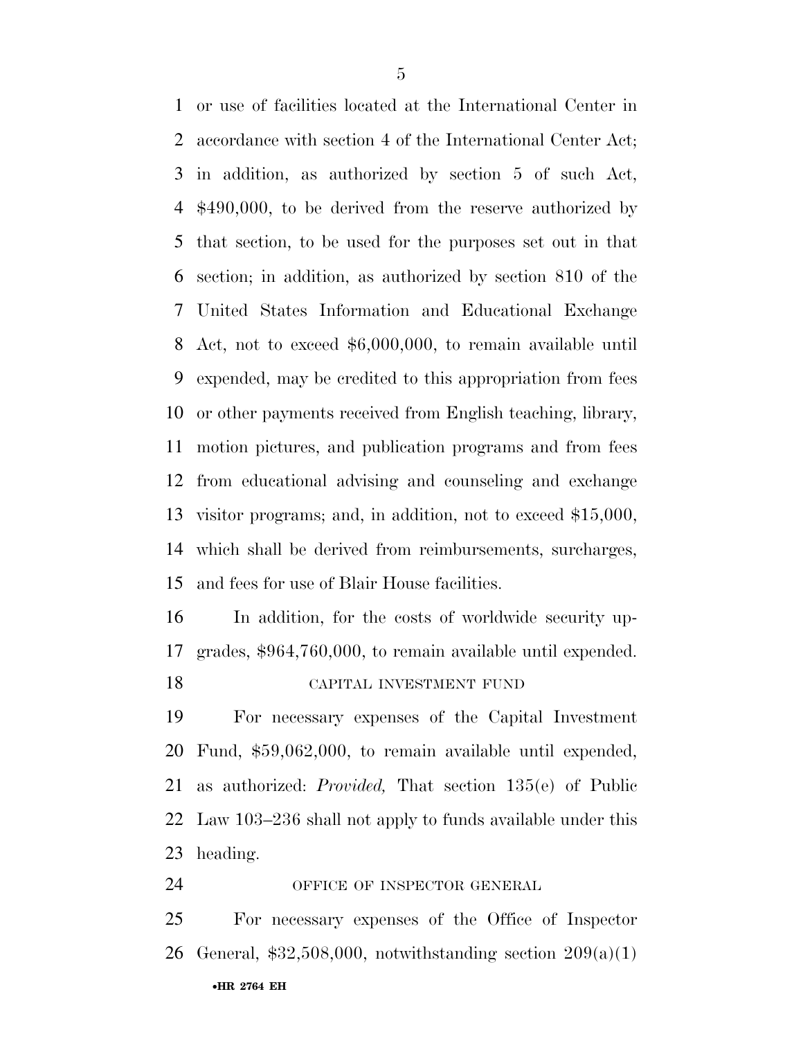or use of facilities located at the International Center in accordance with section 4 of the International Center Act; in addition, as authorized by section 5 of such Act, $490,000, to be derived from the reserve authorized by that section, to be used for the purposes set out in that section; in addition, as authorized by section 810 of the United States Information and Educational Exchange Act, not to exceed $6,000,000, to remain available until expended, may be credited to this appropriation from fees or other payments received from English teaching, library, motion pictures, and publication programs and from fees from educational advising and counseling and exchange visitor programs; and, in addition, not to exceed $15,000, which shall be derived from reimbursements, surcharges, and fees for use of Blair House facilities.

In addition, for the costs of worldwide security upgrades, $964,760,000, to remain available until expended.

CAPITAL INVESTMENT FUND

For necessary expenses of the Capital Investment Fund, $59,062,000, to remain available until expended, as authorized: *Provided,* That section 135(e) of Public Law 103–236 shall not apply to funds available under this heading.

OFFICE OF INSPECTOR GENERAL

For necessary expenses of the Office of Inspector General, $32,508,000, notwithstanding section 209(a)(1)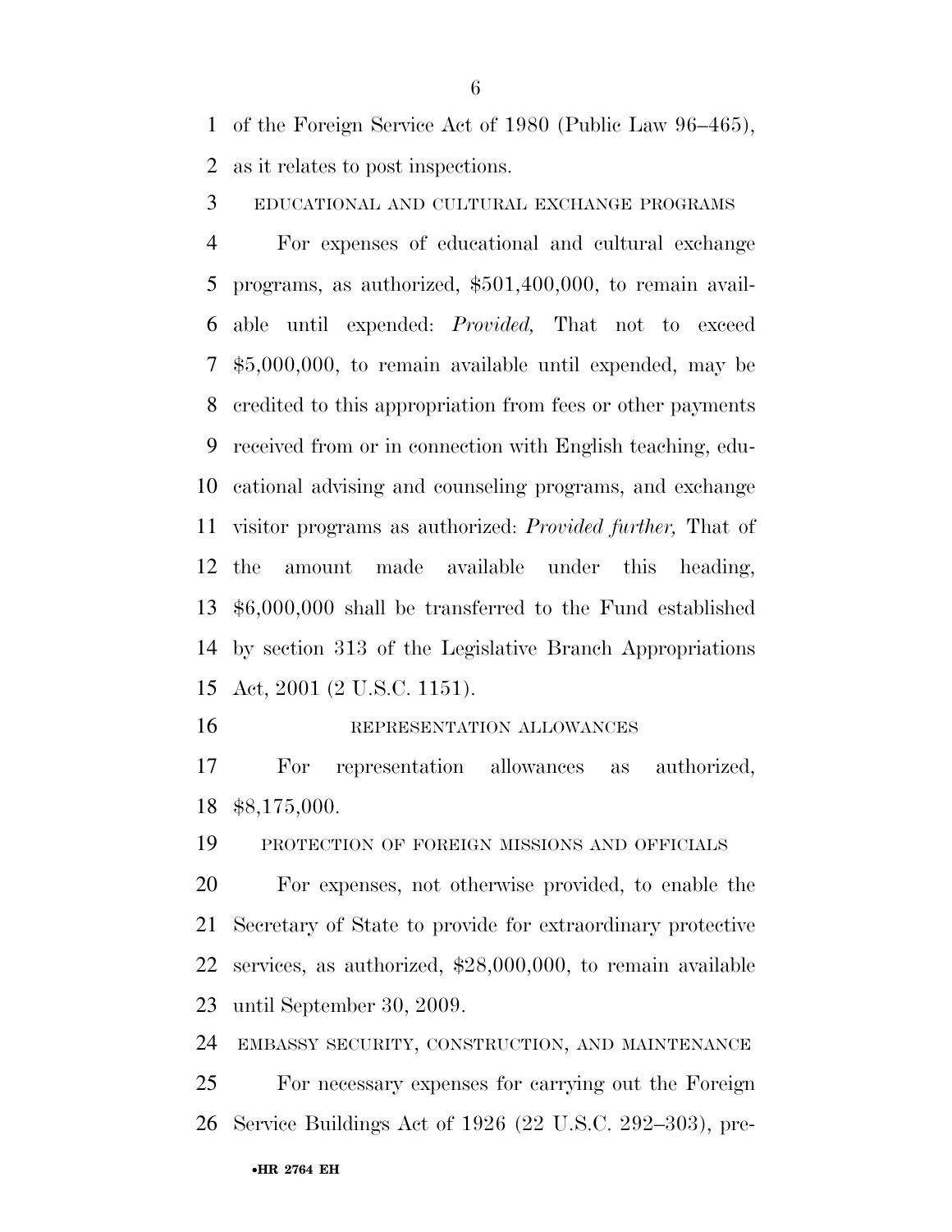of the Foreign Service Act of 1980 (Public Law 96–465), as it relates to post inspections.

EDUCATIONAL AND CULTURAL EXCHANGE PROGRAMS

For expenses of educational and cultural exchange programs, as authorized, $501,400,000, to remain available until expended: *Provided,* That not to exceed $5,000,000, to remain available until expended, may be credited to this appropriation from fees or other payments received from or in connection with English teaching, educational advising and counseling programs, and exchange visitor programs as authorized: *Provided further,* That of the amount made available under this heading, $6,000,000 shall be transferred to the Fund established by section 313 of the Legislative Branch Appropriations Act, 2001 (2 U.S.C. 1151).

REPRESENTATION ALLOWANCES

For representation allowances as authorized, $8,175,000.

PROTECTION OF FOREIGN MISSIONS AND OFFICIALS

For expenses, not otherwise provided, to enable the Secretary of State to provide for extraordinary protective services, as authorized, $28,000,000, to remain available until September 30, 2009.

EMBASSY SECURITY, CONSTRUCTION, AND MAINTENANCE

For necessary expenses for carrying out the Foreign Service Buildings Act of 1926 (22 U.S.C. 292–303), pre-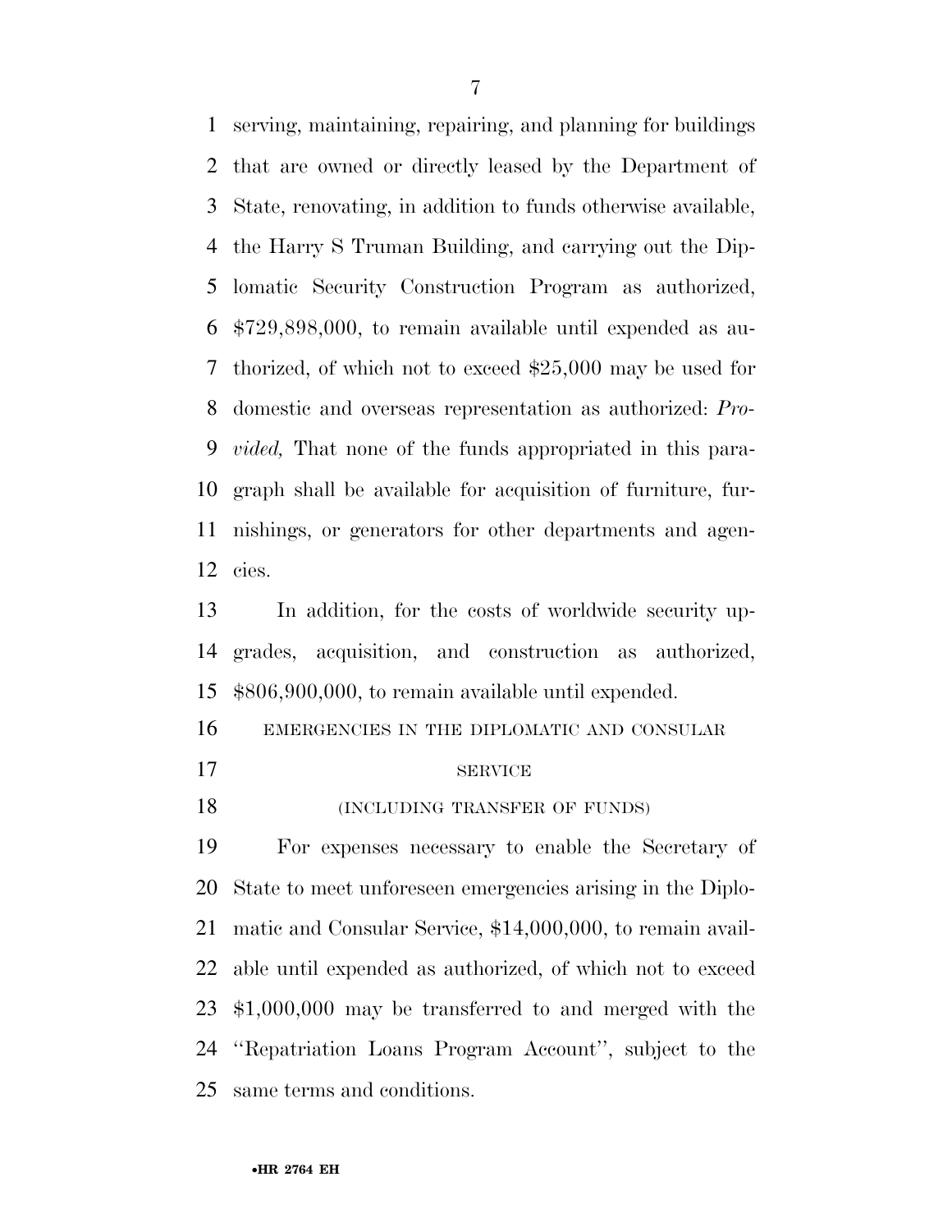serving, maintaining, repairing, and planning for buildings that are owned or directly leased by the Department of State, renovating, in addition to funds otherwise available, the Harry S Truman Building, and carrying out the Diplomatic Security Construction Program as authorized, $729,898,000, to remain available until expended as authorized, of which not to exceed $25,000 may be used for domestic and overseas representation as authorized: *Provided,* That none of the funds appropriated in this paragraph shall be available for acquisition of furniture, furnishings, or generators for other departments and agencies.

In addition, for the costs of worldwide security upgrades, acquisition, and construction as authorized, $806,900,000, to remain available until expended.

EMERGENCIES IN THE DIPLOMATIC AND CONSULAR SERVICE

(INCLUDING TRANSFER OF FUNDS)

For expenses necessary to enable the Secretary of State to meet unforeseen emergencies arising in the Diplomatic and Consular Service, $14,000,000, to remain available until expended as authorized, of which not to exceed $1,000,000 may be transferred to and merged with the ''Repatriation Loans Program Account'', subject to the same terms and conditions.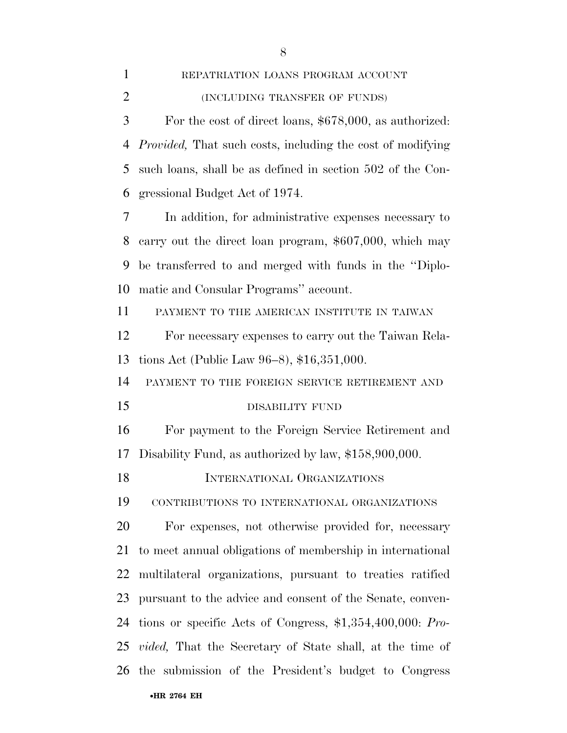REPATRIATION LOANS PROGRAM ACCOUNT

(INCLUDING TRANSFER OF FUNDS)

For the cost of direct loans, $678,000, as authorized: *Provided,* That such costs, including the cost of modifying such loans, shall be as defined in section 502 of the Congressional Budget Act of 1974.

In addition, for administrative expenses necessary to carry out the direct loan program, $607,000, which may be transferred to and merged with funds in the ''Diplomatic and Consular Programs'' account.

PAYMENT TO THE AMERICAN INSTITUTE IN TAIWAN

For necessary expenses to carry out the Taiwan Relations Act (Public Law 96–8), $16,351,000.

PAYMENT TO THE FOREIGN SERVICE RETIREMENT AND DISABILITY FUND

For payment to the Foreign Service Retirement and Disability Fund, as authorized by law, $158,900,000.

## INTERNATIONAL ORGANIZATIONS

CONTRIBUTIONS TO INTERNATIONAL ORGANIZATIONS

For expenses, not otherwise provided for, necessary to meet annual obligations of membership in international multilateral organizations, pursuant to treaties ratified pursuant to the advice and consent of the Senate, conventions or specific Acts of Congress, $1,354,400,000: *Provided,* That the Secretary of State shall, at the time of the submission of the President's budget to Congress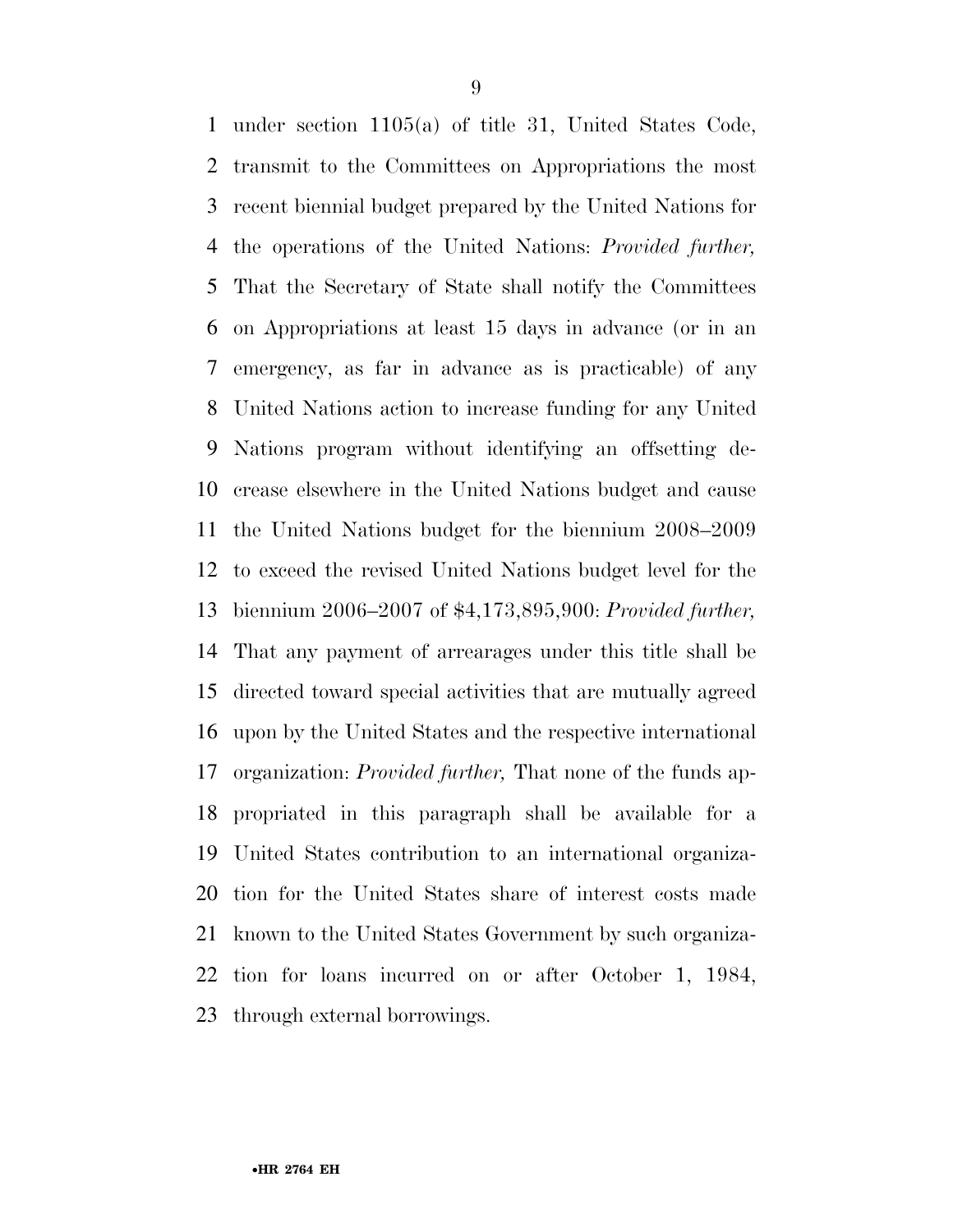under section 1105(a) of title 31, United States Code, transmit to the Committees on Appropriations the most recent biennial budget prepared by the United Nations for the operations of the United Nations: *Provided further,* That the Secretary of State shall notify the Committees on Appropriations at least 15 days in advance (or in an emergency, as far in advance as is practicable) of any United Nations action to increase funding for any United Nations program without identifying an offsetting decrease elsewhere in the United Nations budget and cause the United Nations budget for the biennium 2008–2009 to exceed the revised United Nations budget level for the biennium 2006–2007 of $4,173,895,900: *Provided further,* That any payment of arrearages under this title shall be directed toward special activities that are mutually agreed upon by the United States and the respective international organization: *Provided further,* That none of the funds appropriated in this paragraph shall be available for a United States contribution to an international organization for the United States share of interest costs made known to the United States Government by such organization for loans incurred on or after October 1, 1984, through external borrowings.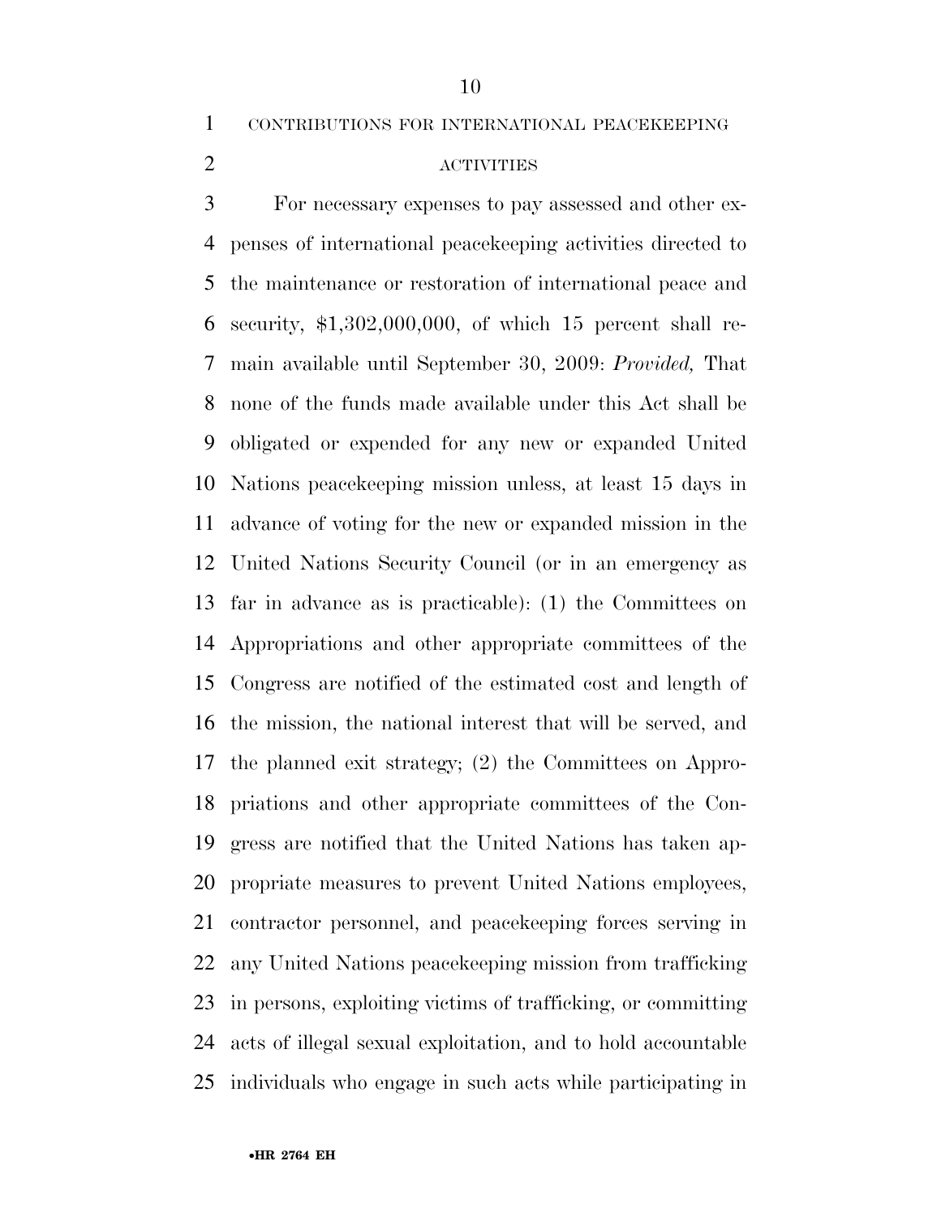CONTRIBUTIONS FOR INTERNATIONAL PEACEKEEPING ACTIVITIES

For necessary expenses to pay assessed and other expenses of international peacekeeping activities directed to the maintenance or restoration of international peace and security, $1,302,000,000, of which 15 percent shall remain available until September 30, 2009: *Provided,* That none of the funds made available under this Act shall be obligated or expended for any new or expanded United Nations peacekeeping mission unless, at least 15 days in advance of voting for the new or expanded mission in the United Nations Security Council (or in an emergency as far in advance as is practicable): (1) the Committees on Appropriations and other appropriate committees of the Congress are notified of the estimated cost and length of the mission, the national interest that will be served, and the planned exit strategy; (2) the Committees on Appropriations and other appropriate committees of the Congress are notified that the United Nations has taken appropriate measures to prevent United Nations employees, contractor personnel, and peacekeeping forces serving in any United Nations peacekeeping mission from trafficking in persons, exploiting victims of trafficking, or committing acts of illegal sexual exploitation, and to hold accountable individuals who engage in such acts while participating in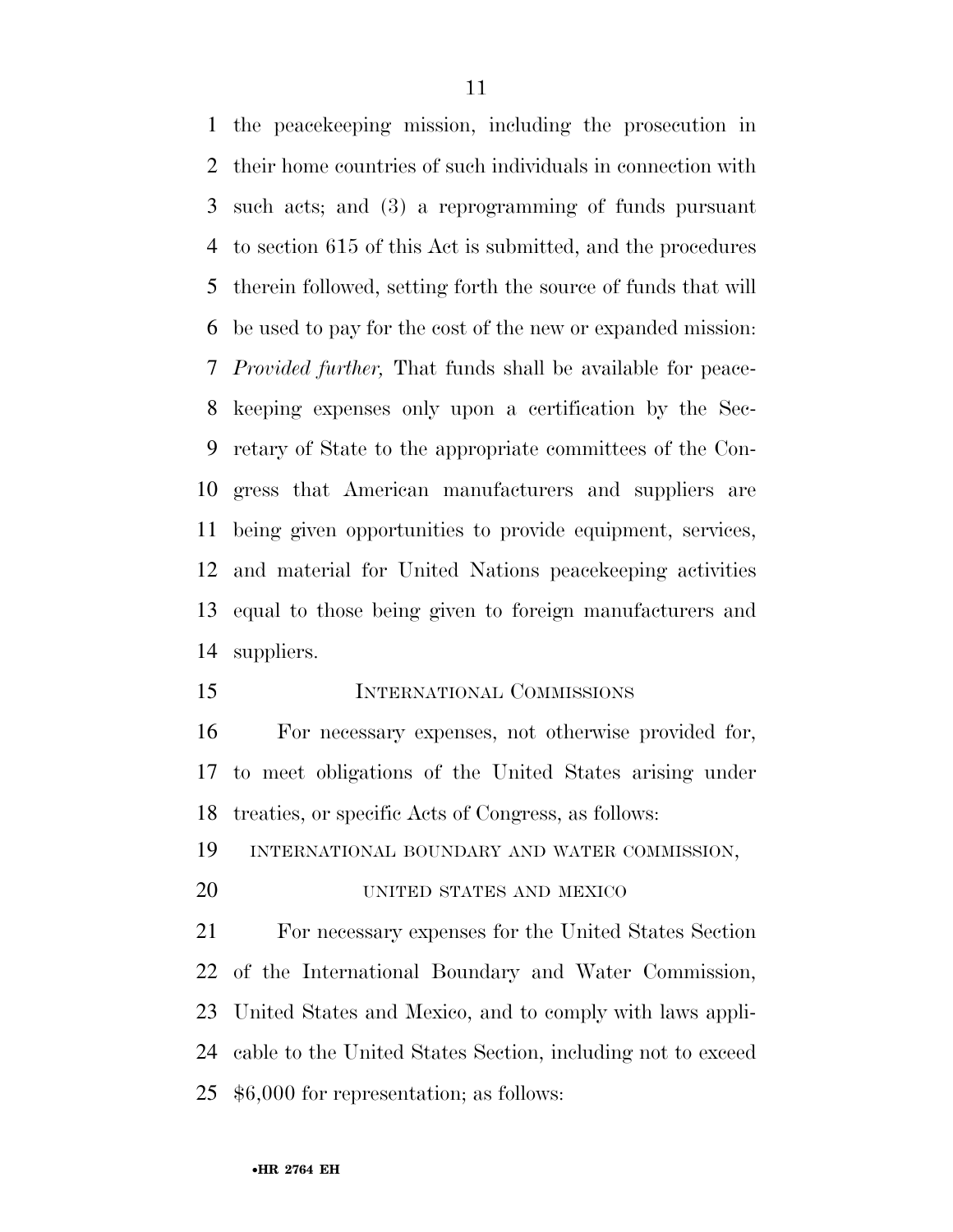the peacekeeping mission, including the prosecution in their home countries of such individuals in connection with such acts; and (3) a reprogramming of funds pursuant to section 615 of this Act is submitted, and the procedures therein followed, setting forth the source of funds that will be used to pay for the cost of the new or expanded mission: *Provided further,* That funds shall be available for peacekeeping expenses only upon a certification by the Secretary of State to the appropriate committees of the Congress that American manufacturers and suppliers are being given opportunities to provide equipment, services, and material for United Nations peacekeeping activities equal to those being given to foreign manufacturers and suppliers.

## INTERNATIONAL COMMISSIONS

For necessary expenses, not otherwise provided for, to meet obligations of the United States arising under treaties, or specific Acts of Congress, as follows:

### INTERNATIONAL BOUNDARY AND WATER COMMISSION, UNITED STATES AND MEXICO

For necessary expenses for the United States Section of the International Boundary and Water Commission, United States and Mexico, and to comply with laws applicable to the United States Section, including not to exceed $6,000 for representation; as follows: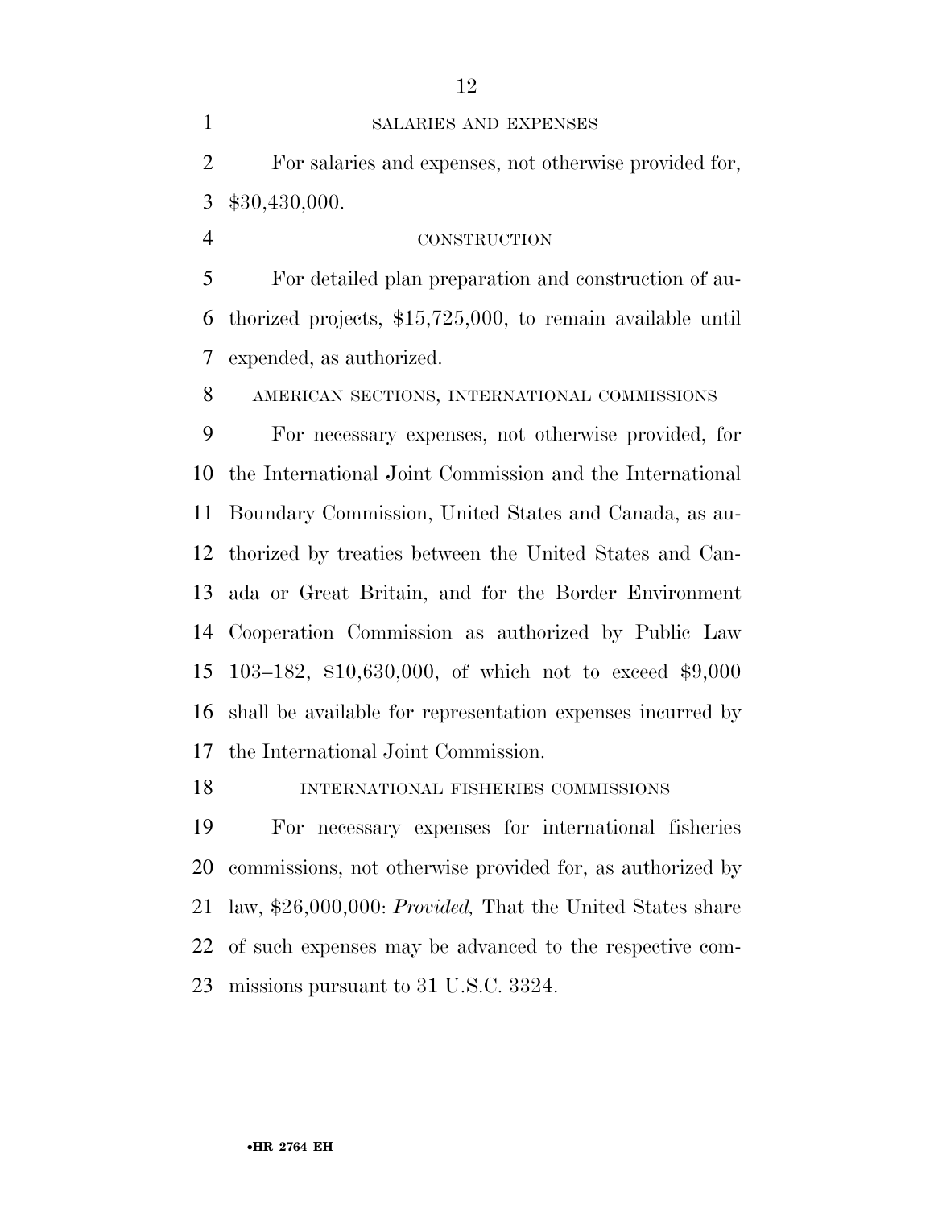SALARIES AND EXPENSES

For salaries and expenses, not otherwise provided for, $30,430,000.

CONSTRUCTION

For detailed plan preparation and construction of authorized projects, $15,725,000, to remain available until expended, as authorized.

AMERICAN SECTIONS, INTERNATIONAL COMMISSIONS

For necessary expenses, not otherwise provided, for the International Joint Commission and the International Boundary Commission, United States and Canada, as authorized by treaties between the United States and Canada or Great Britain, and for the Border Environment Cooperation Commission as authorized by Public Law 103–182, $10,630,000, of which not to exceed $9,000 shall be available for representation expenses incurred by the International Joint Commission.

INTERNATIONAL FISHERIES COMMISSIONS

For necessary expenses for international fisheries commissions, not otherwise provided for, as authorized by law, $26,000,000: *Provided,* That the United States share of such expenses may be advanced to the respective commissions pursuant to 31 U.S.C. 3324.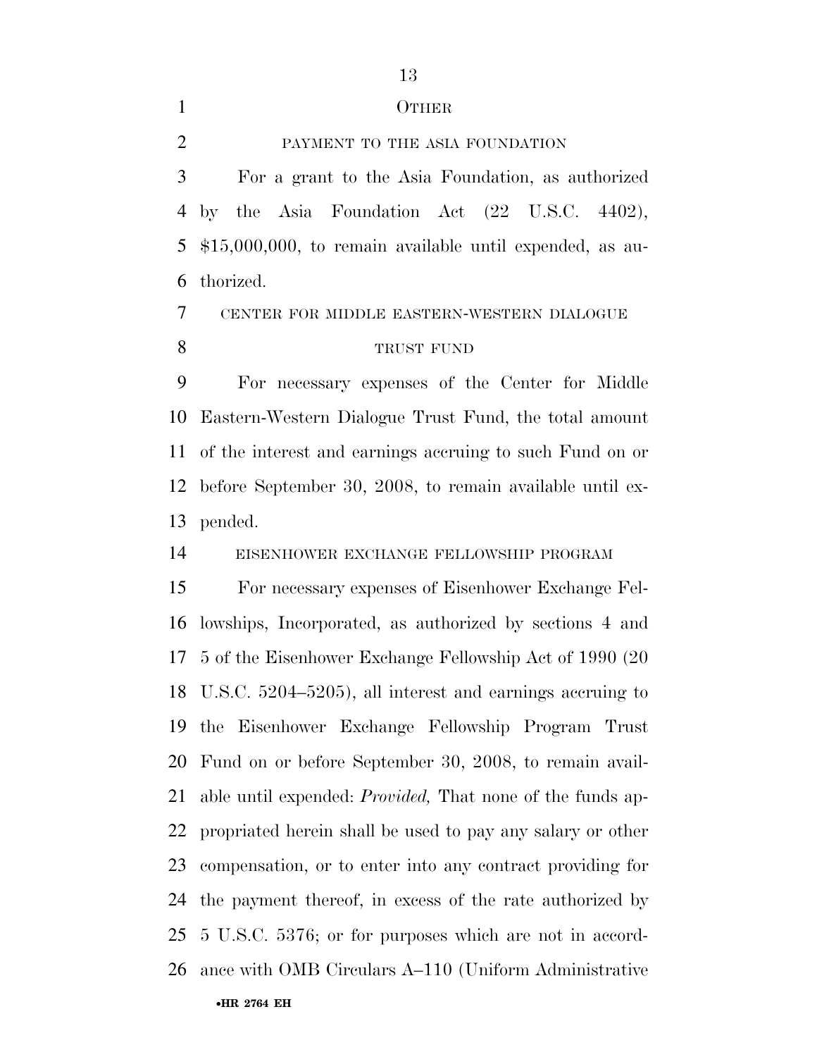## OTHER

### PAYMENT TO THE ASIA FOUNDATION

For a grant to the Asia Foundation, as authorized by the Asia Foundation Act (22 U.S.C. 4402), $15,000,000, to remain available until expended, as authorized.

### CENTER FOR MIDDLE EASTERN-WESTERN DIALOGUE TRUST FUND

For necessary expenses of the Center for Middle Eastern-Western Dialogue Trust Fund, the total amount of the interest and earnings accruing to such Fund on or before September 30, 2008, to remain available until expended.

### EISENHOWER EXCHANGE FELLOWSHIP PROGRAM

For necessary expenses of Eisenhower Exchange Fellowships, Incorporated, as authorized by sections 4 and 5 of the Eisenhower Exchange Fellowship Act of 1990 (20 U.S.C. 5204–5205), all interest and earnings accruing to the Eisenhower Exchange Fellowship Program Trust Fund on or before September 30, 2008, to remain available until expended: *Provided,* That none of the funds appropriated herein shall be used to pay any salary or other compensation, or to enter into any contract providing for the payment thereof, in excess of the rate authorized by 5 U.S.C. 5376; or for purposes which are not in accordance with OMB Circulars A–110 (Uniform Administrative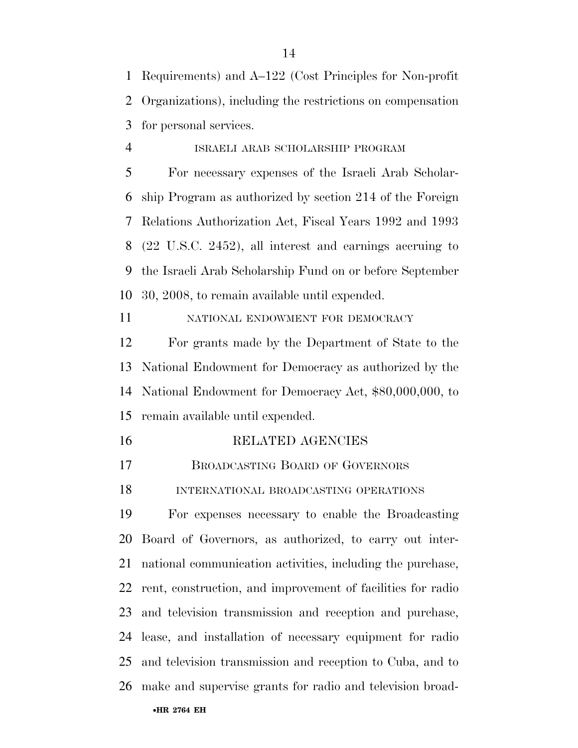Requirements) and A–122 (Cost Principles for Non-profit Organizations), including the restrictions on compensation for personal services.

ISRAELI ARAB SCHOLARSHIP PROGRAM

For necessary expenses of the Israeli Arab Scholarship Program as authorized by section 214 of the Foreign Relations Authorization Act, Fiscal Years 1992 and 1993 (22 U.S.C. 2452), all interest and earnings accruing to the Israeli Arab Scholarship Fund on or before September 30, 2008, to remain available until expended.

NATIONAL ENDOWMENT FOR DEMOCRACY

For grants made by the Department of State to the National Endowment for Democracy as authorized by the National Endowment for Democracy Act, $80,000,000, to remain available until expended.

## RELATED AGENCIES

### BROADCASTING BOARD OF GOVERNORS

INTERNATIONAL BROADCASTING OPERATIONS

For expenses necessary to enable the Broadcasting Board of Governors, as authorized, to carry out international communication activities, including the purchase, rent, construction, and improvement of facilities for radio and television transmission and reception and purchase, lease, and installation of necessary equipment for radio and television transmission and reception to Cuba, and to make and supervise grants for radio and television broad-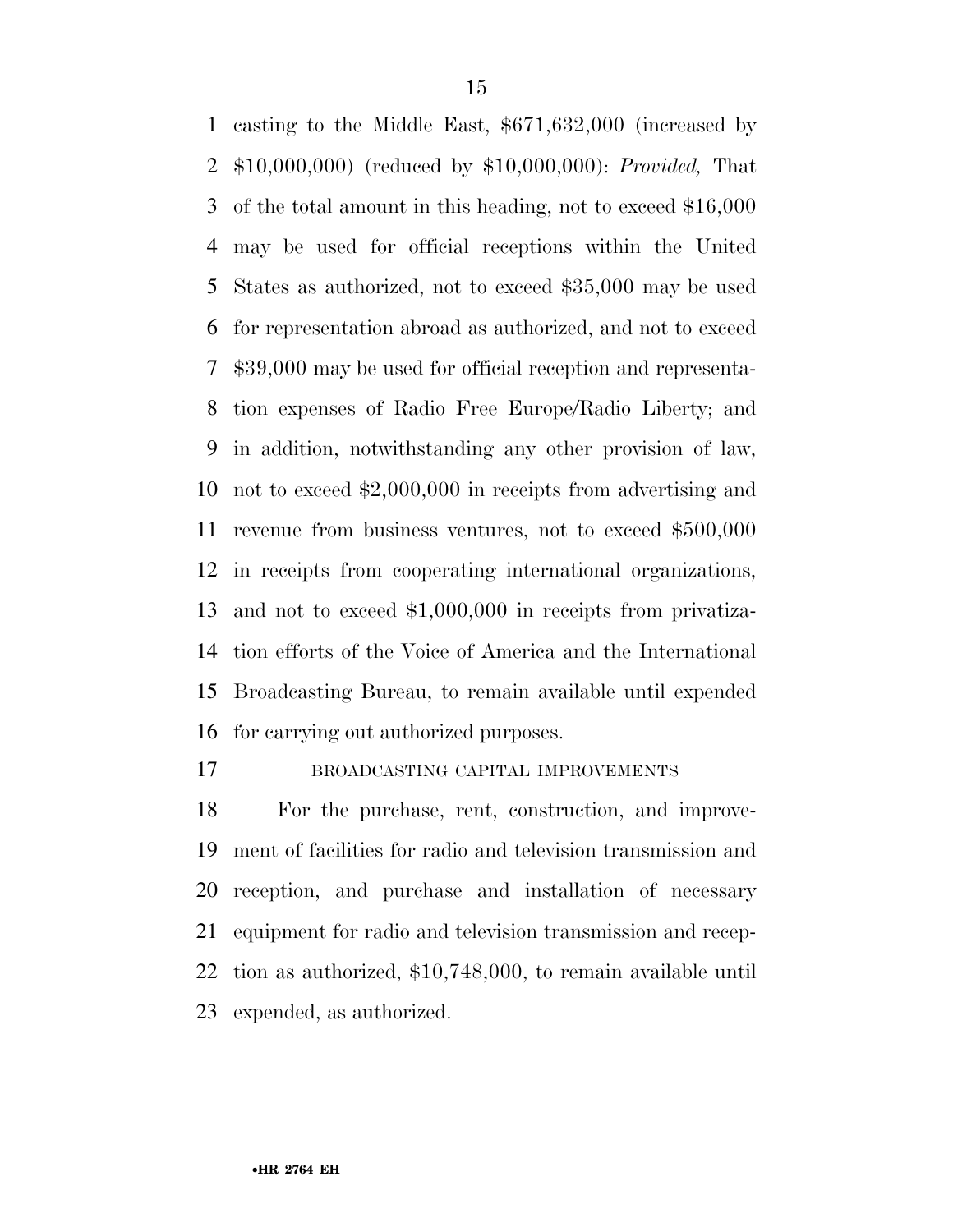casting to the Middle East, $671,632,000 (increased by $10,000,000) (reduced by $10,000,000): *Provided,* That of the total amount in this heading, not to exceed $16,000 may be used for official receptions within the United States as authorized, not to exceed $35,000 may be used for representation abroad as authorized, and not to exceed $39,000 may be used for official reception and representation expenses of Radio Free Europe/Radio Liberty; and in addition, notwithstanding any other provision of law, not to exceed $2,000,000 in receipts from advertising and revenue from business ventures, not to exceed $500,000 in receipts from cooperating international organizations, and not to exceed $1,000,000 in receipts from privatization efforts of the Voice of America and the International Broadcasting Bureau, to remain available until expended for carrying out authorized purposes.

BROADCASTING CAPITAL IMPROVEMENTS

For the purchase, rent, construction, and improvement of facilities for radio and television transmission and reception, and purchase and installation of necessary equipment for radio and television transmission and reception as authorized, $10,748,000, to remain available until expended, as authorized.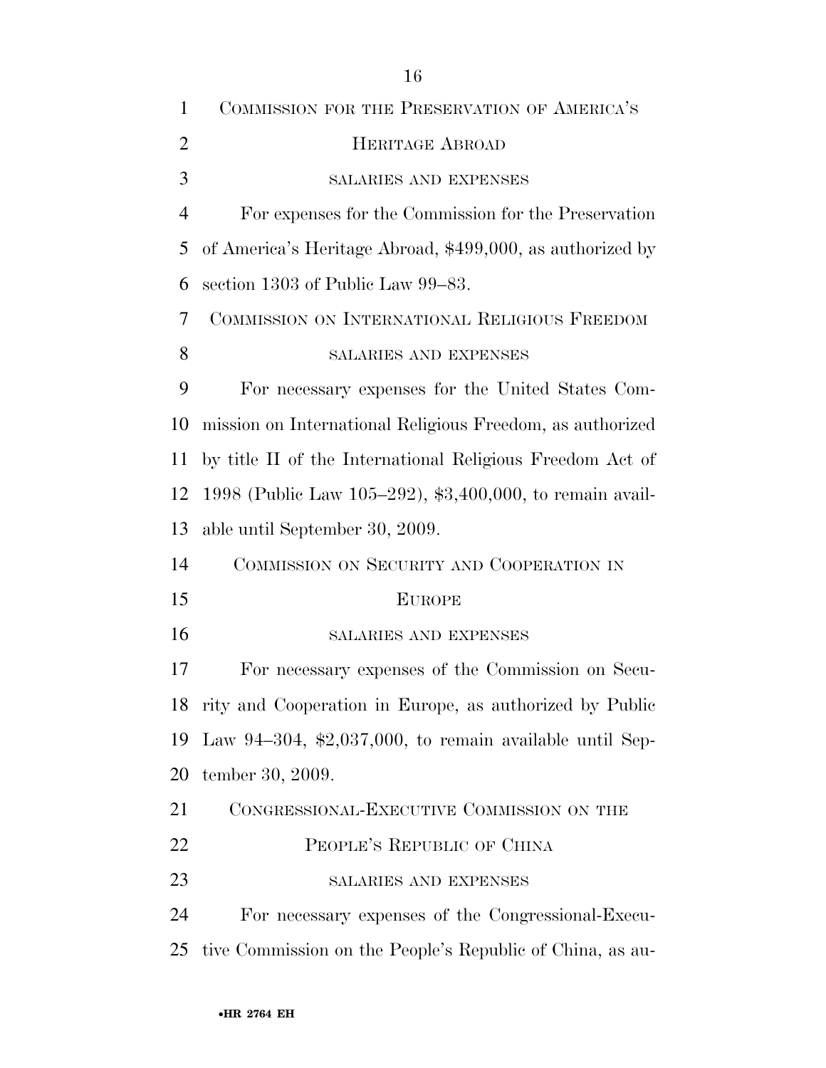COMMISSION FOR THE PRESERVATION OF AMERICA'S HERITAGE ABROAD

SALARIES AND EXPENSES

For expenses for the Commission for the Preservation of America's Heritage Abroad, $499,000, as authorized by section 1303 of Public Law 99–83.

COMMISSION ON INTERNATIONAL RELIGIOUS FREEDOM

SALARIES AND EXPENSES

For necessary expenses for the United States Commission on International Religious Freedom, as authorized by title II of the International Religious Freedom Act of 1998 (Public Law 105–292), $3,400,000, to remain available until September 30, 2009.

COMMISSION ON SECURITY AND COOPERATION IN EUROPE

SALARIES AND EXPENSES

For necessary expenses of the Commission on Security and Cooperation in Europe, as authorized by Public Law 94–304, $2,037,000, to remain available until September 30, 2009.

CONGRESSIONAL-EXECUTIVE COMMISSION ON THE PEOPLE'S REPUBLIC OF CHINA

SALARIES AND EXPENSES

For necessary expenses of the Congressional-Executive Commission on the People's Republic of China, as au-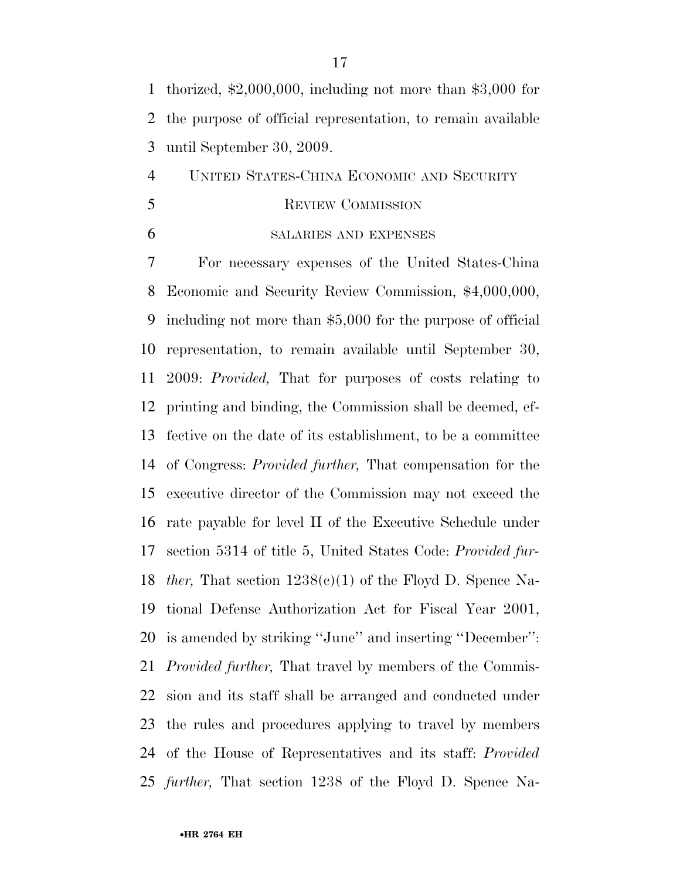thorized, $2,000,000, including not more than $3,000 for the purpose of official representation, to remain available until September 30, 2009.

UNITED STATES-CHINA ECONOMIC AND SECURITY REVIEW COMMISSION

SALARIES AND EXPENSES

For necessary expenses of the United States-China Economic and Security Review Commission, $4,000,000, including not more than $5,000 for the purpose of official representation, to remain available until September 30, 2009: *Provided,* That for purposes of costs relating to printing and binding, the Commission shall be deemed, effective on the date of its establishment, to be a committee of Congress: *Provided further,* That compensation for the executive director of the Commission may not exceed the rate payable for level II of the Executive Schedule under section 5314 of title 5, United States Code: *Provided further,* That section 1238(c)(1) of the Floyd D. Spence National Defense Authorization Act for Fiscal Year 2001, is amended by striking ''June'' and inserting ''December'': *Provided further,* That travel by members of the Commission and its staff shall be arranged and conducted under the rules and procedures applying to travel by members of the House of Representatives and its staff: *Provided further,* That section 1238 of the Floyd D. Spence Na-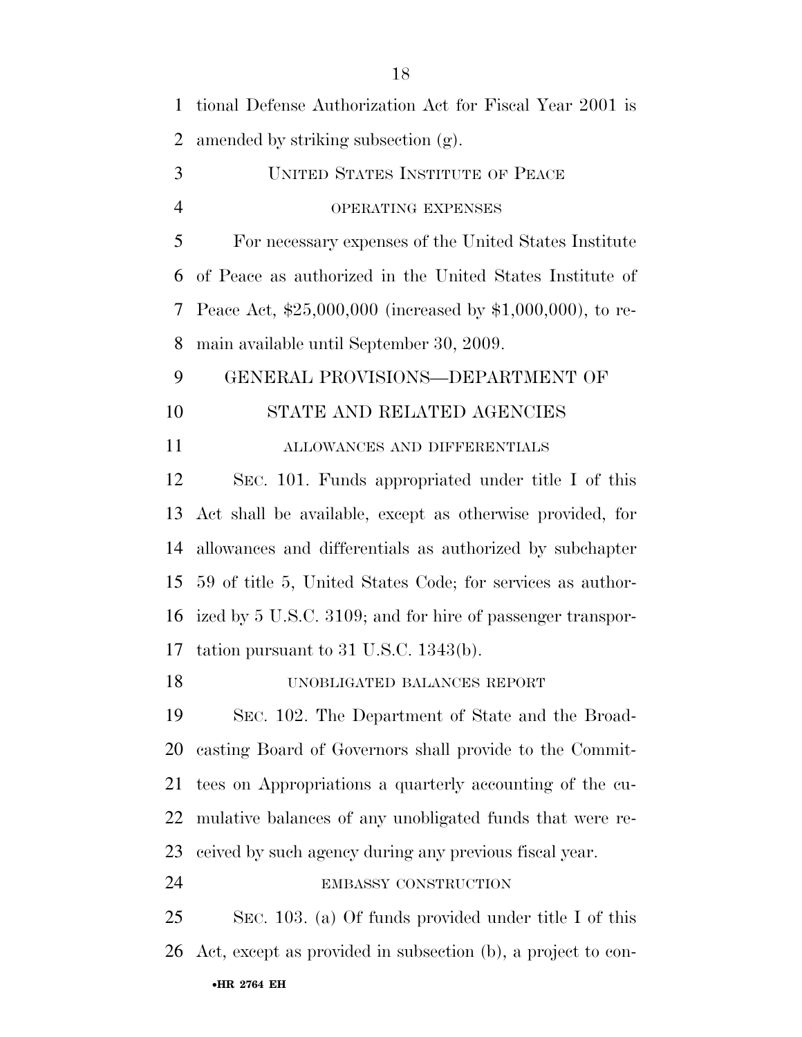tional Defense Authorization Act for Fiscal Year 2001 is amended by striking subsection (g).

UNITED STATES INSTITUTE OF PEACE

OPERATING EXPENSES

For necessary expenses of the United States Institute of Peace as authorized in the United States Institute of Peace Act, $25,000,000 (increased by $1,000,000), to remain available until September 30, 2009.

## GENERAL PROVISIONS—DEPARTMENT OF STATE AND RELATED AGENCIES

ALLOWANCES AND DIFFERENTIALS

SEC. 101. Funds appropriated under title I of this Act shall be available, except as otherwise provided, for allowances and differentials as authorized by subchapter 59 of title 5, United States Code; for services as authorized by 5 U.S.C. 3109; and for hire of passenger transportation pursuant to 31 U.S.C. 1343(b).

UNOBLIGATED BALANCES REPORT

SEC. 102. The Department of State and the Broadcasting Board of Governors shall provide to the Committees on Appropriations a quarterly accounting of the cumulative balances of any unobligated funds that were received by such agency during any previous fiscal year.

EMBASSY CONSTRUCTION

SEC. 103. (a) Of funds provided under title I of this Act, except as provided in subsection (b), a project to con-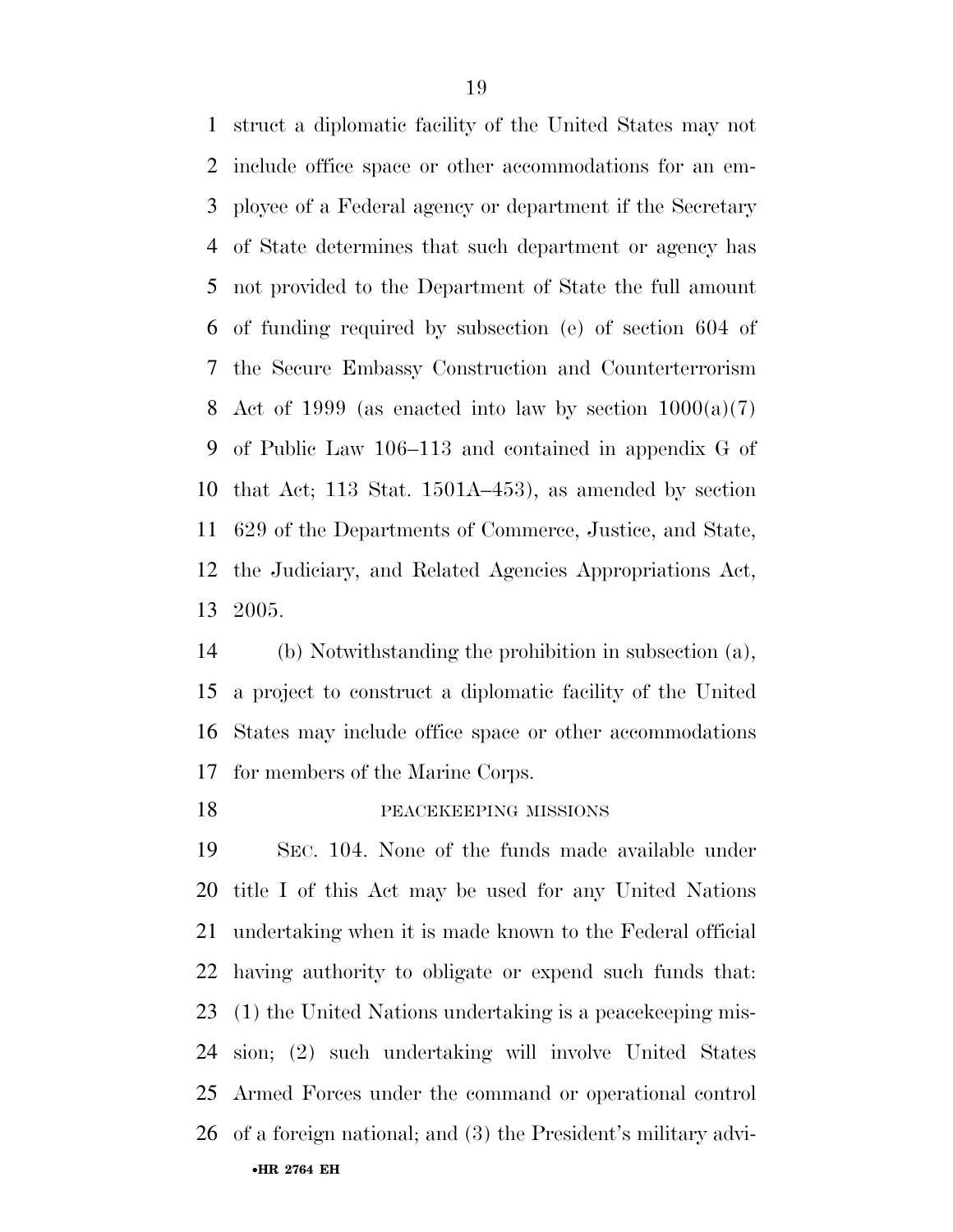struct a diplomatic facility of the United States may not include office space or other accommodations for an employee of a Federal agency or department if the Secretary of State determines that such department or agency has not provided to the Department of State the full amount of funding required by subsection (e) of section 604 of the Secure Embassy Construction and Counterterrorism Act of 1999 (as enacted into law by section 1000(a)(7) of Public Law 106–113 and contained in appendix G of that Act; 113 Stat. 1501A–453), as amended by section 629 of the Departments of Commerce, Justice, and State, the Judiciary, and Related Agencies Appropriations Act, 2005.

(b) Notwithstanding the prohibition in subsection (a), a project to construct a diplomatic facility of the United States may include office space or other accommodations for members of the Marine Corps.

PEACEKEEPING MISSIONS

SEC. 104. None of the funds made available under title I of this Act may be used for any United Nations undertaking when it is made known to the Federal official having authority to obligate or expend such funds that: (1) the United Nations undertaking is a peacekeeping mission; (2) such undertaking will involve United States Armed Forces under the command or operational control of a foreign national; and (3) the President's military advi-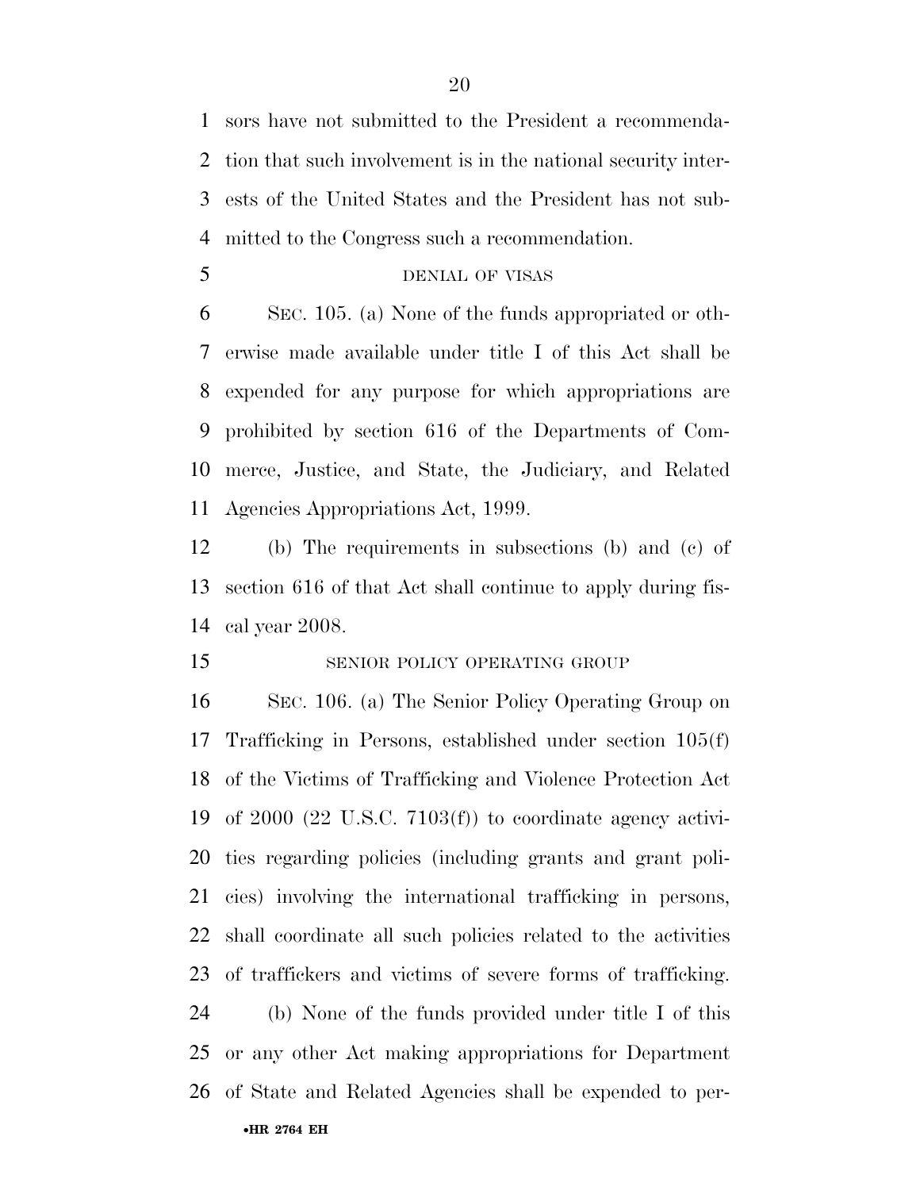sors have not submitted to the President a recommendation that such involvement is in the national security interests of the United States and the President has not submitted to the Congress such a recommendation.

DENIAL OF VISAS

SEC. 105. (a) None of the funds appropriated or otherwise made available under title I of this Act shall be expended for any purpose for which appropriations are prohibited by section 616 of the Departments of Commerce, Justice, and State, the Judiciary, and Related Agencies Appropriations Act, 1999.

(b) The requirements in subsections (b) and (c) of section 616 of that Act shall continue to apply during fiscal year 2008.

SENIOR POLICY OPERATING GROUP

SEC. 106. (a) The Senior Policy Operating Group on Trafficking in Persons, established under section 105(f) of the Victims of Trafficking and Violence Protection Act of 2000 (22 U.S.C. 7103(f)) to coordinate agency activities regarding policies (including grants and grant policies) involving the international trafficking in persons, shall coordinate all such policies related to the activities of traffickers and victims of severe forms of trafficking.

(b) None of the funds provided under title I of this or any other Act making appropriations for Department of State and Related Agencies shall be expended to per-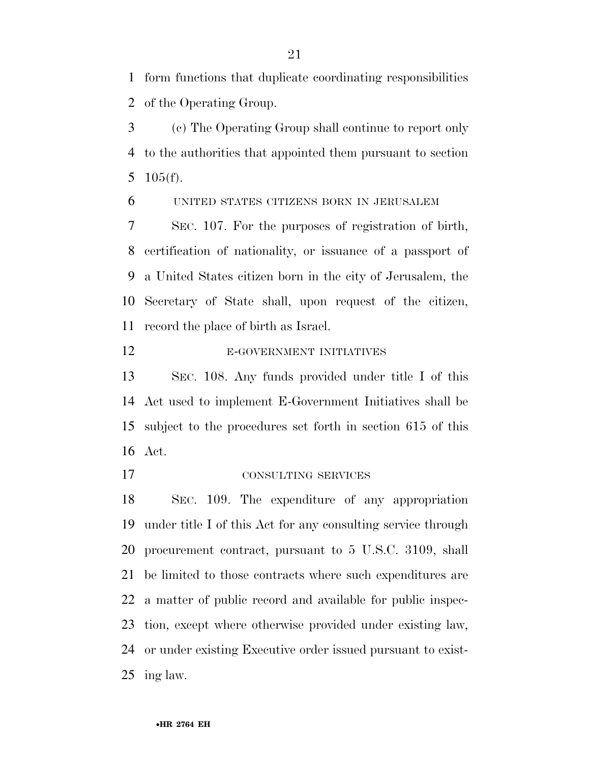form functions that duplicate coordinating responsibilities of the Operating Group.

(c) The Operating Group shall continue to report only to the authorities that appointed them pursuant to section 105(f).

UNITED STATES CITIZENS BORN IN JERUSALEM

SEC. 107. For the purposes of registration of birth, certification of nationality, or issuance of a passport of a United States citizen born in the city of Jerusalem, the Secretary of State shall, upon request of the citizen, record the place of birth as Israel.

E-GOVERNMENT INITIATIVES

SEC. 108. Any funds provided under title I of this Act used to implement E-Government Initiatives shall be subject to the procedures set forth in section 615 of this Act.

CONSULTING SERVICES

SEC. 109. The expenditure of any appropriation under title I of this Act for any consulting service through procurement contract, pursuant to 5 U.S.C. 3109, shall be limited to those contracts where such expenditures are a matter of public record and available for public inspection, except where otherwise provided under existing law, or under existing Executive order issued pursuant to existing law.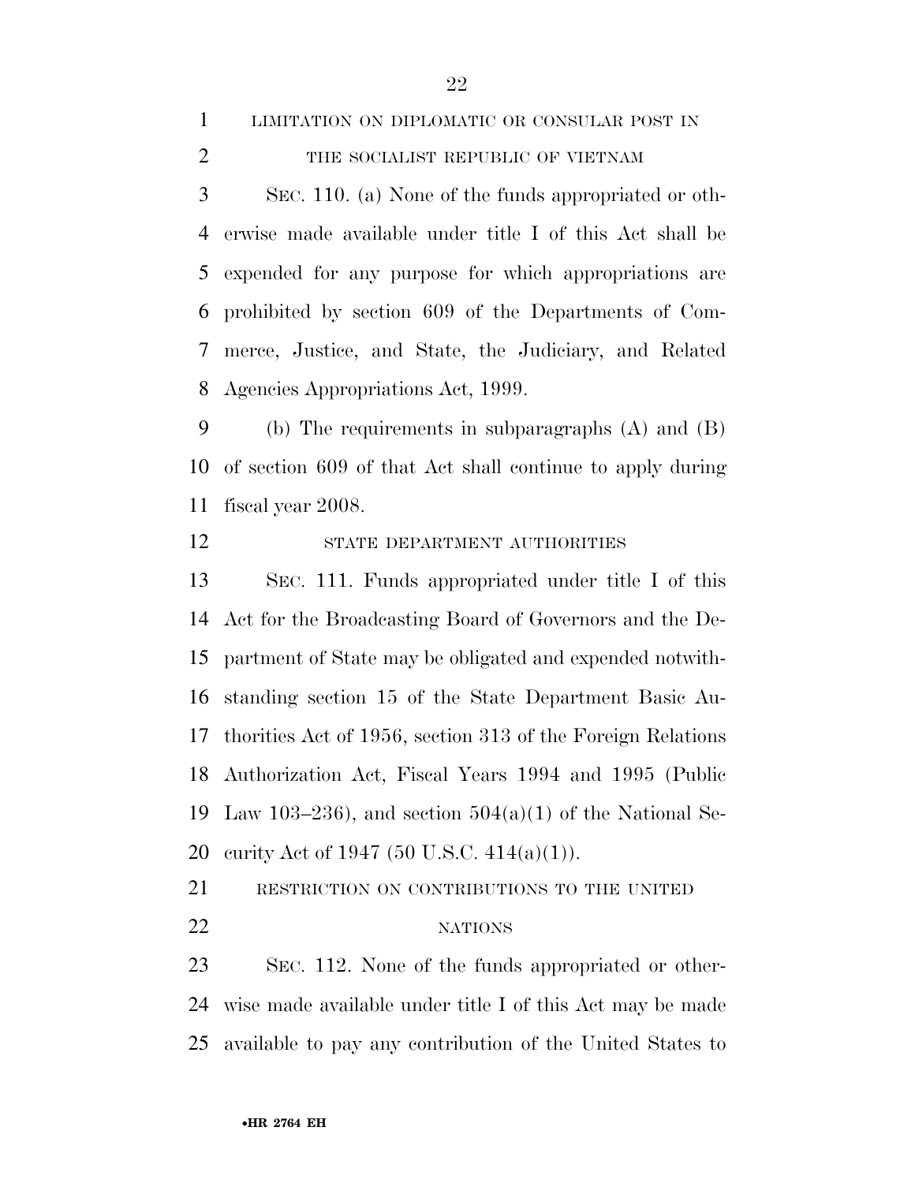LIMITATION ON DIPLOMATIC OR CONSULAR POST IN THE SOCIALIST REPUBLIC OF VIETNAM

SEC. 110. (a) None of the funds appropriated or otherwise made available under title I of this Act shall be expended for any purpose for which appropriations are prohibited by section 609 of the Departments of Commerce, Justice, and State, the Judiciary, and Related Agencies Appropriations Act, 1999.

(b) The requirements in subparagraphs (A) and (B) of section 609 of that Act shall continue to apply during fiscal year 2008.

STATE DEPARTMENT AUTHORITIES

SEC. 111. Funds appropriated under title I of this Act for the Broadcasting Board of Governors and the Department of State may be obligated and expended notwithstanding section 15 of the State Department Basic Authorities Act of 1956, section 313 of the Foreign Relations Authorization Act, Fiscal Years 1994 and 1995 (Public Law 103–236), and section 504(a)(1) of the National Security Act of 1947 (50 U.S.C. 414(a)(1)).

RESTRICTION ON CONTRIBUTIONS TO THE UNITED NATIONS

SEC. 112. None of the funds appropriated or otherwise made available under title I of this Act may be made available to pay any contribution of the United States to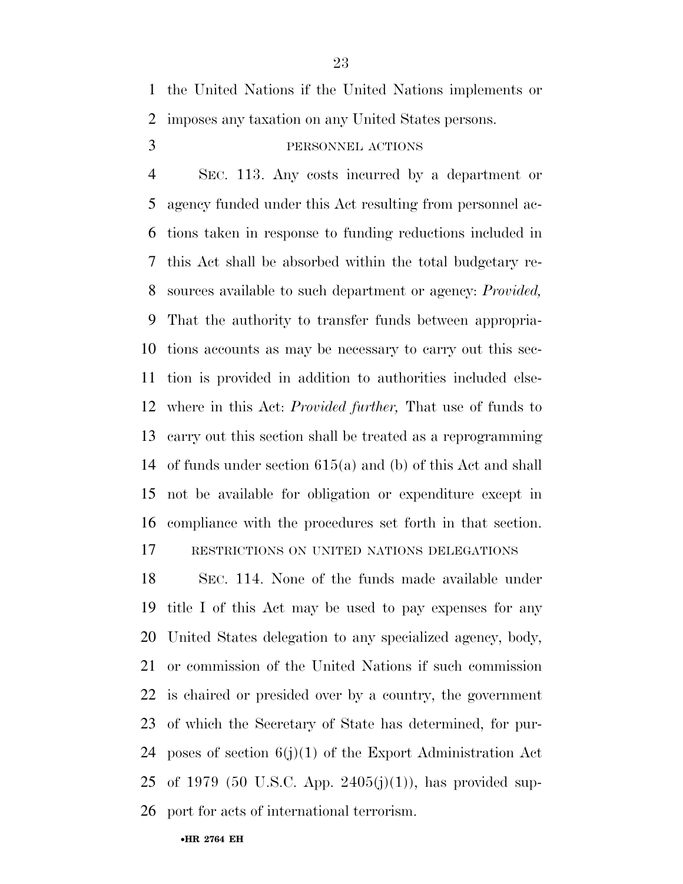the United Nations if the United Nations implements or imposes any taxation on any United States persons.

PERSONNEL ACTIONS

SEC. 113. Any costs incurred by a department or agency funded under this Act resulting from personnel actions taken in response to funding reductions included in this Act shall be absorbed within the total budgetary resources available to such department or agency: *Provided,* That the authority to transfer funds between appropriations accounts as may be necessary to carry out this section is provided in addition to authorities included elsewhere in this Act: *Provided further,* That use of funds to carry out this section shall be treated as a reprogramming of funds under section 615(a) and (b) of this Act and shall not be available for obligation or expenditure except in compliance with the procedures set forth in that section.

RESTRICTIONS ON UNITED NATIONS DELEGATIONS

SEC. 114. None of the funds made available under title I of this Act may be used to pay expenses for any United States delegation to any specialized agency, body, or commission of the United Nations if such commission is chaired or presided over by a country, the government of which the Secretary of State has determined, for purposes of section 6(j)(1) of the Export Administration Act of 1979 (50 U.S.C. App. 2405(j)(1)), has provided support for acts of international terrorism.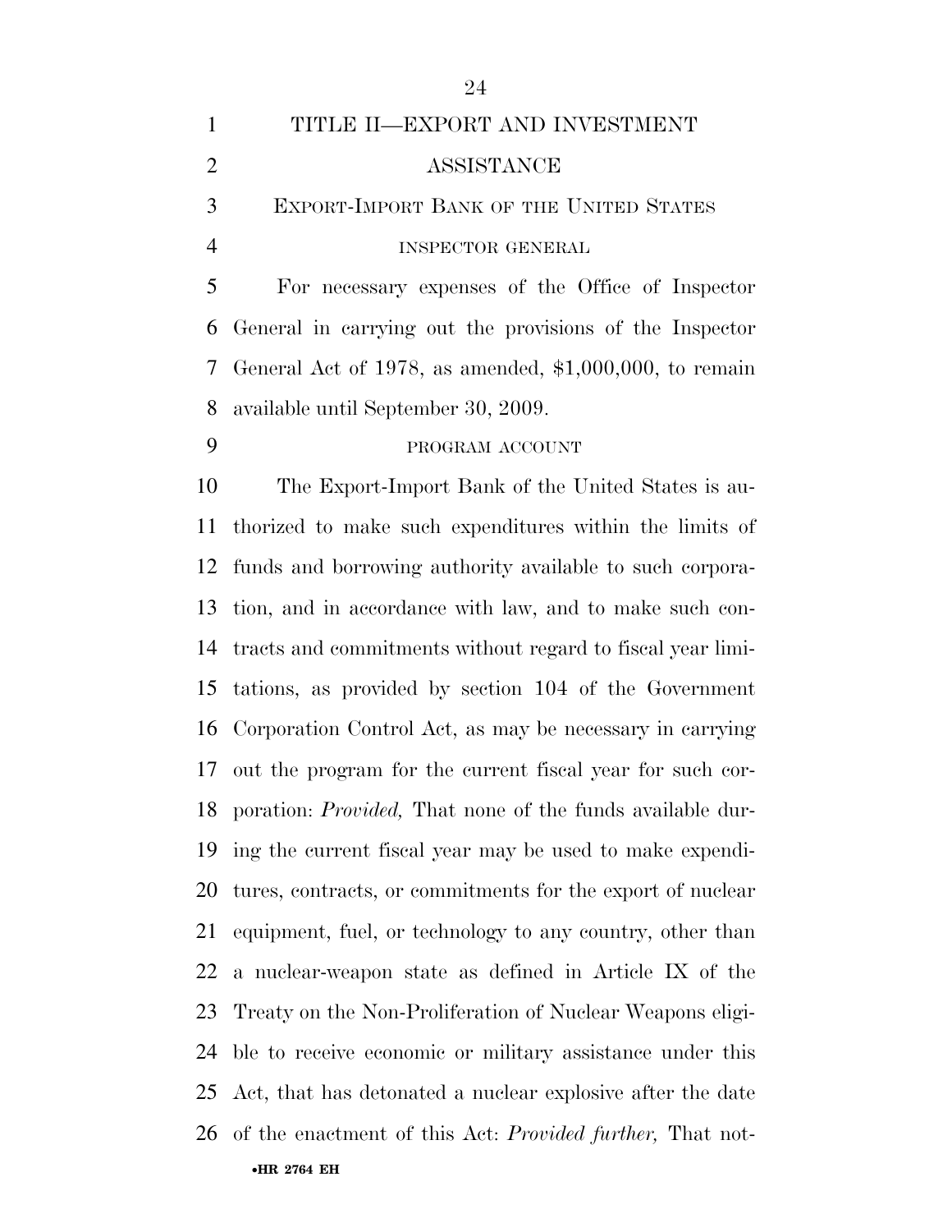# TITLE II—EXPORT AND INVESTMENT ASSISTANCE

## EXPORT-IMPORT BANK OF THE UNITED STATES

### INSPECTOR GENERAL

For necessary expenses of the Office of Inspector General in carrying out the provisions of the Inspector General Act of 1978, as amended, $1,000,000, to remain available until September 30, 2009.

### PROGRAM ACCOUNT

The Export-Import Bank of the United States is authorized to make such expenditures within the limits of funds and borrowing authority available to such corporation, and in accordance with law, and to make such contracts and commitments without regard to fiscal year limitations, as provided by section 104 of the Government Corporation Control Act, as may be necessary in carrying out the program for the current fiscal year for such corporation: *Provided,* That none of the funds available during the current fiscal year may be used to make expenditures, contracts, or commitments for the export of nuclear equipment, fuel, or technology to any country, other than a nuclear-weapon state as defined in Article IX of the Treaty on the Non-Proliferation of Nuclear Weapons eligible to receive economic or military assistance under this Act, that has detonated a nuclear explosive after the date of the enactment of this Act: *Provided further,* That not-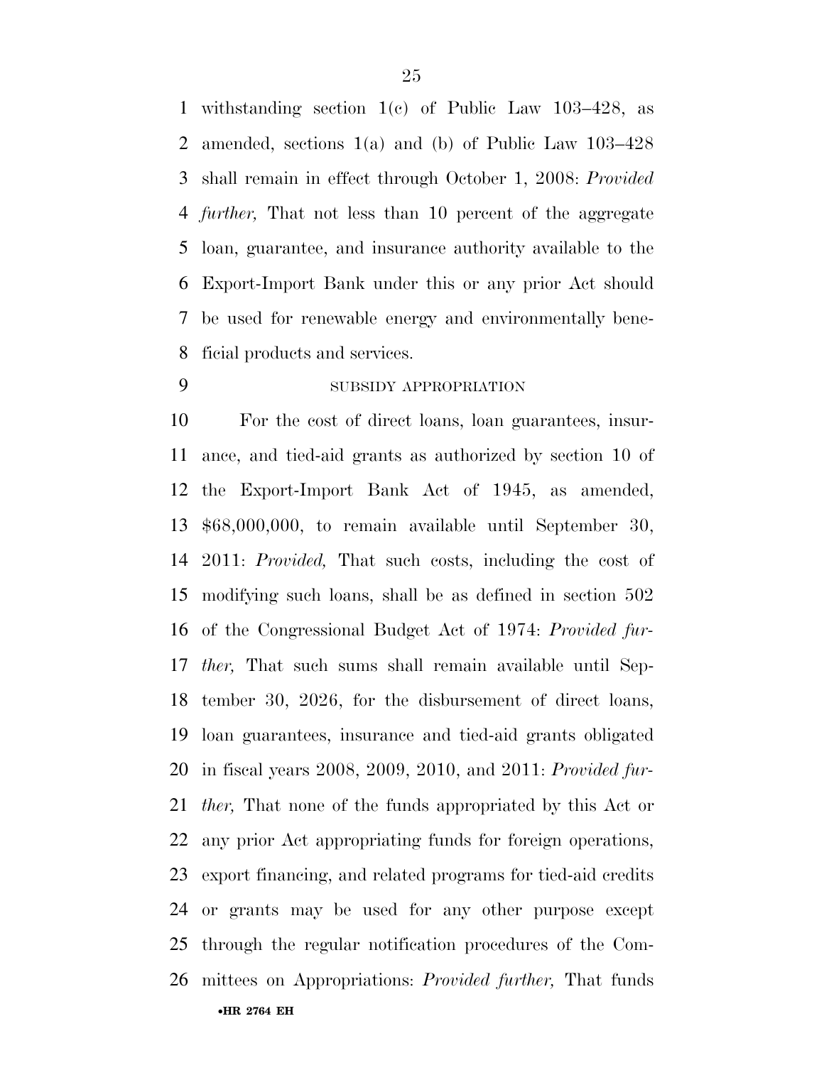withstanding section 1(c) of Public Law 103–428, as amended, sections 1(a) and (b) of Public Law 103–428 shall remain in effect through October 1, 2008: *Provided further,* That not less than 10 percent of the aggregate loan, guarantee, and insurance authority available to the Export-Import Bank under this or any prior Act should be used for renewable energy and environmentally beneficial products and services.

SUBSIDY APPROPRIATION

For the cost of direct loans, loan guarantees, insurance, and tied-aid grants as authorized by section 10 of the Export-Import Bank Act of 1945, as amended, $68,000,000, to remain available until September 30, 2011: *Provided,* That such costs, including the cost of modifying such loans, shall be as defined in section 502 of the Congressional Budget Act of 1974: *Provided further,* That such sums shall remain available until September 30, 2026, for the disbursement of direct loans, loan guarantees, insurance and tied-aid grants obligated in fiscal years 2008, 2009, 2010, and 2011: *Provided further,* That none of the funds appropriated by this Act or any prior Act appropriating funds for foreign operations, export financing, and related programs for tied-aid credits or grants may be used for any other purpose except through the regular notification procedures of the Committees on Appropriations: *Provided further,* That funds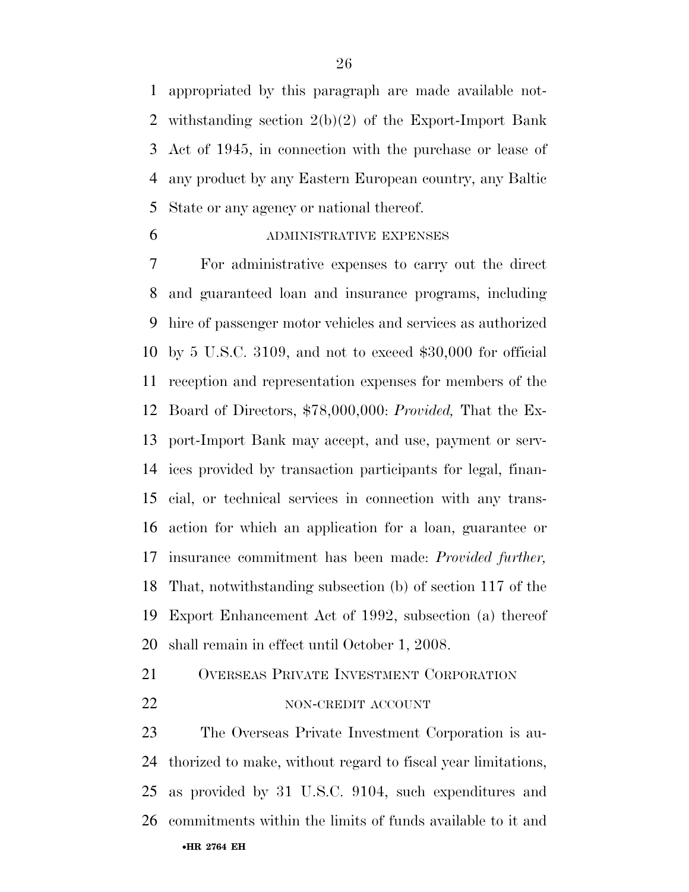appropriated by this paragraph are made available notwithstanding section 2(b)(2) of the Export-Import Bank Act of 1945, in connection with the purchase or lease of any product by any Eastern European country, any Baltic State or any agency or national thereof.

ADMINISTRATIVE EXPENSES

For administrative expenses to carry out the direct and guaranteed loan and insurance programs, including hire of passenger motor vehicles and services as authorized by 5 U.S.C. 3109, and not to exceed $30,000 for official reception and representation expenses for members of the Board of Directors, $78,000,000: *Provided,* That the Export-Import Bank may accept, and use, payment or services provided by transaction participants for legal, financial, or technical services in connection with any transaction for which an application for a loan, guarantee or insurance commitment has been made: *Provided further,* That, notwithstanding subsection (b) of section 117 of the Export Enhancement Act of 1992, subsection (a) thereof shall remain in effect until October 1, 2008.

OVERSEAS PRIVATE INVESTMENT CORPORATION

NON-CREDIT ACCOUNT

The Overseas Private Investment Corporation is authorized to make, without regard to fiscal year limitations, as provided by 31 U.S.C. 9104, such expenditures and commitments within the limits of funds available to it and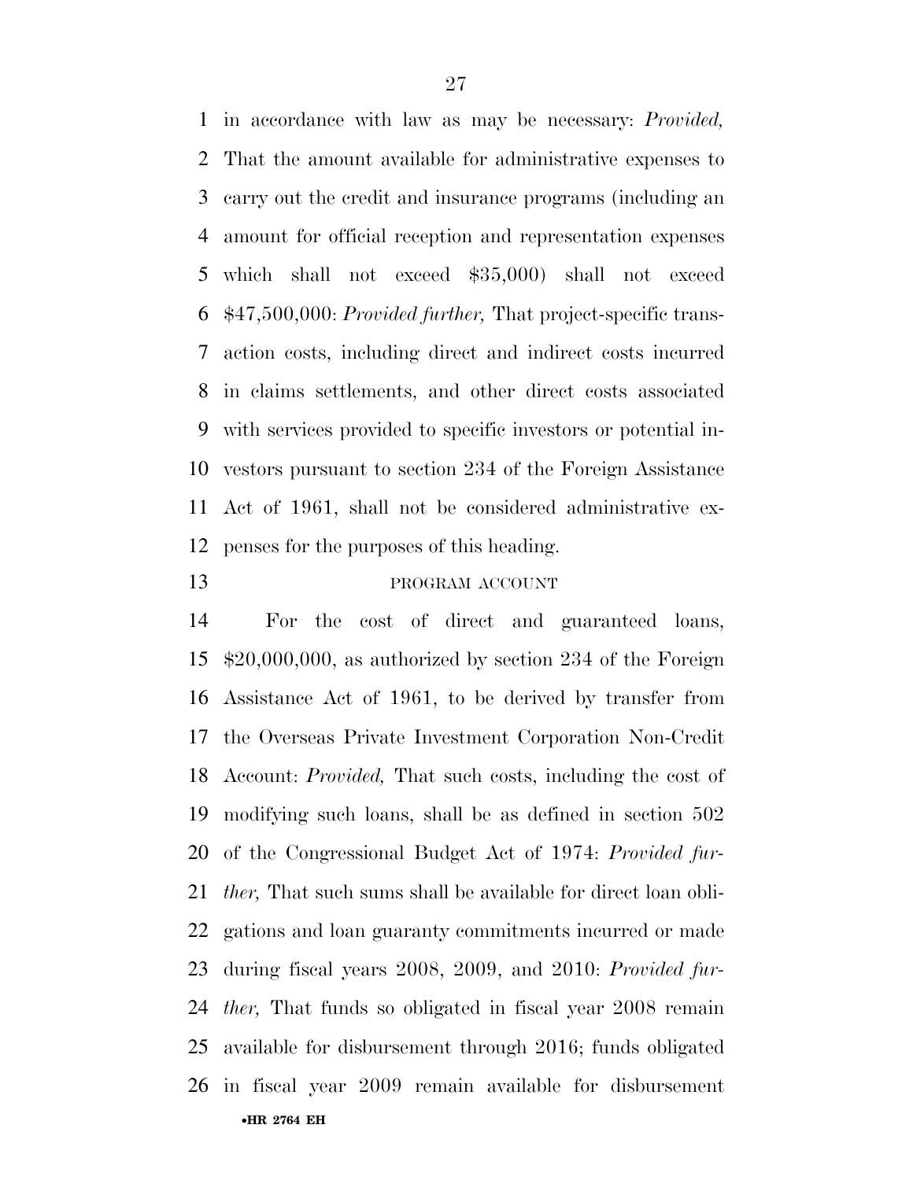in accordance with law as may be necessary: *Provided,* That the amount available for administrative expenses to carry out the credit and insurance programs (including an amount for official reception and representation expenses which shall not exceed $35,000) shall not exceed $47,500,000: *Provided further,* That project-specific transaction costs, including direct and indirect costs incurred in claims settlements, and other direct costs associated with services provided to specific investors or potential investors pursuant to section 234 of the Foreign Assistance Act of 1961, shall not be considered administrative expenses for the purposes of this heading.

PROGRAM ACCOUNT

For the cost of direct and guaranteed loans, $20,000,000, as authorized by section 234 of the Foreign Assistance Act of 1961, to be derived by transfer from the Overseas Private Investment Corporation Non-Credit Account: *Provided,* That such costs, including the cost of modifying such loans, shall be as defined in section 502 of the Congressional Budget Act of 1974: *Provided further,* That such sums shall be available for direct loan obligations and loan guaranty commitments incurred or made during fiscal years 2008, 2009, and 2010: *Provided further,* That funds so obligated in fiscal year 2008 remain available for disbursement through 2016; funds obligated in fiscal year 2009 remain available for disbursement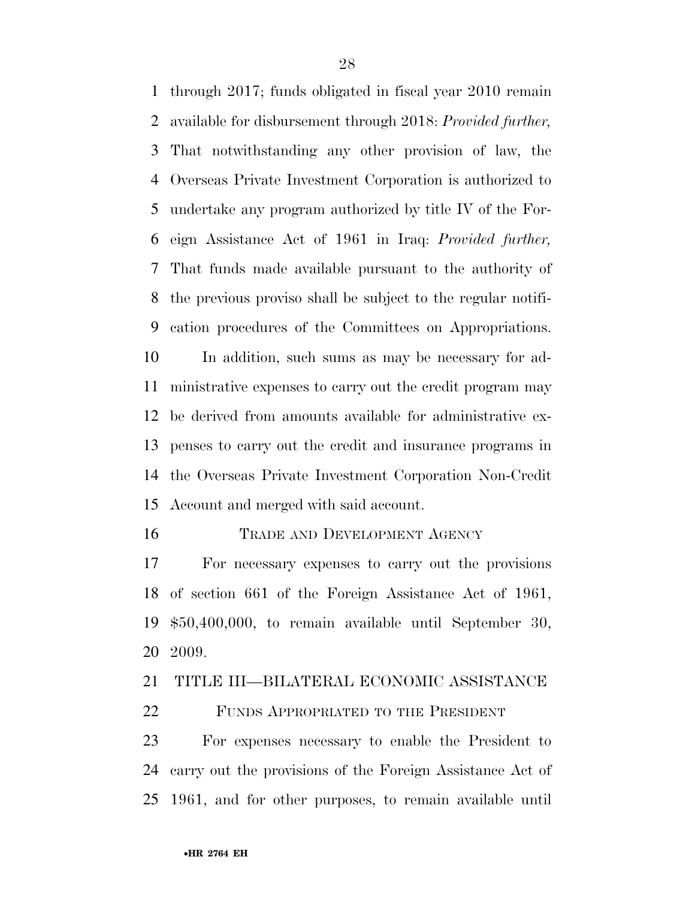through 2017; funds obligated in fiscal year 2010 remain available for disbursement through 2018: *Provided further,* That notwithstanding any other provision of law, the Overseas Private Investment Corporation is authorized to undertake any program authorized by title IV of the Foreign Assistance Act of 1961 in Iraq: *Provided further,* That funds made available pursuant to the authority of the previous proviso shall be subject to the regular notification procedures of the Committees on Appropriations.

In addition, such sums as may be necessary for administrative expenses to carry out the credit program may be derived from amounts available for administrative expenses to carry out the credit and insurance programs in the Overseas Private Investment Corporation Non-Credit Account and merged with said account.

TRADE AND DEVELOPMENT AGENCY

For necessary expenses to carry out the provisions of section 661 of the Foreign Assistance Act of 1961, $50,400,000, to remain available until September 30, 2009.

## TITLE III—BILATERAL ECONOMIC ASSISTANCE

FUNDS APPROPRIATED TO THE PRESIDENT

For expenses necessary to enable the President to carry out the provisions of the Foreign Assistance Act of 1961, and for other purposes, to remain available until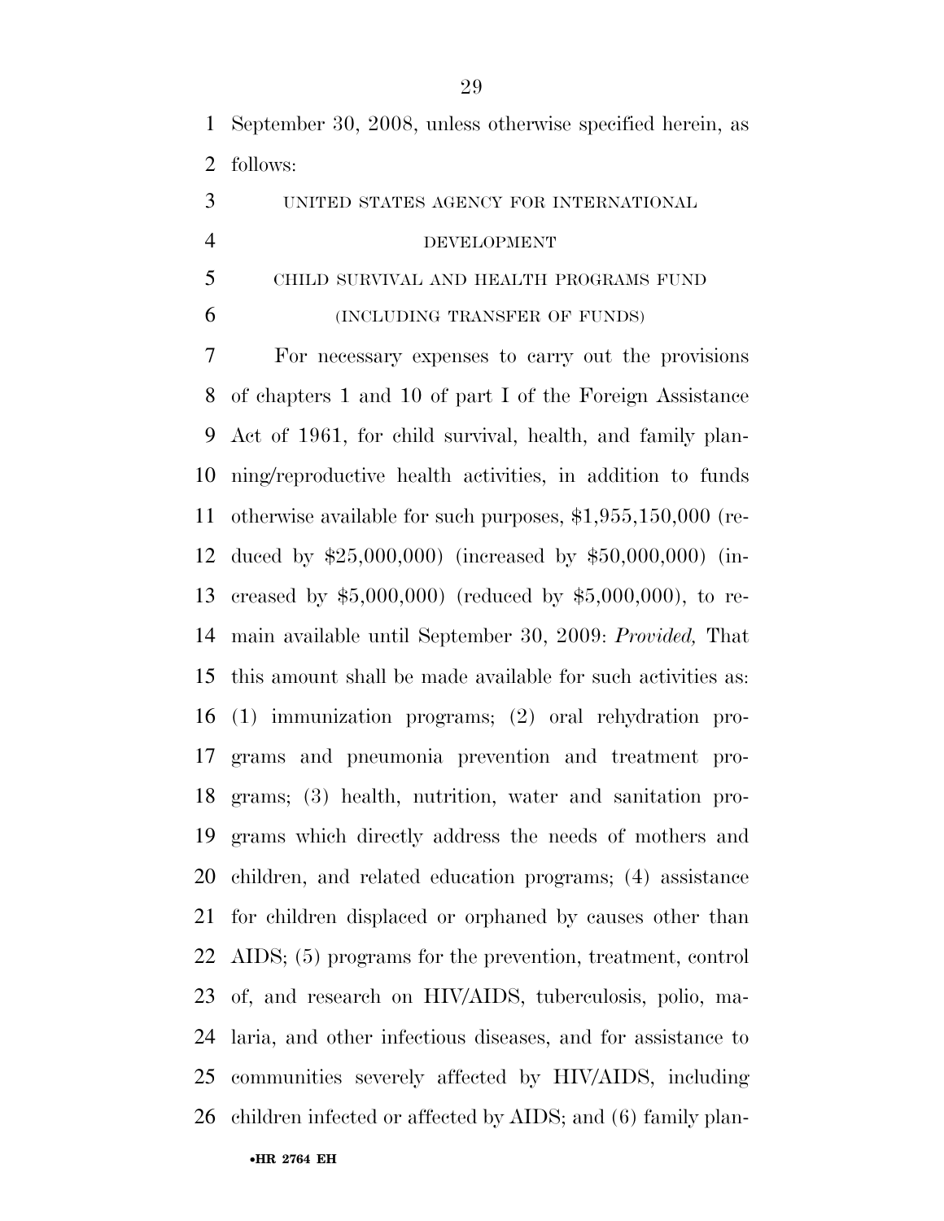September 30, 2008, unless otherwise specified herein, as follows:

UNITED STATES AGENCY FOR INTERNATIONAL DEVELOPMENT

CHILD SURVIVAL AND HEALTH PROGRAMS FUND

(INCLUDING TRANSFER OF FUNDS)

For necessary expenses to carry out the provisions of chapters 1 and 10 of part I of the Foreign Assistance Act of 1961, for child survival, health, and family planning/reproductive health activities, in addition to funds otherwise available for such purposes, $1,955,150,000 (reduced by $25,000,000) (increased by $50,000,000) (increased by $5,000,000) (reduced by $5,000,000), to remain available until September 30, 2009: *Provided,* That this amount shall be made available for such activities as: (1) immunization programs; (2) oral rehydration programs and pneumonia prevention and treatment programs; (3) health, nutrition, water and sanitation programs which directly address the needs of mothers and children, and related education programs; (4) assistance for children displaced or orphaned by causes other than AIDS; (5) programs for the prevention, treatment, control of, and research on HIV/AIDS, tuberculosis, polio, malaria, and other infectious diseases, and for assistance to communities severely affected by HIV/AIDS, including children infected or affected by AIDS; and (6) family plan-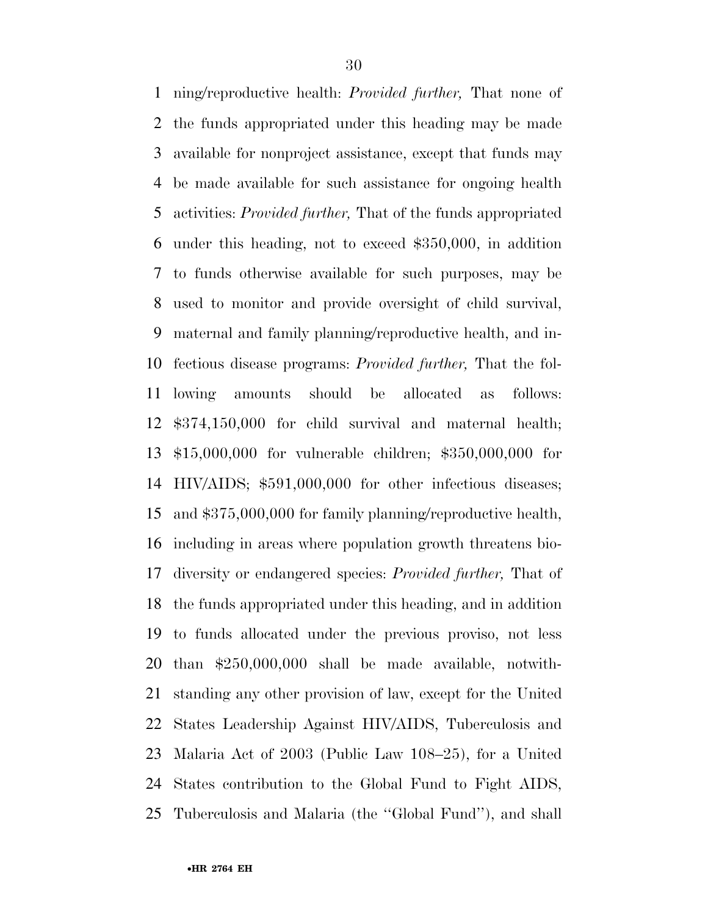ning/reproductive health: *Provided further,* That none of the funds appropriated under this heading may be made available for nonproject assistance, except that funds may be made available for such assistance for ongoing health activities: *Provided further,* That of the funds appropriated under this heading, not to exceed $350,000, in addition to funds otherwise available for such purposes, may be used to monitor and provide oversight of child survival, maternal and family planning/reproductive health, and infectious disease programs: *Provided further,* That the following amounts should be allocated as follows: $374,150,000 for child survival and maternal health; $15,000,000 for vulnerable children; $350,000,000 for HIV/AIDS; $591,000,000 for other infectious diseases; and $375,000,000 for family planning/reproductive health, including in areas where population growth threatens biodiversity or endangered species: *Provided further,* That of the funds appropriated under this heading, and in addition to funds allocated under the previous proviso, not less than $250,000,000 shall be made available, notwithstanding any other provision of law, except for the United States Leadership Against HIV/AIDS, Tuberculosis and Malaria Act of 2003 (Public Law 108–25), for a United States contribution to the Global Fund to Fight AIDS, Tuberculosis and Malaria (the ''Global Fund''), and shall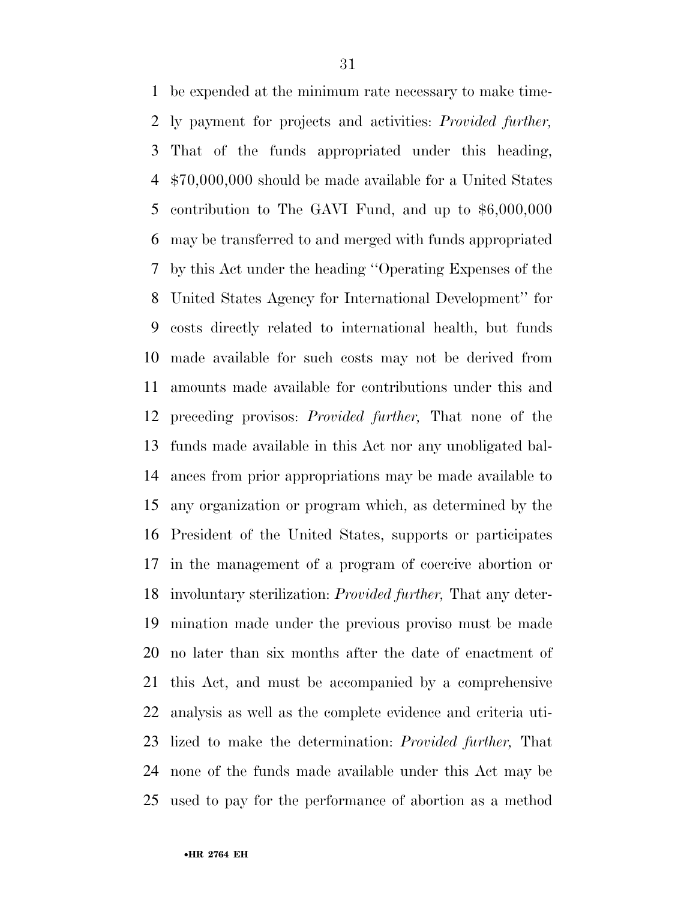be expended at the minimum rate necessary to make timely payment for projects and activities: *Provided further,* That of the funds appropriated under this heading, $70,000,000 should be made available for a United States contribution to The GAVI Fund, and up to $6,000,000 may be transferred to and merged with funds appropriated by this Act under the heading ''Operating Expenses of the United States Agency for International Development'' for costs directly related to international health, but funds made available for such costs may not be derived from amounts made available for contributions under this and preceding provisos: *Provided further,* That none of the funds made available in this Act nor any unobligated balances from prior appropriations may be made available to any organization or program which, as determined by the President of the United States, supports or participates in the management of a program of coercive abortion or involuntary sterilization: *Provided further,* That any determination made under the previous proviso must be made no later than six months after the date of enactment of this Act, and must be accompanied by a comprehensive analysis as well as the complete evidence and criteria utilized to make the determination: *Provided further,* That none of the funds made available under this Act may be used to pay for the performance of abortion as a method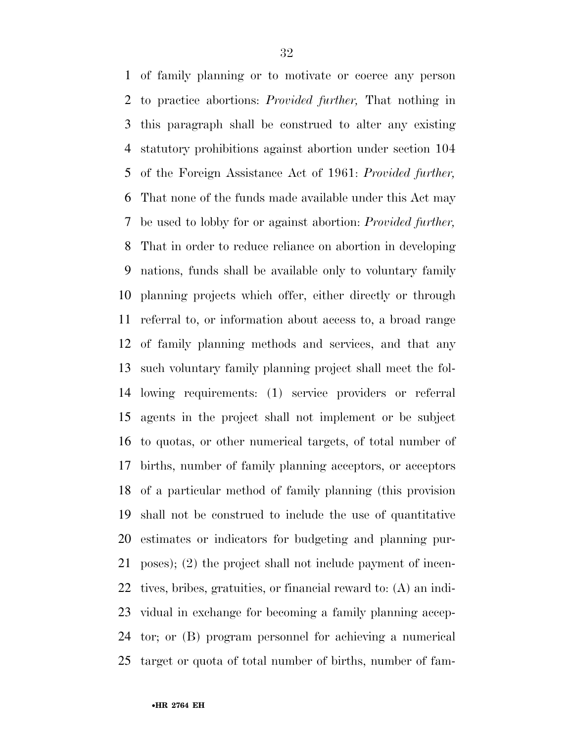of family planning or to motivate or coerce any person to practice abortions: *Provided further,* That nothing in this paragraph shall be construed to alter any existing statutory prohibitions against abortion under section 104 of the Foreign Assistance Act of 1961: *Provided further,* That none of the funds made available under this Act may be used to lobby for or against abortion: *Provided further,* That in order to reduce reliance on abortion in developing nations, funds shall be available only to voluntary family planning projects which offer, either directly or through referral to, or information about access to, a broad range of family planning methods and services, and that any such voluntary family planning project shall meet the following requirements: (1) service providers or referral agents in the project shall not implement or be subject to quotas, or other numerical targets, of total number of births, number of family planning acceptors, or acceptors of a particular method of family planning (this provision shall not be construed to include the use of quantitative estimates or indicators for budgeting and planning purposes); (2) the project shall not include payment of incentives, bribes, gratuities, or financial reward to: (A) an individual in exchange for becoming a family planning acceptor; or (B) program personnel for achieving a numerical target or quota of total number of births, number of fam-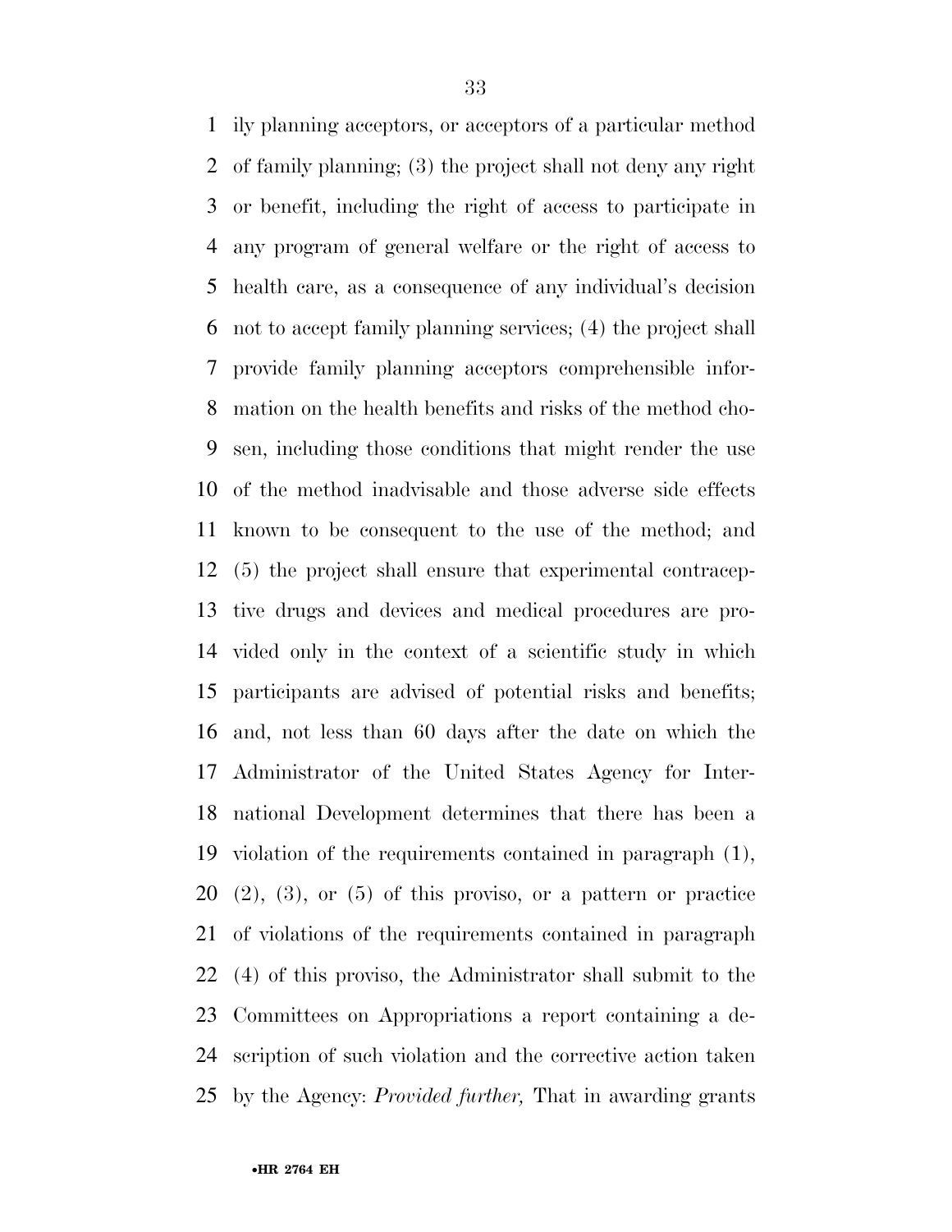ily planning acceptors, or acceptors of a particular method of family planning; (3) the project shall not deny any right or benefit, including the right of access to participate in any program of general welfare or the right of access to health care, as a consequence of any individual's decision not to accept family planning services; (4) the project shall provide family planning acceptors comprehensible information on the health benefits and risks of the method chosen, including those conditions that might render the use of the method inadvisable and those adverse side effects known to be consequent to the use of the method; and (5) the project shall ensure that experimental contraceptive drugs and devices and medical procedures are provided only in the context of a scientific study in which participants are advised of potential risks and benefits; and, not less than 60 days after the date on which the Administrator of the United States Agency for International Development determines that there has been a violation of the requirements contained in paragraph (1), (2), (3), or (5) of this proviso, or a pattern or practice of violations of the requirements contained in paragraph (4) of this proviso, the Administrator shall submit to the Committees on Appropriations a report containing a description of such violation and the corrective action taken by the Agency: *Provided further,* That in awarding grants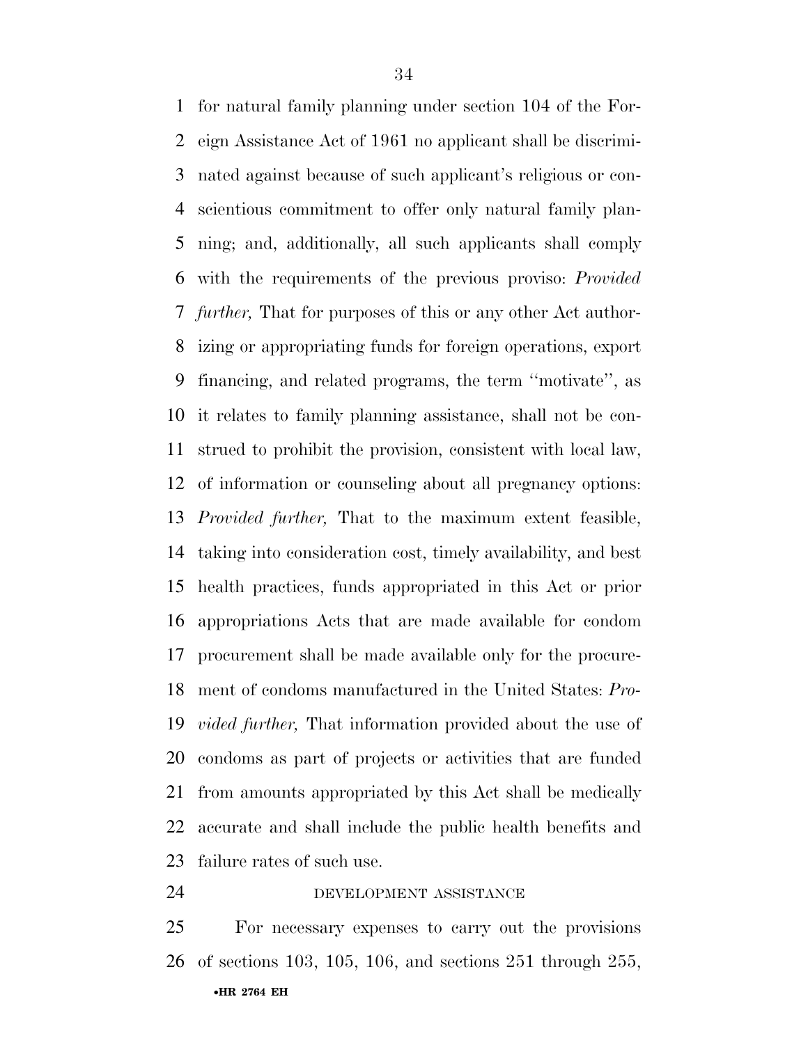for natural family planning under section 104 of the Foreign Assistance Act of 1961 no applicant shall be discriminated against because of such applicant's religious or conscientious commitment to offer only natural family planning; and, additionally, all such applicants shall comply with the requirements of the previous proviso: *Provided further,* That for purposes of this or any other Act authorizing or appropriating funds for foreign operations, export financing, and related programs, the term ''motivate'', as it relates to family planning assistance, shall not be construed to prohibit the provision, consistent with local law, of information or counseling about all pregnancy options: *Provided further,* That to the maximum extent feasible, taking into consideration cost, timely availability, and best health practices, funds appropriated in this Act or prior appropriations Acts that are made available for condom procurement shall be made available only for the procurement of condoms manufactured in the United States: *Provided further,* That information provided about the use of condoms as part of projects or activities that are funded from amounts appropriated by this Act shall be medically accurate and shall include the public health benefits and failure rates of such use.

DEVELOPMENT ASSISTANCE

For necessary expenses to carry out the provisions of sections 103, 105, 106, and sections 251 through 255,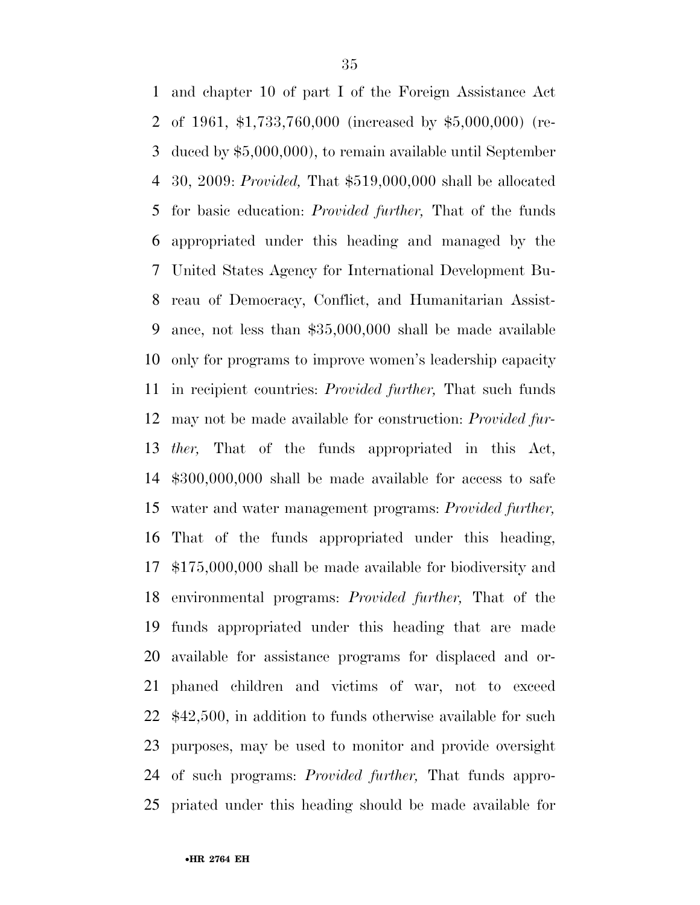and chapter 10 of part I of the Foreign Assistance Act of 1961, $1,733,760,000 (increased by $5,000,000) (reduced by $5,000,000), to remain available until September 30, 2009: *Provided,* That $519,000,000 shall be allocated for basic education: *Provided further,* That of the funds appropriated under this heading and managed by the United States Agency for International Development Bureau of Democracy, Conflict, and Humanitarian Assistance, not less than $35,000,000 shall be made available only for programs to improve women's leadership capacity in recipient countries: *Provided further,* That such funds may not be made available for construction: *Provided further,* That of the funds appropriated in this Act, $300,000,000 shall be made available for access to safe water and water management programs: *Provided further,* That of the funds appropriated under this heading, $175,000,000 shall be made available for biodiversity and environmental programs: *Provided further,* That of the funds appropriated under this heading that are made available for assistance programs for displaced and orphaned children and victims of war, not to exceed $42,500, in addition to funds otherwise available for such purposes, may be used to monitor and provide oversight of such programs: *Provided further,* That funds appropriated under this heading should be made available for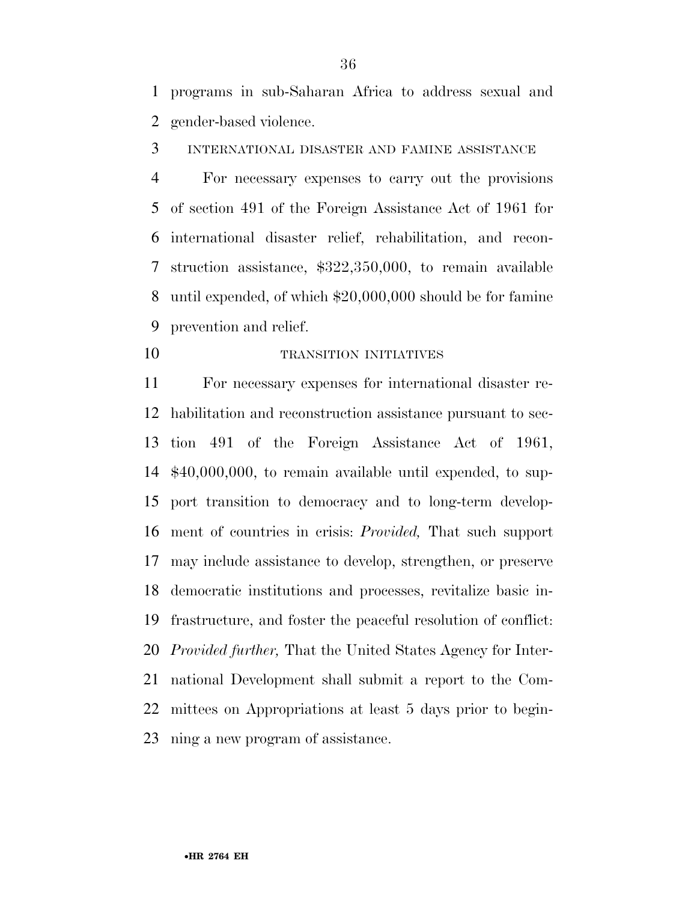programs in sub-Saharan Africa to address sexual and gender-based violence.

INTERNATIONAL DISASTER AND FAMINE ASSISTANCE

For necessary expenses to carry out the provisions of section 491 of the Foreign Assistance Act of 1961 for international disaster relief, rehabilitation, and reconstruction assistance, $322,350,000, to remain available until expended, of which $20,000,000 should be for famine prevention and relief.

TRANSITION INITIATIVES

For necessary expenses for international disaster rehabilitation and reconstruction assistance pursuant to section 491 of the Foreign Assistance Act of 1961, $40,000,000, to remain available until expended, to support transition to democracy and to long-term development of countries in crisis: *Provided,* That such support may include assistance to develop, strengthen, or preserve democratic institutions and processes, revitalize basic infrastructure, and foster the peaceful resolution of conflict: *Provided further,* That the United States Agency for International Development shall submit a report to the Committees on Appropriations at least 5 days prior to beginning a new program of assistance.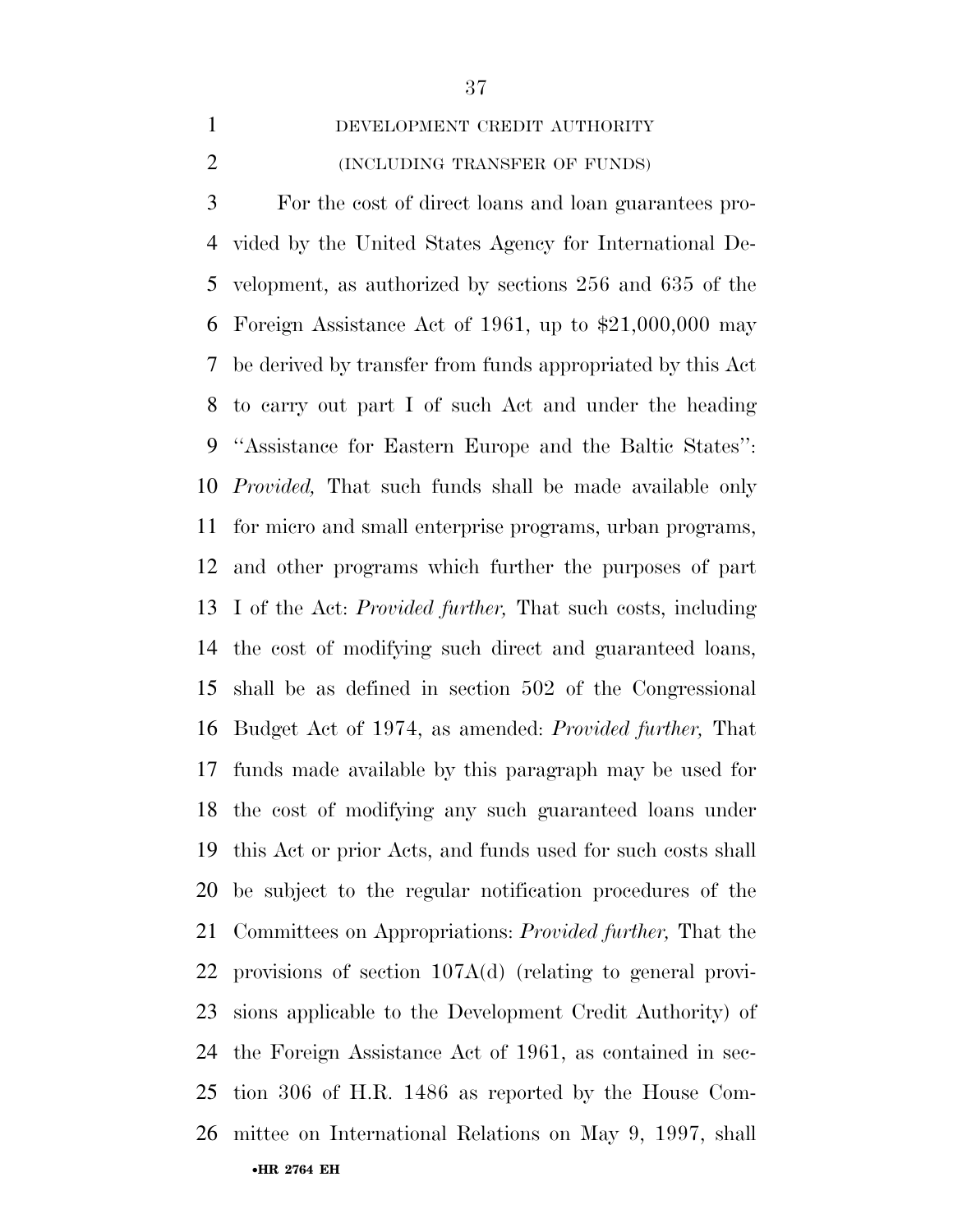DEVELOPMENT CREDIT AUTHORITY

(INCLUDING TRANSFER OF FUNDS)

For the cost of direct loans and loan guarantees provided by the United States Agency for International Development, as authorized by sections 256 and 635 of the Foreign Assistance Act of 1961, up to $21,000,000 may be derived by transfer from funds appropriated by this Act to carry out part I of such Act and under the heading ''Assistance for Eastern Europe and the Baltic States'': *Provided,* That such funds shall be made available only for micro and small enterprise programs, urban programs, and other programs which further the purposes of part I of the Act: *Provided further,* That such costs, including the cost of modifying such direct and guaranteed loans, shall be as defined in section 502 of the Congressional Budget Act of 1974, as amended: *Provided further,* That funds made available by this paragraph may be used for the cost of modifying any such guaranteed loans under this Act or prior Acts, and funds used for such costs shall be subject to the regular notification procedures of the Committees on Appropriations: *Provided further,* That the provisions of section 107A(d) (relating to general provisions applicable to the Development Credit Authority) of the Foreign Assistance Act of 1961, as contained in section 306 of H.R. 1486 as reported by the House Committee on International Relations on May 9, 1997, shall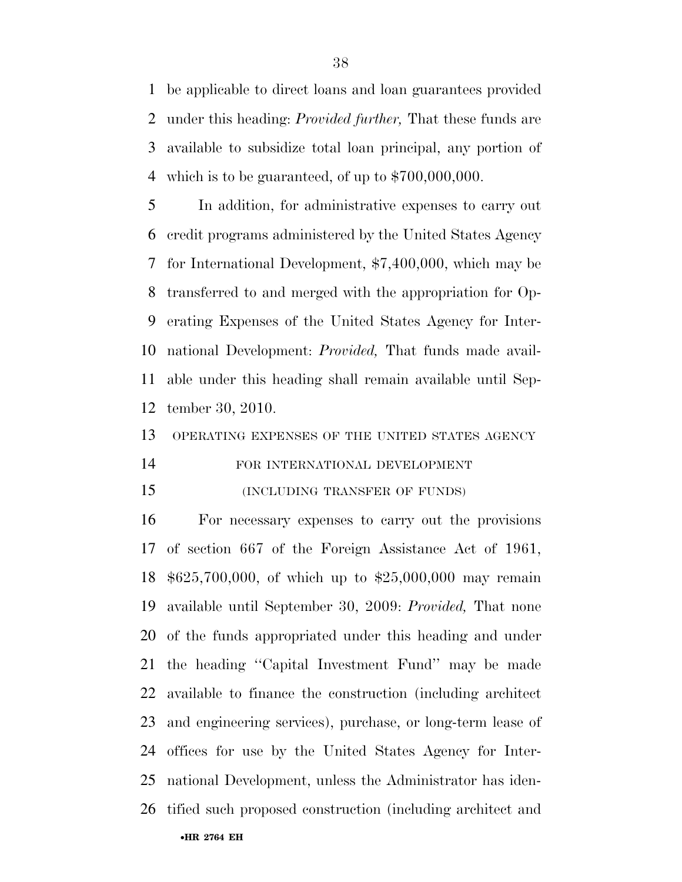be applicable to direct loans and loan guarantees provided under this heading: *Provided further,* That these funds are available to subsidize total loan principal, any portion of which is to be guaranteed, of up to $700,000,000.

In addition, for administrative expenses to carry out credit programs administered by the United States Agency for International Development, $7,400,000, which may be transferred to and merged with the appropriation for Operating Expenses of the United States Agency for International Development: *Provided,* That funds made available under this heading shall remain available until September 30, 2010.

OPERATING EXPENSES OF THE UNITED STATES AGENCY FOR INTERNATIONAL DEVELOPMENT

(INCLUDING TRANSFER OF FUNDS)

For necessary expenses to carry out the provisions of section 667 of the Foreign Assistance Act of 1961, $625,700,000, of which up to $25,000,000 may remain available until September 30, 2009: *Provided,* That none of the funds appropriated under this heading and under the heading ''Capital Investment Fund'' may be made available to finance the construction (including architect and engineering services), purchase, or long-term lease of offices for use by the United States Agency for International Development, unless the Administrator has identified such proposed construction (including architect and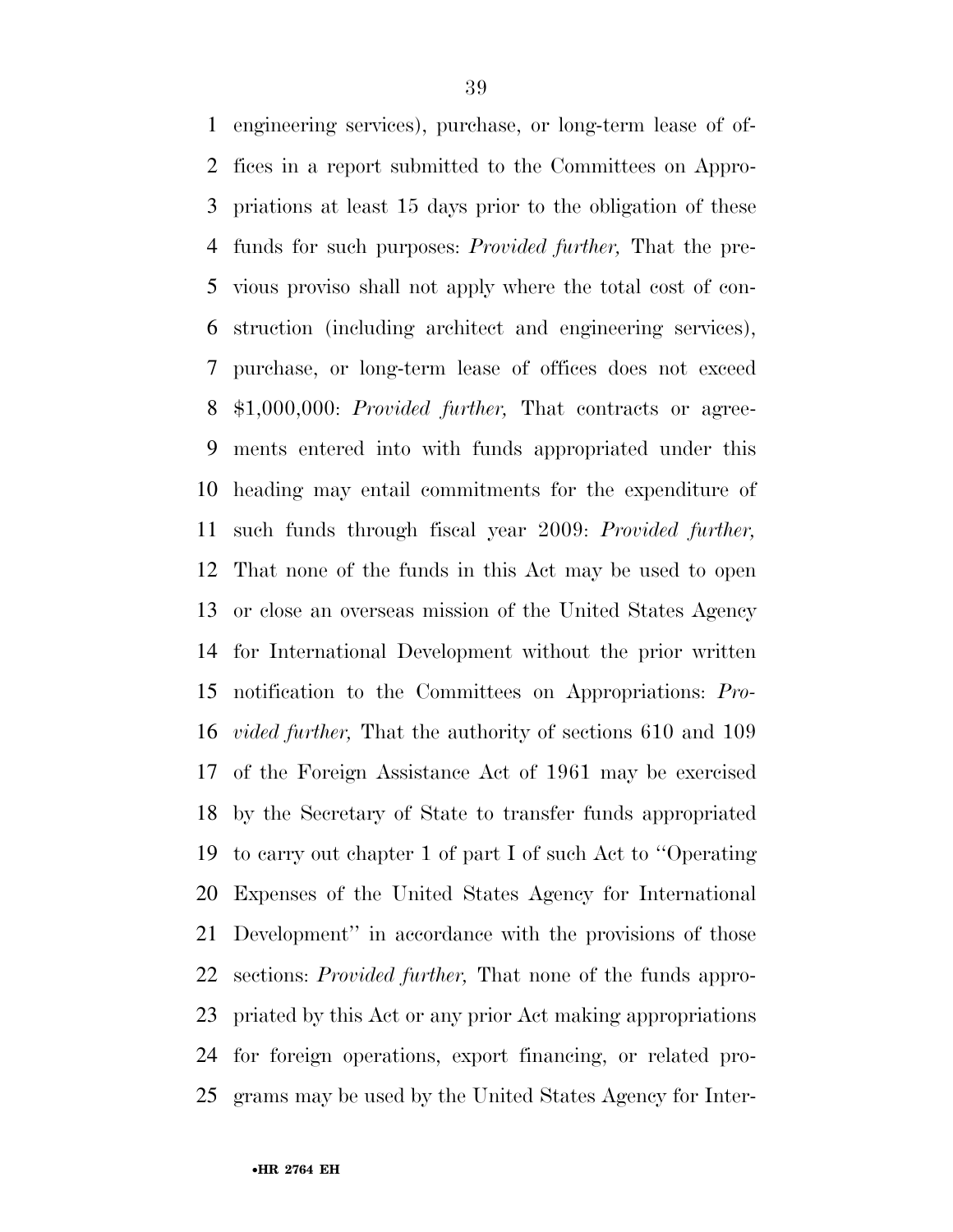engineering services), purchase, or long-term lease of offices in a report submitted to the Committees on Appropriations at least 15 days prior to the obligation of these funds for such purposes: *Provided further,* That the previous proviso shall not apply where the total cost of construction (including architect and engineering services), purchase, or long-term lease of offices does not exceed $1,000,000: *Provided further,* That contracts or agreements entered into with funds appropriated under this heading may entail commitments for the expenditure of such funds through fiscal year 2009: *Provided further,* That none of the funds in this Act may be used to open or close an overseas mission of the United States Agency for International Development without the prior written notification to the Committees on Appropriations: *Provided further,* That the authority of sections 610 and 109 of the Foreign Assistance Act of 1961 may be exercised by the Secretary of State to transfer funds appropriated to carry out chapter 1 of part I of such Act to ''Operating Expenses of the United States Agency for International Development'' in accordance with the provisions of those sections: *Provided further,* That none of the funds appropriated by this Act or any prior Act making appropriations for foreign operations, export financing, or related programs may be used by the United States Agency for Inter-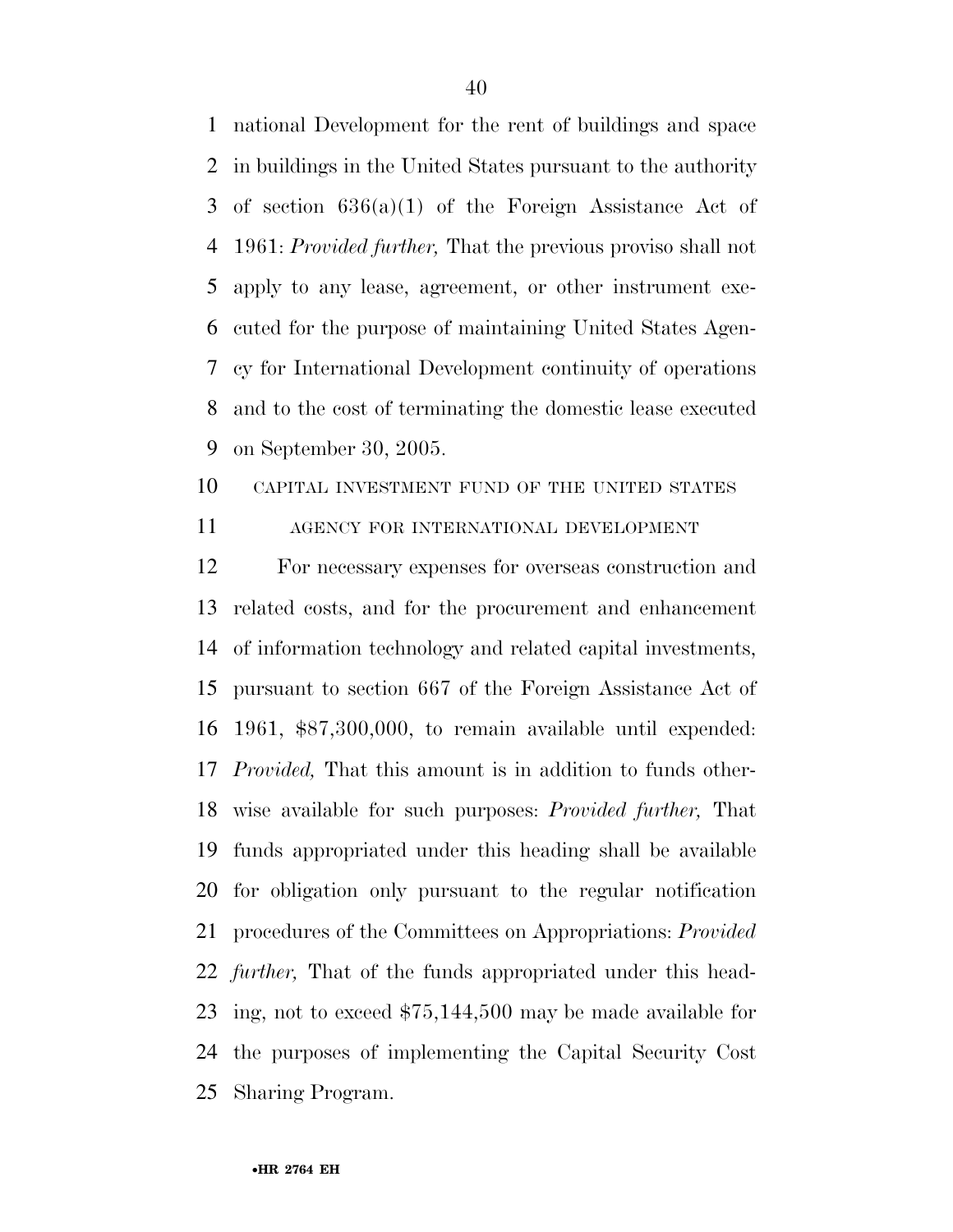national Development for the rent of buildings and space in buildings in the United States pursuant to the authority of section 636(a)(1) of the Foreign Assistance Act of 1961: *Provided further,* That the previous proviso shall not apply to any lease, agreement, or other instrument executed for the purpose of maintaining United States Agency for International Development continuity of operations and to the cost of terminating the domestic lease executed on September 30, 2005.

CAPITAL INVESTMENT FUND OF THE UNITED STATES AGENCY FOR INTERNATIONAL DEVELOPMENT

For necessary expenses for overseas construction and related costs, and for the procurement and enhancement of information technology and related capital investments, pursuant to section 667 of the Foreign Assistance Act of 1961, $87,300,000, to remain available until expended: *Provided,* That this amount is in addition to funds otherwise available for such purposes: *Provided further,* That funds appropriated under this heading shall be available for obligation only pursuant to the regular notification procedures of the Committees on Appropriations: *Provided further,* That of the funds appropriated under this heading, not to exceed $75,144,500 may be made available for the purposes of implementing the Capital Security Cost Sharing Program.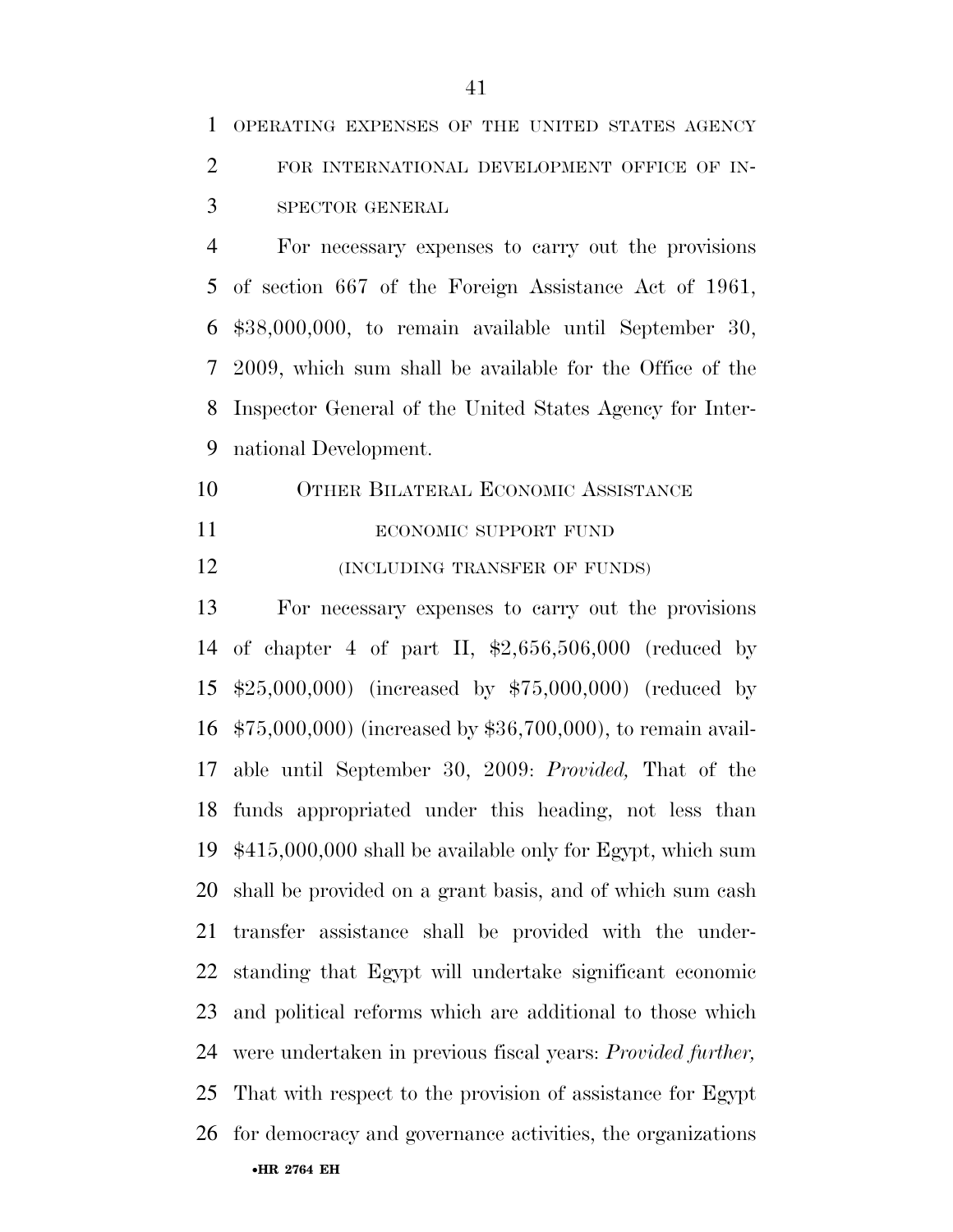OPERATING EXPENSES OF THE UNITED STATES AGENCY FOR INTERNATIONAL DEVELOPMENT OFFICE OF INSPECTOR GENERAL

For necessary expenses to carry out the provisions of section 667 of the Foreign Assistance Act of 1961, $38,000,000, to remain available until September 30, 2009, which sum shall be available for the Office of the Inspector General of the United States Agency for International Development.

OTHER BILATERAL ECONOMIC ASSISTANCE

ECONOMIC SUPPORT FUND

(INCLUDING TRANSFER OF FUNDS)

For necessary expenses to carry out the provisions of chapter 4 of part II, $2,656,506,000 (reduced by $25,000,000) (increased by $75,000,000) (reduced by $75,000,000) (increased by $36,700,000), to remain available until September 30, 2009: *Provided,* That of the funds appropriated under this heading, not less than $415,000,000 shall be available only for Egypt, which sum shall be provided on a grant basis, and of which sum cash transfer assistance shall be provided with the understanding that Egypt will undertake significant economic and political reforms which are additional to those which were undertaken in previous fiscal years: *Provided further,* That with respect to the provision of assistance for Egypt for democracy and governance activities, the organizations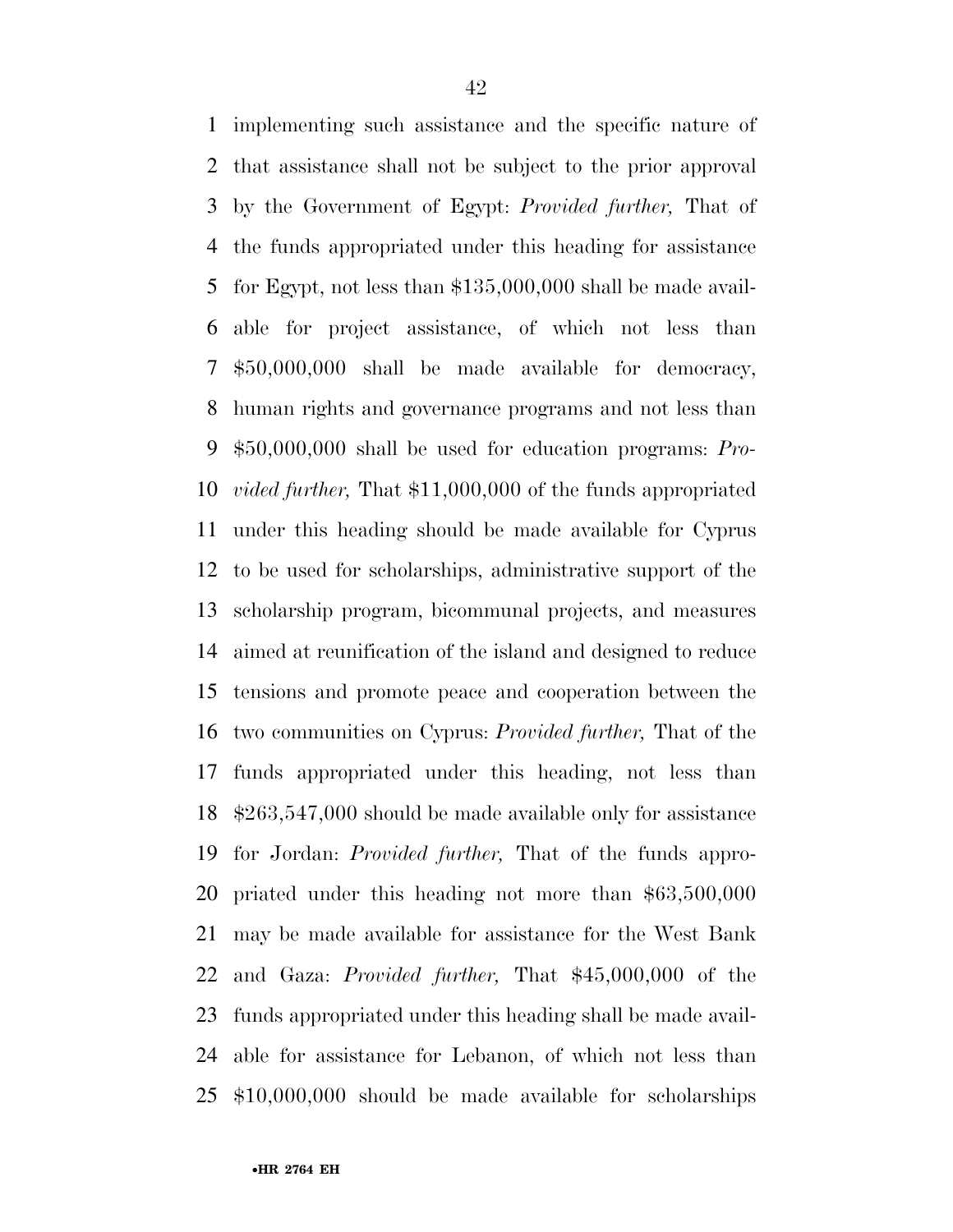implementing such assistance and the specific nature of that assistance shall not be subject to the prior approval by the Government of Egypt: *Provided further,* That of the funds appropriated under this heading for assistance for Egypt, not less than $135,000,000 shall be made available for project assistance, of which not less than $50,000,000 shall be made available for democracy, human rights and governance programs and not less than $50,000,000 shall be used for education programs: *Provided further,* That $11,000,000 of the funds appropriated under this heading should be made available for Cyprus to be used for scholarships, administrative support of the scholarship program, bicommunal projects, and measures aimed at reunification of the island and designed to reduce tensions and promote peace and cooperation between the two communities on Cyprus: *Provided further,* That of the funds appropriated under this heading, not less than $263,547,000 should be made available only for assistance for Jordan: *Provided further,* That of the funds appropriated under this heading not more than $63,500,000 may be made available for assistance for the West Bank and Gaza: *Provided further,* That $45,000,000 of the funds appropriated under this heading shall be made available for assistance for Lebanon, of which not less than $10,000,000 should be made available for scholarships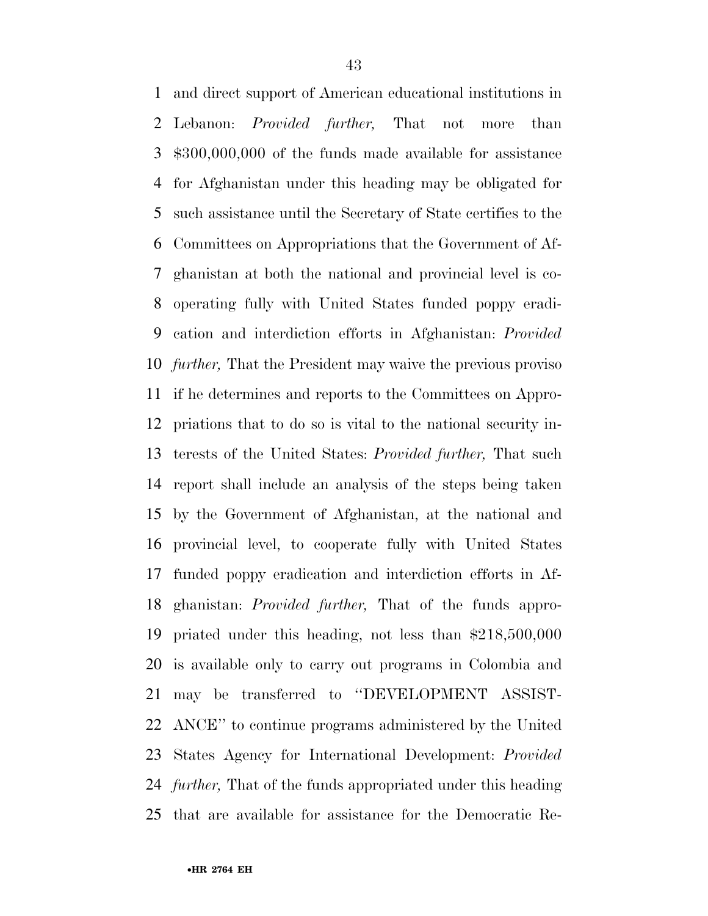and direct support of American educational institutions in Lebanon: *Provided further,* That not more than $300,000,000 of the funds made available for assistance for Afghanistan under this heading may be obligated for such assistance until the Secretary of State certifies to the Committees on Appropriations that the Government of Afghanistan at both the national and provincial level is cooperating fully with United States funded poppy eradication and interdiction efforts in Afghanistan: *Provided further,* That the President may waive the previous proviso if he determines and reports to the Committees on Appropriations that to do so is vital to the national security interests of the United States: *Provided further,* That such report shall include an analysis of the steps being taken by the Government of Afghanistan, at the national and provincial level, to cooperate fully with United States funded poppy eradication and interdiction efforts in Afghanistan: *Provided further,* That of the funds appropriated under this heading, not less than $218,500,000 is available only to carry out programs in Colombia and may be transferred to ''DEVELOPMENT ASSISTANCE'' to continue programs administered by the United States Agency for International Development: *Provided further,* That of the funds appropriated under this heading that are available for assistance for the Democratic Re-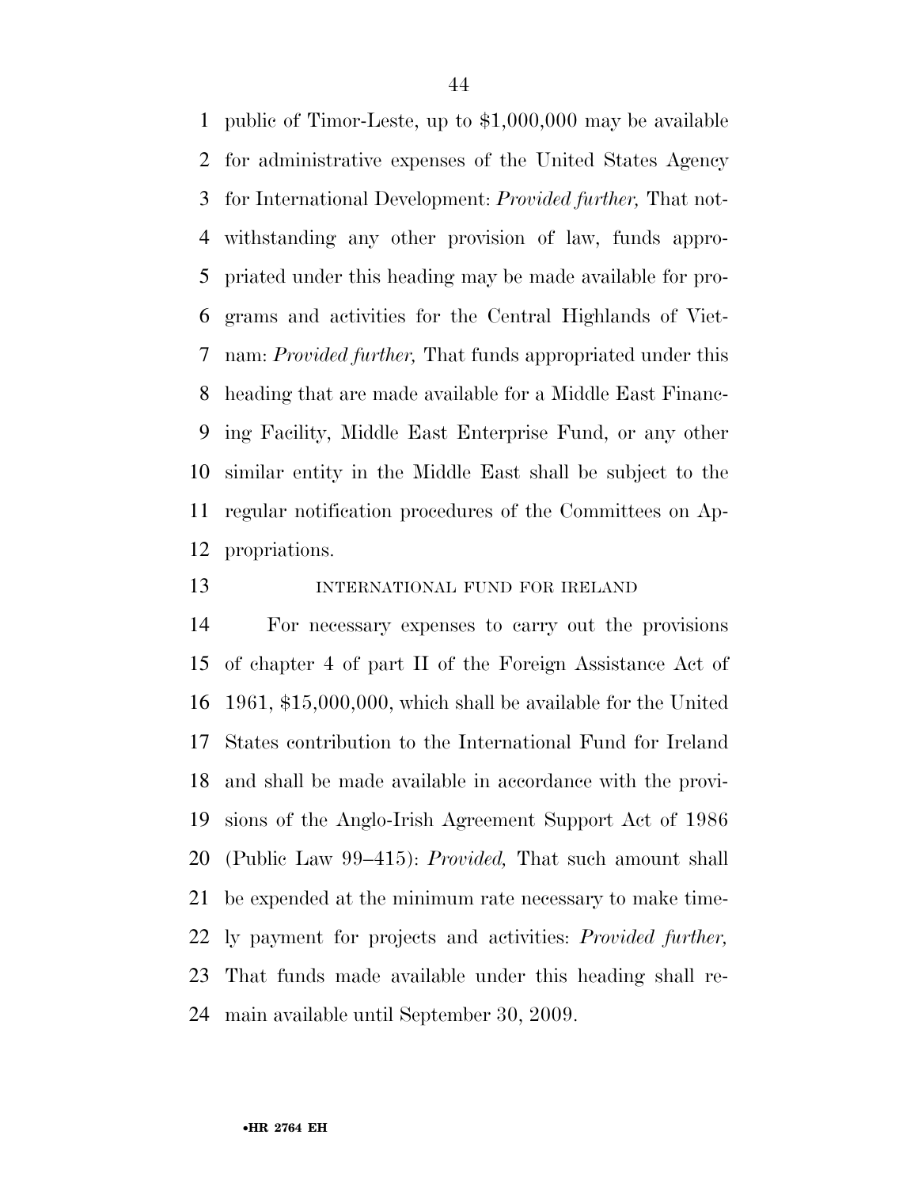public of Timor-Leste, up to $1,000,000 may be available for administrative expenses of the United States Agency for International Development: *Provided further,* That notwithstanding any other provision of law, funds appropriated under this heading may be made available for programs and activities for the Central Highlands of Vietnam: *Provided further,* That funds appropriated under this heading that are made available for a Middle East Financing Facility, Middle East Enterprise Fund, or any other similar entity in the Middle East shall be subject to the regular notification procedures of the Committees on Appropriations.

INTERNATIONAL FUND FOR IRELAND

For necessary expenses to carry out the provisions of chapter 4 of part II of the Foreign Assistance Act of 1961, $15,000,000, which shall be available for the United States contribution to the International Fund for Ireland and shall be made available in accordance with the provisions of the Anglo-Irish Agreement Support Act of 1986 (Public Law 99–415): *Provided,* That such amount shall be expended at the minimum rate necessary to make timely payment for projects and activities: *Provided further,* That funds made available under this heading shall remain available until September 30, 2009.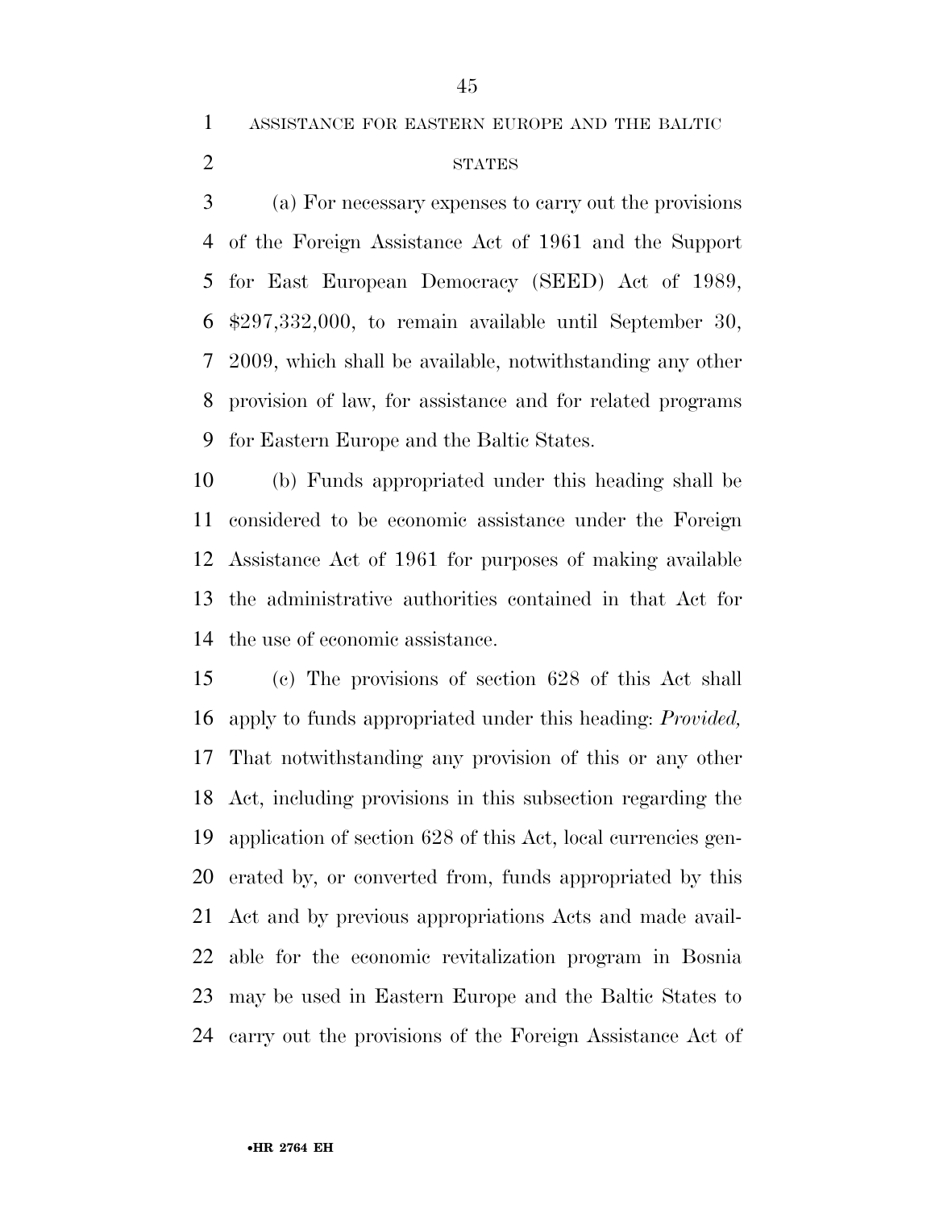ASSISTANCE FOR EASTERN EUROPE AND THE BALTIC STATES

(a) For necessary expenses to carry out the provisions of the Foreign Assistance Act of 1961 and the Support for East European Democracy (SEED) Act of 1989, $297,332,000, to remain available until September 30, 2009, which shall be available, notwithstanding any other provision of law, for assistance and for related programs for Eastern Europe and the Baltic States.

(b) Funds appropriated under this heading shall be considered to be economic assistance under the Foreign Assistance Act of 1961 for purposes of making available the administrative authorities contained in that Act for the use of economic assistance.

(c) The provisions of section 628 of this Act shall apply to funds appropriated under this heading: *Provided,* That notwithstanding any provision of this or any other Act, including provisions in this subsection regarding the application of section 628 of this Act, local currencies generated by, or converted from, funds appropriated by this Act and by previous appropriations Acts and made available for the economic revitalization program in Bosnia may be used in Eastern Europe and the Baltic States to carry out the provisions of the Foreign Assistance Act of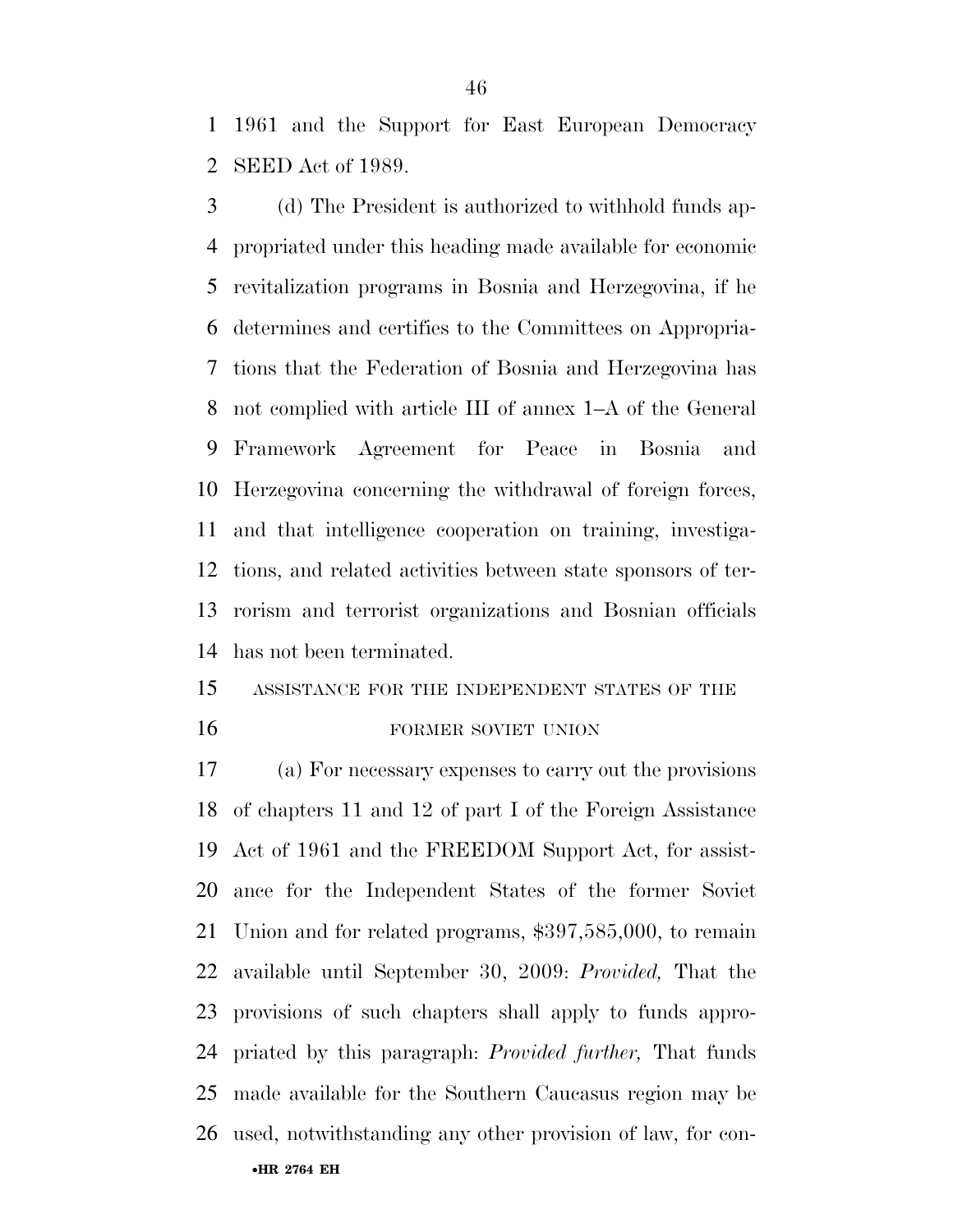1961 and the Support for East European Democracy SEED Act of 1989.

(d) The President is authorized to withhold funds appropriated under this heading made available for economic revitalization programs in Bosnia and Herzegovina, if he determines and certifies to the Committees on Appropriations that the Federation of Bosnia and Herzegovina has not complied with article III of annex 1–A of the General Framework Agreement for Peace in Bosnia and Herzegovina concerning the withdrawal of foreign forces, and that intelligence cooperation on training, investigations, and related activities between state sponsors of terrorism and terrorist organizations and Bosnian officials has not been terminated.

ASSISTANCE FOR THE INDEPENDENT STATES OF THE FORMER SOVIET UNION

(a) For necessary expenses to carry out the provisions of chapters 11 and 12 of part I of the Foreign Assistance Act of 1961 and the FREEDOM Support Act, for assistance for the Independent States of the former Soviet Union and for related programs, $397,585,000, to remain available until September 30, 2009: *Provided,* That the provisions of such chapters shall apply to funds appropriated by this paragraph: *Provided further,* That funds made available for the Southern Caucasus region may be used, notwithstanding any other provision of law, for con-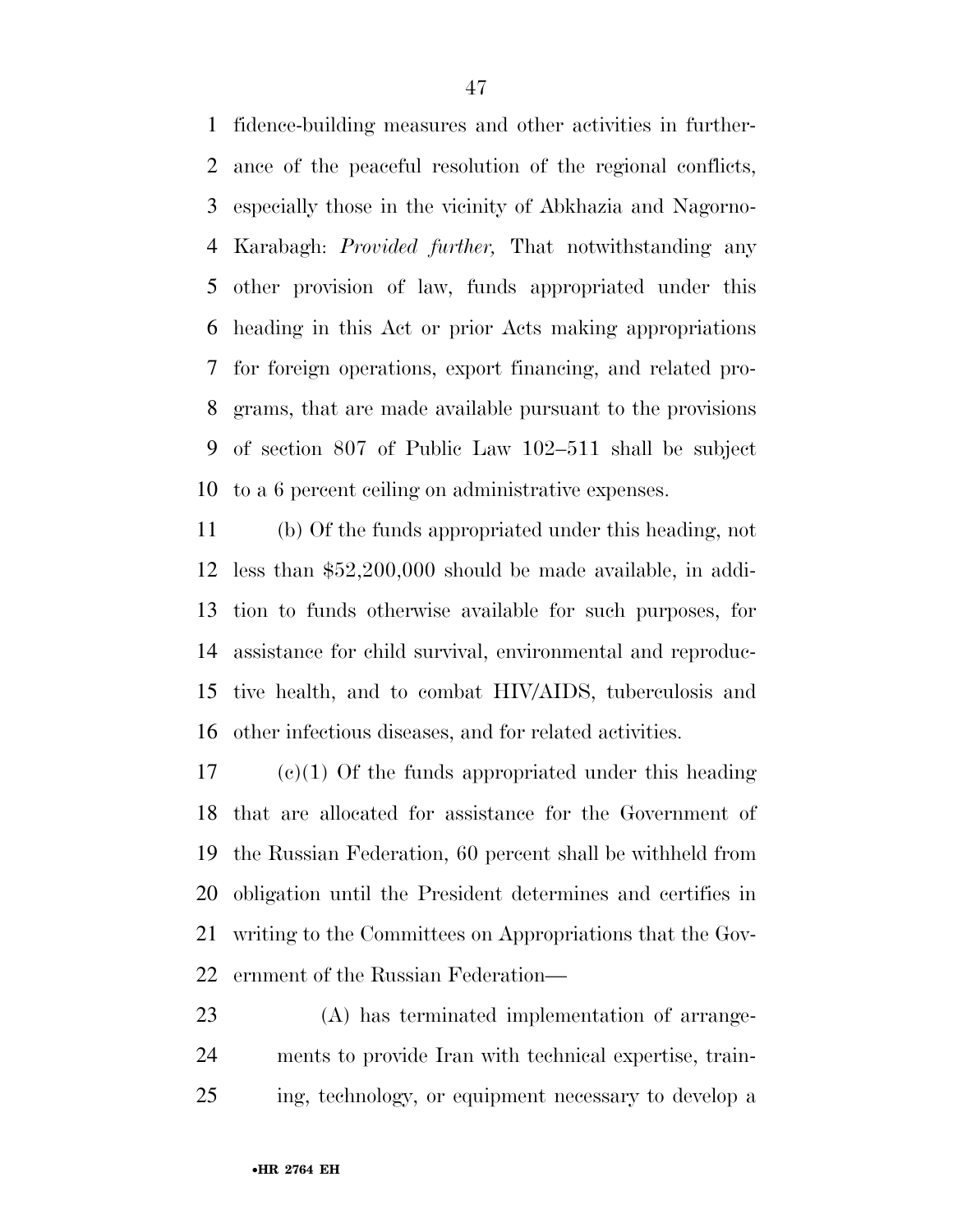fidence-building measures and other activities in furtherance of the peaceful resolution of the regional conflicts, especially those in the vicinity of Abkhazia and Nagorno-Karabagh: *Provided further,* That notwithstanding any other provision of law, funds appropriated under this heading in this Act or prior Acts making appropriations for foreign operations, export financing, and related programs, that are made available pursuant to the provisions of section 807 of Public Law 102–511 shall be subject to a 6 percent ceiling on administrative expenses.

(b) Of the funds appropriated under this heading, not less than $52,200,000 should be made available, in addition to funds otherwise available for such purposes, for assistance for child survival, environmental and reproductive health, and to combat HIV/AIDS, tuberculosis and other infectious diseases, and for related activities.

(c)(1) Of the funds appropriated under this heading that are allocated for assistance for the Government of the Russian Federation, 60 percent shall be withheld from obligation until the President determines and certifies in writing to the Committees on Appropriations that the Government of the Russian Federation—

(A) has terminated implementation of arrangements to provide Iran with technical expertise, training, technology, or equipment necessary to develop a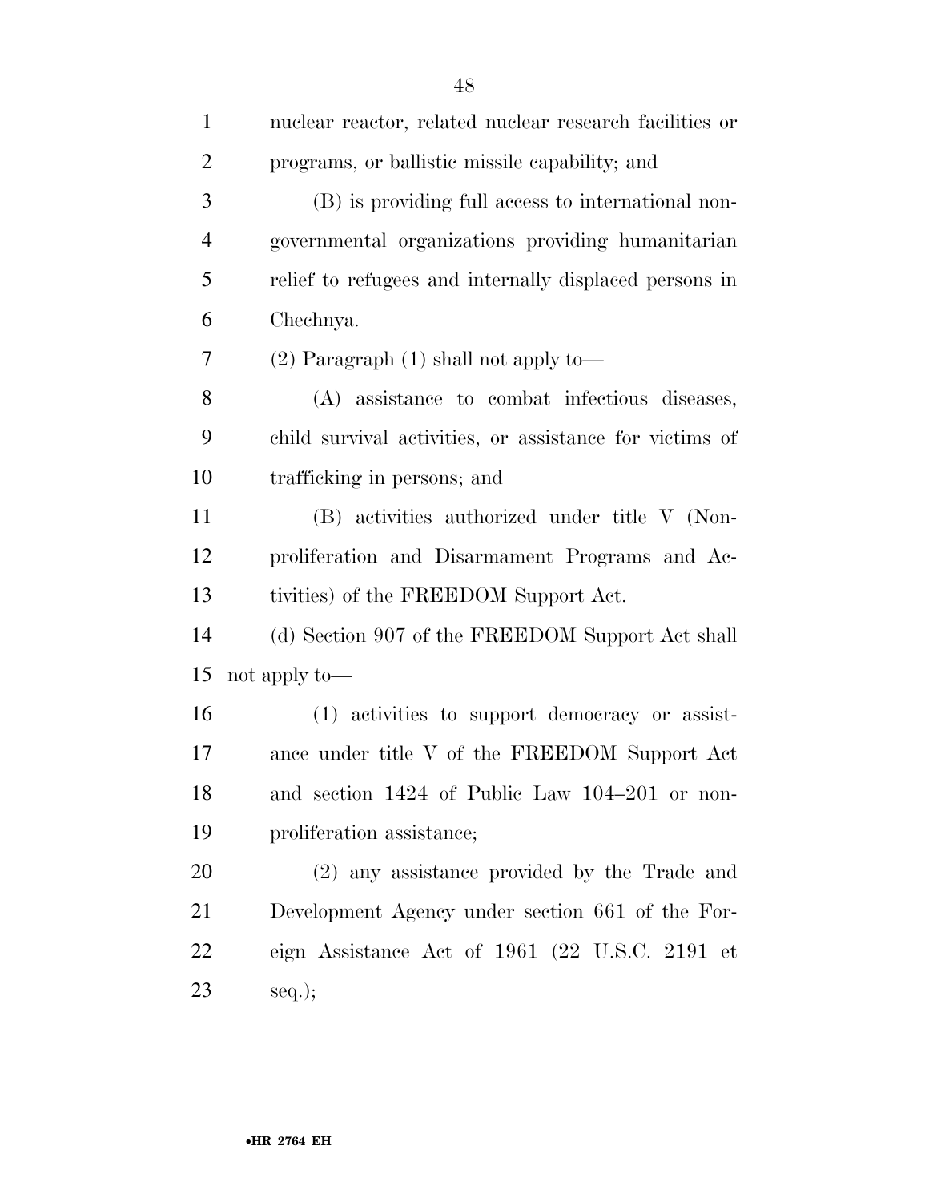nuclear reactor, related nuclear research facilities or programs, or ballistic missile capability; and

(B) is providing full access to international nongovernmental organizations providing humanitarian relief to refugees and internally displaced persons in Chechnya.

(2) Paragraph (1) shall not apply to—

(A) assistance to combat infectious diseases, child survival activities, or assistance for victims of trafficking in persons; and

(B) activities authorized under title V (Nonproliferation and Disarmament Programs and Activities) of the FREEDOM Support Act.

(d) Section 907 of the FREEDOM Support Act shall not apply to—

(1) activities to support democracy or assistance under title V of the FREEDOM Support Act and section 1424 of Public Law 104–201 or nonproliferation assistance;

(2) any assistance provided by the Trade and Development Agency under section 661 of the Foreign Assistance Act of 1961 (22 U.S.C. 2191 et seq.);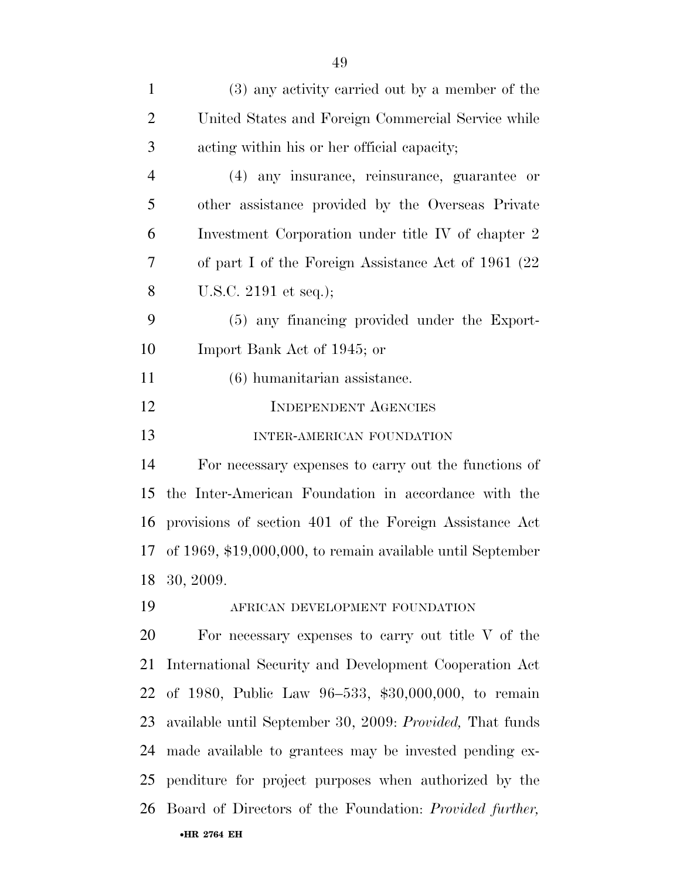(3) any activity carried out by a member of the United States and Foreign Commercial Service while acting within his or her official capacity;

(4) any insurance, reinsurance, guarantee or other assistance provided by the Overseas Private Investment Corporation under title IV of chapter 2 of part I of the Foreign Assistance Act of 1961 (22 U.S.C. 2191 et seq.);

(5) any financing provided under the Export-Import Bank Act of 1945; or

(6) humanitarian assistance.

## INDEPENDENT AGENCIES

### INTER-AMERICAN FOUNDATION

For necessary expenses to carry out the functions of the Inter-American Foundation in accordance with the provisions of section 401 of the Foreign Assistance Act of 1969, $19,000,000, to remain available until September 30, 2009.

### AFRICAN DEVELOPMENT FOUNDATION

For necessary expenses to carry out title V of the International Security and Development Cooperation Act of 1980, Public Law 96–533, $30,000,000, to remain available until September 30, 2009: *Provided,* That funds made available to grantees may be invested pending expenditure for project purposes when authorized by the Board of Directors of the Foundation: *Provided further,*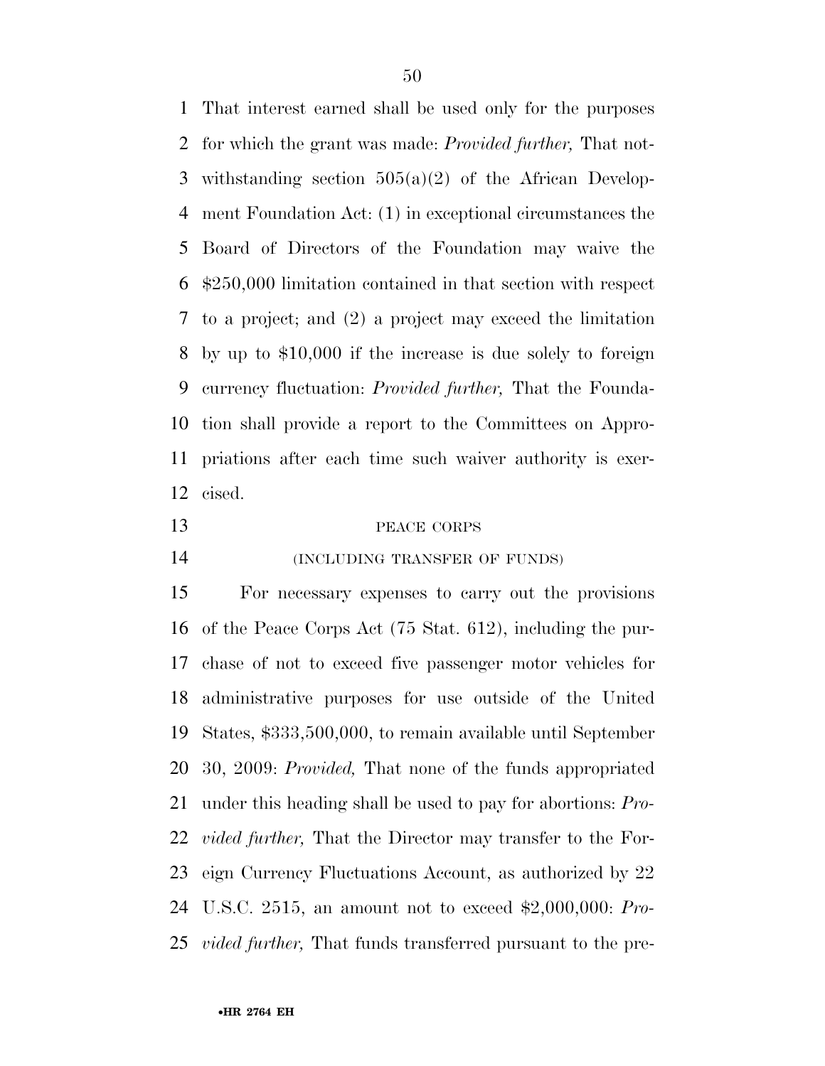That interest earned shall be used only for the purposes for which the grant was made: *Provided further,* That notwithstanding section 505(a)(2) of the African Development Foundation Act: (1) in exceptional circumstances the Board of Directors of the Foundation may waive the $250,000 limitation contained in that section with respect to a project; and (2) a project may exceed the limitation by up to $10,000 if the increase is due solely to foreign currency fluctuation: *Provided further,* That the Foundation shall provide a report to the Committees on Appropriations after each time such waiver authority is exercised.

PEACE CORPS

(INCLUDING TRANSFER OF FUNDS)

For necessary expenses to carry out the provisions of the Peace Corps Act (75 Stat. 612), including the purchase of not to exceed five passenger motor vehicles for administrative purposes for use outside of the United States, $333,500,000, to remain available until September 30, 2009: *Provided,* That none of the funds appropriated under this heading shall be used to pay for abortions: *Provided further,* That the Director may transfer to the Foreign Currency Fluctuations Account, as authorized by 22 U.S.C. 2515, an amount not to exceed $2,000,000: *Provided further,* That funds transferred pursuant to the pre-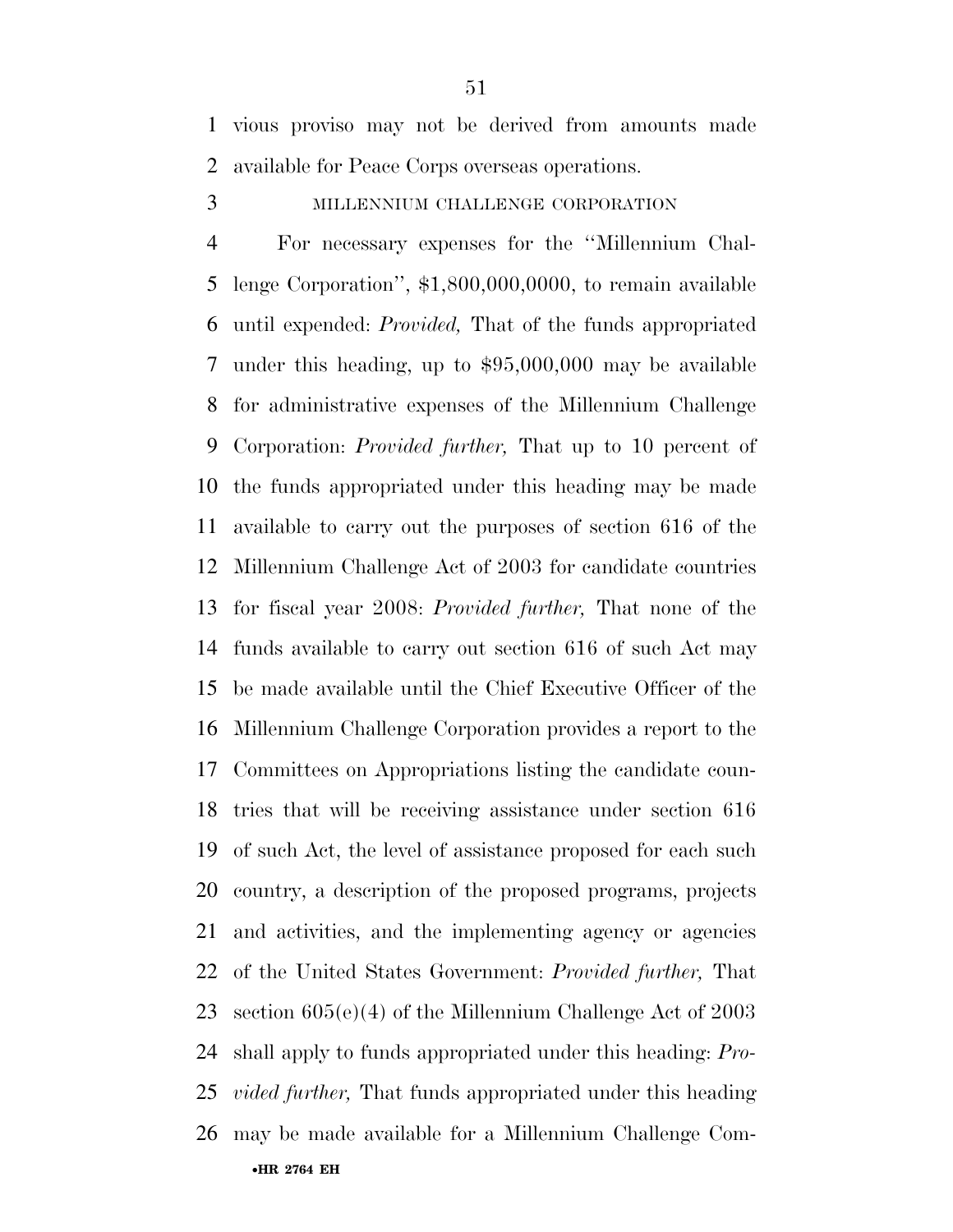vious proviso may not be derived from amounts made available for Peace Corps overseas operations.

MILLENNIUM CHALLENGE CORPORATION

For necessary expenses for the ''Millennium Challenge Corporation'', $1,800,000,0000, to remain available until expended: *Provided,* That of the funds appropriated under this heading, up to $95,000,000 may be available for administrative expenses of the Millennium Challenge Corporation: *Provided further,* That up to 10 percent of the funds appropriated under this heading may be made available to carry out the purposes of section 616 of the Millennium Challenge Act of 2003 for candidate countries for fiscal year 2008: *Provided further,* That none of the funds available to carry out section 616 of such Act may be made available until the Chief Executive Officer of the Millennium Challenge Corporation provides a report to the Committees on Appropriations listing the candidate countries that will be receiving assistance under section 616 of such Act, the level of assistance proposed for each such country, a description of the proposed programs, projects and activities, and the implementing agency or agencies of the United States Government: *Provided further,* That section 605(e)(4) of the Millennium Challenge Act of 2003 shall apply to funds appropriated under this heading: *Provided further,* That funds appropriated under this heading may be made available for a Millennium Challenge Com-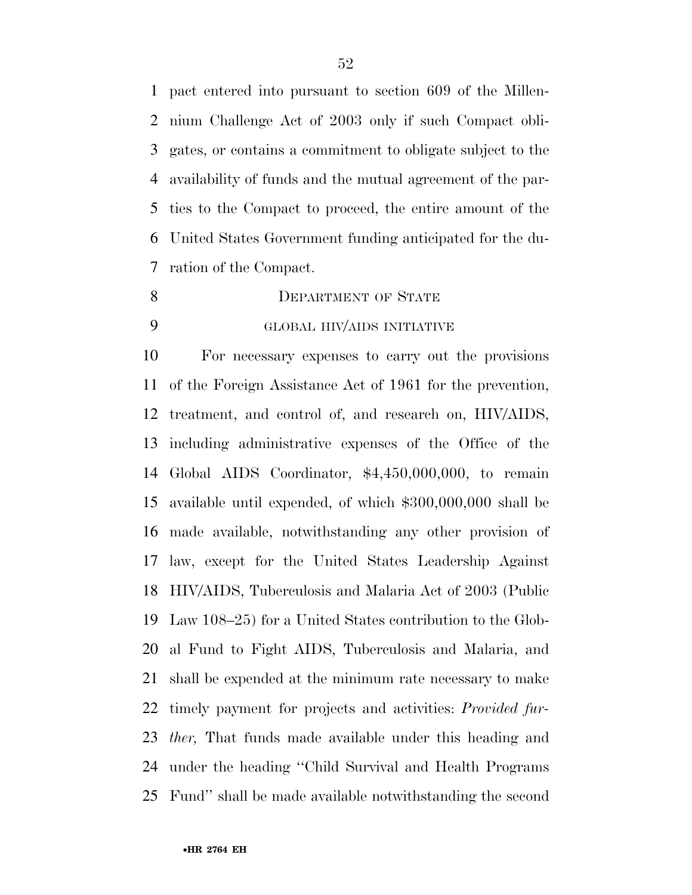pact entered into pursuant to section 609 of the Millennium Challenge Act of 2003 only if such Compact obligates, or contains a commitment to obligate subject to the availability of funds and the mutual agreement of the parties to the Compact to proceed, the entire amount of the United States Government funding anticipated for the duration of the Compact.

## DEPARTMENT OF STATE

### GLOBAL HIV/AIDS INITIATIVE

For necessary expenses to carry out the provisions of the Foreign Assistance Act of 1961 for the prevention, treatment, and control of, and research on, HIV/AIDS, including administrative expenses of the Office of the Global AIDS Coordinator, $4,450,000,000, to remain available until expended, of which $300,000,000 shall be made available, notwithstanding any other provision of law, except for the United States Leadership Against HIV/AIDS, Tuberculosis and Malaria Act of 2003 (Public Law 108–25) for a United States contribution to the Global Fund to Fight AIDS, Tuberculosis and Malaria, and shall be expended at the minimum rate necessary to make timely payment for projects and activities: *Provided further,* That funds made available under this heading and under the heading "Child Survival and Health Programs Fund" shall be made available notwithstanding the second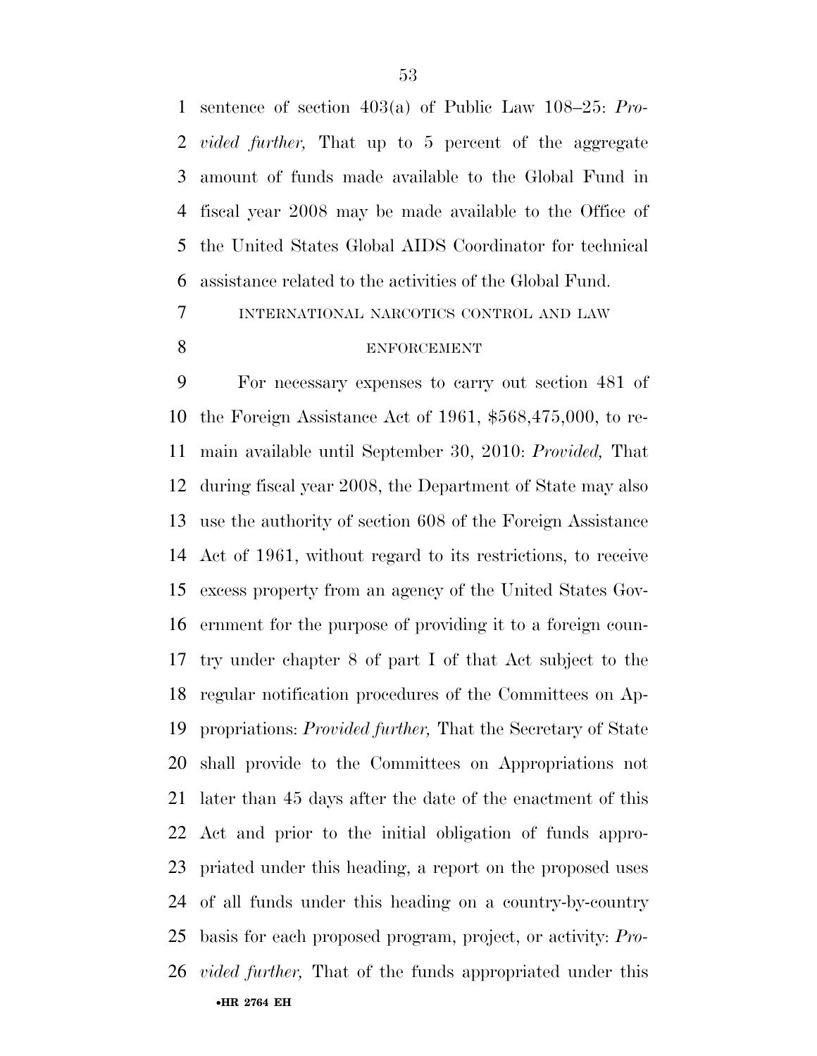sentence of section 403(a) of Public Law 108–25: *Provided further,* That up to 5 percent of the aggregate amount of funds made available to the Global Fund in fiscal year 2008 may be made available to the Office of the United States Global AIDS Coordinator for technical assistance related to the activities of the Global Fund.

INTERNATIONAL NARCOTICS CONTROL AND LAW ENFORCEMENT

For necessary expenses to carry out section 481 of the Foreign Assistance Act of 1961, $568,475,000, to remain available until September 30, 2010: *Provided,* That during fiscal year 2008, the Department of State may also use the authority of section 608 of the Foreign Assistance Act of 1961, without regard to its restrictions, to receive excess property from an agency of the United States Government for the purpose of providing it to a foreign country under chapter 8 of part I of that Act subject to the regular notification procedures of the Committees on Appropriations: *Provided further,* That the Secretary of State shall provide to the Committees on Appropriations not later than 45 days after the date of the enactment of this Act and prior to the initial obligation of funds appropriated under this heading, a report on the proposed uses of all funds under this heading on a country-by-country basis for each proposed program, project, or activity: *Provided further,* That of the funds appropriated under this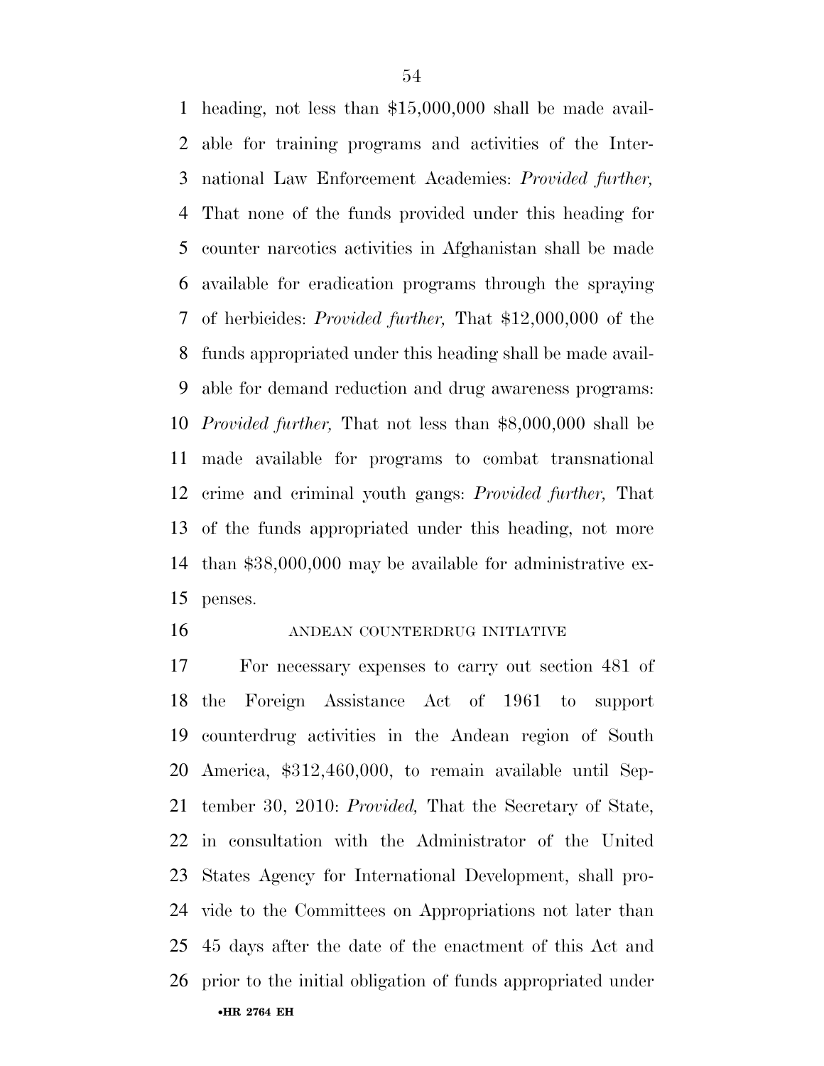heading, not less than $15,000,000 shall be made available for training programs and activities of the International Law Enforcement Academies: *Provided further,* That none of the funds provided under this heading for counter narcotics activities in Afghanistan shall be made available for eradication programs through the spraying of herbicides: *Provided further,* That $12,000,000 of the funds appropriated under this heading shall be made available for demand reduction and drug awareness programs: *Provided further,* That not less than $8,000,000 shall be made available for programs to combat transnational crime and criminal youth gangs: *Provided further,* That of the funds appropriated under this heading, not more than $38,000,000 may be available for administrative expenses.

ANDEAN COUNTERDRUG INITIATIVE

For necessary expenses to carry out section 481 of the Foreign Assistance Act of 1961 to support counterdrug activities in the Andean region of South America, $312,460,000, to remain available until September 30, 2010: *Provided,* That the Secretary of State, in consultation with the Administrator of the United States Agency for International Development, shall provide to the Committees on Appropriations not later than 45 days after the date of the enactment of this Act and prior to the initial obligation of funds appropriated under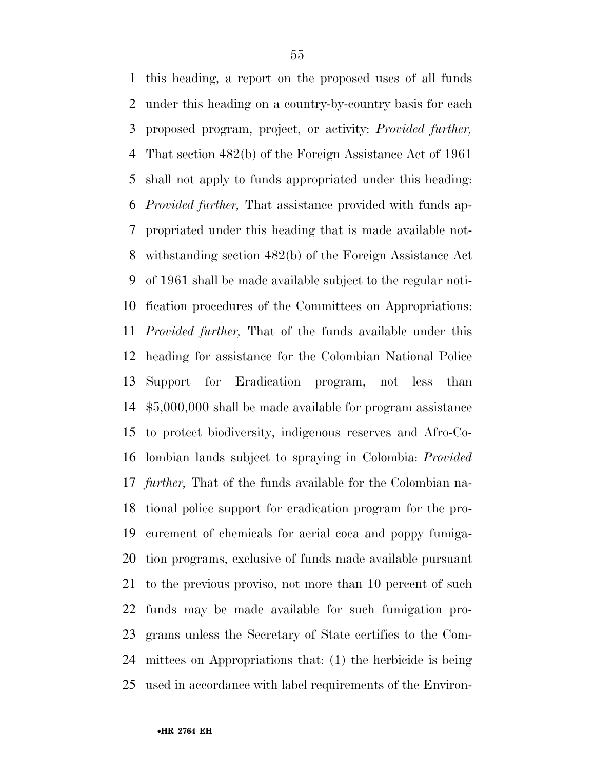this heading, a report on the proposed uses of all funds under this heading on a country-by-country basis for each proposed program, project, or activity: *Provided further,* That section 482(b) of the Foreign Assistance Act of 1961 shall not apply to funds appropriated under this heading: *Provided further,* That assistance provided with funds appropriated under this heading that is made available notwithstanding section 482(b) of the Foreign Assistance Act of 1961 shall be made available subject to the regular notification procedures of the Committees on Appropriations: *Provided further,* That of the funds available under this heading for assistance for the Colombian National Police Support for Eradication program, not less than $5,000,000 shall be made available for program assistance to protect biodiversity, indigenous reserves and Afro-Colombian lands subject to spraying in Colombia: *Provided further,* That of the funds available for the Colombian national police support for eradication program for the procurement of chemicals for aerial coca and poppy fumigation programs, exclusive of funds made available pursuant to the previous proviso, not more than 10 percent of such funds may be made available for such fumigation programs unless the Secretary of State certifies to the Committees on Appropriations that: (1) the herbicide is being used in accordance with label requirements of the Environ-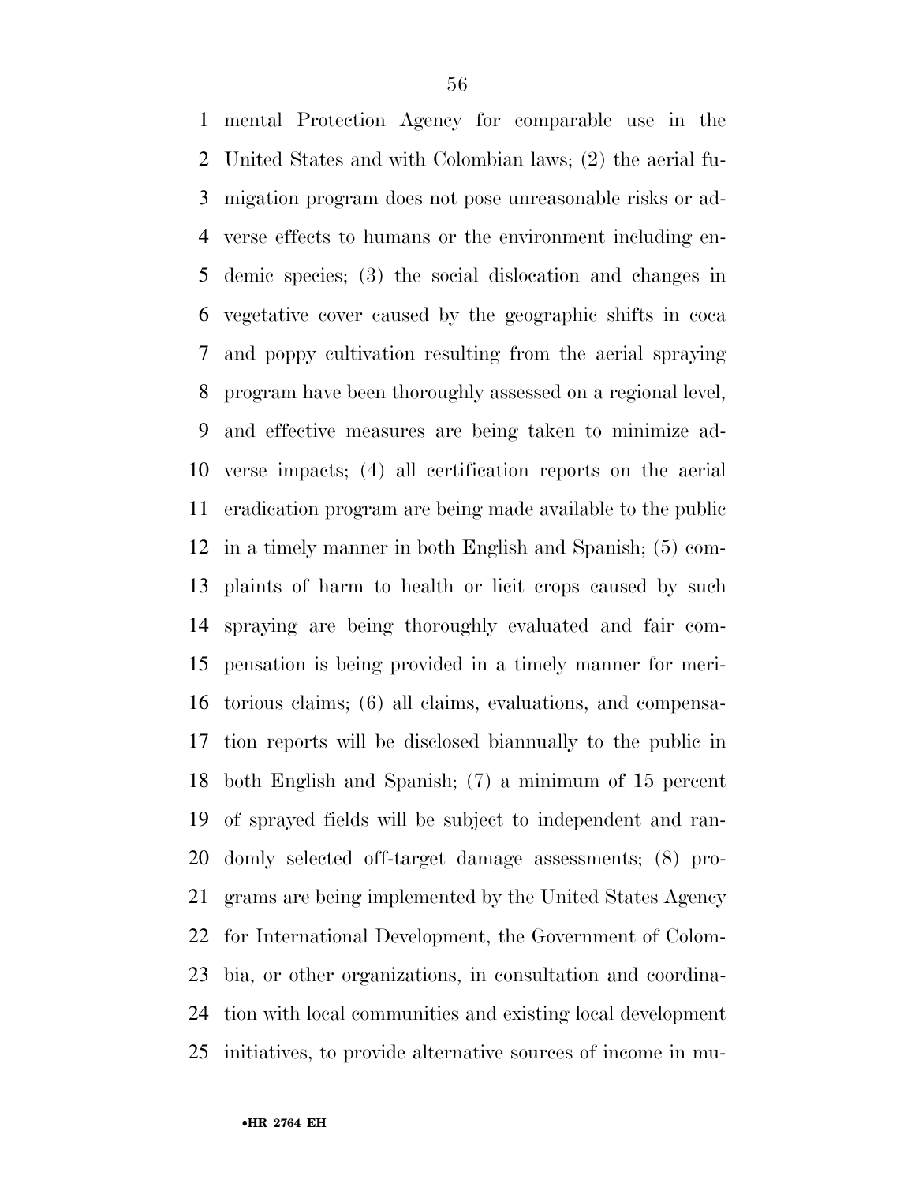mental Protection Agency for comparable use in the United States and with Colombian laws; (2) the aerial fumigation program does not pose unreasonable risks or adverse effects to humans or the environment including endemic species; (3) the social dislocation and changes in vegetative cover caused by the geographic shifts in coca and poppy cultivation resulting from the aerial spraying program have been thoroughly assessed on a regional level, and effective measures are being taken to minimize adverse impacts; (4) all certification reports on the aerial eradication program are being made available to the public in a timely manner in both English and Spanish; (5) complaints of harm to health or licit crops caused by such spraying are being thoroughly evaluated and fair compensation is being provided in a timely manner for meritorious claims; (6) all claims, evaluations, and compensation reports will be disclosed biannually to the public in both English and Spanish; (7) a minimum of 15 percent of sprayed fields will be subject to independent and randomly selected off-target damage assessments; (8) programs are being implemented by the United States Agency for International Development, the Government of Colombia, or other organizations, in consultation and coordination with local communities and existing local development initiatives, to provide alternative sources of income in mu-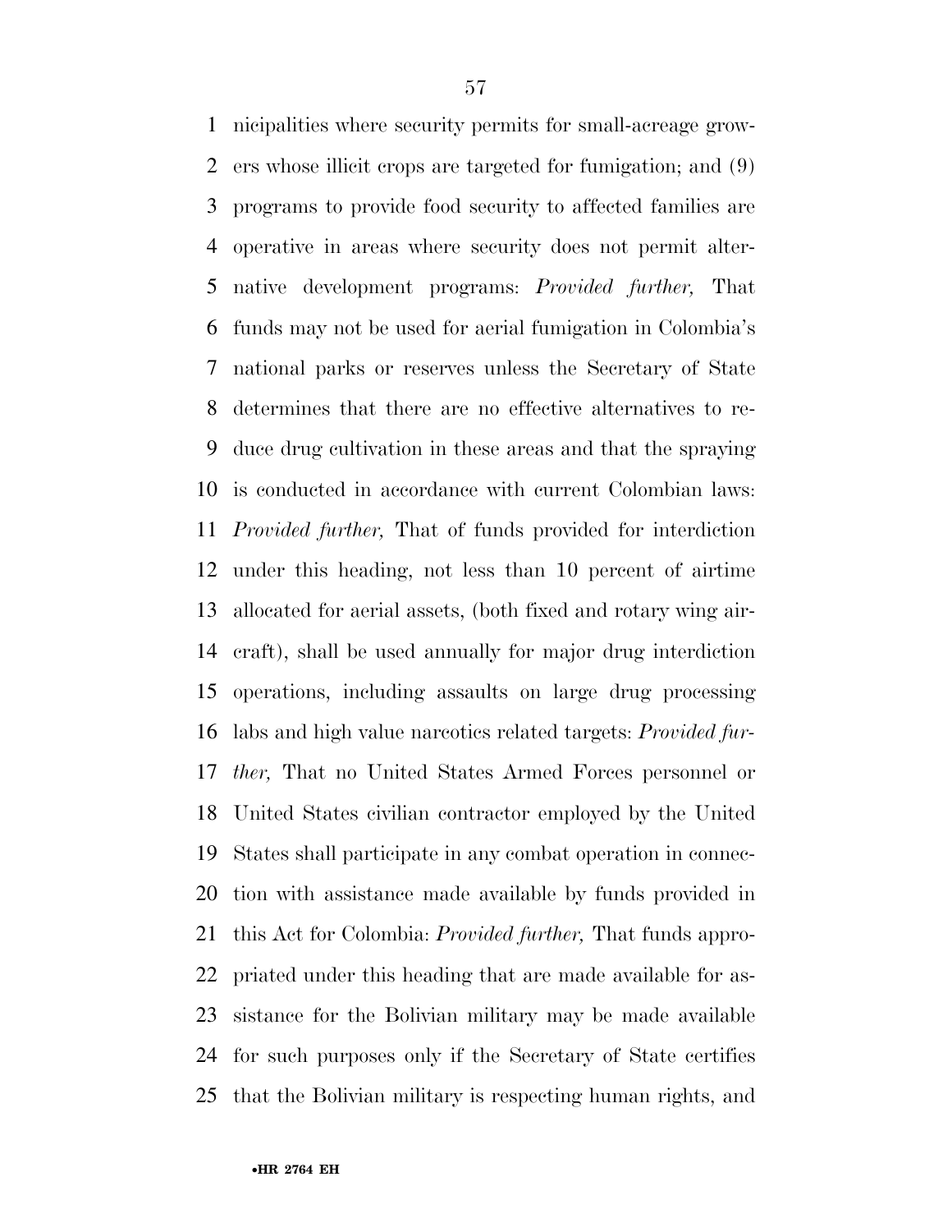nicipalities where security permits for small-acreage growers whose illicit crops are targeted for fumigation; and (9) programs to provide food security to affected families are operative in areas where security does not permit alternative development programs: *Provided further,* That funds may not be used for aerial fumigation in Colombia's national parks or reserves unless the Secretary of State determines that there are no effective alternatives to reduce drug cultivation in these areas and that the spraying is conducted in accordance with current Colombian laws: *Provided further,* That of funds provided for interdiction under this heading, not less than 10 percent of airtime allocated for aerial assets, (both fixed and rotary wing aircraft), shall be used annually for major drug interdiction operations, including assaults on large drug processing labs and high value narcotics related targets: *Provided further,* That no United States Armed Forces personnel or United States civilian contractor employed by the United States shall participate in any combat operation in connection with assistance made available by funds provided in this Act for Colombia: *Provided further,* That funds appropriated under this heading that are made available for assistance for the Bolivian military may be made available for such purposes only if the Secretary of State certifies that the Bolivian military is respecting human rights, and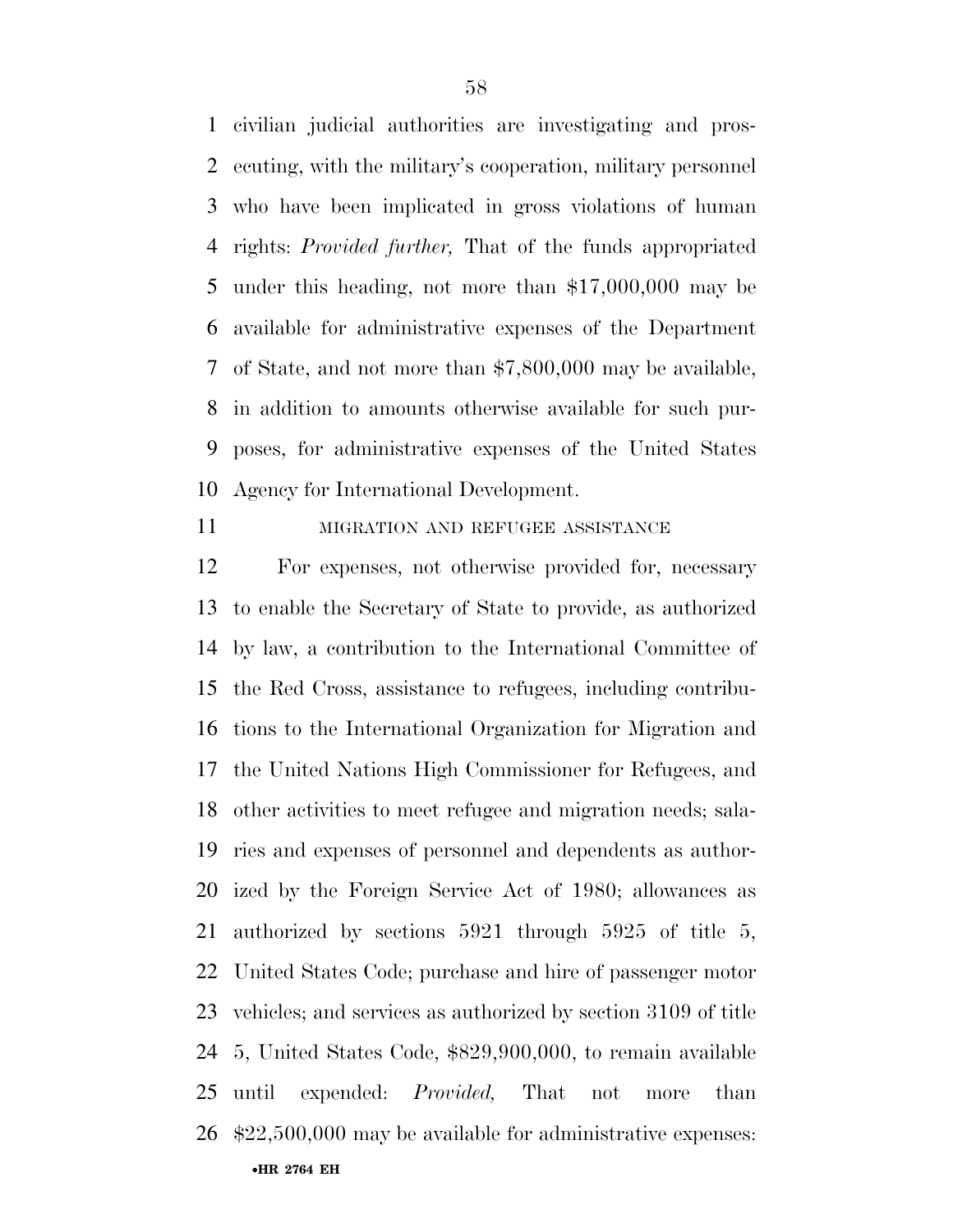civilian judicial authorities are investigating and prosecuting, with the military's cooperation, military personnel who have been implicated in gross violations of human rights: *Provided further,* That of the funds appropriated under this heading, not more than $17,000,000 may be available for administrative expenses of the Department of State, and not more than $7,800,000 may be available, in addition to amounts otherwise available for such purposes, for administrative expenses of the United States Agency for International Development.

MIGRATION AND REFUGEE ASSISTANCE

For expenses, not otherwise provided for, necessary to enable the Secretary of State to provide, as authorized by law, a contribution to the International Committee of the Red Cross, assistance to refugees, including contributions to the International Organization for Migration and the United Nations High Commissioner for Refugees, and other activities to meet refugee and migration needs; salaries and expenses of personnel and dependents as authorized by the Foreign Service Act of 1980; allowances as authorized by sections 5921 through 5925 of title 5, United States Code; purchase and hire of passenger motor vehicles; and services as authorized by section 3109 of title 5, United States Code, $829,900,000, to remain available until expended: *Provided,* That not more than $22,500,000 may be available for administrative expenses: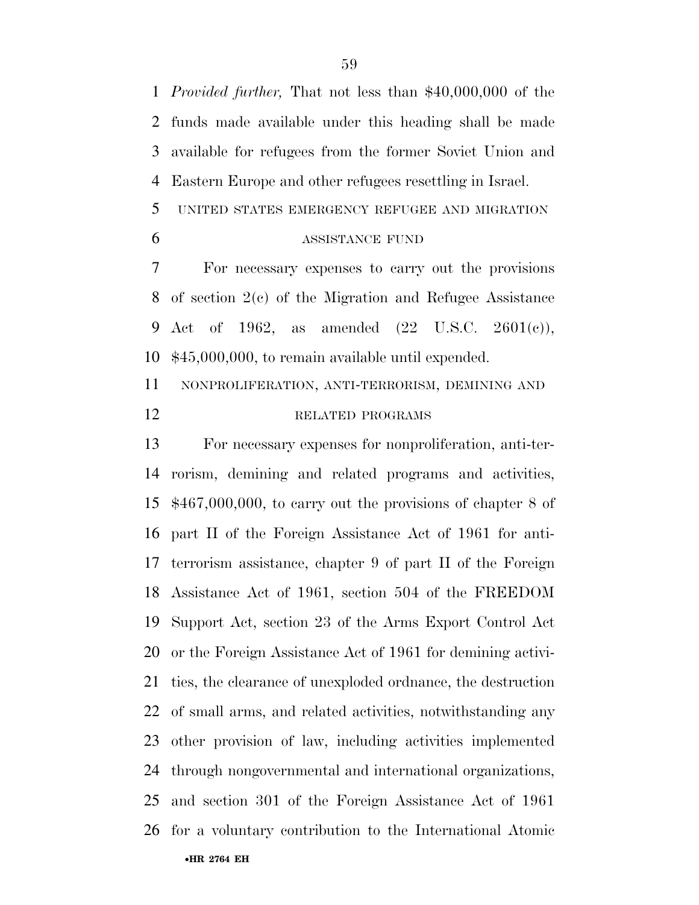*Provided further,* That not less than $40,000,000 of the funds made available under this heading shall be made available for refugees from the former Soviet Union and Eastern Europe and other refugees resettling in Israel.

UNITED STATES EMERGENCY REFUGEE AND MIGRATION ASSISTANCE FUND

For necessary expenses to carry out the provisions of section 2(c) of the Migration and Refugee Assistance Act of 1962, as amended (22 U.S.C. 2601(c)), $45,000,000, to remain available until expended.

NONPROLIFERATION, ANTI-TERRORISM, DEMINING AND RELATED PROGRAMS

For necessary expenses for nonproliferation, anti-terrorism, demining and related programs and activities, $467,000,000, to carry out the provisions of chapter 8 of part II of the Foreign Assistance Act of 1961 for anti-terrorism assistance, chapter 9 of part II of the Foreign Assistance Act of 1961, section 504 of the FREEDOM Support Act, section 23 of the Arms Export Control Act or the Foreign Assistance Act of 1961 for demining activities, the clearance of unexploded ordnance, the destruction of small arms, and related activities, notwithstanding any other provision of law, including activities implemented through nongovernmental and international organizations, and section 301 of the Foreign Assistance Act of 1961 for a voluntary contribution to the International Atomic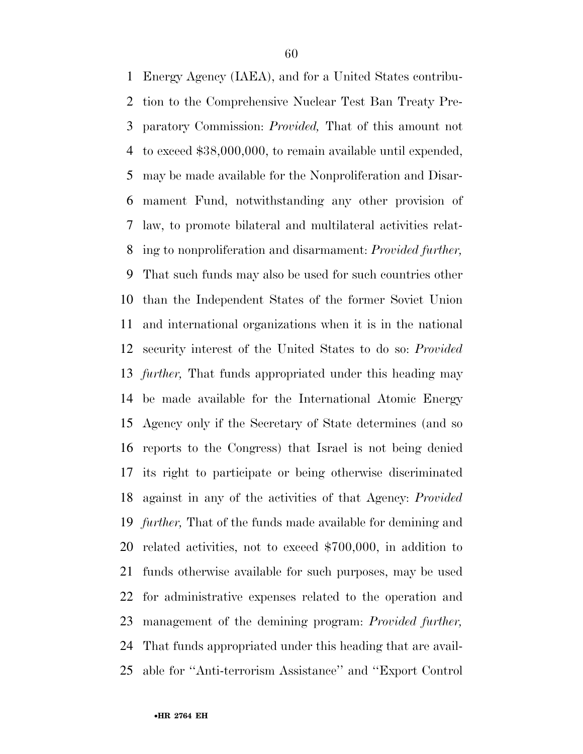Energy Agency (IAEA), and for a United States contribution to the Comprehensive Nuclear Test Ban Treaty Preparatory Commission: *Provided,* That of this amount not to exceed $38,000,000, to remain available until expended, may be made available for the Nonproliferation and Disarmament Fund, notwithstanding any other provision of law, to promote bilateral and multilateral activities relating to nonproliferation and disarmament: *Provided further,* That such funds may also be used for such countries other than the Independent States of the former Soviet Union and international organizations when it is in the national security interest of the United States to do so: *Provided further,* That funds appropriated under this heading may be made available for the International Atomic Energy Agency only if the Secretary of State determines (and so reports to the Congress) that Israel is not being denied its right to participate or being otherwise discriminated against in any of the activities of that Agency: *Provided further,* That of the funds made available for demining and related activities, not to exceed $700,000, in addition to funds otherwise available for such purposes, may be used for administrative expenses related to the operation and management of the demining program: *Provided further,* That funds appropriated under this heading that are available for ''Anti-terrorism Assistance'' and ''Export Control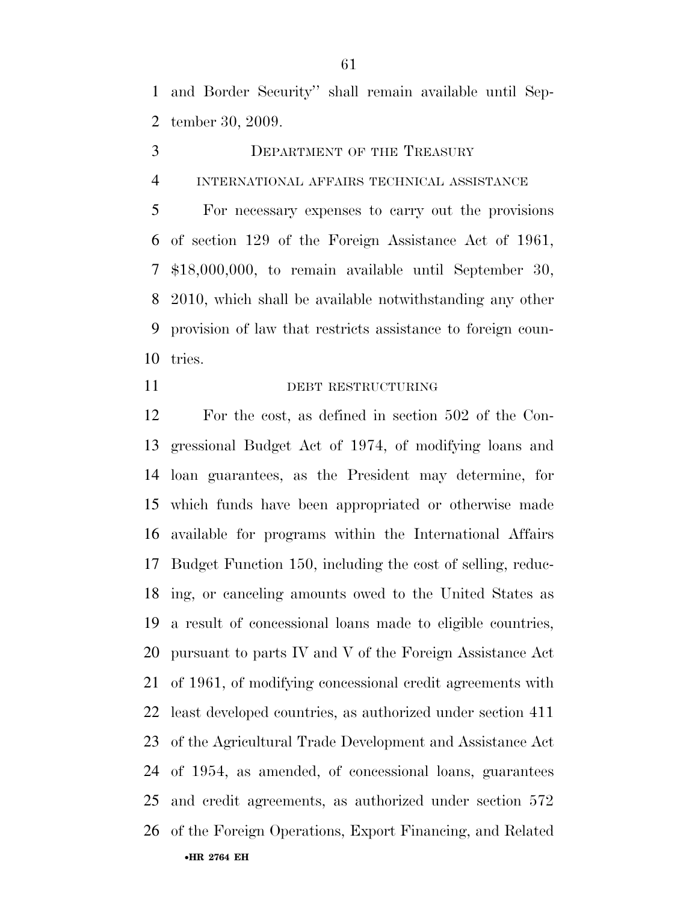and Border Security'' shall remain available until September 30, 2009.

## DEPARTMENT OF THE TREASURY

### INTERNATIONAL AFFAIRS TECHNICAL ASSISTANCE

For necessary expenses to carry out the provisions of section 129 of the Foreign Assistance Act of 1961, $18,000,000, to remain available until September 30, 2010, which shall be available notwithstanding any other provision of law that restricts assistance to foreign countries.

### DEBT RESTRUCTURING

For the cost, as defined in section 502 of the Congressional Budget Act of 1974, of modifying loans and loan guarantees, as the President may determine, for which funds have been appropriated or otherwise made available for programs within the International Affairs Budget Function 150, including the cost of selling, reducing, or canceling amounts owed to the United States as a result of concessional loans made to eligible countries, pursuant to parts IV and V of the Foreign Assistance Act of 1961, of modifying concessional credit agreements with least developed countries, as authorized under section 411 of the Agricultural Trade Development and Assistance Act of 1954, as amended, of concessional loans, guarantees and credit agreements, as authorized under section 572 of the Foreign Operations, Export Financing, and Related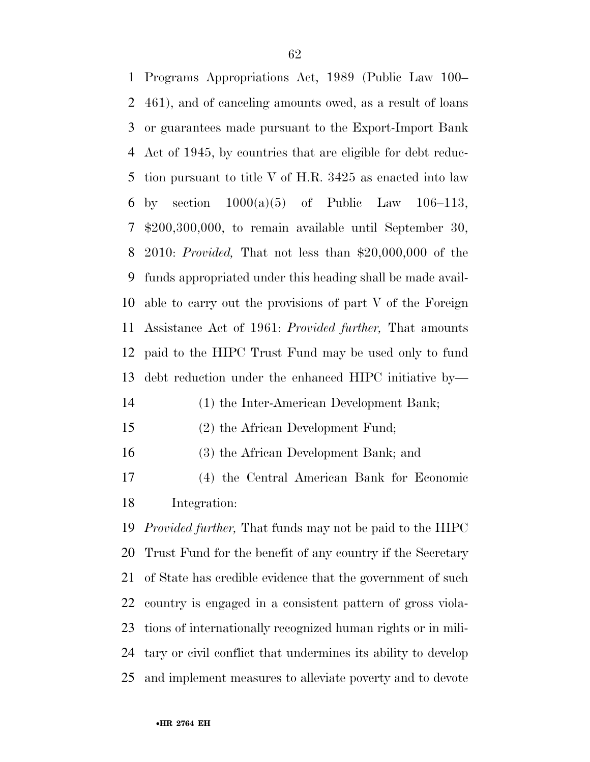Programs Appropriations Act, 1989 (Public Law 100–461), and of canceling amounts owed, as a result of loans or guarantees made pursuant to the Export-Import Bank Act of 1945, by countries that are eligible for debt reduction pursuant to title V of H.R. 3425 as enacted into law by section 1000(a)(5) of Public Law 106–113, $200,300,000, to remain available until September 30, 2010: *Provided,* That not less than $20,000,000 of the funds appropriated under this heading shall be made available to carry out the provisions of part V of the Foreign Assistance Act of 1961: *Provided further,* That amounts paid to the HIPC Trust Fund may be used only to fund debt reduction under the enhanced HIPC initiative by—

(1) the Inter-American Development Bank;

(2) the African Development Fund;

(3) the African Development Bank; and

(4) the Central American Bank for Economic Integration:

*Provided further,* That funds may not be paid to the HIPC Trust Fund for the benefit of any country if the Secretary of State has credible evidence that the government of such country is engaged in a consistent pattern of gross violations of internationally recognized human rights or in military or civil conflict that undermines its ability to develop and implement measures to alleviate poverty and to devote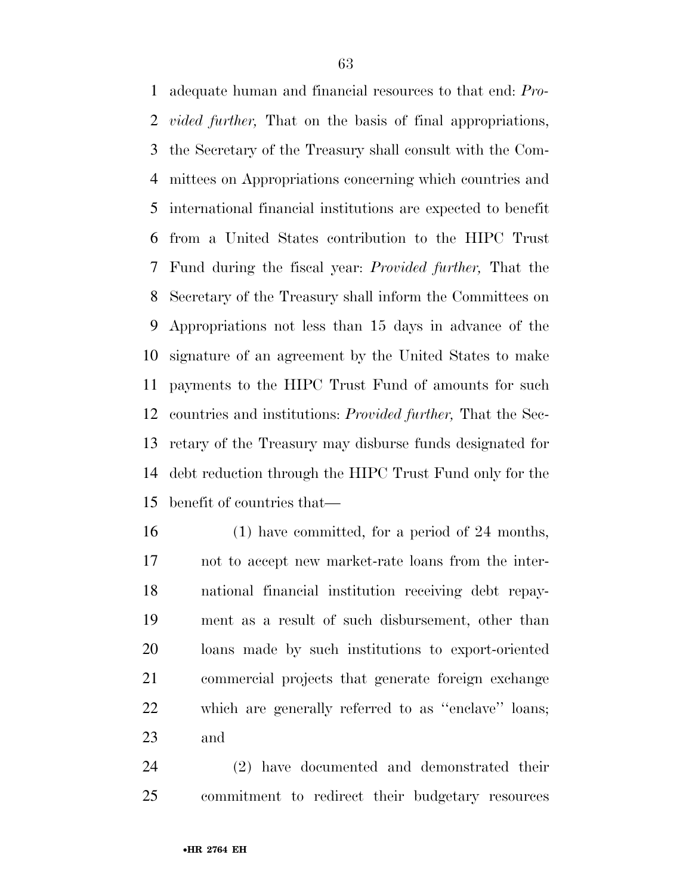adequate human and financial resources to that end: *Provided further,* That on the basis of final appropriations, the Secretary of the Treasury shall consult with the Committees on Appropriations concerning which countries and international financial institutions are expected to benefit from a United States contribution to the HIPC Trust Fund during the fiscal year: *Provided further,* That the Secretary of the Treasury shall inform the Committees on Appropriations not less than 15 days in advance of the signature of an agreement by the United States to make payments to the HIPC Trust Fund of amounts for such countries and institutions: *Provided further,* That the Secretary of the Treasury may disburse funds designated for debt reduction through the HIPC Trust Fund only for the benefit of countries that—

(1) have committed, for a period of 24 months, not to accept new market-rate loans from the international financial institution receiving debt repayment as a result of such disbursement, other than loans made by such institutions to export-oriented commercial projects that generate foreign exchange which are generally referred to as ''enclave'' loans; and

(2) have documented and demonstrated their commitment to redirect their budgetary resources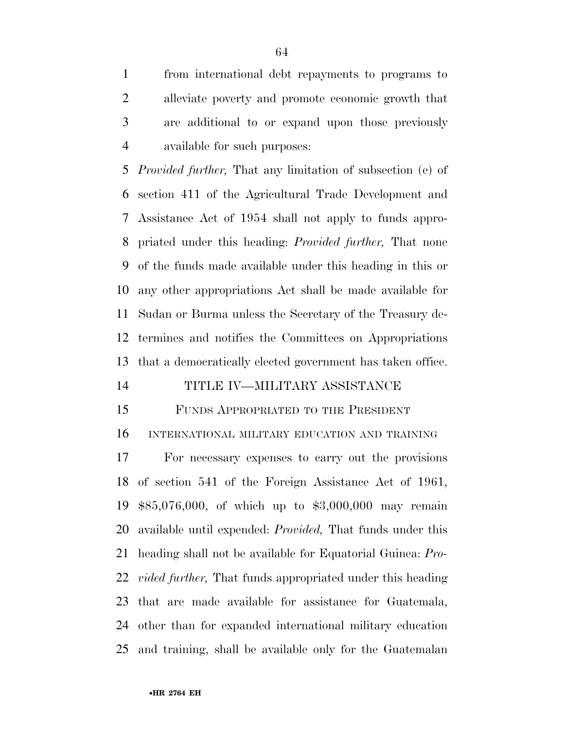from international debt repayments to programs to alleviate poverty and promote economic growth that are additional to or expand upon those previously available for such purposes:

*Provided further,* That any limitation of subsection (e) of section 411 of the Agricultural Trade Development and Assistance Act of 1954 shall not apply to funds appropriated under this heading: *Provided further,* That none of the funds made available under this heading in this or any other appropriations Act shall be made available for Sudan or Burma unless the Secretary of the Treasury determines and notifies the Committees on Appropriations that a democratically elected government has taken office.

# TITLE IV—MILITARY ASSISTANCE

## FUNDS APPROPRIATED TO THE PRESIDENT

### INTERNATIONAL MILITARY EDUCATION AND TRAINING

For necessary expenses to carry out the provisions of section 541 of the Foreign Assistance Act of 1961, $85,076,000, of which up to $3,000,000 may remain available until expended: *Provided,* That funds under this heading shall not be available for Equatorial Guinea: *Provided further,* That funds appropriated under this heading that are made available for assistance for Guatemala, other than for expanded international military education and training, shall be available only for the Guatemalan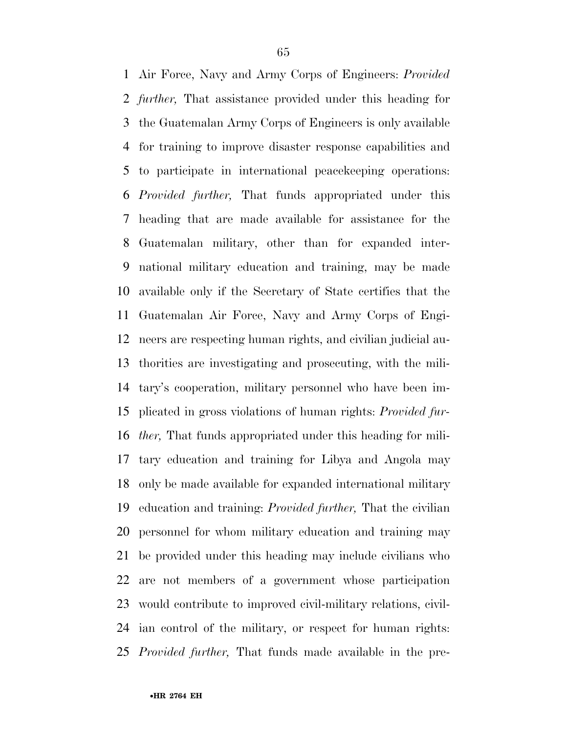Air Force, Navy and Army Corps of Engineers: *Provided further,* That assistance provided under this heading for the Guatemalan Army Corps of Engineers is only available for training to improve disaster response capabilities and to participate in international peacekeeping operations: *Provided further,* That funds appropriated under this heading that are made available for assistance for the Guatemalan military, other than for expanded international military education and training, may be made available only if the Secretary of State certifies that the Guatemalan Air Force, Navy and Army Corps of Engineers are respecting human rights, and civilian judicial authorities are investigating and prosecuting, with the military's cooperation, military personnel who have been implicated in gross violations of human rights: *Provided further,* That funds appropriated under this heading for military education and training for Libya and Angola may only be made available for expanded international military education and training: *Provided further,* That the civilian personnel for whom military education and training may be provided under this heading may include civilians who are not members of a government whose participation would contribute to improved civil-military relations, civilian control of the military, or respect for human rights: *Provided further,* That funds made available in the pre-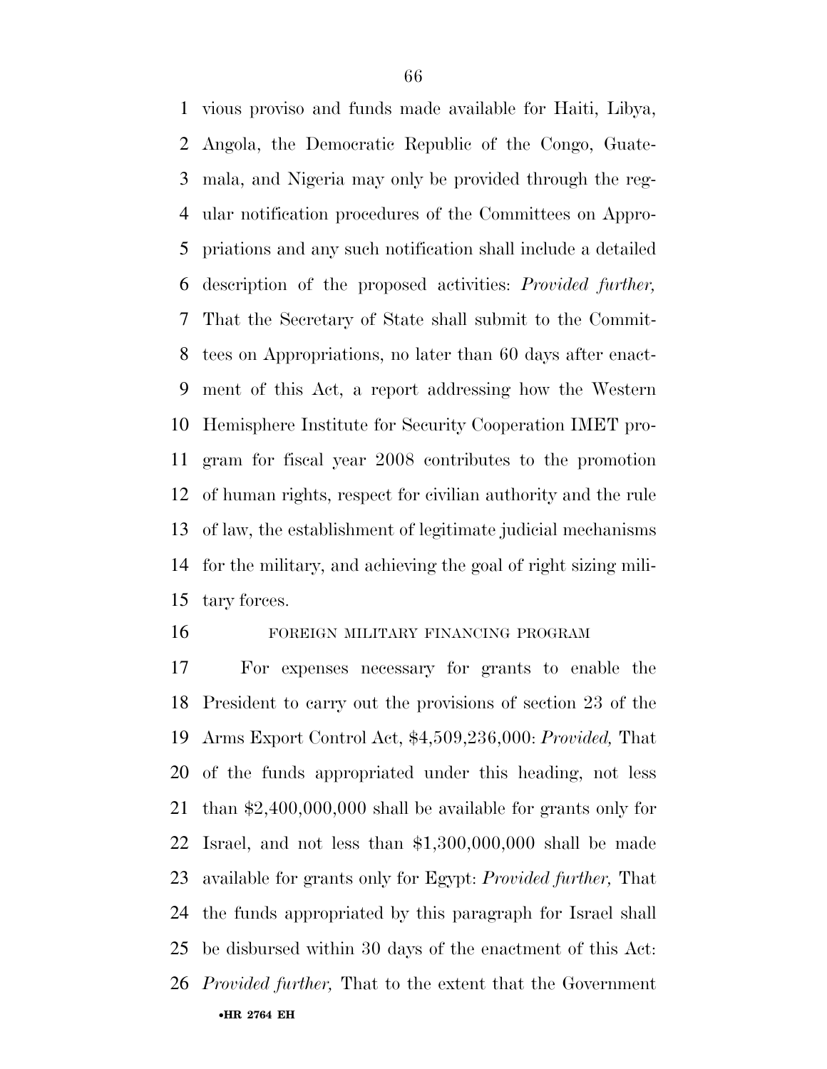vious proviso and funds made available for Haiti, Libya, Angola, the Democratic Republic of the Congo, Guatemala, and Nigeria may only be provided through the regular notification procedures of the Committees on Appropriations and any such notification shall include a detailed description of the proposed activities: *Provided further,* That the Secretary of State shall submit to the Committees on Appropriations, no later than 60 days after enactment of this Act, a report addressing how the Western Hemisphere Institute for Security Cooperation IMET program for fiscal year 2008 contributes to the promotion of human rights, respect for civilian authority and the rule of law, the establishment of legitimate judicial mechanisms for the military, and achieving the goal of right sizing military forces.

FOREIGN MILITARY FINANCING PROGRAM

For expenses necessary for grants to enable the President to carry out the provisions of section 23 of the Arms Export Control Act, $4,509,236,000: *Provided,* That of the funds appropriated under this heading, not less than $2,400,000,000 shall be available for grants only for Israel, and not less than $1,300,000,000 shall be made available for grants only for Egypt: *Provided further,* That the funds appropriated by this paragraph for Israel shall be disbursed within 30 days of the enactment of this Act: *Provided further,* That to the extent that the Government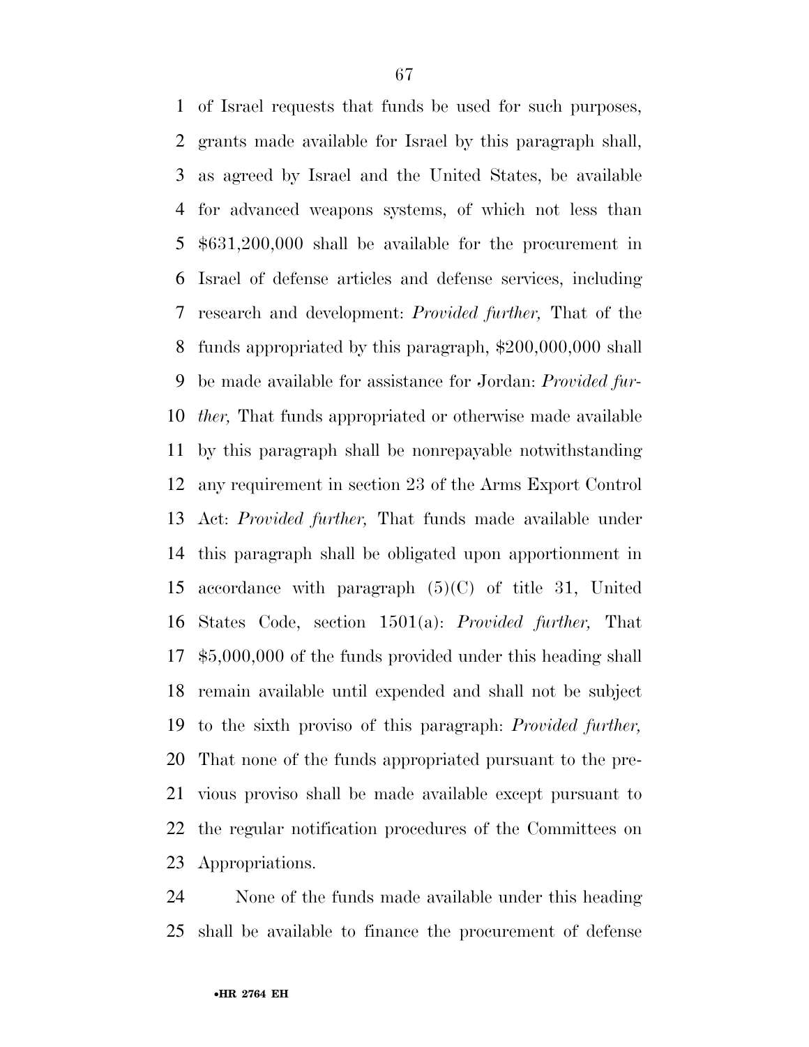of Israel requests that funds be used for such purposes, grants made available for Israel by this paragraph shall, as agreed by Israel and the United States, be available for advanced weapons systems, of which not less than $631,200,000 shall be available for the procurement in Israel of defense articles and defense services, including research and development: *Provided further,* That of the funds appropriated by this paragraph, $200,000,000 shall be made available for assistance for Jordan: *Provided further,* That funds appropriated or otherwise made available by this paragraph shall be nonrepayable notwithstanding any requirement in section 23 of the Arms Export Control Act: *Provided further,* That funds made available under this paragraph shall be obligated upon apportionment in accordance with paragraph (5)(C) of title 31, United States Code, section 1501(a): *Provided further,* That $5,000,000 of the funds provided under this heading shall remain available until expended and shall not be subject to the sixth proviso of this paragraph: *Provided further,* That none of the funds appropriated pursuant to the previous proviso shall be made available except pursuant to the regular notification procedures of the Committees on Appropriations.

None of the funds made available under this heading shall be available to finance the procurement of defense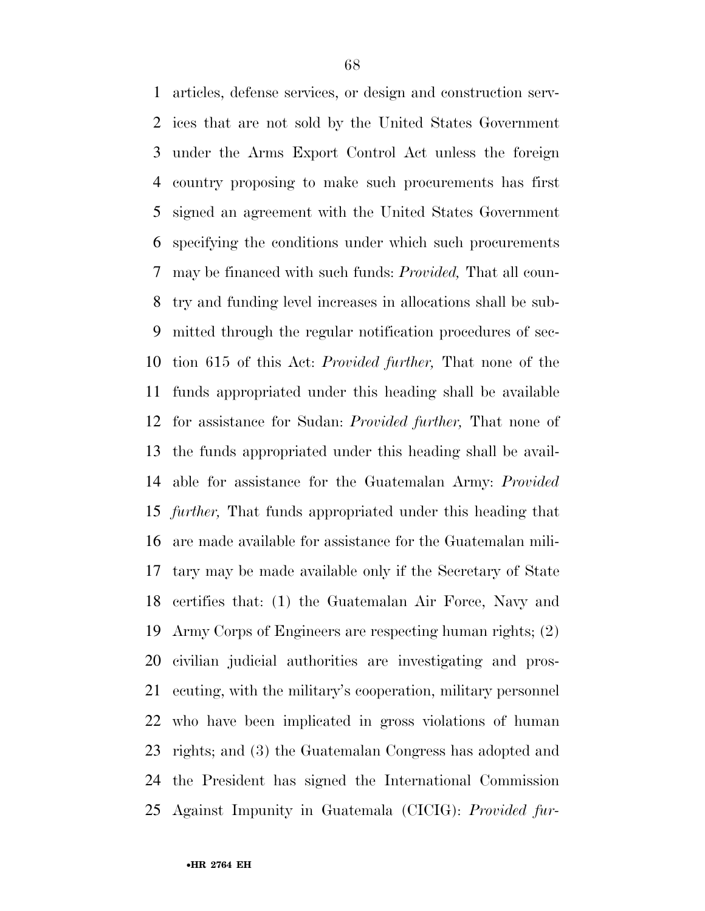articles, defense services, or design and construction services that are not sold by the United States Government under the Arms Export Control Act unless the foreign country proposing to make such procurements has first signed an agreement with the United States Government specifying the conditions under which such procurements may be financed with such funds: *Provided,* That all country and funding level increases in allocations shall be submitted through the regular notification procedures of section 615 of this Act: *Provided further,* That none of the funds appropriated under this heading shall be available for assistance for Sudan: *Provided further,* That none of the funds appropriated under this heading shall be available for assistance for the Guatemalan Army: *Provided further,* That funds appropriated under this heading that are made available for assistance for the Guatemalan military may be made available only if the Secretary of State certifies that: (1) the Guatemalan Air Force, Navy and Army Corps of Engineers are respecting human rights; (2) civilian judicial authorities are investigating and prosecuting, with the military's cooperation, military personnel who have been implicated in gross violations of human rights; and (3) the Guatemalan Congress has adopted and the President has signed the International Commission Against Impunity in Guatemala (CICIG): *Provided fur-*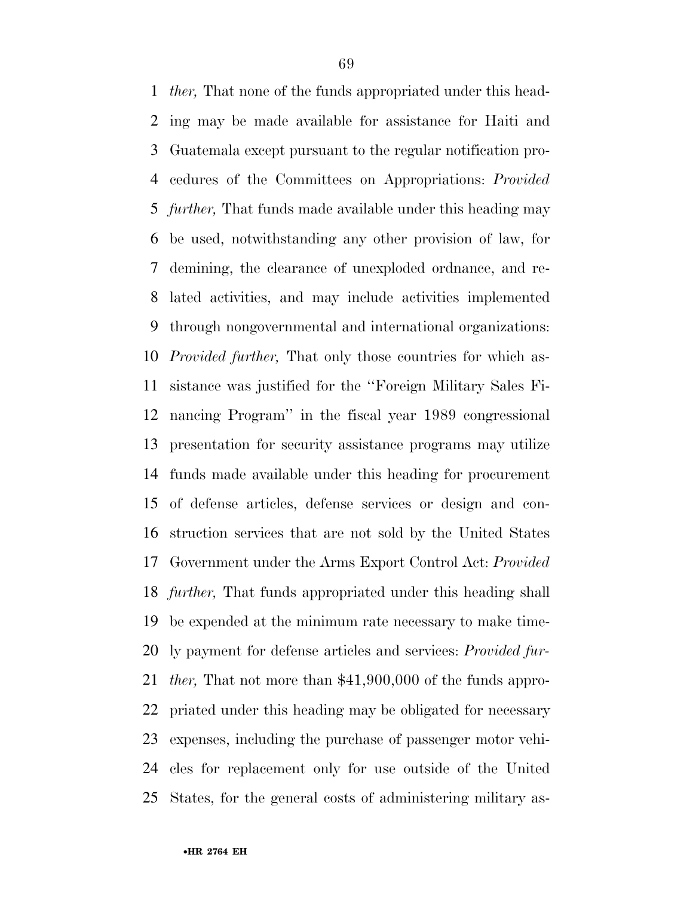*ther,* That none of the funds appropriated under this heading may be made available for assistance for Haiti and Guatemala except pursuant to the regular notification procedures of the Committees on Appropriations: *Provided further,* That funds made available under this heading may be used, notwithstanding any other provision of law, for demining, the clearance of unexploded ordnance, and related activities, and may include activities implemented through nongovernmental and international organizations: *Provided further,* That only those countries for which assistance was justified for the ''Foreign Military Sales Financing Program'' in the fiscal year 1989 congressional presentation for security assistance programs may utilize funds made available under this heading for procurement of defense articles, defense services or design and construction services that are not sold by the United States Government under the Arms Export Control Act: *Provided further,* That funds appropriated under this heading shall be expended at the minimum rate necessary to make timely payment for defense articles and services: *Provided further,* That not more than $41,900,000 of the funds appropriated under this heading may be obligated for necessary expenses, including the purchase of passenger motor vehicles for replacement only for use outside of the United States, for the general costs of administering military as-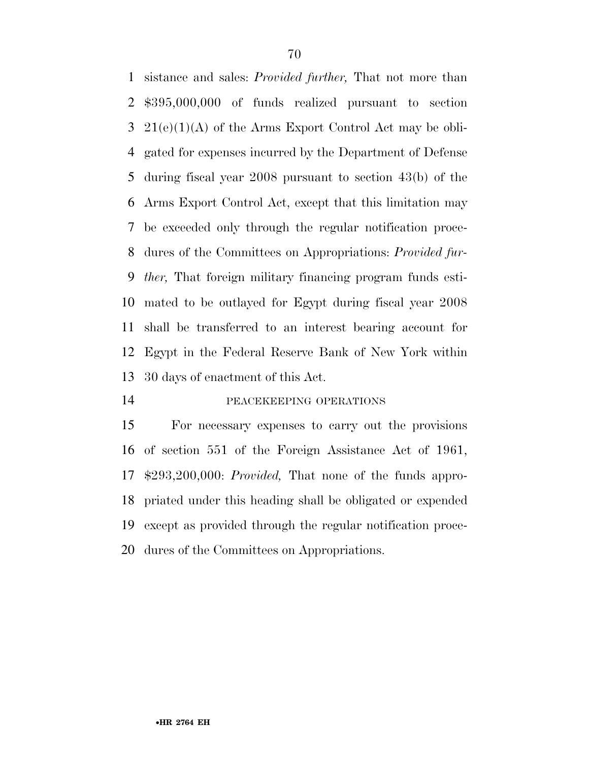sistance and sales: *Provided further,* That not more than $395,000,000 of funds realized pursuant to section 21(e)(1)(A) of the Arms Export Control Act may be obligated for expenses incurred by the Department of Defense during fiscal year 2008 pursuant to section 43(b) of the Arms Export Control Act, except that this limitation may be exceeded only through the regular notification procedures of the Committees on Appropriations: *Provided further,* That foreign military financing program funds estimated to be outlayed for Egypt during fiscal year 2008 shall be transferred to an interest bearing account for Egypt in the Federal Reserve Bank of New York within 30 days of enactment of this Act.

PEACEKEEPING OPERATIONS

For necessary expenses to carry out the provisions of section 551 of the Foreign Assistance Act of 1961, $293,200,000: *Provided,* That none of the funds appropriated under this heading shall be obligated or expended except as provided through the regular notification procedures of the Committees on Appropriations.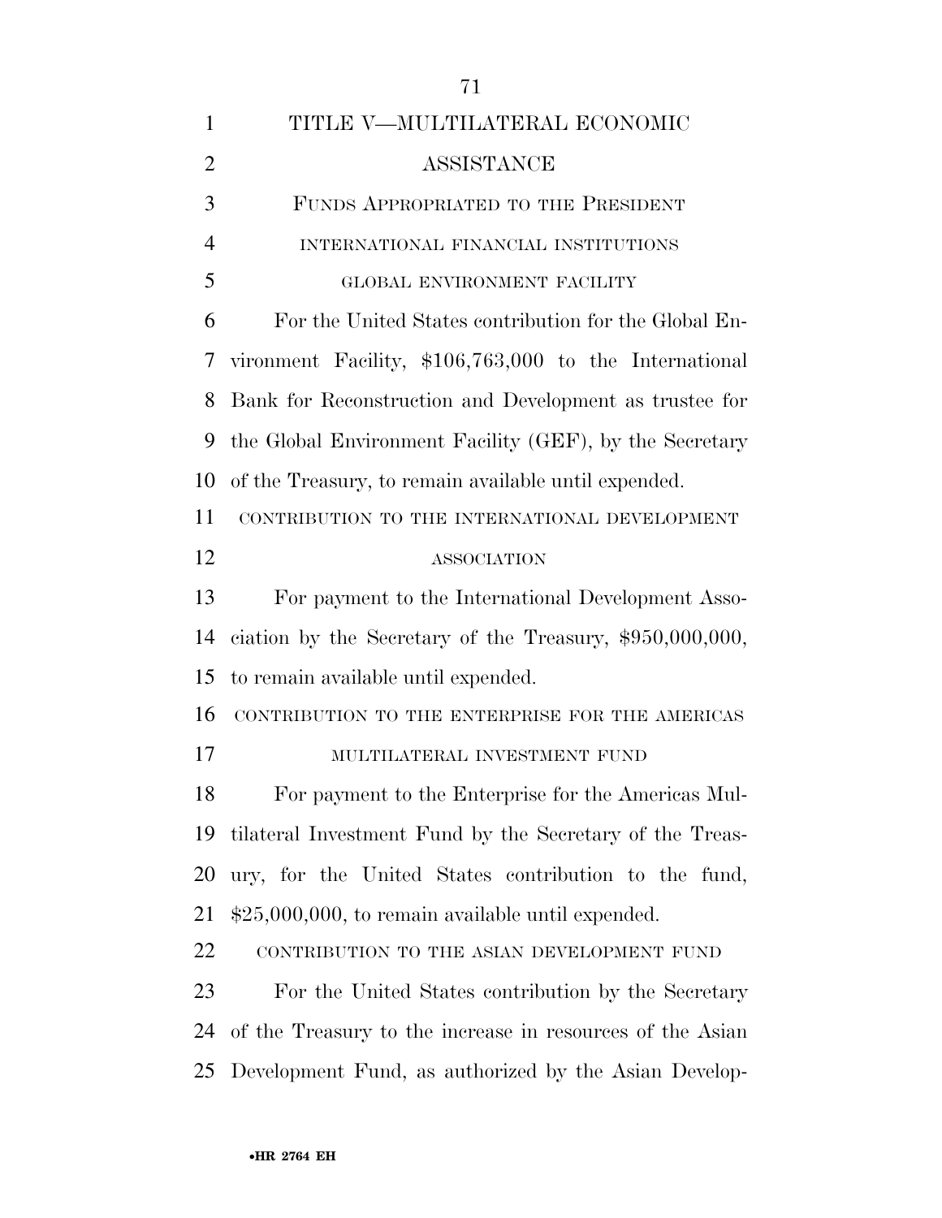# TITLE V—MULTILATERAL ECONOMIC ASSISTANCE

## FUNDS APPROPRIATED TO THE PRESIDENT

### INTERNATIONAL FINANCIAL INSTITUTIONS

#### GLOBAL ENVIRONMENT FACILITY

For the United States contribution for the Global Environment Facility, $106,763,000 to the International Bank for Reconstruction and Development as trustee for the Global Environment Facility (GEF), by the Secretary of the Treasury, to remain available until expended.

#### CONTRIBUTION TO THE INTERNATIONAL DEVELOPMENT ASSOCIATION

For payment to the International Development Association by the Secretary of the Treasury, $950,000,000, to remain available until expended.

#### CONTRIBUTION TO THE ENTERPRISE FOR THE AMERICAS MULTILATERAL INVESTMENT FUND

For payment to the Enterprise for the Americas Multilateral Investment Fund by the Secretary of the Treasury, for the United States contribution to the fund, $25,000,000, to remain available until expended.

#### CONTRIBUTION TO THE ASIAN DEVELOPMENT FUND

For the United States contribution by the Secretary of the Treasury to the increase in resources of the Asian Development Fund, as authorized by the Asian Develop-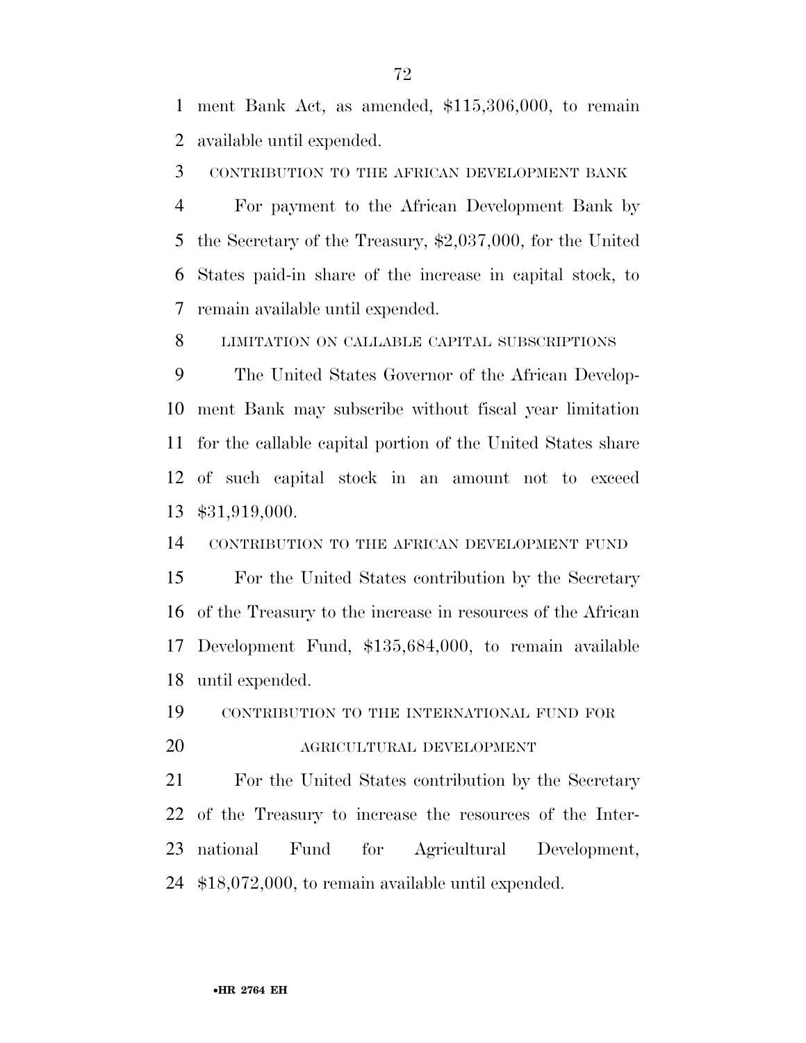ment Bank Act, as amended, $115,306,000, to remain available until expended.

CONTRIBUTION TO THE AFRICAN DEVELOPMENT BANK

For payment to the African Development Bank by the Secretary of the Treasury, $2,037,000, for the United States paid-in share of the increase in capital stock, to remain available until expended.

LIMITATION ON CALLABLE CAPITAL SUBSCRIPTIONS

The United States Governor of the African Development Bank may subscribe without fiscal year limitation for the callable capital portion of the United States share of such capital stock in an amount not to exceed $31,919,000.

CONTRIBUTION TO THE AFRICAN DEVELOPMENT FUND

For the United States contribution by the Secretary of the Treasury to the increase in resources of the African Development Fund, $135,684,000, to remain available until expended.

CONTRIBUTION TO THE INTERNATIONAL FUND FOR AGRICULTURAL DEVELOPMENT

For the United States contribution by the Secretary of the Treasury to increase the resources of the International Fund for Agricultural Development, $18,072,000, to remain available until expended.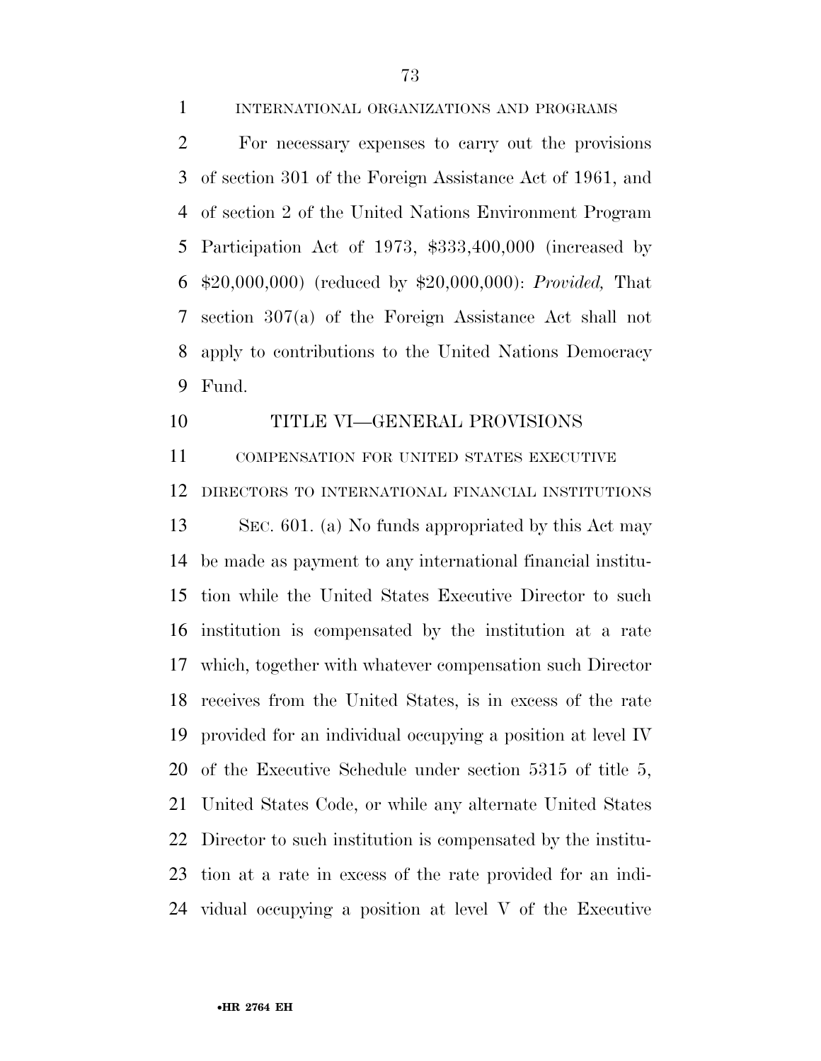INTERNATIONAL ORGANIZATIONS AND PROGRAMS

For necessary expenses to carry out the provisions of section 301 of the Foreign Assistance Act of 1961, and of section 2 of the United Nations Environment Program Participation Act of 1973, $333,400,000 (increased by $20,000,000) (reduced by $20,000,000): *Provided,* That section 307(a) of the Foreign Assistance Act shall not apply to contributions to the United Nations Democracy Fund.

## TITLE VI—GENERAL PROVISIONS

COMPENSATION FOR UNITED STATES EXECUTIVE DIRECTORS TO INTERNATIONAL FINANCIAL INSTITUTIONS

SEC. 601. (a) No funds appropriated by this Act may be made as payment to any international financial institution while the United States Executive Director to such institution is compensated by the institution at a rate which, together with whatever compensation such Director receives from the United States, is in excess of the rate provided for an individual occupying a position at level IV of the Executive Schedule under section 5315 of title 5, United States Code, or while any alternate United States Director to such institution is compensated by the institution at a rate in excess of the rate provided for an individual occupying a position at level V of the Executive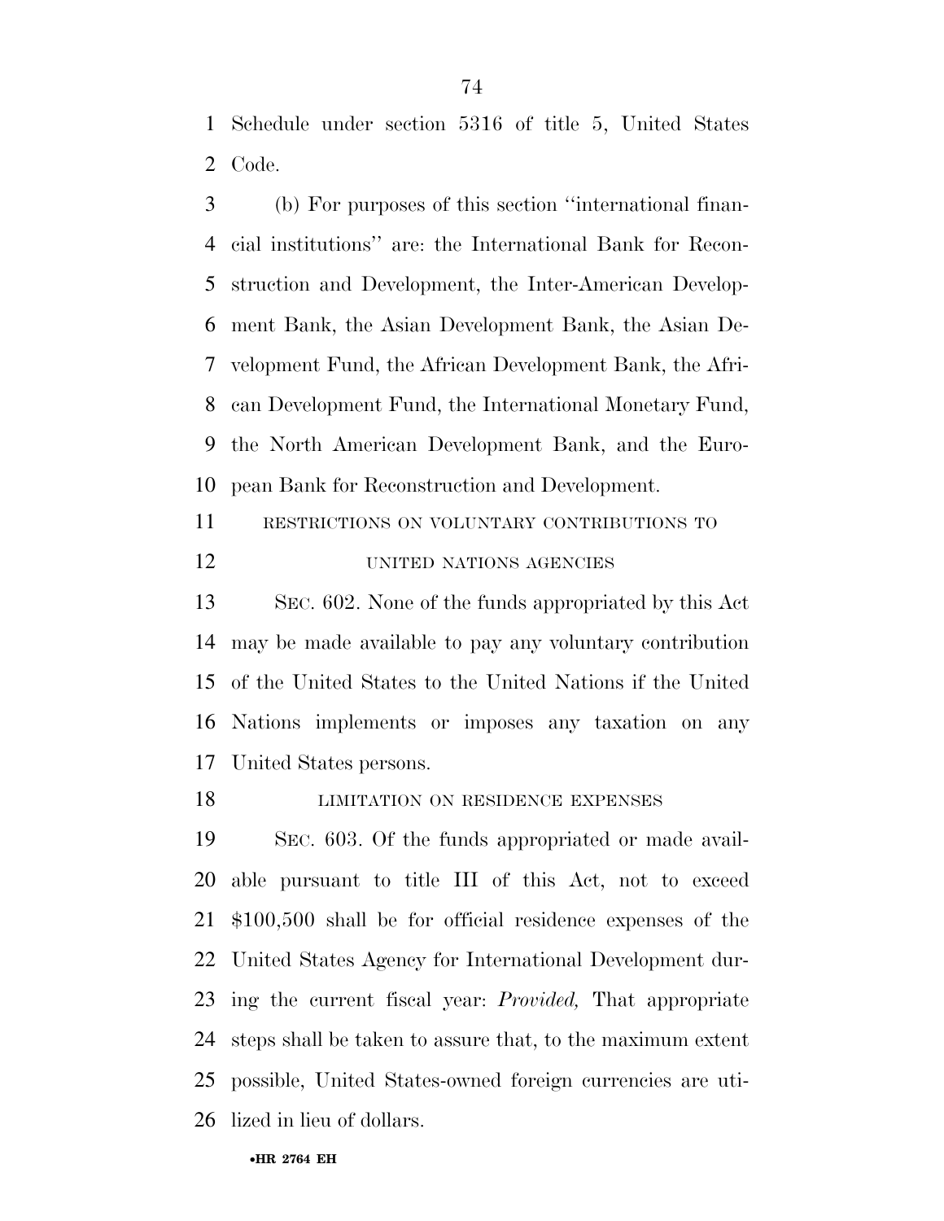Schedule under section 5316 of title 5, United States Code.

(b) For purposes of this section ''international financial institutions'' are: the International Bank for Reconstruction and Development, the Inter-American Development Bank, the Asian Development Bank, the Asian Development Fund, the African Development Bank, the African Development Fund, the International Monetary Fund, the North American Development Bank, and the European Bank for Reconstruction and Development.

RESTRICTIONS ON VOLUNTARY CONTRIBUTIONS TO UNITED NATIONS AGENCIES

SEC. 602. None of the funds appropriated by this Act may be made available to pay any voluntary contribution of the United States to the United Nations if the United Nations implements or imposes any taxation on any United States persons.

LIMITATION ON RESIDENCE EXPENSES

SEC. 603. Of the funds appropriated or made available pursuant to title III of this Act, not to exceed $100,500 shall be for official residence expenses of the United States Agency for International Development during the current fiscal year: *Provided,* That appropriate steps shall be taken to assure that, to the maximum extent possible, United States-owned foreign currencies are utilized in lieu of dollars.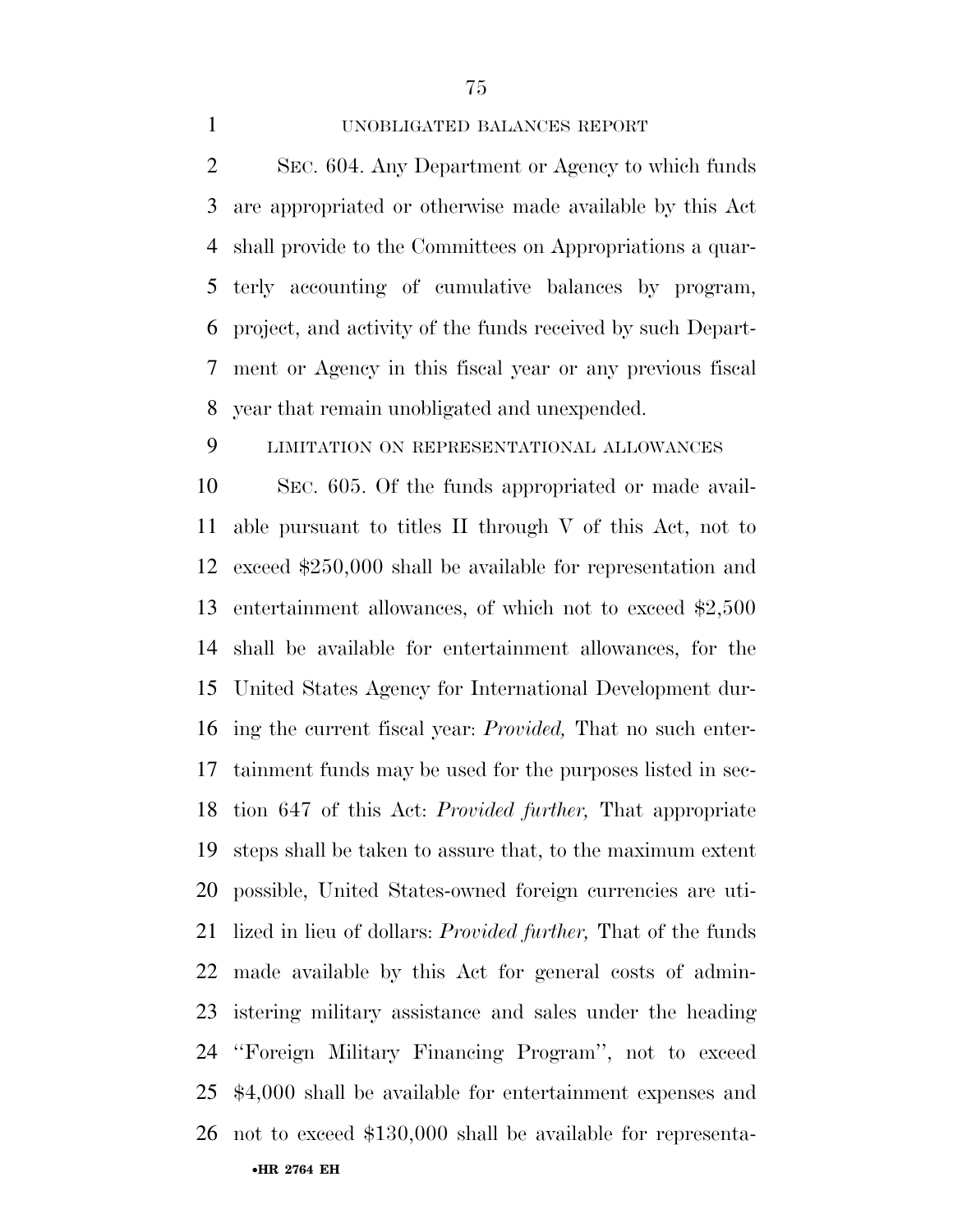UNOBLIGATED BALANCES REPORT

SEC. 604. Any Department or Agency to which funds are appropriated or otherwise made available by this Act shall provide to the Committees on Appropriations a quarterly accounting of cumulative balances by program, project, and activity of the funds received by such Department or Agency in this fiscal year or any previous fiscal year that remain unobligated and unexpended.

LIMITATION ON REPRESENTATIONAL ALLOWANCES

SEC. 605. Of the funds appropriated or made available pursuant to titles II through V of this Act, not to exceed $250,000 shall be available for representation and entertainment allowances, of which not to exceed $2,500 shall be available for entertainment allowances, for the United States Agency for International Development during the current fiscal year: *Provided,* That no such entertainment funds may be used for the purposes listed in section 647 of this Act: *Provided further,* That appropriate steps shall be taken to assure that, to the maximum extent possible, United States-owned foreign currencies are utilized in lieu of dollars: *Provided further,* That of the funds made available by this Act for general costs of administering military assistance and sales under the heading ''Foreign Military Financing Program'', not to exceed $4,000 shall be available for entertainment expenses and not to exceed $130,000 shall be available for representa-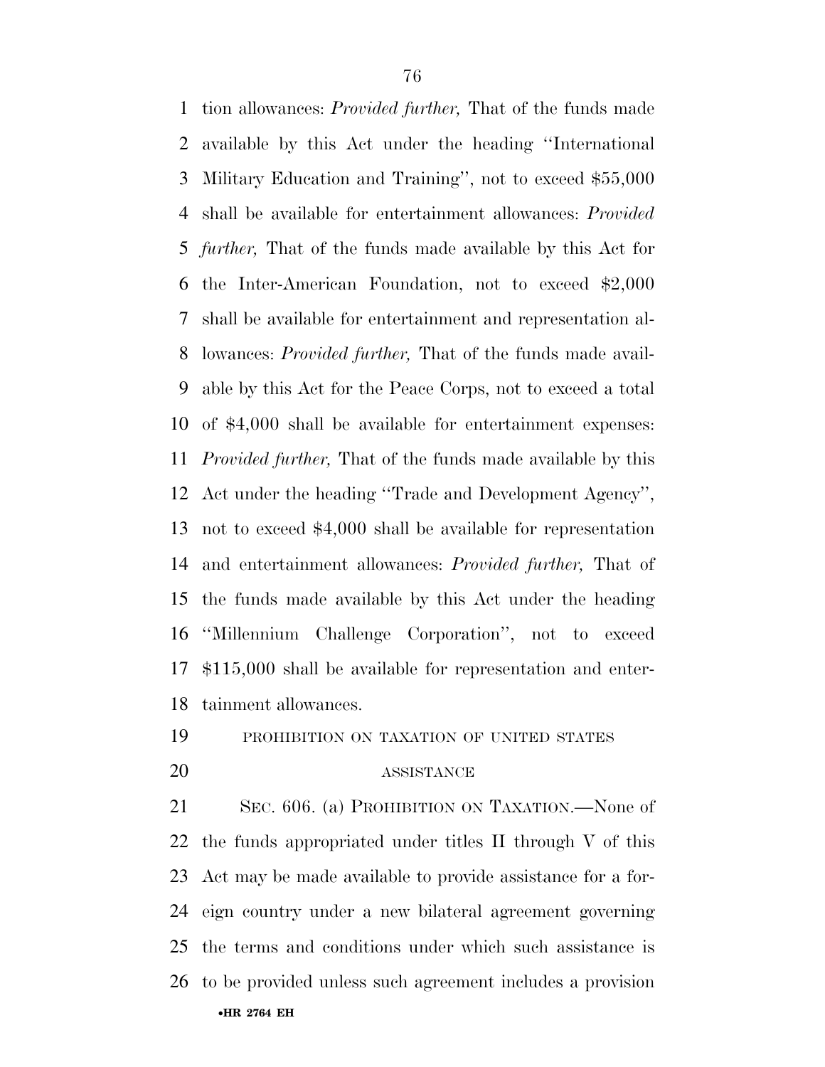tion allowances: *Provided further,* That of the funds made available by this Act under the heading ''International Military Education and Training'', not to exceed $55,000 shall be available for entertainment allowances: *Provided further,* That of the funds made available by this Act for the Inter-American Foundation, not to exceed $2,000 shall be available for entertainment and representation allowances: *Provided further,* That of the funds made available by this Act for the Peace Corps, not to exceed a total of $4,000 shall be available for entertainment expenses: *Provided further,* That of the funds made available by this Act under the heading ''Trade and Development Agency'', not to exceed $4,000 shall be available for representation and entertainment allowances: *Provided further,* That of the funds made available by this Act under the heading ''Millennium Challenge Corporation'', not to exceed $115,000 shall be available for representation and entertainment allowances.

PROHIBITION ON TAXATION OF UNITED STATES ASSISTANCE

SEC. 606. (a) PROHIBITION ON TAXATION.—None of the funds appropriated under titles II through V of this Act may be made available to provide assistance for a foreign country under a new bilateral agreement governing the terms and conditions under which such assistance is to be provided unless such agreement includes a provision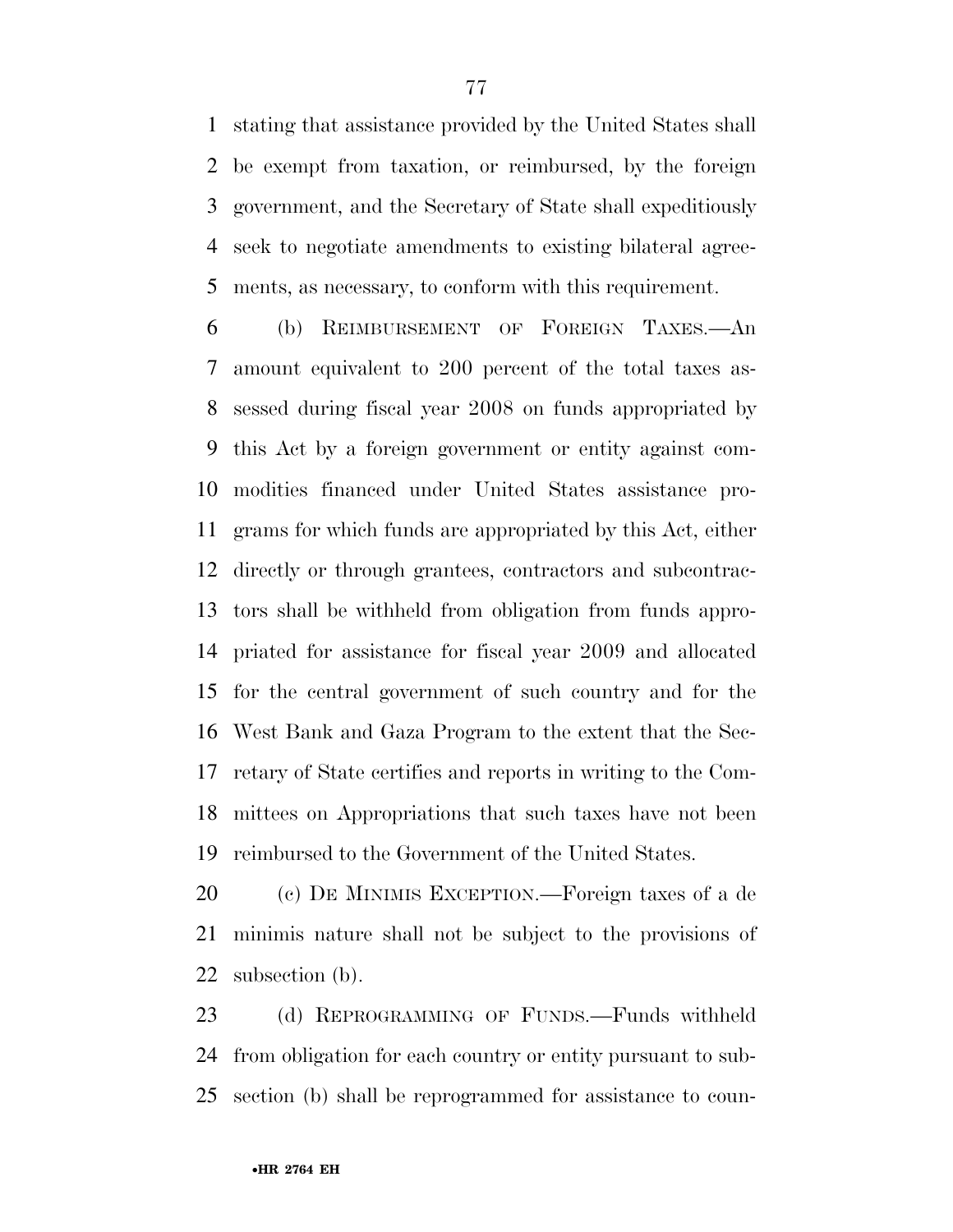stating that assistance provided by the United States shall be exempt from taxation, or reimbursed, by the foreign government, and the Secretary of State shall expeditiously seek to negotiate amendments to existing bilateral agreements, as necessary, to conform with this requirement.

(b) REIMBURSEMENT OF FOREIGN TAXES.—An amount equivalent to 200 percent of the total taxes assessed during fiscal year 2008 on funds appropriated by this Act by a foreign government or entity against commodities financed under United States assistance programs for which funds are appropriated by this Act, either directly or through grantees, contractors and subcontractors shall be withheld from obligation from funds appropriated for assistance for fiscal year 2009 and allocated for the central government of such country and for the West Bank and Gaza Program to the extent that the Secretary of State certifies and reports in writing to the Committees on Appropriations that such taxes have not been reimbursed to the Government of the United States.

(c) DE MINIMIS EXCEPTION.—Foreign taxes of a de minimis nature shall not be subject to the provisions of subsection (b).

(d) REPROGRAMMING OF FUNDS.—Funds withheld from obligation for each country or entity pursuant to subsection (b) shall be reprogrammed for assistance to coun-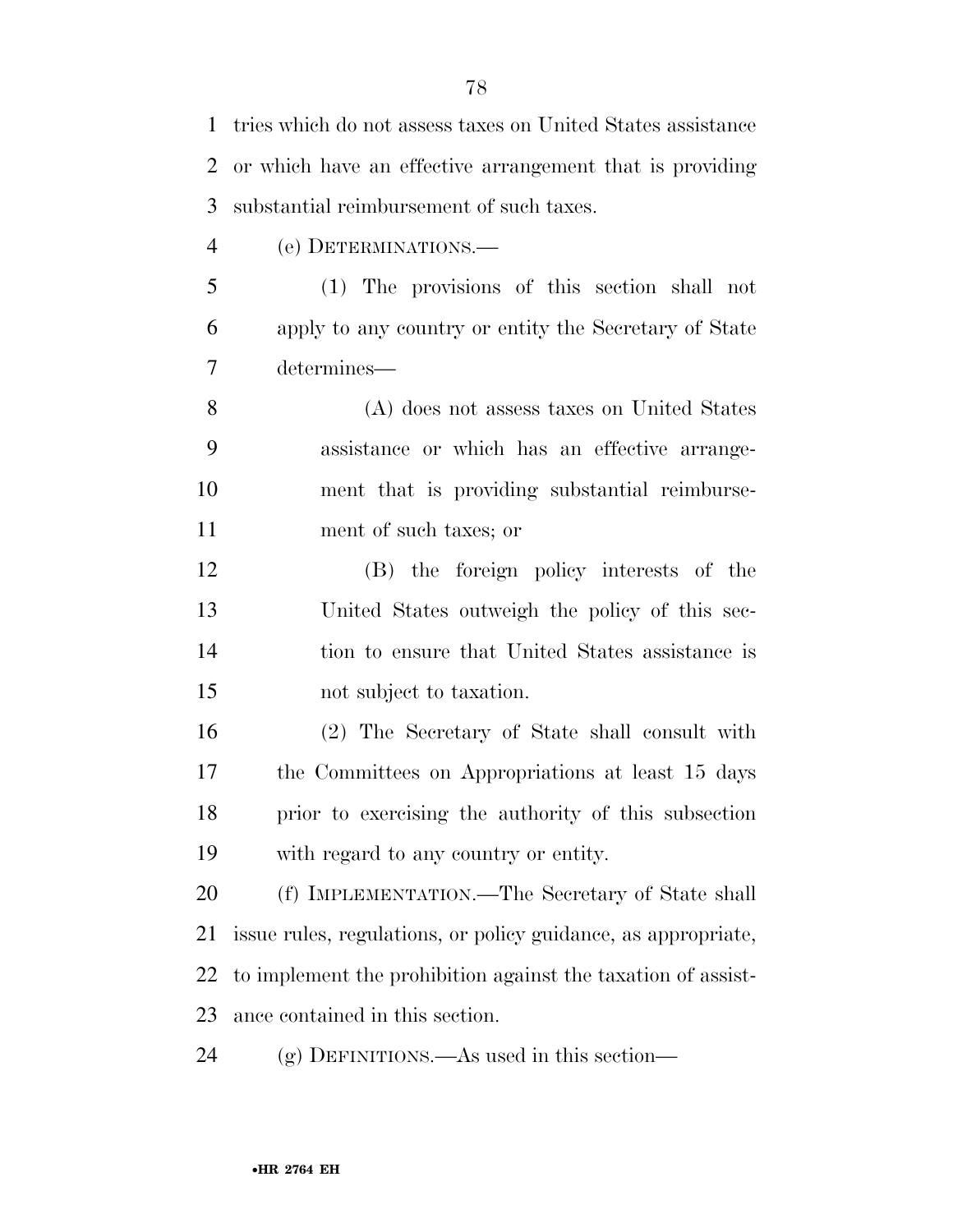tries which do not assess taxes on United States assistance or which have an effective arrangement that is providing substantial reimbursement of such taxes.

(e) DETERMINATIONS.—

(1) The provisions of this section shall not apply to any country or entity the Secretary of State determines—

(A) does not assess taxes on United States assistance or which has an effective arrangement that is providing substantial reimbursement of such taxes; or

(B) the foreign policy interests of the United States outweigh the policy of this section to ensure that United States assistance is not subject to taxation.

(2) The Secretary of State shall consult with the Committees on Appropriations at least 15 days prior to exercising the authority of this subsection with regard to any country or entity.

(f) IMPLEMENTATION.—The Secretary of State shall issue rules, regulations, or policy guidance, as appropriate, to implement the prohibition against the taxation of assistance contained in this section.

(g) DEFINITIONS.—As used in this section—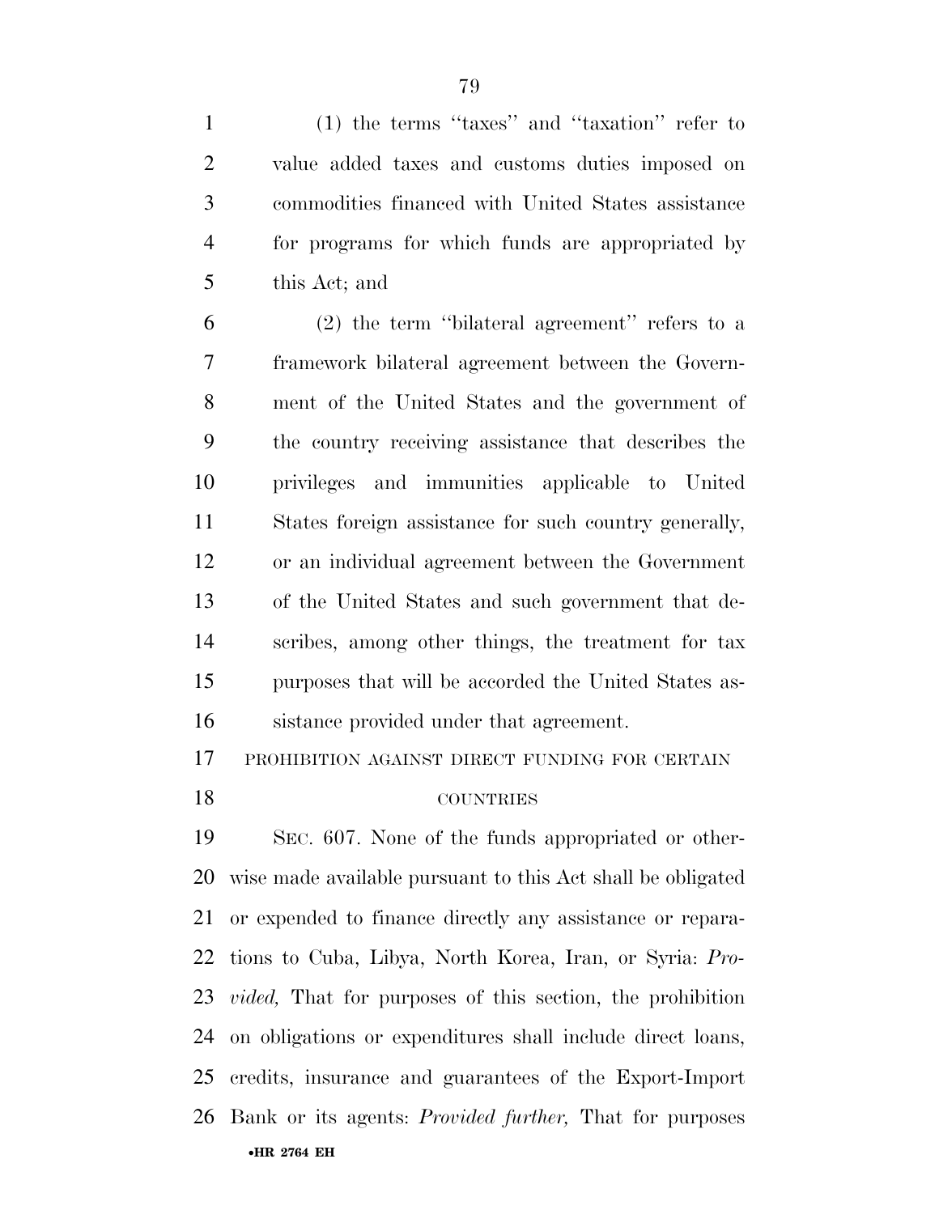(1) the terms "taxes" and "taxation" refer to value added taxes and customs duties imposed on commodities financed with United States assistance for programs for which funds are appropriated by this Act; and

(2) the term "bilateral agreement" refers to a framework bilateral agreement between the Government of the United States and the government of the country receiving assistance that describes the privileges and immunities applicable to United States foreign assistance for such country generally, or an individual agreement between the Government of the United States and such government that describes, among other things, the treatment for tax purposes that will be accorded the United States assistance provided under that agreement.

PROHIBITION AGAINST DIRECT FUNDING FOR CERTAIN COUNTRIES

SEC. 607. None of the funds appropriated or otherwise made available pursuant to this Act shall be obligated or expended to finance directly any assistance or reparations to Cuba, Libya, North Korea, Iran, or Syria: *Provided,* That for purposes of this section, the prohibition on obligations or expenditures shall include direct loans, credits, insurance and guarantees of the Export-Import Bank or its agents: *Provided further,* That for purposes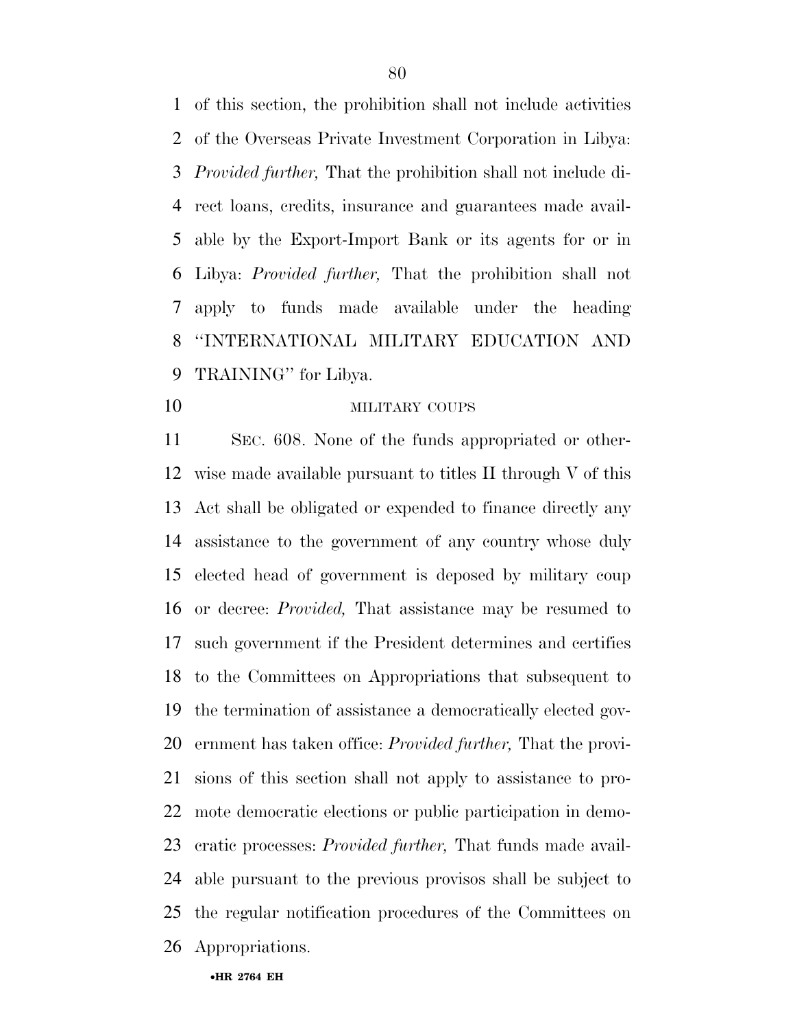of this section, the prohibition shall not include activities of the Overseas Private Investment Corporation in Libya: *Provided further,* That the prohibition shall not include direct loans, credits, insurance and guarantees made available by the Export-Import Bank or its agents for or in Libya: *Provided further,* That the prohibition shall not apply to funds made available under the heading ''INTERNATIONAL MILITARY EDUCATION AND TRAINING'' for Libya.

MILITARY COUPS

SEC. 608. None of the funds appropriated or otherwise made available pursuant to titles II through V of this Act shall be obligated or expended to finance directly any assistance to the government of any country whose duly elected head of government is deposed by military coup or decree: *Provided,* That assistance may be resumed to such government if the President determines and certifies to the Committees on Appropriations that subsequent to the termination of assistance a democratically elected government has taken office: *Provided further,* That the provisions of this section shall not apply to assistance to promote democratic elections or public participation in democratic processes: *Provided further,* That funds made available pursuant to the previous provisos shall be subject to the regular notification procedures of the Committees on Appropriations.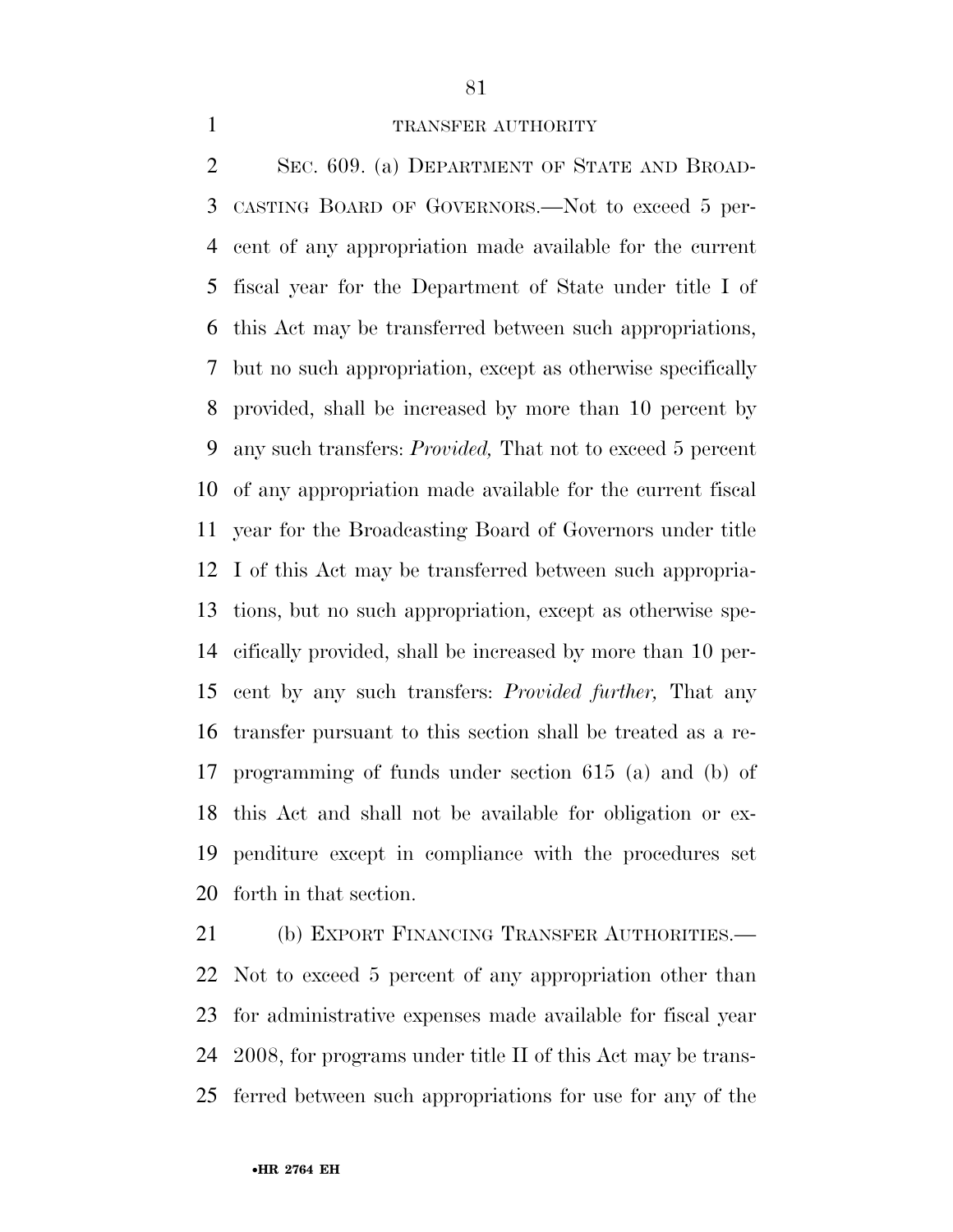TRANSFER AUTHORITY

SEC. 609. (a) DEPARTMENT OF STATE AND BROADCASTING BOARD OF GOVERNORS.—Not to exceed 5 percent of any appropriation made available for the current fiscal year for the Department of State under title I of this Act may be transferred between such appropriations, but no such appropriation, except as otherwise specifically provided, shall be increased by more than 10 percent by any such transfers: *Provided,* That not to exceed 5 percent of any appropriation made available for the current fiscal year for the Broadcasting Board of Governors under title I of this Act may be transferred between such appropriations, but no such appropriation, except as otherwise specifically provided, shall be increased by more than 10 percent by any such transfers: *Provided further,* That any transfer pursuant to this section shall be treated as a reprogramming of funds under section 615 (a) and (b) of this Act and shall not be available for obligation or expenditure except in compliance with the procedures set forth in that section.

(b) EXPORT FINANCING TRANSFER AUTHORITIES.—Not to exceed 5 percent of any appropriation other than for administrative expenses made available for fiscal year 2008, for programs under title II of this Act may be transferred between such appropriations for use for any of the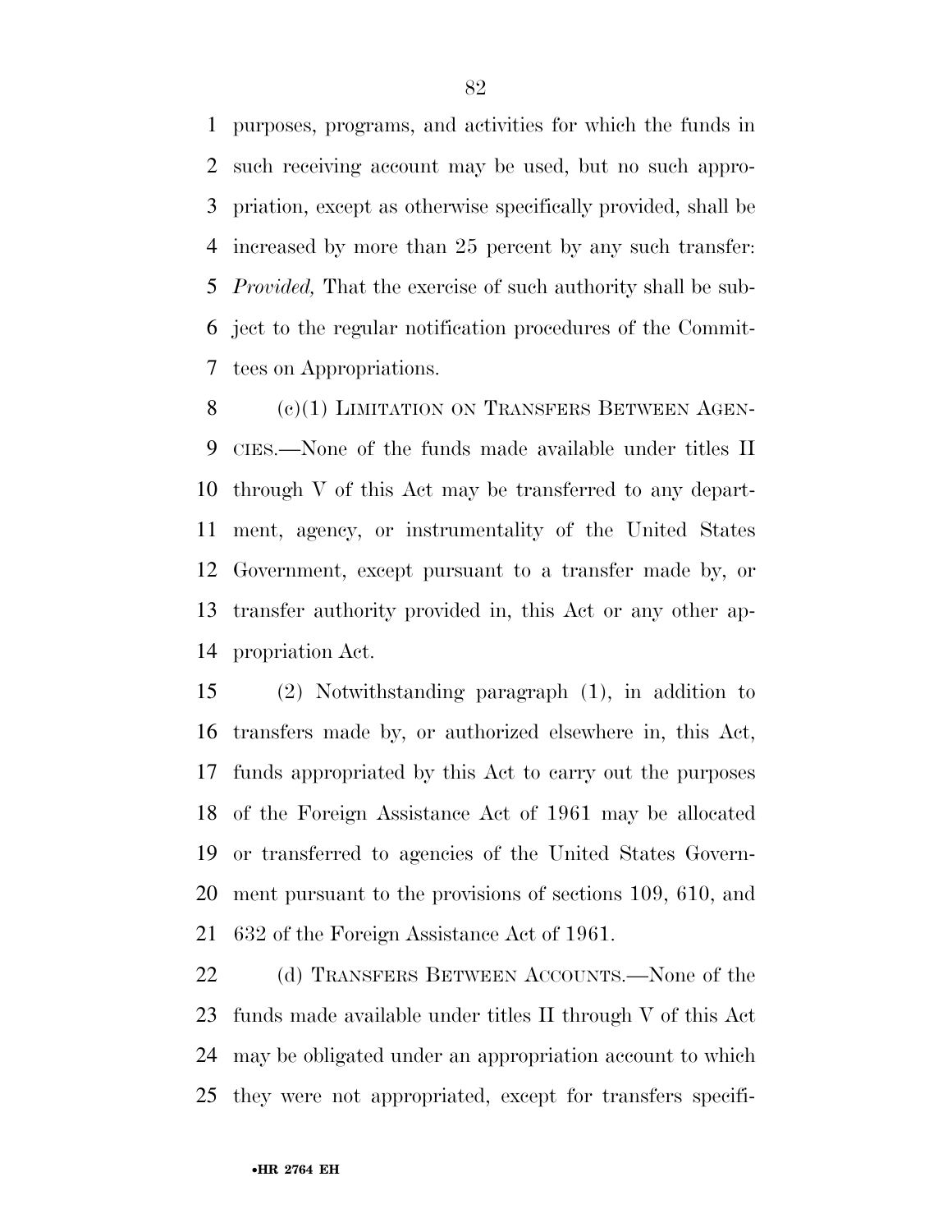purposes, programs, and activities for which the funds in such receiving account may be used, but no such appropriation, except as otherwise specifically provided, shall be increased by more than 25 percent by any such transfer: *Provided,* That the exercise of such authority shall be subject to the regular notification procedures of the Committees on Appropriations.

(c)(1) LIMITATION ON TRANSFERS BETWEEN AGENCIES.—None of the funds made available under titles II through V of this Act may be transferred to any department, agency, or instrumentality of the United States Government, except pursuant to a transfer made by, or transfer authority provided in, this Act or any other appropriation Act.

(2) Notwithstanding paragraph (1), in addition to transfers made by, or authorized elsewhere in, this Act, funds appropriated by this Act to carry out the purposes of the Foreign Assistance Act of 1961 may be allocated or transferred to agencies of the United States Government pursuant to the provisions of sections 109, 610, and 632 of the Foreign Assistance Act of 1961.

(d) TRANSFERS BETWEEN ACCOUNTS.—None of the funds made available under titles II through V of this Act may be obligated under an appropriation account to which they were not appropriated, except for transfers specifi-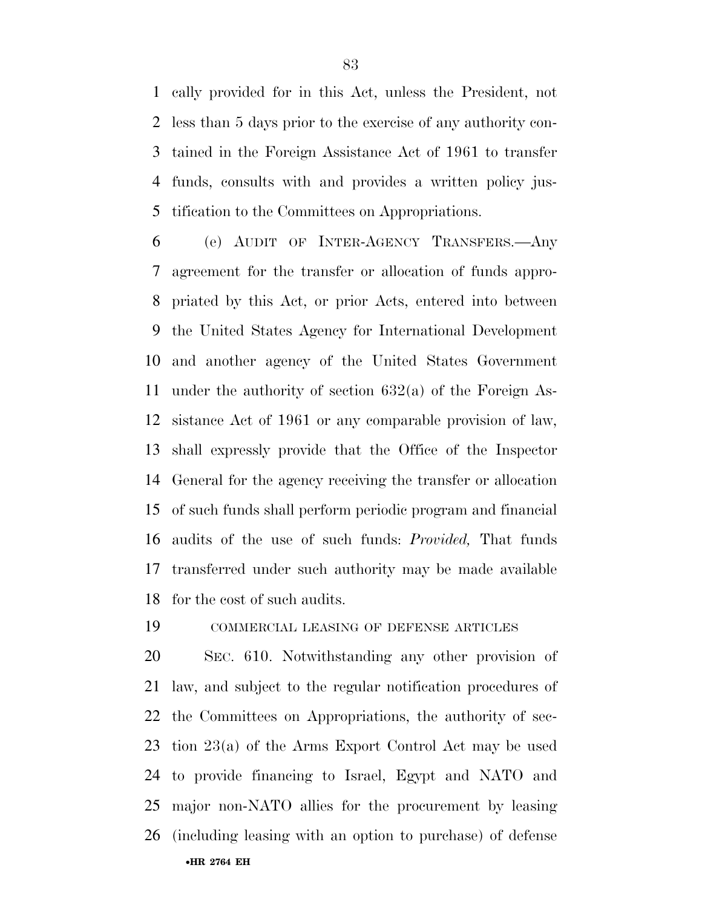cally provided for in this Act, unless the President, not less than 5 days prior to the exercise of any authority contained in the Foreign Assistance Act of 1961 to transfer funds, consults with and provides a written policy justification to the Committees on Appropriations.

(e) AUDIT OF INTER-AGENCY TRANSFERS.—Any agreement for the transfer or allocation of funds appropriated by this Act, or prior Acts, entered into between the United States Agency for International Development and another agency of the United States Government under the authority of section 632(a) of the Foreign Assistance Act of 1961 or any comparable provision of law, shall expressly provide that the Office of the Inspector General for the agency receiving the transfer or allocation of such funds shall perform periodic program and financial audits of the use of such funds: *Provided,* That funds transferred under such authority may be made available for the cost of such audits.

COMMERCIAL LEASING OF DEFENSE ARTICLES

SEC. 610. Notwithstanding any other provision of law, and subject to the regular notification procedures of the Committees on Appropriations, the authority of section 23(a) of the Arms Export Control Act may be used to provide financing to Israel, Egypt and NATO and major non-NATO allies for the procurement by leasing (including leasing with an option to purchase) of defense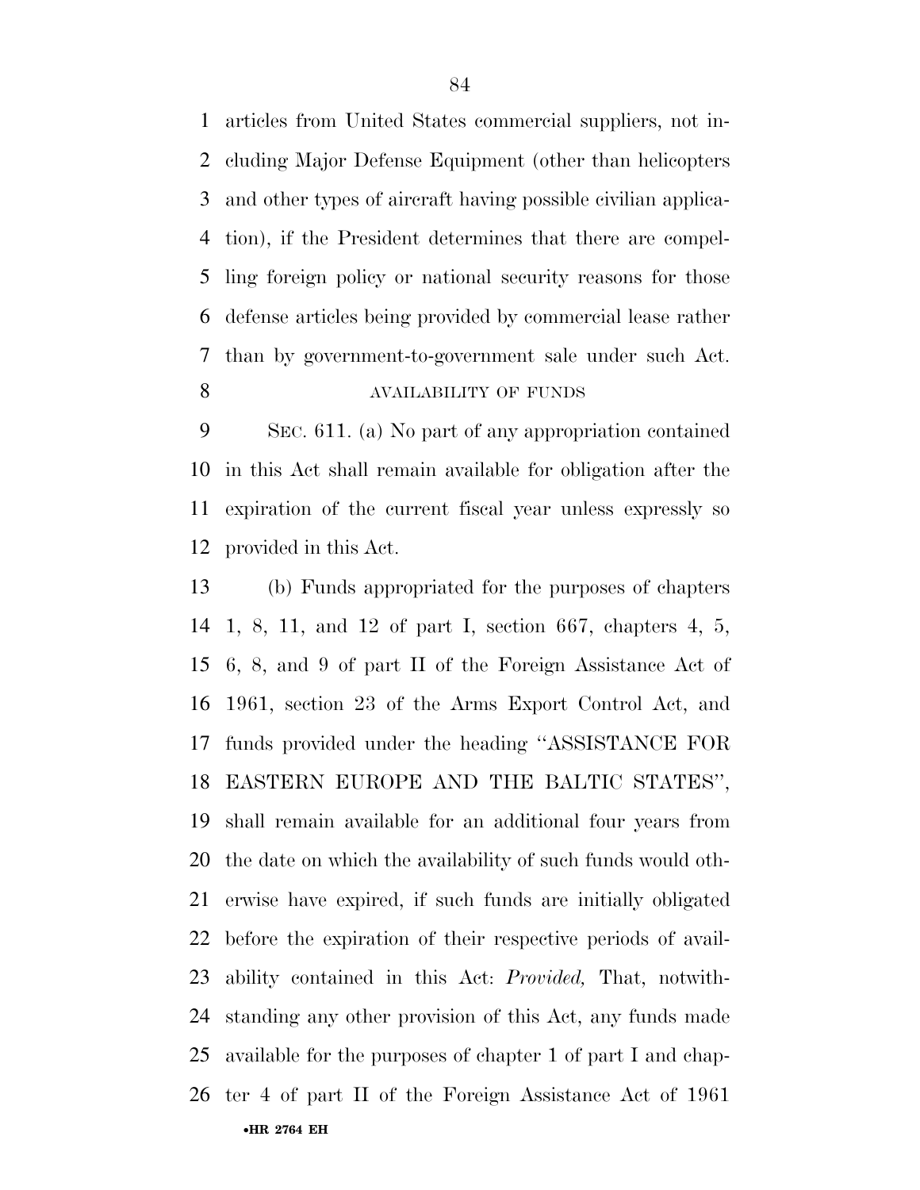articles from United States commercial suppliers, not including Major Defense Equipment (other than helicopters and other types of aircraft having possible civilian application), if the President determines that there are compelling foreign policy or national security reasons for those defense articles being provided by commercial lease rather than by government-to-government sale under such Act.

AVAILABILITY OF FUNDS

SEC. 611. (a) No part of any appropriation contained in this Act shall remain available for obligation after the expiration of the current fiscal year unless expressly so provided in this Act.

(b) Funds appropriated for the purposes of chapters 1, 8, 11, and 12 of part I, section 667, chapters 4, 5, 6, 8, and 9 of part II of the Foreign Assistance Act of 1961, section 23 of the Arms Export Control Act, and funds provided under the heading ''ASSISTANCE FOR EASTERN EUROPE AND THE BALTIC STATES'', shall remain available for an additional four years from the date on which the availability of such funds would otherwise have expired, if such funds are initially obligated before the expiration of their respective periods of availability contained in this Act: *Provided,* That, notwithstanding any other provision of this Act, any funds made available for the purposes of chapter 1 of part I and chapter 4 of part II of the Foreign Assistance Act of 1961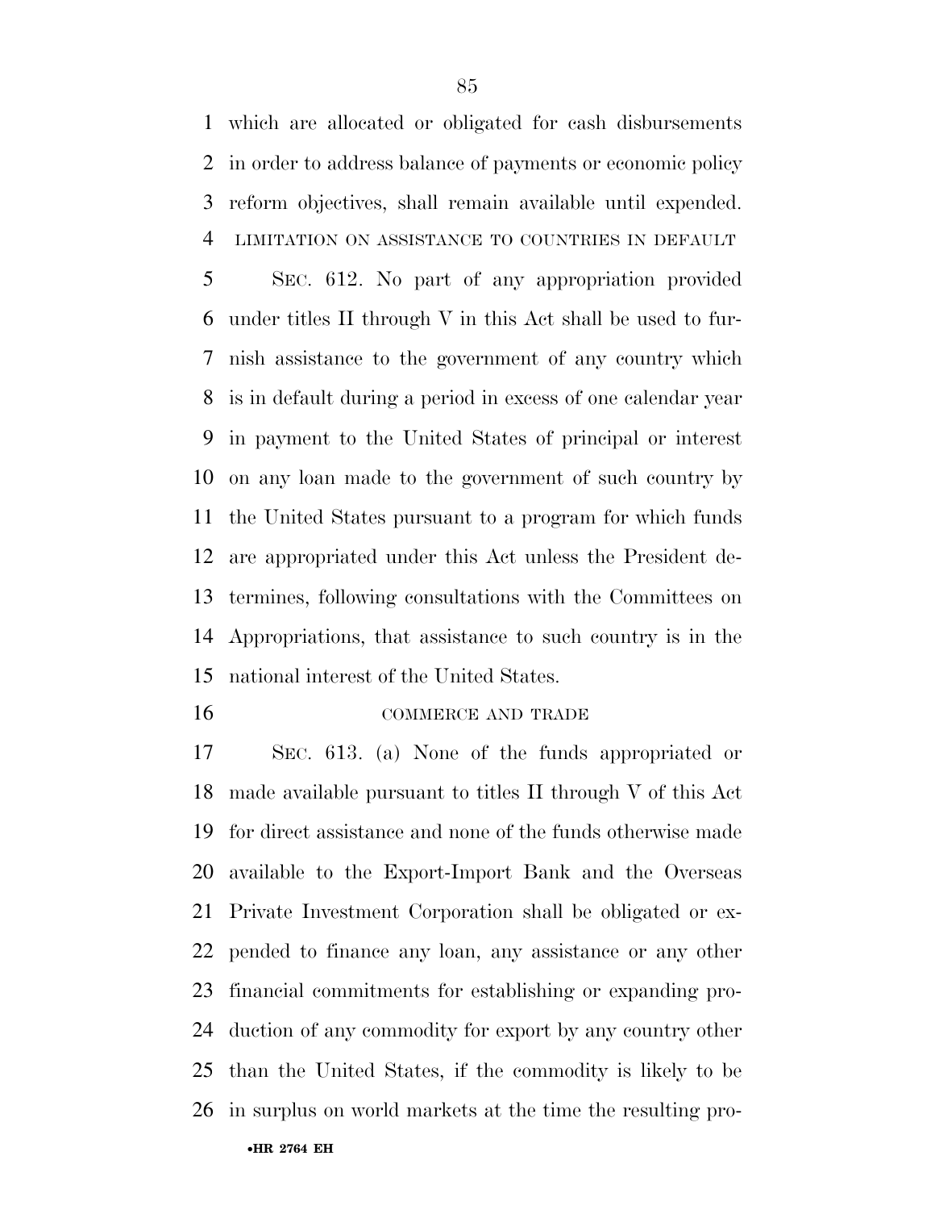which are allocated or obligated for cash disbursements in order to address balance of payments or economic policy reform objectives, shall remain available until expended.

LIMITATION ON ASSISTANCE TO COUNTRIES IN DEFAULT

SEC. 612. No part of any appropriation provided under titles II through V in this Act shall be used to furnish assistance to the government of any country which is in default during a period in excess of one calendar year in payment to the United States of principal or interest on any loan made to the government of such country by the United States pursuant to a program for which funds are appropriated under this Act unless the President determines, following consultations with the Committees on Appropriations, that assistance to such country is in the national interest of the United States.

COMMERCE AND TRADE

SEC. 613. (a) None of the funds appropriated or made available pursuant to titles II through V of this Act for direct assistance and none of the funds otherwise made available to the Export-Import Bank and the Overseas Private Investment Corporation shall be obligated or expended to finance any loan, any assistance or any other financial commitments for establishing or expanding production of any commodity for export by any country other than the United States, if the commodity is likely to be in surplus on world markets at the time the resulting pro-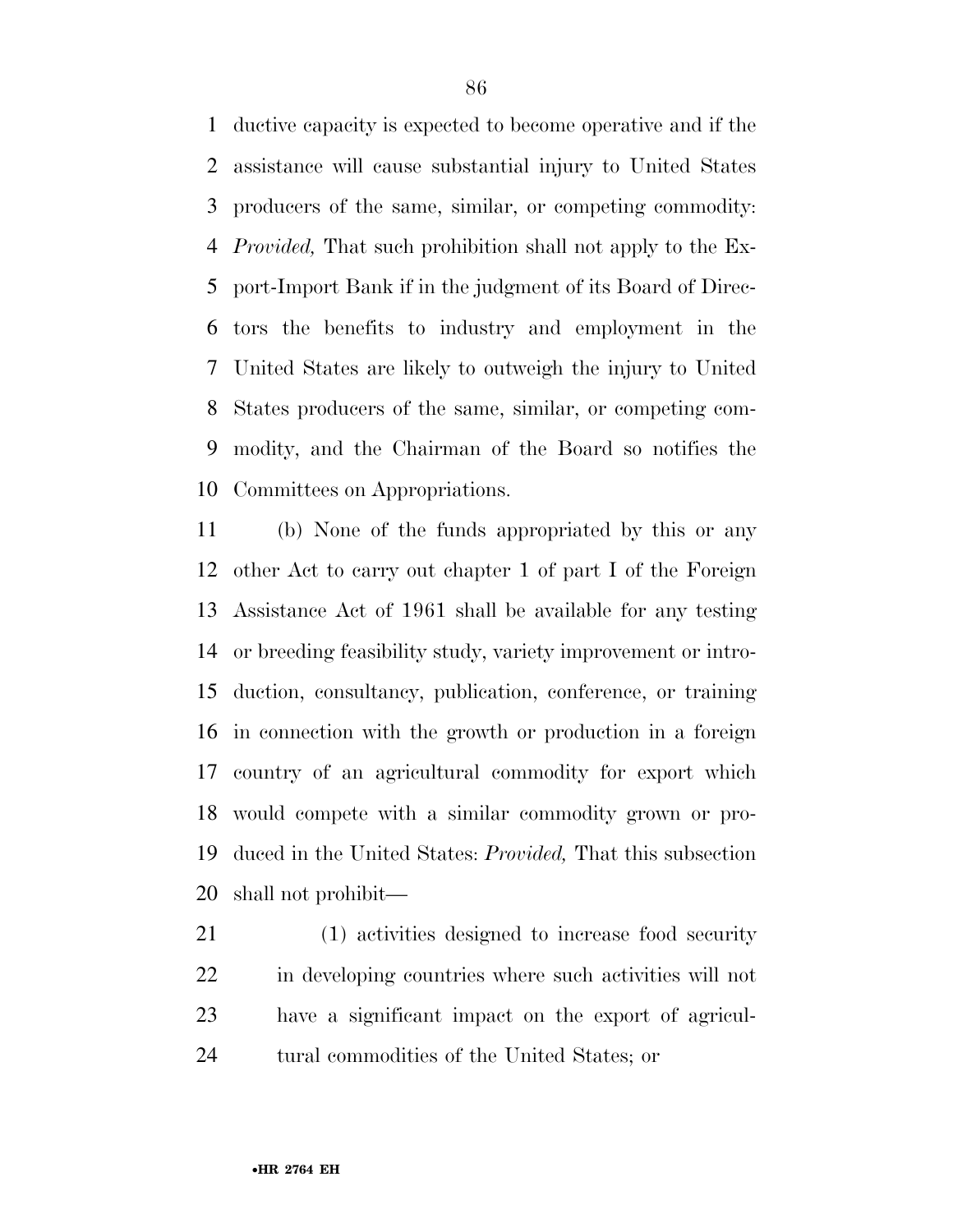ductive capacity is expected to become operative and if the assistance will cause substantial injury to United States producers of the same, similar, or competing commodity: *Provided,* That such prohibition shall not apply to the Export-Import Bank if in the judgment of its Board of Directors the benefits to industry and employment in the United States are likely to outweigh the injury to United States producers of the same, similar, or competing commodity, and the Chairman of the Board so notifies the Committees on Appropriations.

(b) None of the funds appropriated by this or any other Act to carry out chapter 1 of part I of the Foreign Assistance Act of 1961 shall be available for any testing or breeding feasibility study, variety improvement or introduction, consultancy, publication, conference, or training in connection with the growth or production in a foreign country of an agricultural commodity for export which would compete with a similar commodity grown or produced in the United States: *Provided,* That this subsection shall not prohibit—

(1) activities designed to increase food security in developing countries where such activities will not have a significant impact on the export of agricultural commodities of the United States; or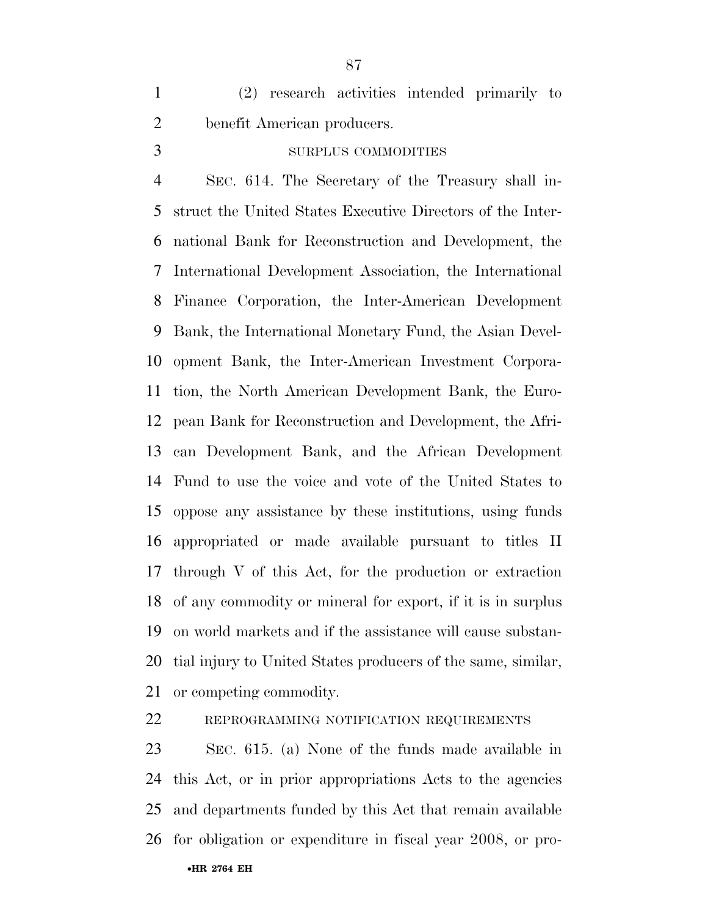(2) research activities intended primarily to benefit American producers.

SURPLUS COMMODITIES

SEC. 614. The Secretary of the Treasury shall instruct the United States Executive Directors of the International Bank for Reconstruction and Development, the International Development Association, the International Finance Corporation, the Inter-American Development Bank, the International Monetary Fund, the Asian Development Bank, the Inter-American Investment Corporation, the North American Development Bank, the European Bank for Reconstruction and Development, the African Development Bank, and the African Development Fund to use the voice and vote of the United States to oppose any assistance by these institutions, using funds appropriated or made available pursuant to titles II through V of this Act, for the production or extraction of any commodity or mineral for export, if it is in surplus on world markets and if the assistance will cause substantial injury to United States producers of the same, similar, or competing commodity.

REPROGRAMMING NOTIFICATION REQUIREMENTS

SEC. 615. (a) None of the funds made available in this Act, or in prior appropriations Acts to the agencies and departments funded by this Act that remain available for obligation or expenditure in fiscal year 2008, or pro-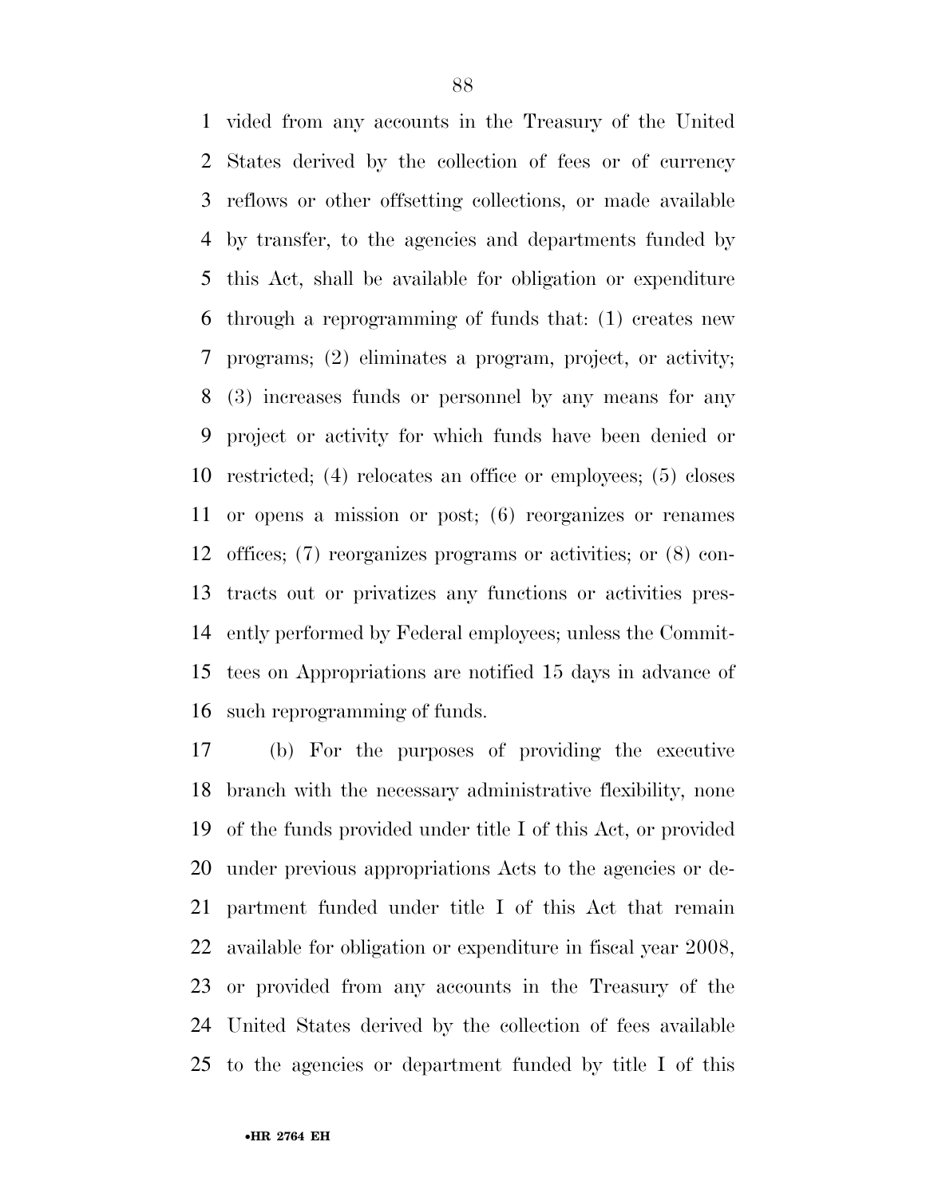vided from any accounts in the Treasury of the United States derived by the collection of fees or of currency reflows or other offsetting collections, or made available by transfer, to the agencies and departments funded by this Act, shall be available for obligation or expenditure through a reprogramming of funds that: (1) creates new programs; (2) eliminates a program, project, or activity; (3) increases funds or personnel by any means for any project or activity for which funds have been denied or restricted; (4) relocates an office or employees; (5) closes or opens a mission or post; (6) reorganizes or renames offices; (7) reorganizes programs or activities; or (8) contracts out or privatizes any functions or activities presently performed by Federal employees; unless the Committees on Appropriations are notified 15 days in advance of such reprogramming of funds.

(b) For the purposes of providing the executive branch with the necessary administrative flexibility, none of the funds provided under title I of this Act, or provided under previous appropriations Acts to the agencies or department funded under title I of this Act that remain available for obligation or expenditure in fiscal year 2008, or provided from any accounts in the Treasury of the United States derived by the collection of fees available to the agencies or department funded by title I of this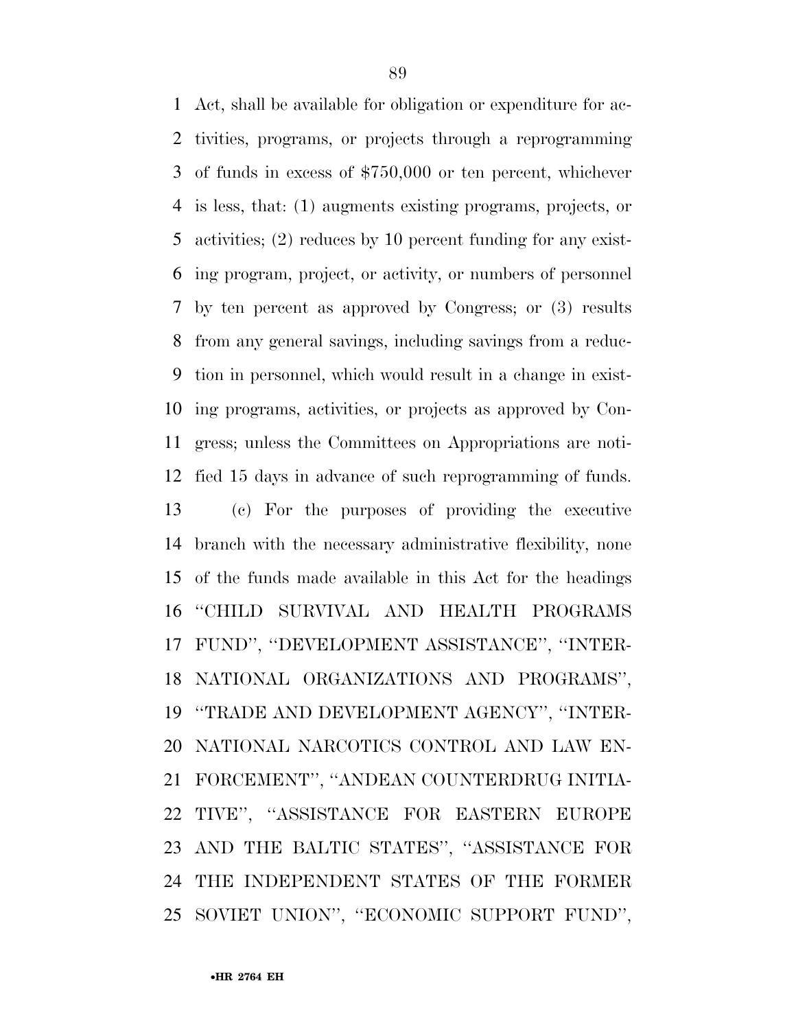Act, shall be available for obligation or expenditure for activities, programs, or projects through a reprogramming of funds in excess of $750,000 or ten percent, whichever is less, that: (1) augments existing programs, projects, or activities; (2) reduces by 10 percent funding for any existing program, project, or activity, or numbers of personnel by ten percent as approved by Congress; or (3) results from any general savings, including savings from a reduction in personnel, which would result in a change in existing programs, activities, or projects as approved by Congress; unless the Committees on Appropriations are notified 15 days in advance of such reprogramming of funds.

(c) For the purposes of providing the executive branch with the necessary administrative flexibility, none of the funds made available in this Act for the headings ''CHILD SURVIVAL AND HEALTH PROGRAMS FUND'', ''DEVELOPMENT ASSISTANCE'', ''INTERNATIONAL ORGANIZATIONS AND PROGRAMS'', ''TRADE AND DEVELOPMENT AGENCY'', ''INTERNATIONAL NARCOTICS CONTROL AND LAW ENFORCEMENT'', ''ANDEAN COUNTERDRUG INITIATIVE'', ''ASSISTANCE FOR EASTERN EUROPE AND THE BALTIC STATES'', ''ASSISTANCE FOR THE INDEPENDENT STATES OF THE FORMER SOVIET UNION'', ''ECONOMIC SUPPORT FUND'',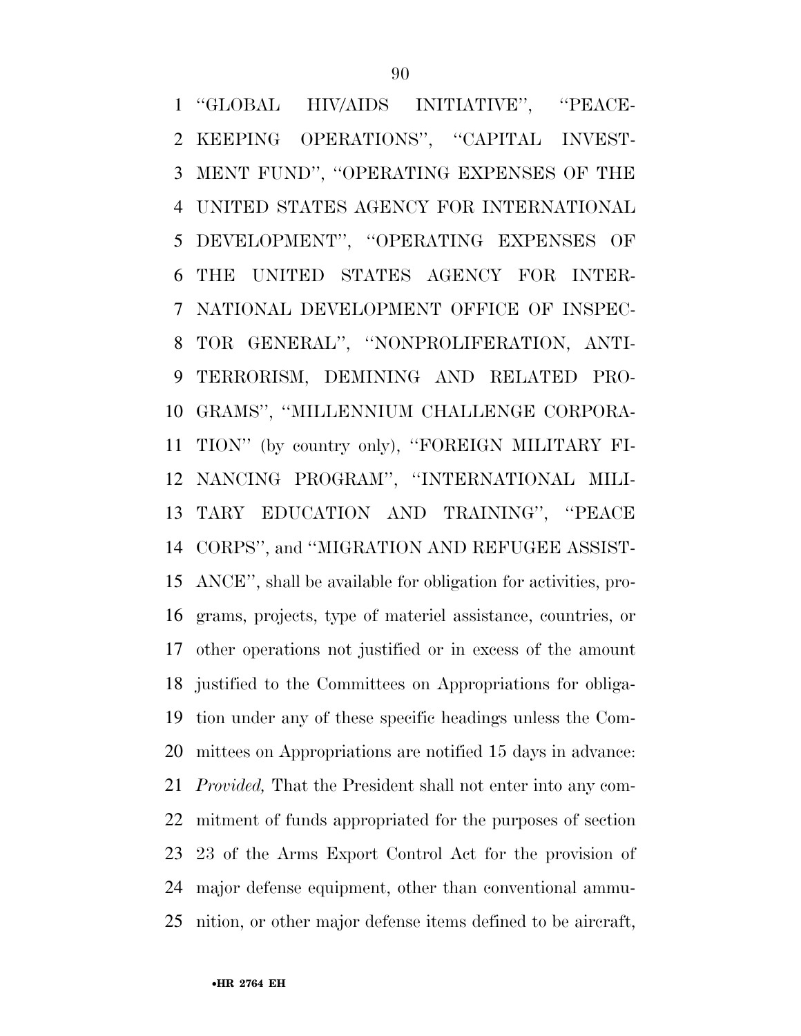''GLOBAL HIV/AIDS INITIATIVE'', ''PEACE-KEEPING OPERATIONS'', ''CAPITAL INVESTMENT FUND'', ''OPERATING EXPENSES OF THE UNITED STATES AGENCY FOR INTERNATIONAL DEVELOPMENT'', ''OPERATING EXPENSES OF THE UNITED STATES AGENCY FOR INTERNATIONAL DEVELOPMENT OFFICE OF INSPECTOR GENERAL'', ''NONPROLIFERATION, ANTI-TERRORISM, DEMINING AND RELATED PROGRAMS'', ''MILLENNIUM CHALLENGE CORPORATION'' (by country only), ''FOREIGN MILITARY FINANCING PROGRAM'', ''INTERNATIONAL MILITARY EDUCATION AND TRAINING'', ''PEACE CORPS'', and ''MIGRATION AND REFUGEE ASSISTANCE'', shall be available for obligation for activities, programs, projects, type of materiel assistance, countries, or other operations not justified or in excess of the amount justified to the Committees on Appropriations for obligation under any of these specific headings unless the Committees on Appropriations are notified 15 days in advance: *Provided,* That the President shall not enter into any commitment of funds appropriated for the purposes of section 23 of the Arms Export Control Act for the provision of major defense equipment, other than conventional ammunition, or other major defense items defined to be aircraft,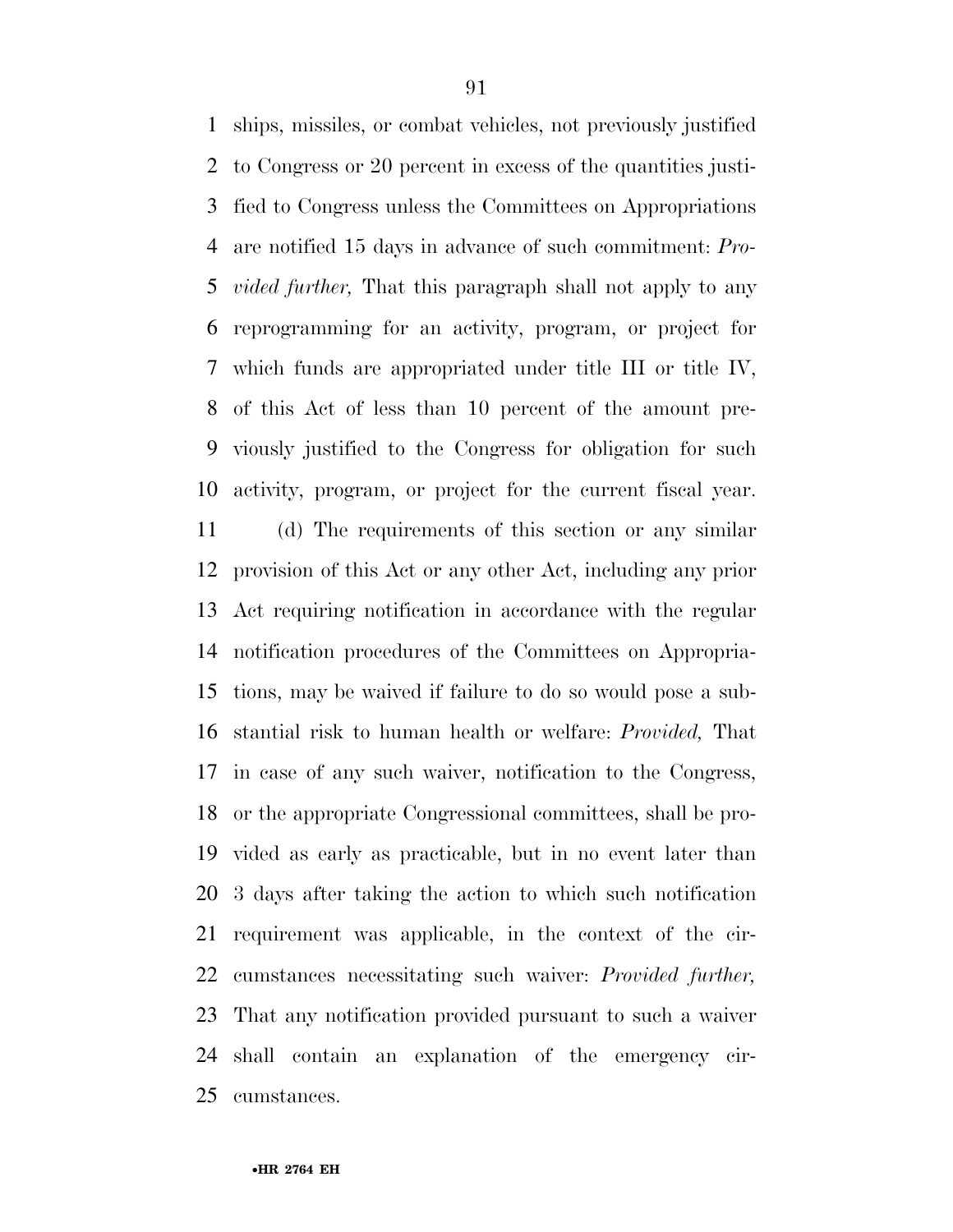ships, missiles, or combat vehicles, not previously justified to Congress or 20 percent in excess of the quantities justified to Congress unless the Committees on Appropriations are notified 15 days in advance of such commitment: *Provided further,* That this paragraph shall not apply to any reprogramming for an activity, program, or project for which funds are appropriated under title III or title IV, of this Act of less than 10 percent of the amount previously justified to the Congress for obligation for such activity, program, or project for the current fiscal year.

(d) The requirements of this section or any similar provision of this Act or any other Act, including any prior Act requiring notification in accordance with the regular notification procedures of the Committees on Appropriations, may be waived if failure to do so would pose a substantial risk to human health or welfare: *Provided,* That in case of any such waiver, notification to the Congress, or the appropriate Congressional committees, shall be provided as early as practicable, but in no event later than 3 days after taking the action to which such notification requirement was applicable, in the context of the circumstances necessitating such waiver: *Provided further,* That any notification provided pursuant to such a waiver shall contain an explanation of the emergency circumstances.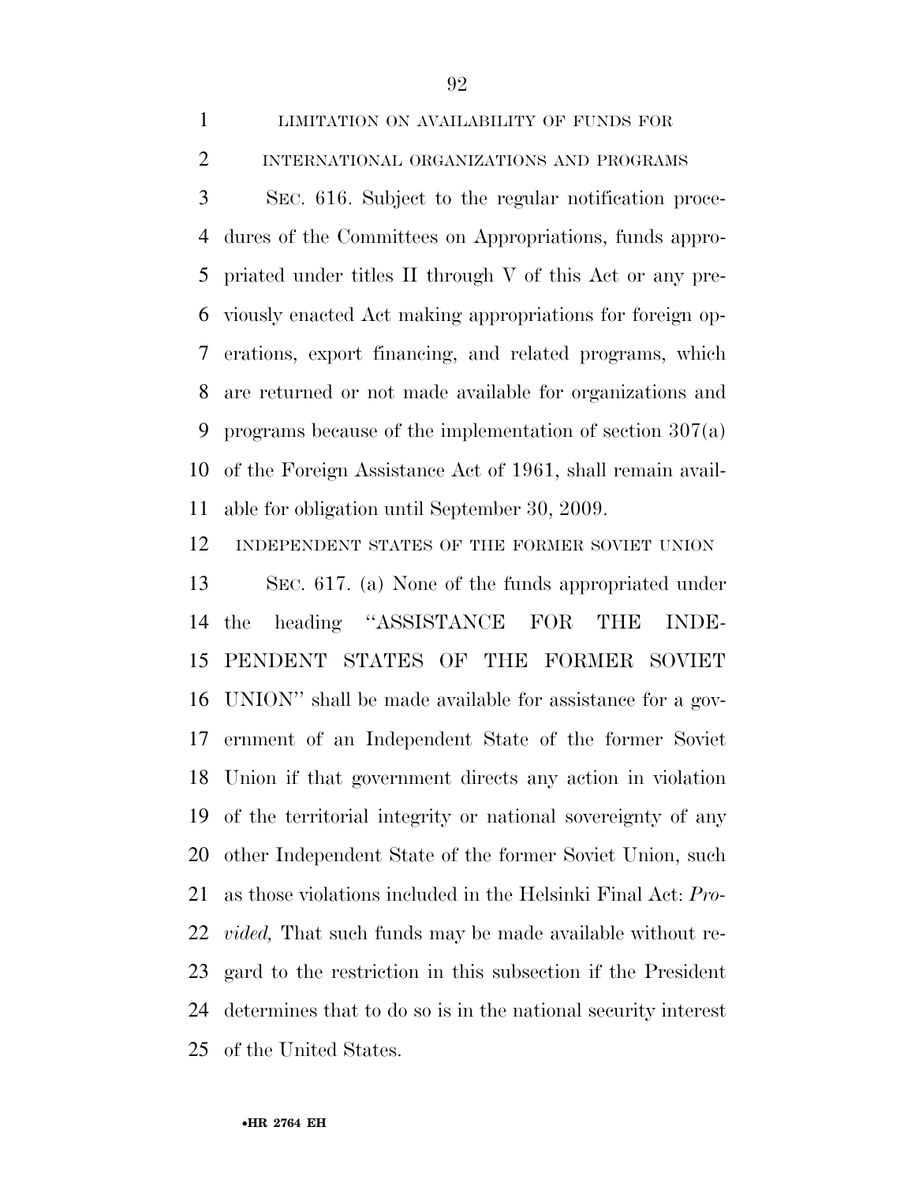LIMITATION ON AVAILABILITY OF FUNDS FOR INTERNATIONAL ORGANIZATIONS AND PROGRAMS

SEC. 616. Subject to the regular notification procedures of the Committees on Appropriations, funds appropriated under titles II through V of this Act or any previously enacted Act making appropriations for foreign operations, export financing, and related programs, which are returned or not made available for organizations and programs because of the implementation of section 307(a) of the Foreign Assistance Act of 1961, shall remain available for obligation until September 30, 2009.

INDEPENDENT STATES OF THE FORMER SOVIET UNION

SEC. 617. (a) None of the funds appropriated under the heading "ASSISTANCE FOR THE INDEPENDENT STATES OF THE FORMER SOVIET UNION" shall be made available for assistance for a government of an Independent State of the former Soviet Union if that government directs any action in violation of the territorial integrity or national sovereignty of any other Independent State of the former Soviet Union, such as those violations included in the Helsinki Final Act: *Provided,* That such funds may be made available without regard to the restriction in this subsection if the President determines that to do so is in the national security interest of the United States.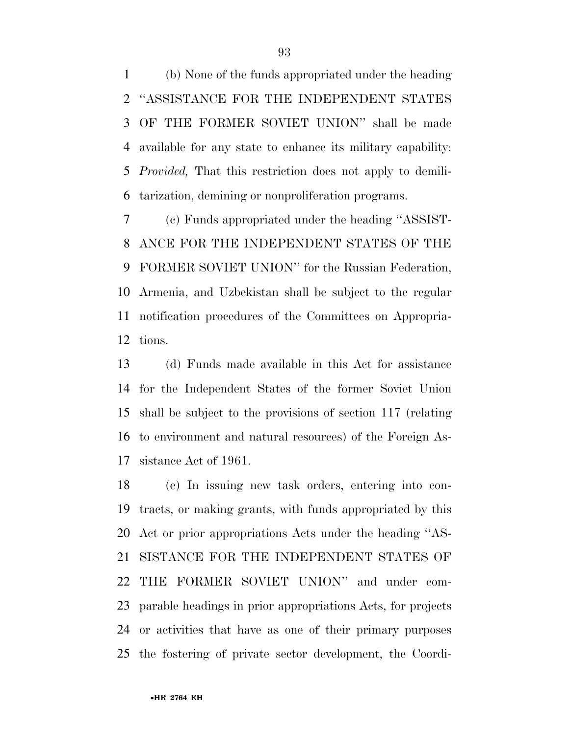(b) None of the funds appropriated under the heading ''ASSISTANCE FOR THE INDEPENDENT STATES OF THE FORMER SOVIET UNION'' shall be made available for any state to enhance its military capability: *Provided,* That this restriction does not apply to demilitarization, demining or nonproliferation programs.

(c) Funds appropriated under the heading ''ASSISTANCE FOR THE INDEPENDENT STATES OF THE FORMER SOVIET UNION'' for the Russian Federation, Armenia, and Uzbekistan shall be subject to the regular notification procedures of the Committees on Appropriations.

(d) Funds made available in this Act for assistance for the Independent States of the former Soviet Union shall be subject to the provisions of section 117 (relating to environment and natural resources) of the Foreign Assistance Act of 1961.

(e) In issuing new task orders, entering into contracts, or making grants, with funds appropriated by this Act or prior appropriations Acts under the heading ''ASSISTANCE FOR THE INDEPENDENT STATES OF THE FORMER SOVIET UNION'' and under comparable headings in prior appropriations Acts, for projects or activities that have as one of their primary purposes the fostering of private sector development, the Coordi-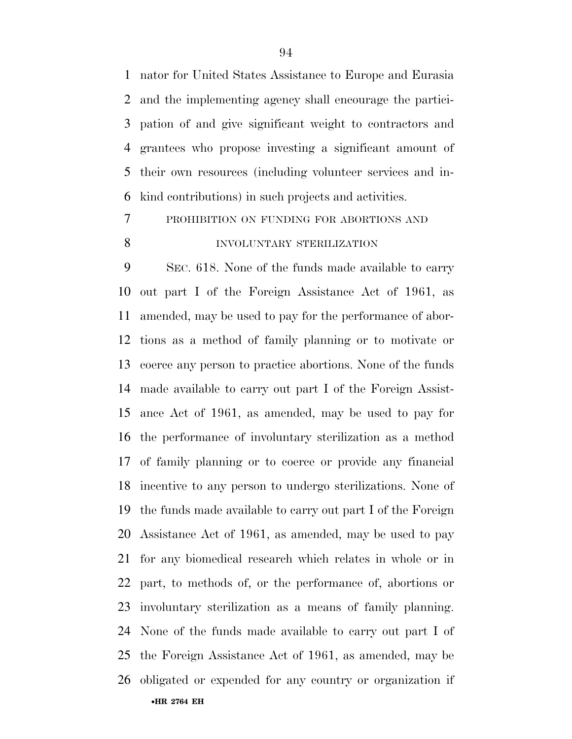nator for United States Assistance to Europe and Eurasia and the implementing agency shall encourage the participation of and give significant weight to contractors and grantees who propose investing a significant amount of their own resources (including volunteer services and in-kind contributions) in such projects and activities.

PROHIBITION ON FUNDING FOR ABORTIONS AND INVOLUNTARY STERILIZATION

SEC. 618. None of the funds made available to carry out part I of the Foreign Assistance Act of 1961, as amended, may be used to pay for the performance of abortions as a method of family planning or to motivate or coerce any person to practice abortions. None of the funds made available to carry out part I of the Foreign Assistance Act of 1961, as amended, may be used to pay for the performance of involuntary sterilization as a method of family planning or to coerce or provide any financial incentive to any person to undergo sterilizations. None of the funds made available to carry out part I of the Foreign Assistance Act of 1961, as amended, may be used to pay for any biomedical research which relates in whole or in part, to methods of, or the performance of, abortions or involuntary sterilization as a means of family planning. None of the funds made available to carry out part I of the Foreign Assistance Act of 1961, as amended, may be obligated or expended for any country or organization if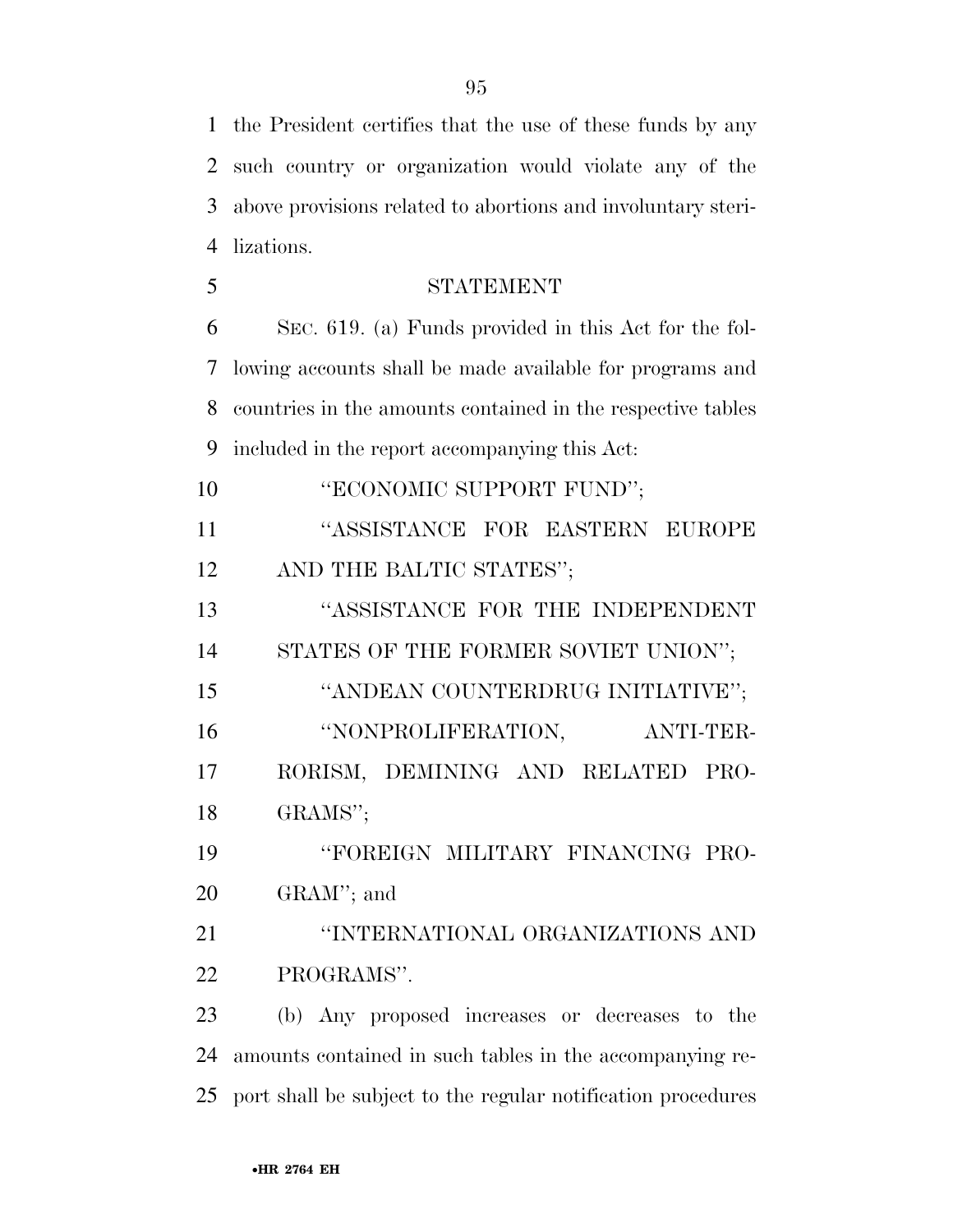the President certifies that the use of these funds by any such country or organization would violate any of the above provisions related to abortions and involuntary sterilizations.

STATEMENT

SEC. 619. (a) Funds provided in this Act for the following accounts shall be made available for programs and countries in the amounts contained in the respective tables included in the report accompanying this Act:

"ECONOMIC SUPPORT FUND";

"ASSISTANCE FOR EASTERN EUROPE AND THE BALTIC STATES";

"ASSISTANCE FOR THE INDEPENDENT STATES OF THE FORMER SOVIET UNION";

"ANDEAN COUNTERDRUG INITIATIVE";

"NONPROLIFERATION, ANTI-TERRORISM, DEMINING AND RELATED PROGRAMS";

"FOREIGN MILITARY FINANCING PROGRAM"; and

"INTERNATIONAL ORGANIZATIONS AND PROGRAMS".

(b) Any proposed increases or decreases to the amounts contained in such tables in the accompanying report shall be subject to the regular notification procedures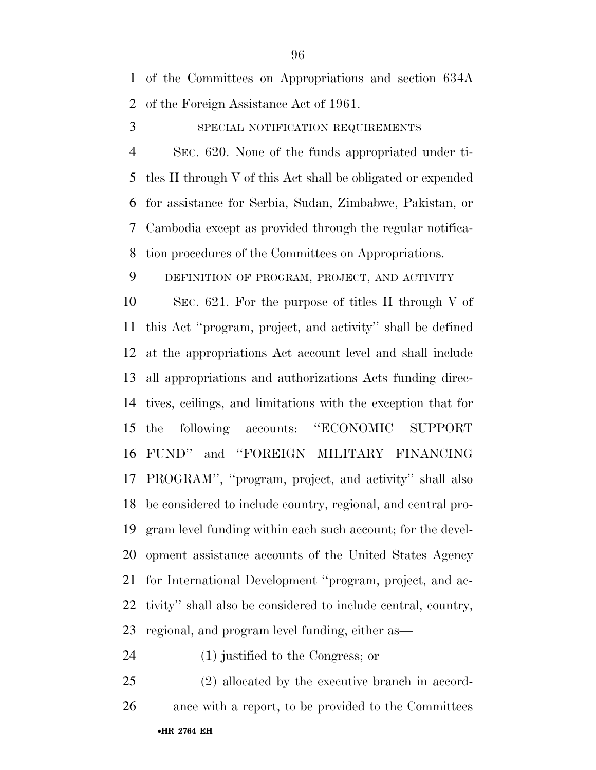of the Committees on Appropriations and section 634A of the Foreign Assistance Act of 1961.

SPECIAL NOTIFICATION REQUIREMENTS

SEC. 620. None of the funds appropriated under titles II through V of this Act shall be obligated or expended for assistance for Serbia, Sudan, Zimbabwe, Pakistan, or Cambodia except as provided through the regular notification procedures of the Committees on Appropriations.

DEFINITION OF PROGRAM, PROJECT, AND ACTIVITY

SEC. 621. For the purpose of titles II through V of this Act ''program, project, and activity'' shall be defined at the appropriations Act account level and shall include all appropriations and authorizations Acts funding directives, ceilings, and limitations with the exception that for the following accounts: ''ECONOMIC SUPPORT FUND'' and ''FOREIGN MILITARY FINANCING PROGRAM'', ''program, project, and activity'' shall also be considered to include country, regional, and central program level funding within each such account; for the development assistance accounts of the United States Agency for International Development ''program, project, and activity'' shall also be considered to include central, country, regional, and program level funding, either as—

(1) justified to the Congress; or

(2) allocated by the executive branch in accordance with a report, to be provided to the Committees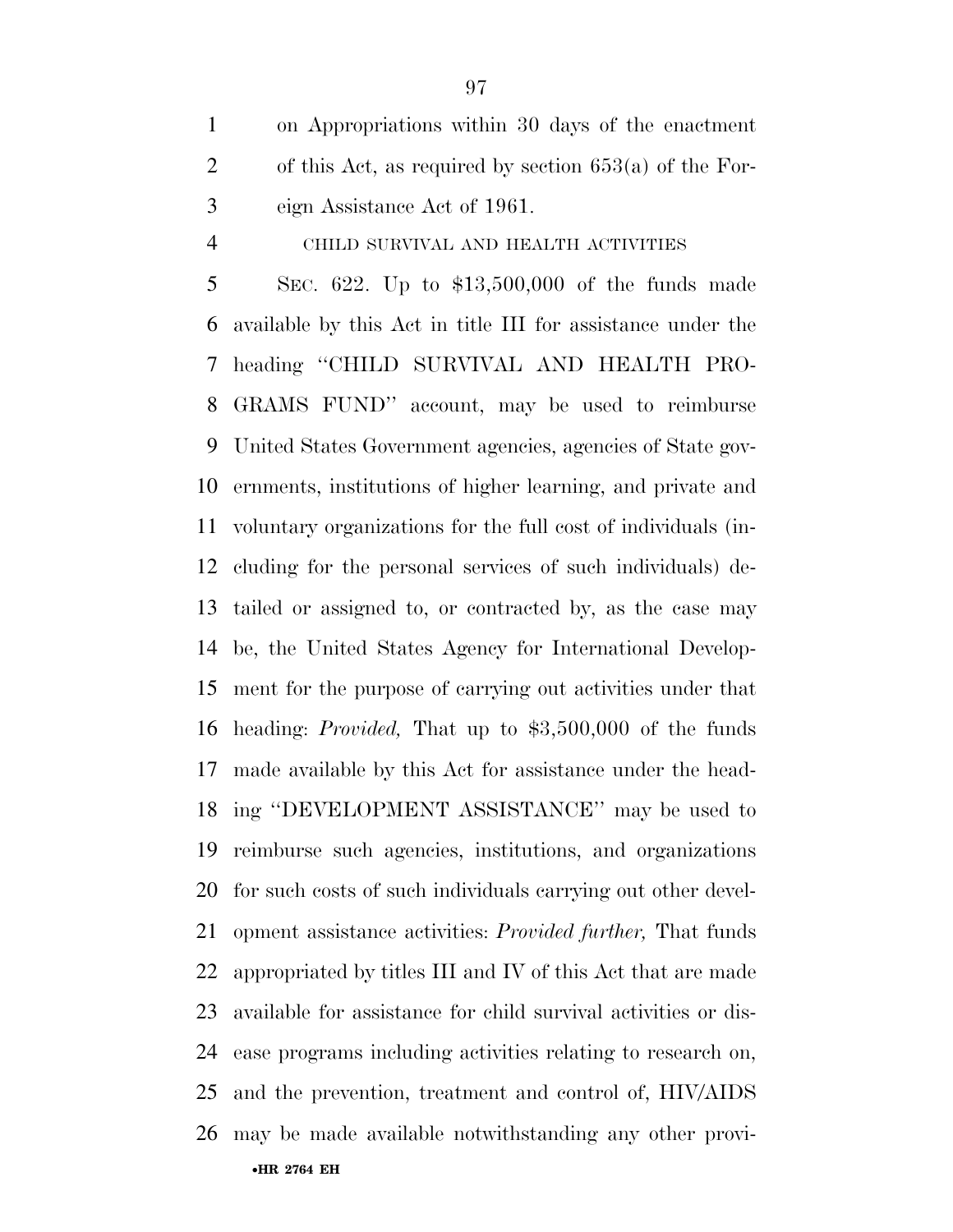on Appropriations within 30 days of the enactment of this Act, as required by section 653(a) of the Foreign Assistance Act of 1961.

CHILD SURVIVAL AND HEALTH ACTIVITIES

SEC. 622. Up to $13,500,000 of the funds made available by this Act in title III for assistance under the heading ''CHILD SURVIVAL AND HEALTH PROGRAMS FUND'' account, may be used to reimburse United States Government agencies, agencies of State governments, institutions of higher learning, and private and voluntary organizations for the full cost of individuals (including for the personal services of such individuals) detailed or assigned to, or contracted by, as the case may be, the United States Agency for International Development for the purpose of carrying out activities under that heading: *Provided,* That up to $3,500,000 of the funds made available by this Act for assistance under the heading ''DEVELOPMENT ASSISTANCE'' may be used to reimburse such agencies, institutions, and organizations for such costs of such individuals carrying out other development assistance activities: *Provided further,* That funds appropriated by titles III and IV of this Act that are made available for assistance for child survival activities or disease programs including activities relating to research on, and the prevention, treatment and control of, HIV/AIDS may be made available notwithstanding any other provi-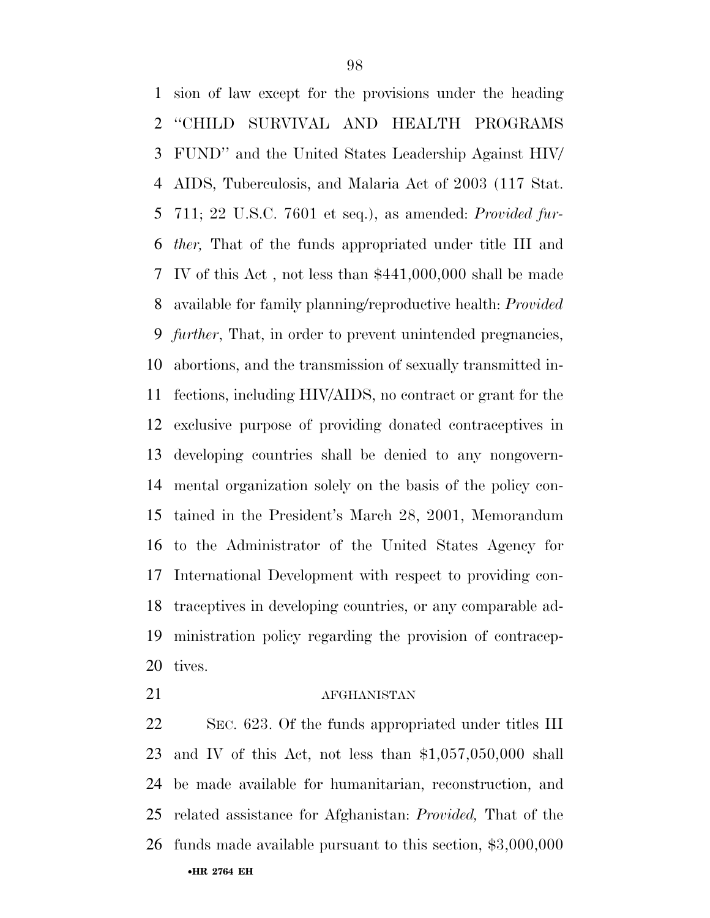sion of law except for the provisions under the heading "CHILD SURVIVAL AND HEALTH PROGRAMS FUND" and the United States Leadership Against HIV/AIDS, Tuberculosis, and Malaria Act of 2003 (117 Stat. 711; 22 U.S.C. 7601 et seq.), as amended: *Provided further,* That of the funds appropriated under title III and IV of this Act , not less than $441,000,000 shall be made available for family planning/reproductive health: *Provided further*, That, in order to prevent unintended pregnancies, abortions, and the transmission of sexually transmitted infections, including HIV/AIDS, no contract or grant for the exclusive purpose of providing donated contraceptives in developing countries shall be denied to any nongovernmental organization solely on the basis of the policy contained in the President's March 28, 2001, Memorandum to the Administrator of the United States Agency for International Development with respect to providing contraceptives in developing countries, or any comparable administration policy regarding the provision of contraceptives.

AFGHANISTAN

SEC. 623. Of the funds appropriated under titles III and IV of this Act, not less than $1,057,050,000 shall be made available for humanitarian, reconstruction, and related assistance for Afghanistan: *Provided,* That of the funds made available pursuant to this section, $3,000,000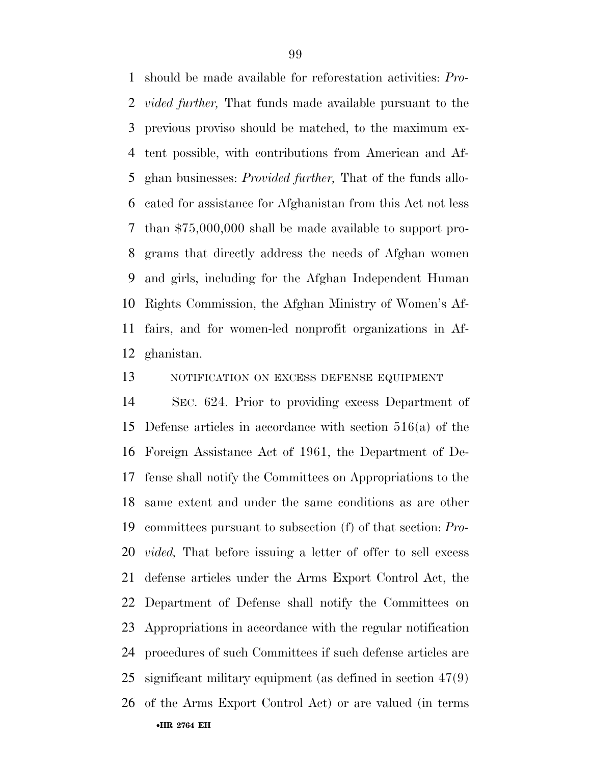should be made available for reforestation activities: *Provided further,* That funds made available pursuant to the previous proviso should be matched, to the maximum extent possible, with contributions from American and Afghan businesses: *Provided further,* That of the funds allocated for assistance for Afghanistan from this Act not less than $75,000,000 shall be made available to support programs that directly address the needs of Afghan women and girls, including for the Afghan Independent Human Rights Commission, the Afghan Ministry of Women's Affairs, and for women-led nonprofit organizations in Afghanistan.

NOTIFICATION ON EXCESS DEFENSE EQUIPMENT

SEC. 624. Prior to providing excess Department of Defense articles in accordance with section 516(a) of the Foreign Assistance Act of 1961, the Department of Defense shall notify the Committees on Appropriations to the same extent and under the same conditions as are other committees pursuant to subsection (f) of that section: *Provided,* That before issuing a letter of offer to sell excess defense articles under the Arms Export Control Act, the Department of Defense shall notify the Committees on Appropriations in accordance with the regular notification procedures of such Committees if such defense articles are significant military equipment (as defined in section 47(9) of the Arms Export Control Act) or are valued (in terms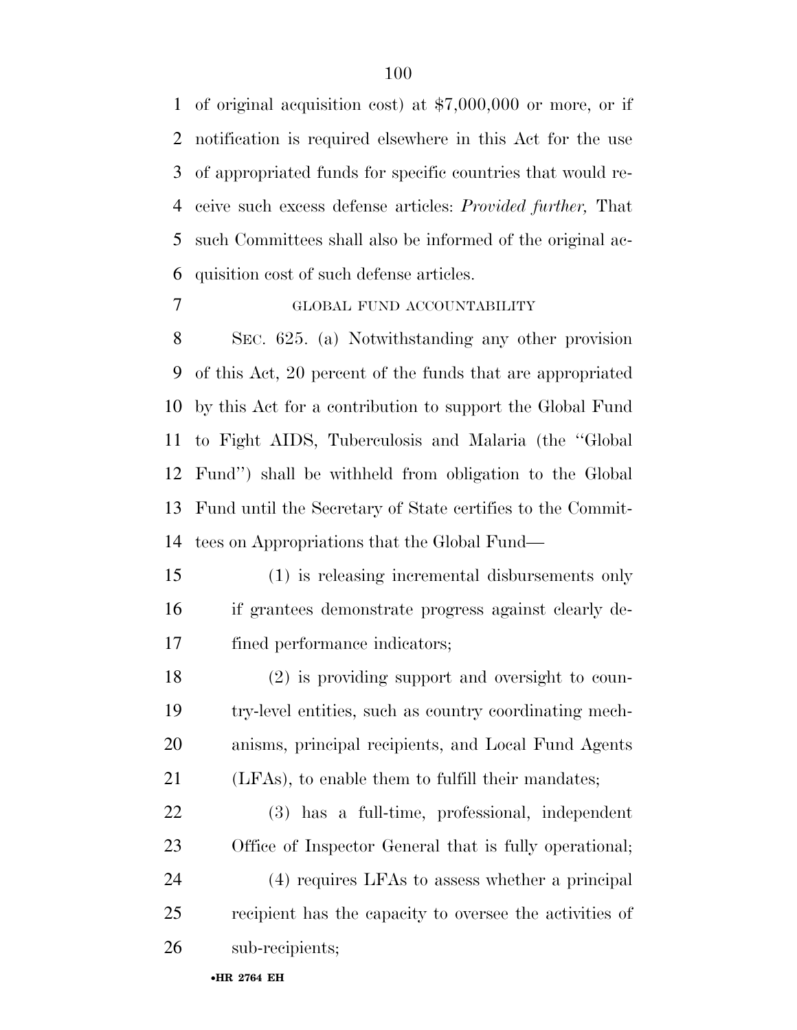of original acquisition cost) at $7,000,000 or more, or if notification is required elsewhere in this Act for the use of appropriated funds for specific countries that would receive such excess defense articles: *Provided further,* That such Committees shall also be informed of the original acquisition cost of such defense articles.

GLOBAL FUND ACCOUNTABILITY

SEC. 625. (a) Notwithstanding any other provision of this Act, 20 percent of the funds that are appropriated by this Act for a contribution to support the Global Fund to Fight AIDS, Tuberculosis and Malaria (the ''Global Fund'') shall be withheld from obligation to the Global Fund until the Secretary of State certifies to the Committees on Appropriations that the Global Fund—

(1) is releasing incremental disbursements only if grantees demonstrate progress against clearly defined performance indicators;

(2) is providing support and oversight to country-level entities, such as country coordinating mechanisms, principal recipients, and Local Fund Agents (LFAs), to enable them to fulfill their mandates;

(3) has a full-time, professional, independent Office of Inspector General that is fully operational;

(4) requires LFAs to assess whether a principal recipient has the capacity to oversee the activities of sub-recipients;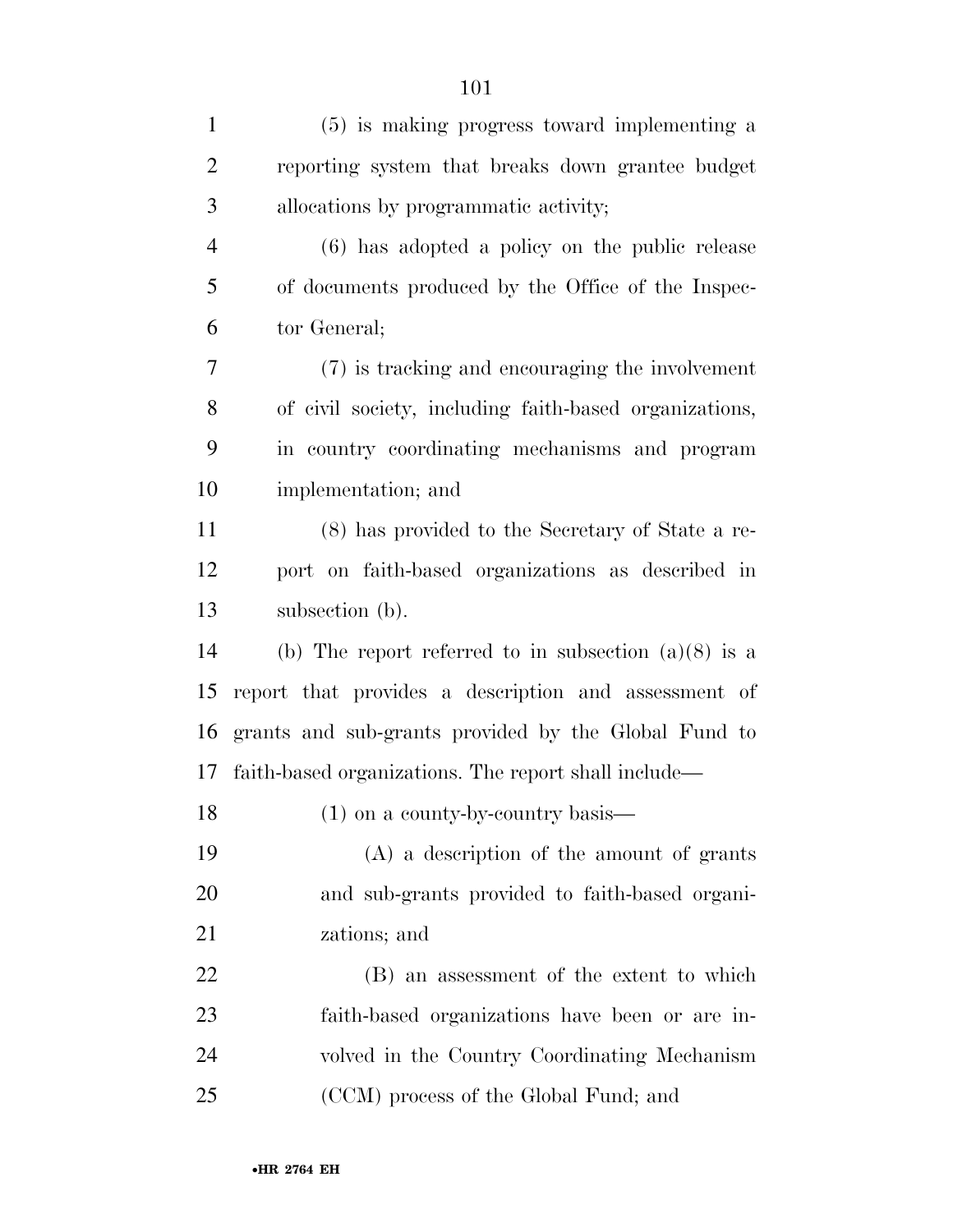(5) is making progress toward implementing a reporting system that breaks down grantee budget allocations by programmatic activity;

(6) has adopted a policy on the public release of documents produced by the Office of the Inspector General;

(7) is tracking and encouraging the involvement of civil society, including faith-based organizations, in country coordinating mechanisms and program implementation; and

(8) has provided to the Secretary of State a report on faith-based organizations as described in subsection (b).

(b) The report referred to in subsection (a)(8) is a report that provides a description and assessment of grants and sub-grants provided by the Global Fund to faith-based organizations. The report shall include—

(1) on a county-by-country basis—

(A) a description of the amount of grants and sub-grants provided to faith-based organizations; and

(B) an assessment of the extent to which faith-based organizations have been or are involved in the Country Coordinating Mechanism (CCM) process of the Global Fund; and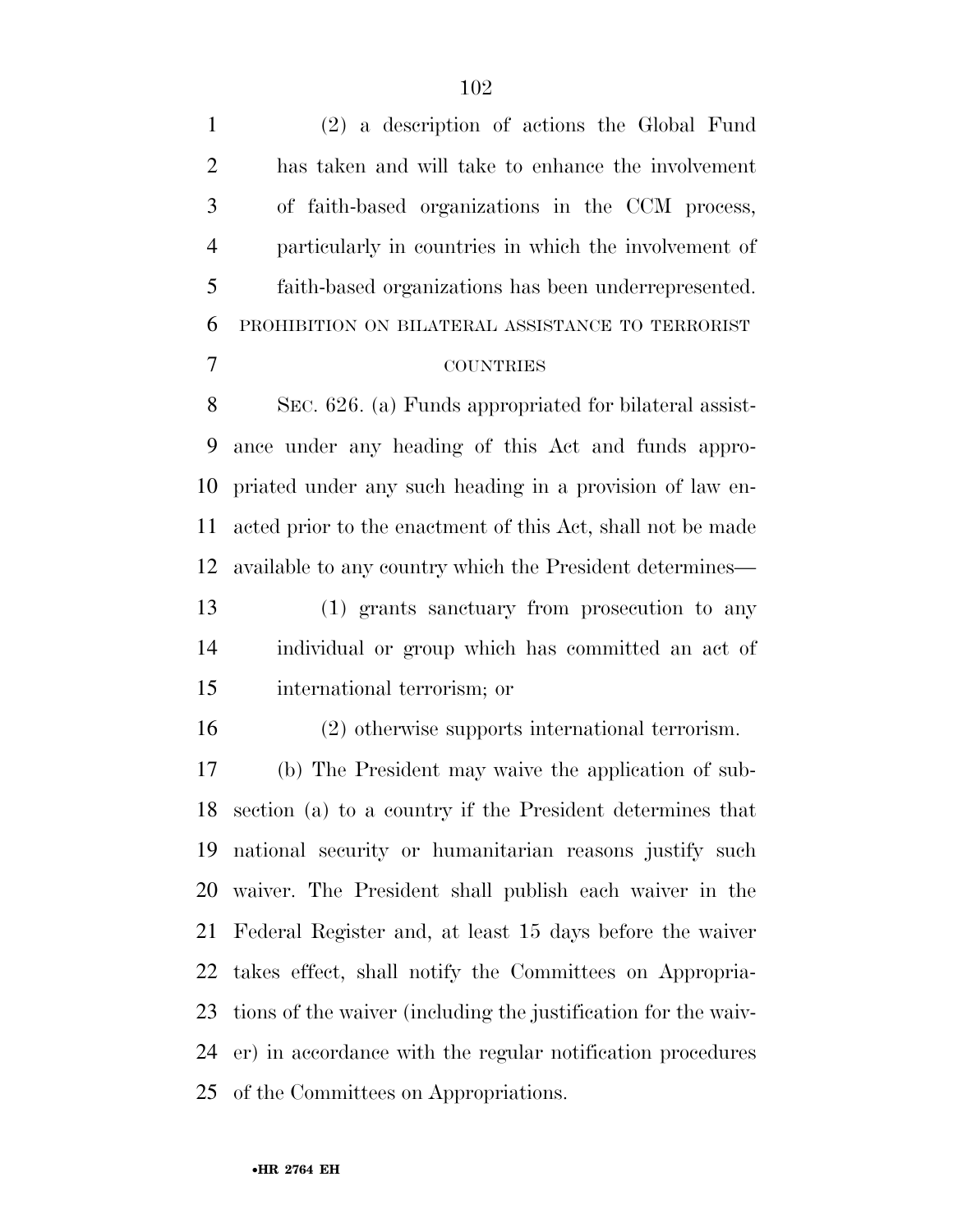(2) a description of actions the Global Fund has taken and will take to enhance the involvement of faith-based organizations in the CCM process, particularly in countries in which the involvement of faith-based organizations has been underrepresented.

PROHIBITION ON BILATERAL ASSISTANCE TO TERRORIST COUNTRIES

SEC. 626. (a) Funds appropriated for bilateral assistance under any heading of this Act and funds appropriated under any such heading in a provision of law enacted prior to the enactment of this Act, shall not be made available to any country which the President determines—

(1) grants sanctuary from prosecution to any individual or group which has committed an act of international terrorism; or

(2) otherwise supports international terrorism.

(b) The President may waive the application of subsection (a) to a country if the President determines that national security or humanitarian reasons justify such waiver. The President shall publish each waiver in the Federal Register and, at least 15 days before the waiver takes effect, shall notify the Committees on Appropriations of the waiver (including the justification for the waiver) in accordance with the regular notification procedures of the Committees on Appropriations.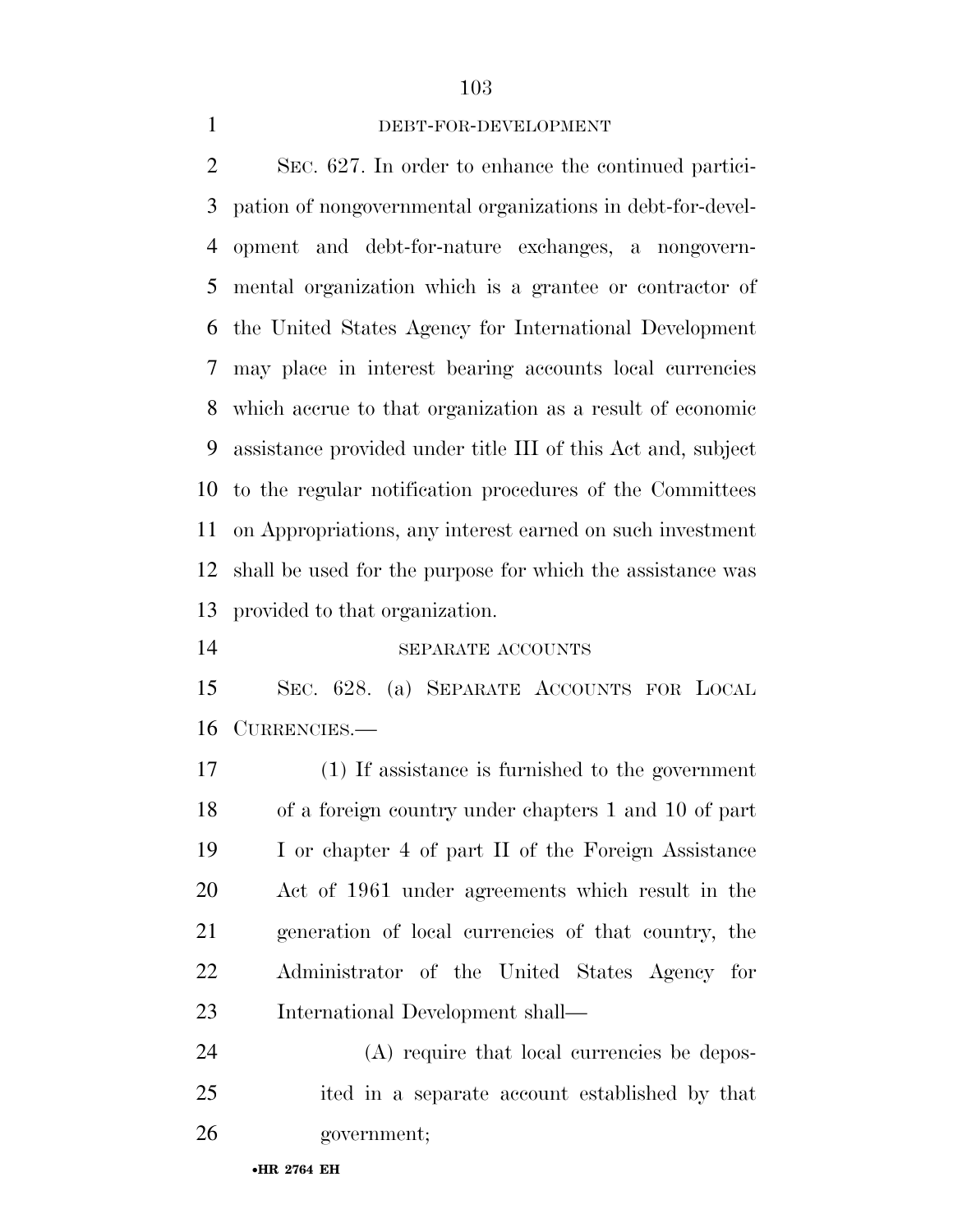DEBT-FOR-DEVELOPMENT

SEC. 627. In order to enhance the continued participation of nongovernmental organizations in debt-for-development and debt-for-nature exchanges, a nongovernmental organization which is a grantee or contractor of the United States Agency for International Development may place in interest bearing accounts local currencies which accrue to that organization as a result of economic assistance provided under title III of this Act and, subject to the regular notification procedures of the Committees on Appropriations, any interest earned on such investment shall be used for the purpose for which the assistance was provided to that organization.

SEPARATE ACCOUNTS

SEC. 628. (a) SEPARATE ACCOUNTS FOR LOCAL CURRENCIES.—

(1) If assistance is furnished to the government of a foreign country under chapters 1 and 10 of part I or chapter 4 of part II of the Foreign Assistance Act of 1961 under agreements which result in the generation of local currencies of that country, the Administrator of the United States Agency for International Development shall—

(A) require that local currencies be deposited in a separate account established by that government;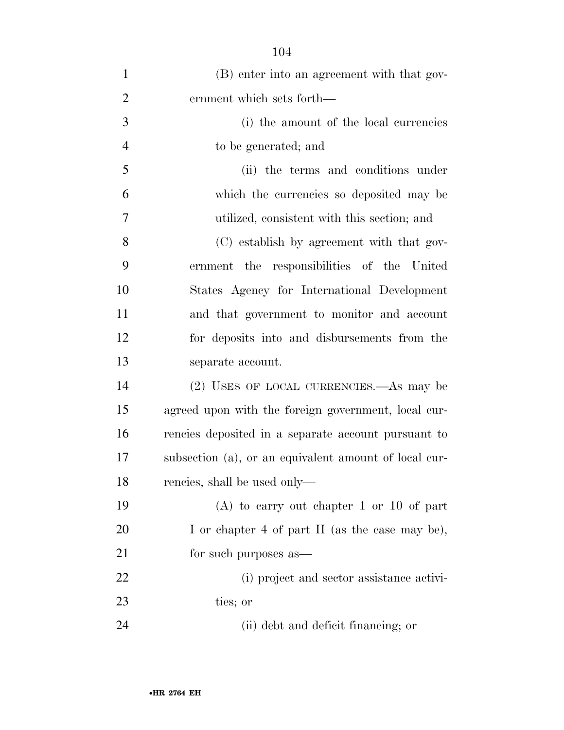(B) enter into an agreement with that government which sets forth—

(i) the amount of the local currencies to be generated; and

(ii) the terms and conditions under which the currencies so deposited may be utilized, consistent with this section; and

(C) establish by agreement with that government the responsibilities of the United States Agency for International Development and that government to monitor and account for deposits into and disbursements from the separate account.

(2) USES OF LOCAL CURRENCIES.—As may be agreed upon with the foreign government, local currencies deposited in a separate account pursuant to subsection (a), or an equivalent amount of local currencies, shall be used only—

(A) to carry out chapter 1 or 10 of part I or chapter 4 of part II (as the case may be), for such purposes as—

(i) project and sector assistance activities; or

(ii) debt and deficit financing; or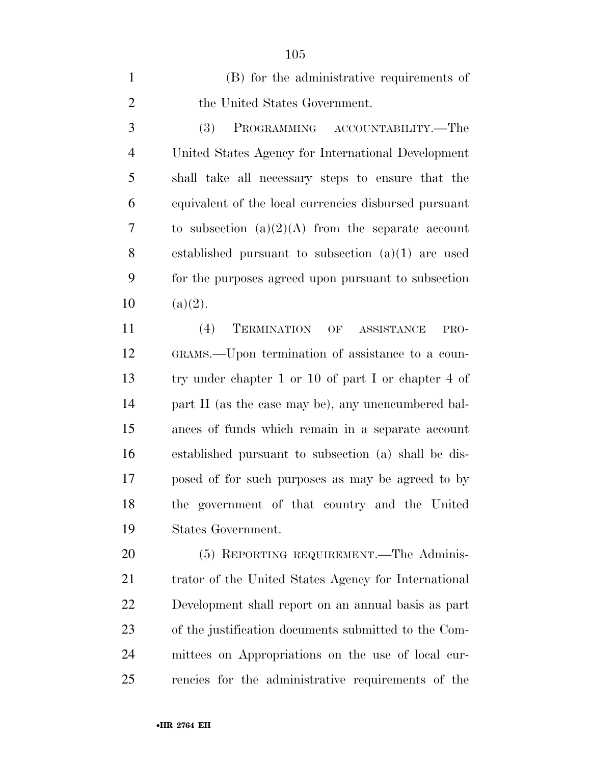(B) for the administrative requirements of the United States Government.

(3) PROGRAMMING ACCOUNTABILITY.—The United States Agency for International Development shall take all necessary steps to ensure that the equivalent of the local currencies disbursed pursuant to subsection (a)(2)(A) from the separate account established pursuant to subsection (a)(1) are used for the purposes agreed upon pursuant to subsection (a)(2).

(4) TERMINATION OF ASSISTANCE PROGRAMS.—Upon termination of assistance to a country under chapter 1 or 10 of part I or chapter 4 of part II (as the case may be), any unencumbered balances of funds which remain in a separate account established pursuant to subsection (a) shall be disposed of for such purposes as may be agreed to by the government of that country and the United States Government.

(5) REPORTING REQUIREMENT.—The Administrator of the United States Agency for International Development shall report on an annual basis as part of the justification documents submitted to the Committees on Appropriations on the use of local currencies for the administrative requirements of the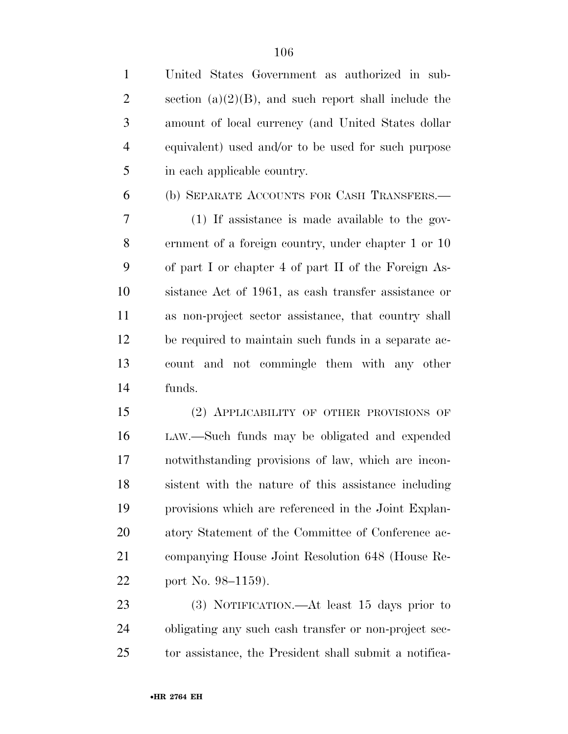United States Government as authorized in subsection (a)(2)(B), and such report shall include the amount of local currency (and United States dollar equivalent) used and/or to be used for such purpose in each applicable country.

(b) SEPARATE ACCOUNTS FOR CASH TRANSFERS.—

(1) If assistance is made available to the government of a foreign country, under chapter 1 or 10 of part I or chapter 4 of part II of the Foreign Assistance Act of 1961, as cash transfer assistance or as non-project sector assistance, that country shall be required to maintain such funds in a separate account and not commingle them with any other funds.

(2) APPLICABILITY OF OTHER PROVISIONS OF LAW.—Such funds may be obligated and expended notwithstanding provisions of law, which are inconsistent with the nature of this assistance including provisions which are referenced in the Joint Explanatory Statement of the Committee of Conference accompanying House Joint Resolution 648 (House Report No. 98–1159).

(3) NOTIFICATION.—At least 15 days prior to obligating any such cash transfer or non-project sector assistance, the President shall submit a notifica-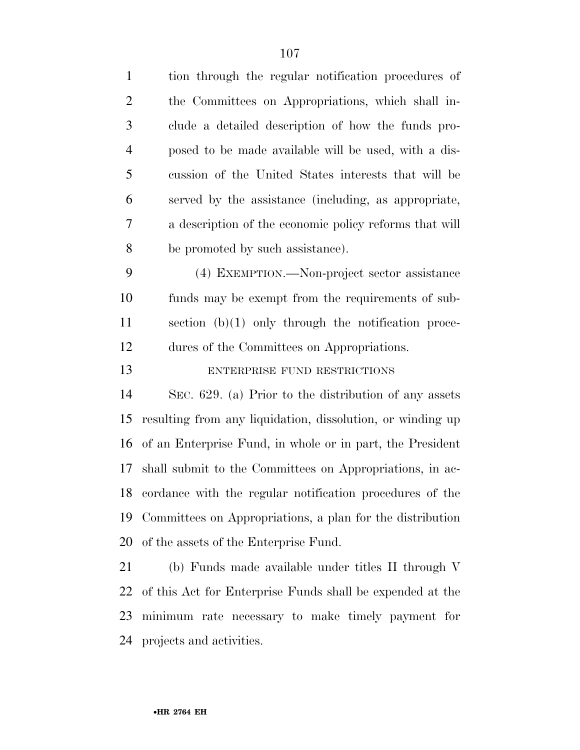tion through the regular notification procedures of the Committees on Appropriations, which shall include a detailed description of how the funds proposed to be made available will be used, with a discussion of the United States interests that will be served by the assistance (including, as appropriate, a description of the economic policy reforms that will be promoted by such assistance).

(4) EXEMPTION.—Non-project sector assistance funds may be exempt from the requirements of subsection (b)(1) only through the notification procedures of the Committees on Appropriations.

ENTERPRISE FUND RESTRICTIONS

SEC. 629. (a) Prior to the distribution of any assets resulting from any liquidation, dissolution, or winding up of an Enterprise Fund, in whole or in part, the President shall submit to the Committees on Appropriations, in accordance with the regular notification procedures of the Committees on Appropriations, a plan for the distribution of the assets of the Enterprise Fund.

(b) Funds made available under titles II through V of this Act for Enterprise Funds shall be expended at the minimum rate necessary to make timely payment for projects and activities.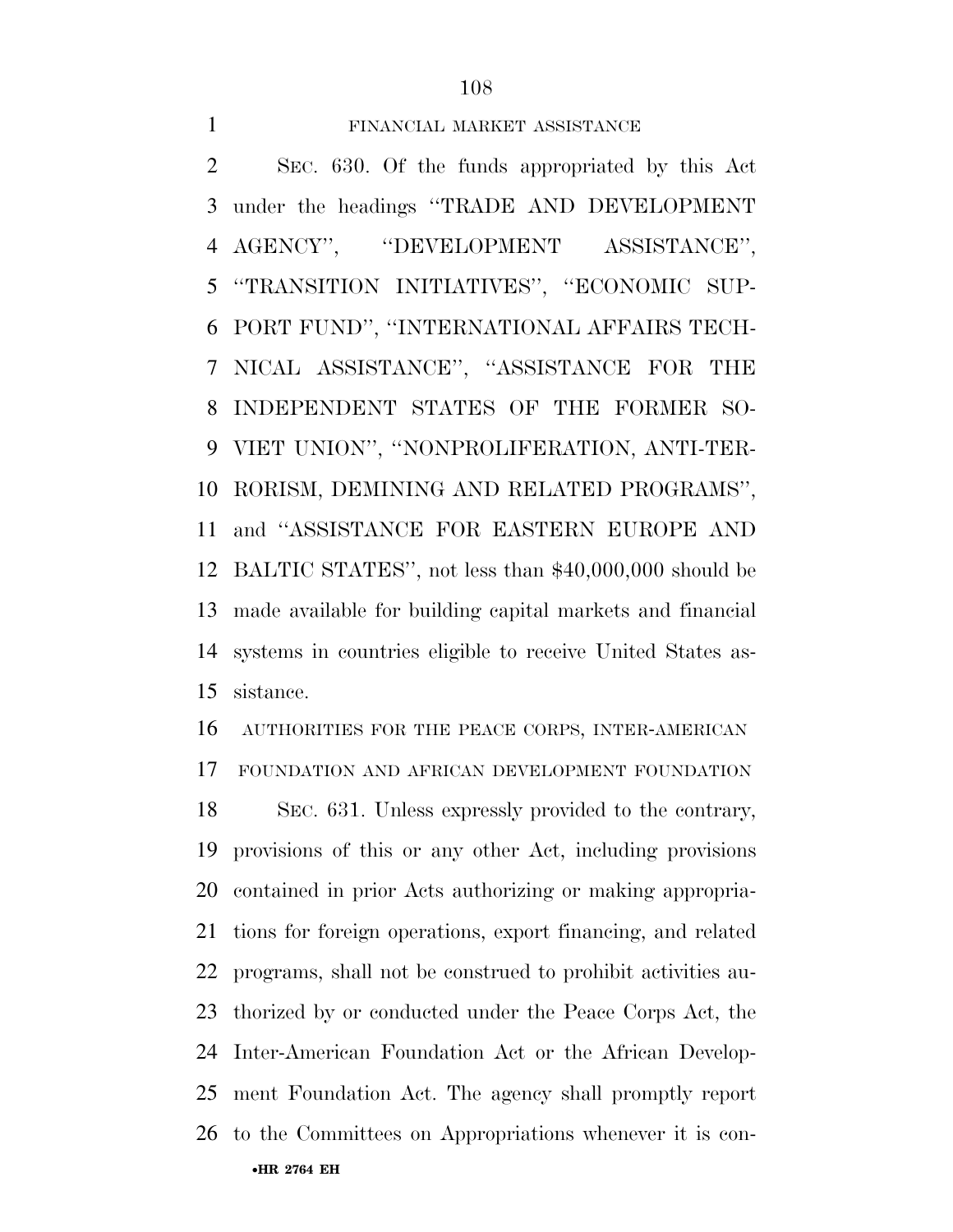FINANCIAL MARKET ASSISTANCE

SEC. 630. Of the funds appropriated by this Act under the headings ''TRADE AND DEVELOPMENT AGENCY'', ''DEVELOPMENT ASSISTANCE'', ''TRANSITION INITIATIVES'', ''ECONOMIC SUPPORT FUND'', ''INTERNATIONAL AFFAIRS TECHNICAL ASSISTANCE'', ''ASSISTANCE FOR THE INDEPENDENT STATES OF THE FORMER SOVIET UNION'', ''NONPROLIFERATION, ANTI-TERRORISM, DEMINING AND RELATED PROGRAMS'', and ''ASSISTANCE FOR EASTERN EUROPE AND BALTIC STATES'', not less than $40,000,000 should be made available for building capital markets and financial systems in countries eligible to receive United States assistance.

AUTHORITIES FOR THE PEACE CORPS, INTER-AMERICAN FOUNDATION AND AFRICAN DEVELOPMENT FOUNDATION

SEC. 631. Unless expressly provided to the contrary, provisions of this or any other Act, including provisions contained in prior Acts authorizing or making appropriations for foreign operations, export financing, and related programs, shall not be construed to prohibit activities authorized by or conducted under the Peace Corps Act, the Inter-American Foundation Act or the African Development Foundation Act. The agency shall promptly report to the Committees on Appropriations whenever it is con-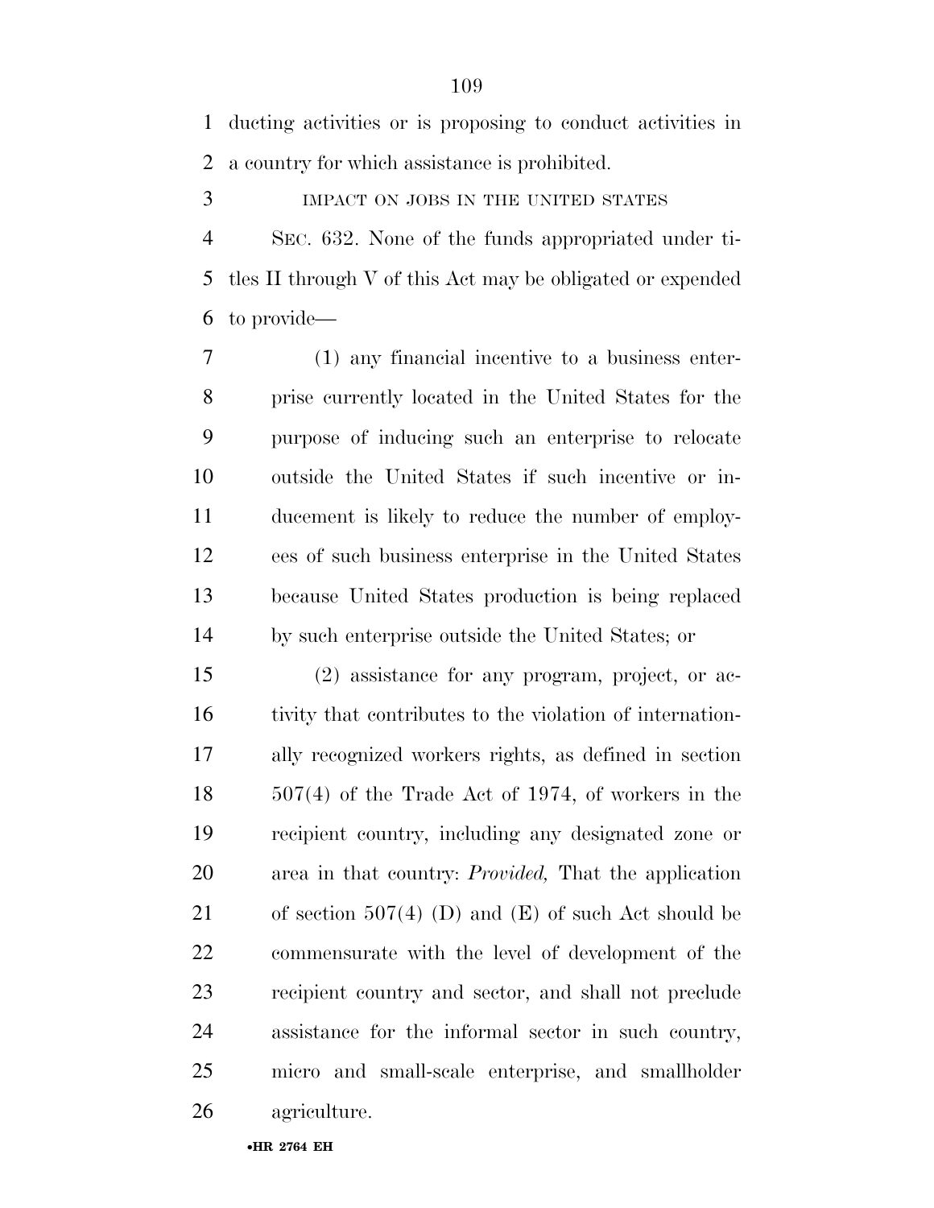ducting activities or is proposing to conduct activities in a country for which assistance is prohibited.

IMPACT ON JOBS IN THE UNITED STATES

SEC. 632. None of the funds appropriated under titles II through V of this Act may be obligated or expended to provide—

(1) any financial incentive to a business enterprise currently located in the United States for the purpose of inducing such an enterprise to relocate outside the United States if such incentive or inducement is likely to reduce the number of employees of such business enterprise in the United States because United States production is being replaced by such enterprise outside the United States; or

(2) assistance for any program, project, or activity that contributes to the violation of internationally recognized workers rights, as defined in section 507(4) of the Trade Act of 1974, of workers in the recipient country, including any designated zone or area in that country: *Provided,* That the application of section 507(4) (D) and (E) of such Act should be commensurate with the level of development of the recipient country and sector, and shall not preclude assistance for the informal sector in such country, micro and small-scale enterprise, and smallholder agriculture.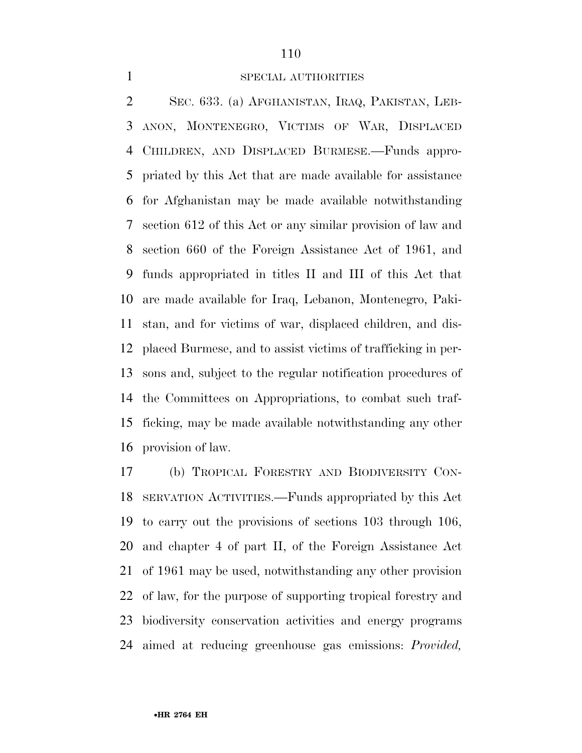SPECIAL AUTHORITIES

SEC. 633. (a) AFGHANISTAN, IRAQ, PAKISTAN, LEBANON, MONTENEGRO, VICTIMS OF WAR, DISPLACED CHILDREN, AND DISPLACED BURMESE.—Funds appropriated by this Act that are made available for assistance for Afghanistan may be made available notwithstanding section 612 of this Act or any similar provision of law and section 660 of the Foreign Assistance Act of 1961, and funds appropriated in titles II and III of this Act that are made available for Iraq, Lebanon, Montenegro, Pakistan, and for victims of war, displaced children, and displaced Burmese, and to assist victims of trafficking in persons and, subject to the regular notification procedures of the Committees on Appropriations, to combat such trafficking, may be made available notwithstanding any other provision of law.

(b) TROPICAL FORESTRY AND BIODIVERSITY CONSERVATION ACTIVITIES.—Funds appropriated by this Act to carry out the provisions of sections 103 through 106, and chapter 4 of part II, of the Foreign Assistance Act of 1961 may be used, notwithstanding any other provision of law, for the purpose of supporting tropical forestry and biodiversity conservation activities and energy programs aimed at reducing greenhouse gas emissions: *Provided,*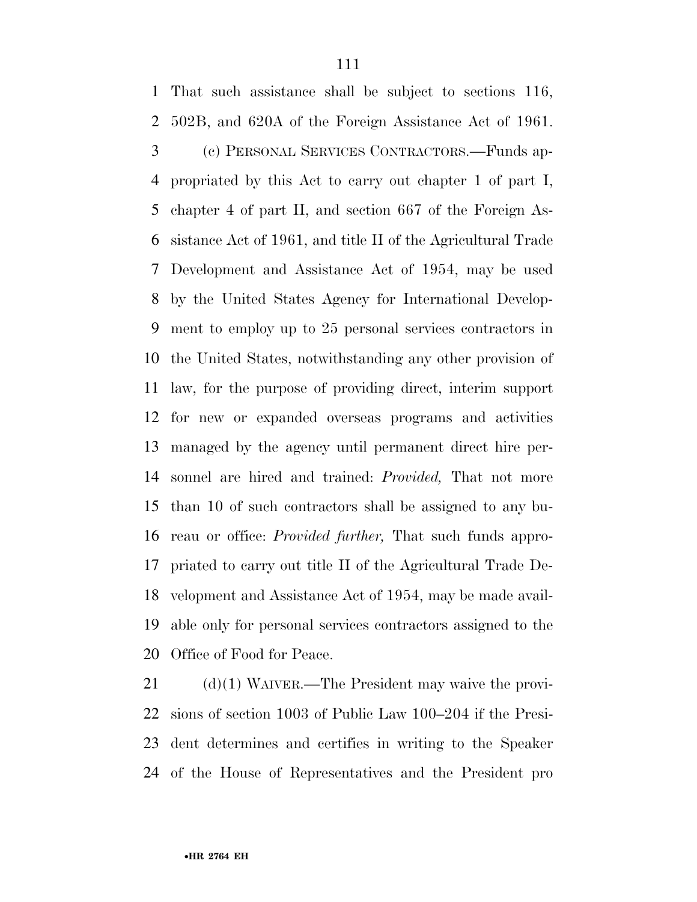That such assistance shall be subject to sections 116, 502B, and 620A of the Foreign Assistance Act of 1961.

(c) PERSONAL SERVICES CONTRACTORS.—Funds appropriated by this Act to carry out chapter 1 of part I, chapter 4 of part II, and section 667 of the Foreign Assistance Act of 1961, and title II of the Agricultural Trade Development and Assistance Act of 1954, may be used by the United States Agency for International Development to employ up to 25 personal services contractors in the United States, notwithstanding any other provision of law, for the purpose of providing direct, interim support for new or expanded overseas programs and activities managed by the agency until permanent direct hire personnel are hired and trained: *Provided,* That not more than 10 of such contractors shall be assigned to any bureau or office: *Provided further,* That such funds appropriated to carry out title II of the Agricultural Trade Development and Assistance Act of 1954, may be made available only for personal services contractors assigned to the Office of Food for Peace.

(d)(1) WAIVER.—The President may waive the provisions of section 1003 of Public Law 100–204 if the President determines and certifies in writing to the Speaker of the House of Representatives and the President pro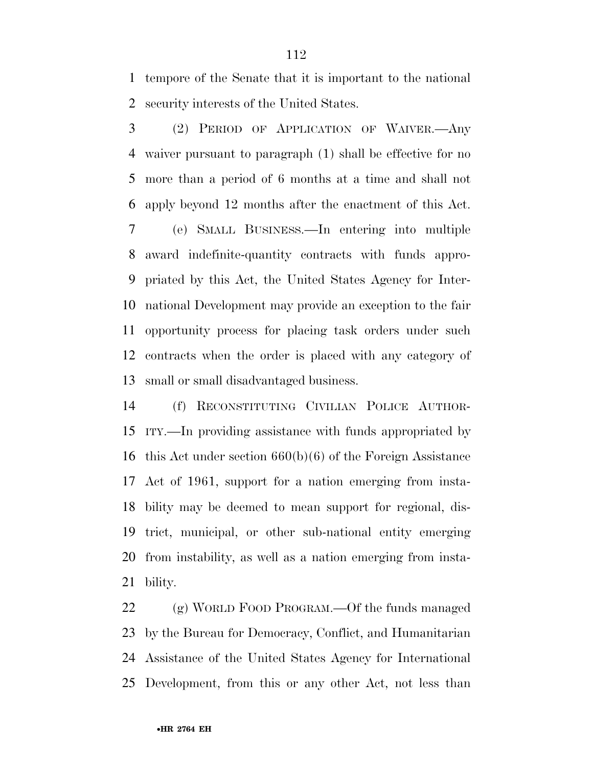tempore of the Senate that it is important to the national security interests of the United States.

(2) PERIOD OF APPLICATION OF WAIVER.—Any waiver pursuant to paragraph (1) shall be effective for no more than a period of 6 months at a time and shall not apply beyond 12 months after the enactment of this Act.

(e) SMALL BUSINESS.—In entering into multiple award indefinite-quantity contracts with funds appropriated by this Act, the United States Agency for International Development may provide an exception to the fair opportunity process for placing task orders under such contracts when the order is placed with any category of small or small disadvantaged business.

(f) RECONSTITUTING CIVILIAN POLICE AUTHORITY.—In providing assistance with funds appropriated by this Act under section 660(b)(6) of the Foreign Assistance Act of 1961, support for a nation emerging from instability may be deemed to mean support for regional, district, municipal, or other sub-national entity emerging from instability, as well as a nation emerging from instability.

(g) WORLD FOOD PROGRAM.—Of the funds managed by the Bureau for Democracy, Conflict, and Humanitarian Assistance of the United States Agency for International Development, from this or any other Act, not less than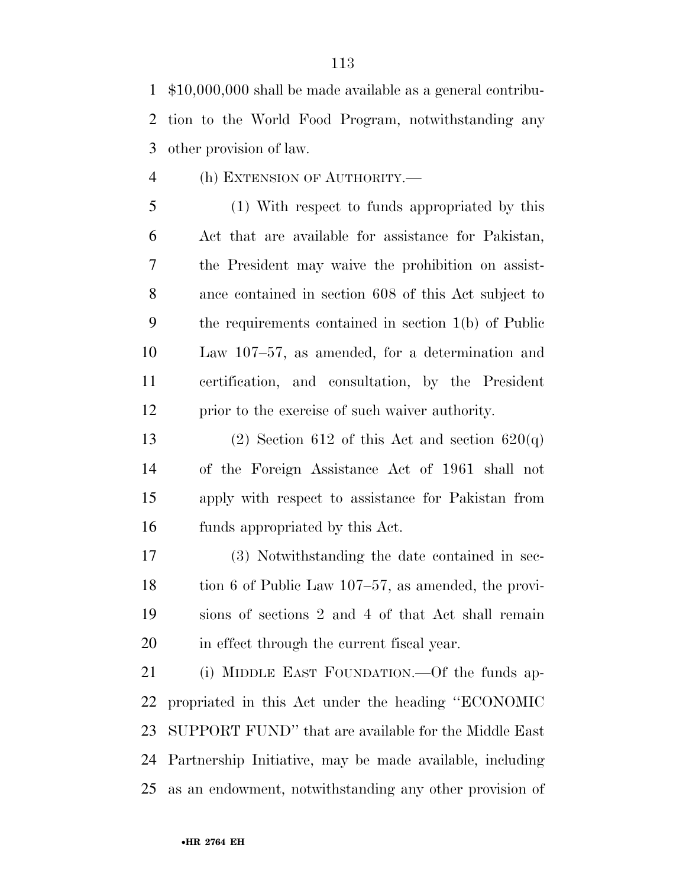$10,000,000 shall be made available as a general contribution to the World Food Program, notwithstanding any other provision of law.

(h) EXTENSION OF AUTHORITY.—

(1) With respect to funds appropriated by this Act that are available for assistance for Pakistan, the President may waive the prohibition on assistance contained in section 608 of this Act subject to the requirements contained in section 1(b) of Public Law 107–57, as amended, for a determination and certification, and consultation, by the President prior to the exercise of such waiver authority.

(2) Section 612 of this Act and section 620(q) of the Foreign Assistance Act of 1961 shall not apply with respect to assistance for Pakistan from funds appropriated by this Act.

(3) Notwithstanding the date contained in section 6 of Public Law 107–57, as amended, the provisions of sections 2 and 4 of that Act shall remain in effect through the current fiscal year.

(i) MIDDLE EAST FOUNDATION.—Of the funds appropriated in this Act under the heading "ECONOMIC SUPPORT FUND" that are available for the Middle East Partnership Initiative, may be made available, including as an endowment, notwithstanding any other provision of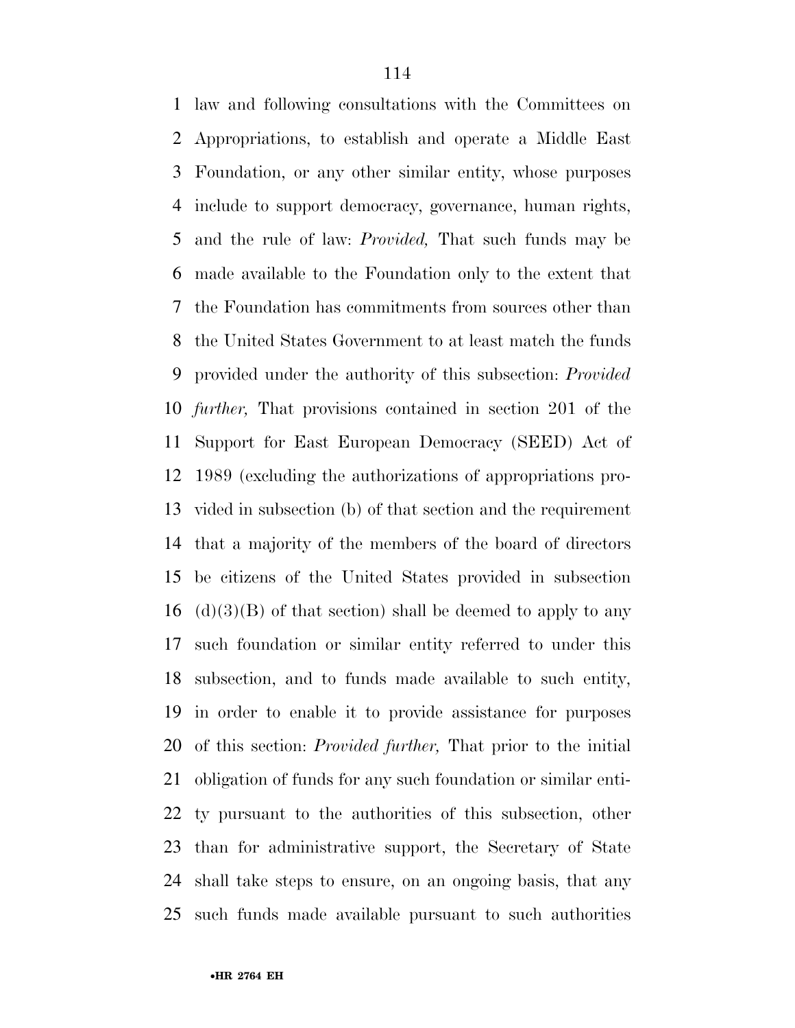law and following consultations with the Committees on Appropriations, to establish and operate a Middle East Foundation, or any other similar entity, whose purposes include to support democracy, governance, human rights, and the rule of law: *Provided,* That such funds may be made available to the Foundation only to the extent that the Foundation has commitments from sources other than the United States Government to at least match the funds provided under the authority of this subsection: *Provided further,* That provisions contained in section 201 of the Support for East European Democracy (SEED) Act of 1989 (excluding the authorizations of appropriations provided in subsection (b) of that section and the requirement that a majority of the members of the board of directors be citizens of the United States provided in subsection (d)(3)(B) of that section) shall be deemed to apply to any such foundation or similar entity referred to under this subsection, and to funds made available to such entity, in order to enable it to provide assistance for purposes of this section: *Provided further,* That prior to the initial obligation of funds for any such foundation or similar entity pursuant to the authorities of this subsection, other than for administrative support, the Secretary of State shall take steps to ensure, on an ongoing basis, that any such funds made available pursuant to such authorities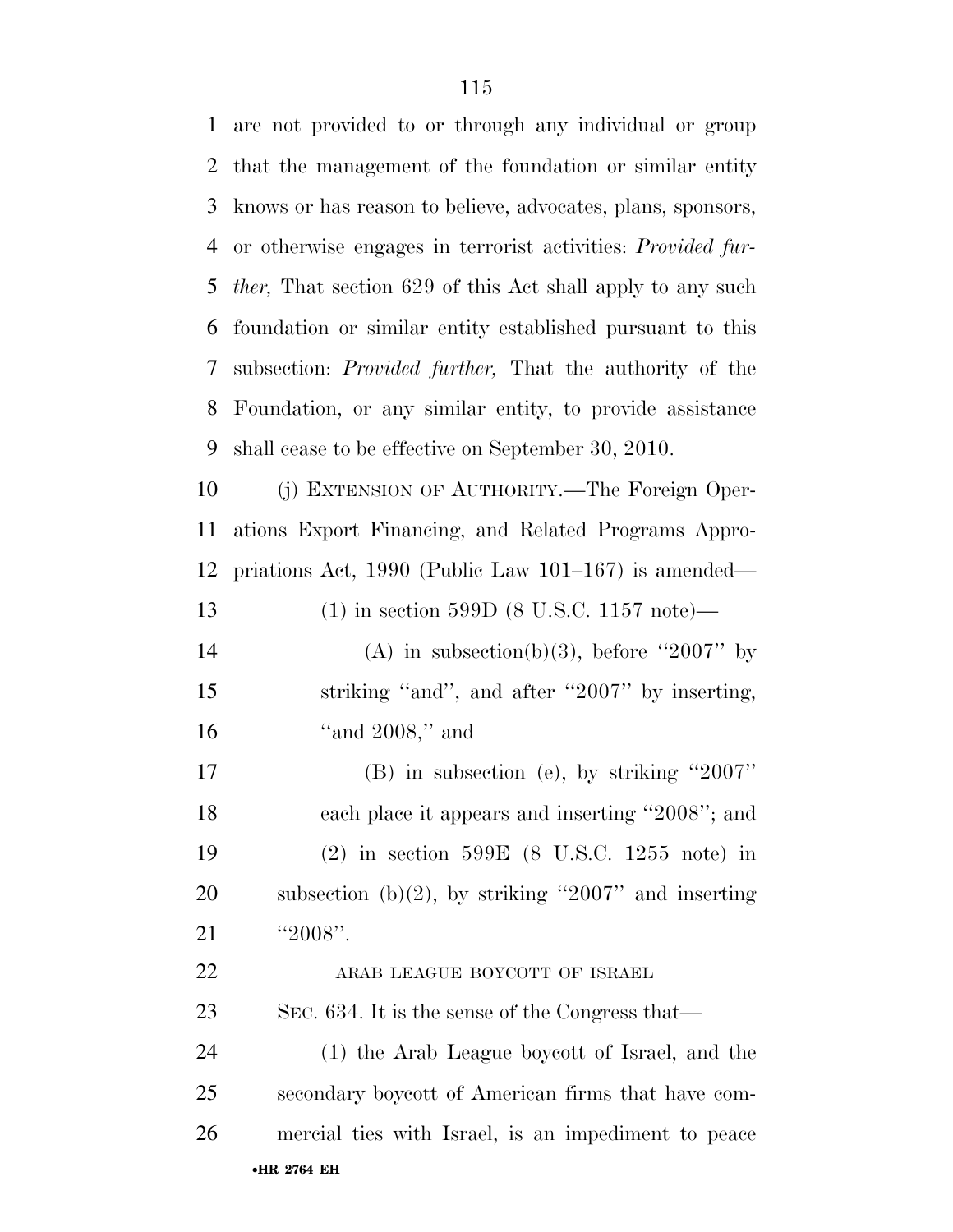are not provided to or through any individual or group that the management of the foundation or similar entity knows or has reason to believe, advocates, plans, sponsors, or otherwise engages in terrorist activities: *Provided further,* That section 629 of this Act shall apply to any such foundation or similar entity established pursuant to this subsection: *Provided further,* That the authority of the Foundation, or any similar entity, to provide assistance shall cease to be effective on September 30, 2010.

(j) EXTENSION OF AUTHORITY.—The Foreign Operations Export Financing, and Related Programs Appropriations Act, 1990 (Public Law 101–167) is amended—

(1) in section 599D (8 U.S.C. 1157 note)—

(A) in subsection(b)(3), before ''2007'' by striking ''and'', and after ''2007'' by inserting, ''and 2008,'' and

(B) in subsection (e), by striking ''2007'' each place it appears and inserting ''2008''; and

(2) in section 599E (8 U.S.C. 1255 note) in subsection (b)(2), by striking ''2007'' and inserting ''2008''.

ARAB LEAGUE BOYCOTT OF ISRAEL

SEC. 634. It is the sense of the Congress that—

(1) the Arab League boycott of Israel, and the secondary boycott of American firms that have commercial ties with Israel, is an impediment to peace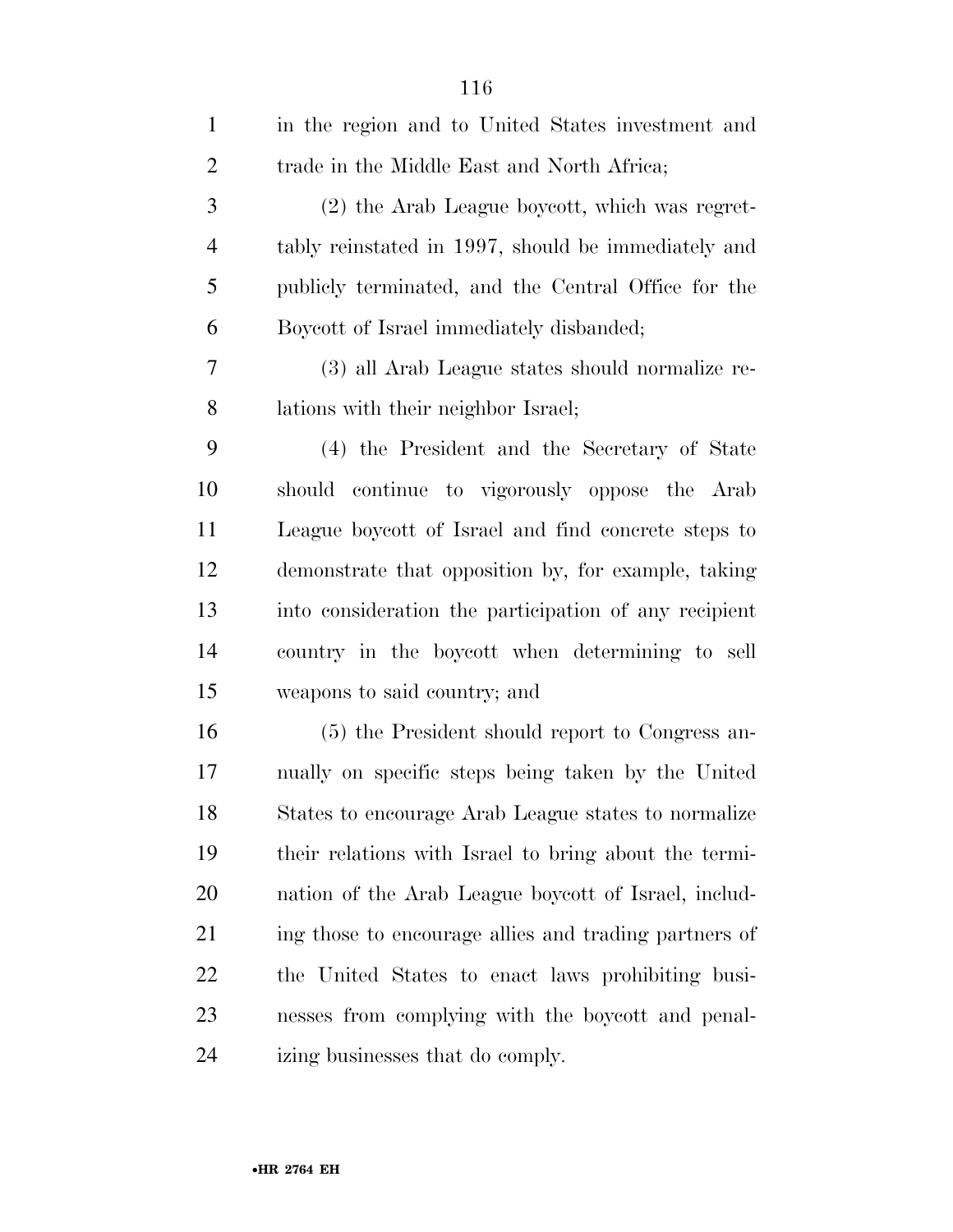in the region and to United States investment and trade in the Middle East and North Africa;

(2) the Arab League boycott, which was regrettably reinstated in 1997, should be immediately and publicly terminated, and the Central Office for the Boycott of Israel immediately disbanded;

(3) all Arab League states should normalize relations with their neighbor Israel;

(4) the President and the Secretary of State should continue to vigorously oppose the Arab League boycott of Israel and find concrete steps to demonstrate that opposition by, for example, taking into consideration the participation of any recipient country in the boycott when determining to sell weapons to said country; and

(5) the President should report to Congress annually on specific steps being taken by the United States to encourage Arab League states to normalize their relations with Israel to bring about the termination of the Arab League boycott of Israel, including those to encourage allies and trading partners of the United States to enact laws prohibiting businesses from complying with the boycott and penalizing businesses that do comply.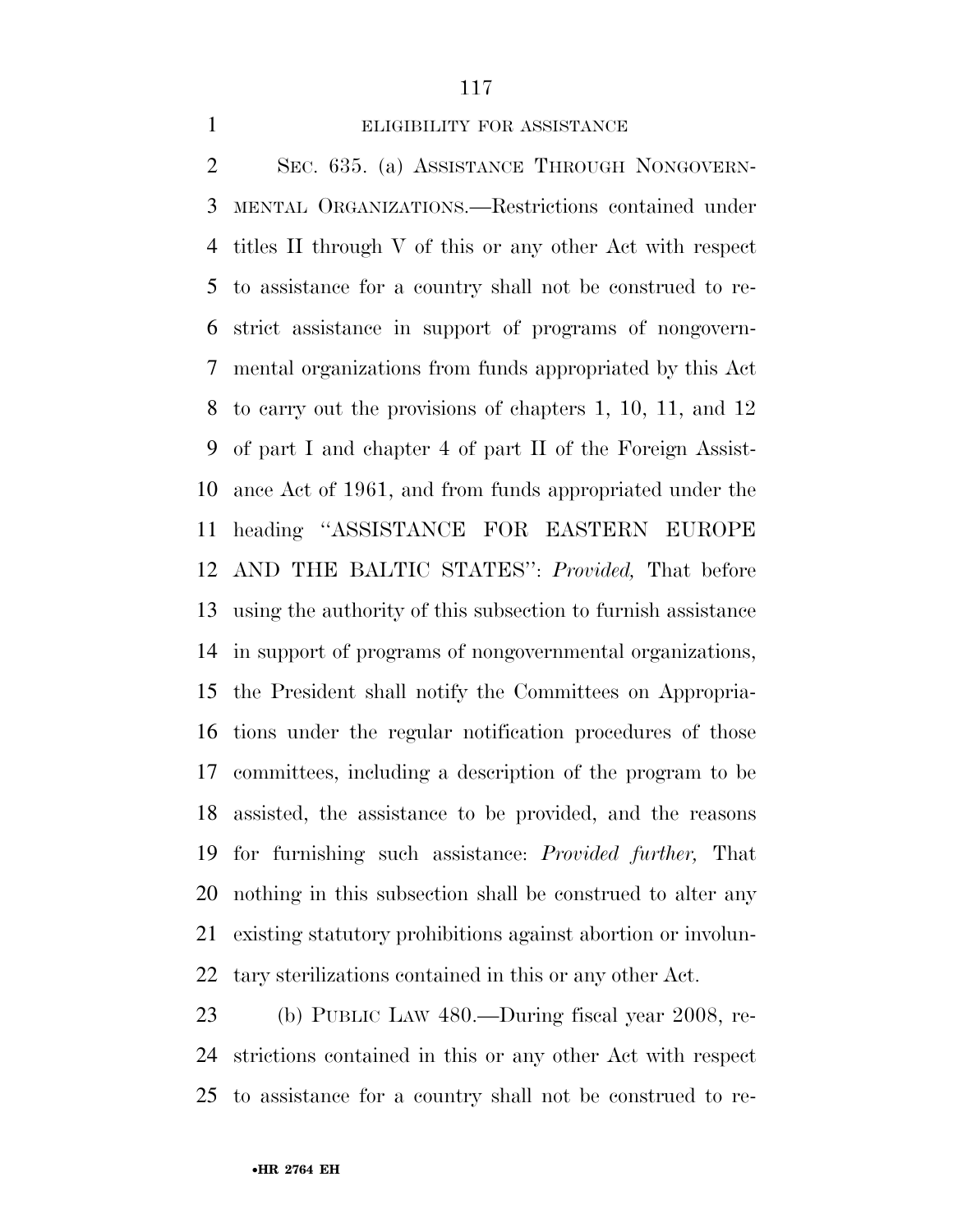ELIGIBILITY FOR ASSISTANCE

SEC. 635. (a) ASSISTANCE THROUGH NONGOVERNMENTAL ORGANIZATIONS.—Restrictions contained under titles II through V of this or any other Act with respect to assistance for a country shall not be construed to restrict assistance in support of programs of nongovernmental organizations from funds appropriated by this Act to carry out the provisions of chapters 1, 10, 11, and 12 of part I and chapter 4 of part II of the Foreign Assistance Act of 1961, and from funds appropriated under the heading ''ASSISTANCE FOR EASTERN EUROPE AND THE BALTIC STATES'': *Provided,* That before using the authority of this subsection to furnish assistance in support of programs of nongovernmental organizations, the President shall notify the Committees on Appropriations under the regular notification procedures of those committees, including a description of the program to be assisted, the assistance to be provided, and the reasons for furnishing such assistance: *Provided further,* That nothing in this subsection shall be construed to alter any existing statutory prohibitions against abortion or involuntary sterilizations contained in this or any other Act.

(b) PUBLIC LAW 480.—During fiscal year 2008, restrictions contained in this or any other Act with respect to assistance for a country shall not be construed to re-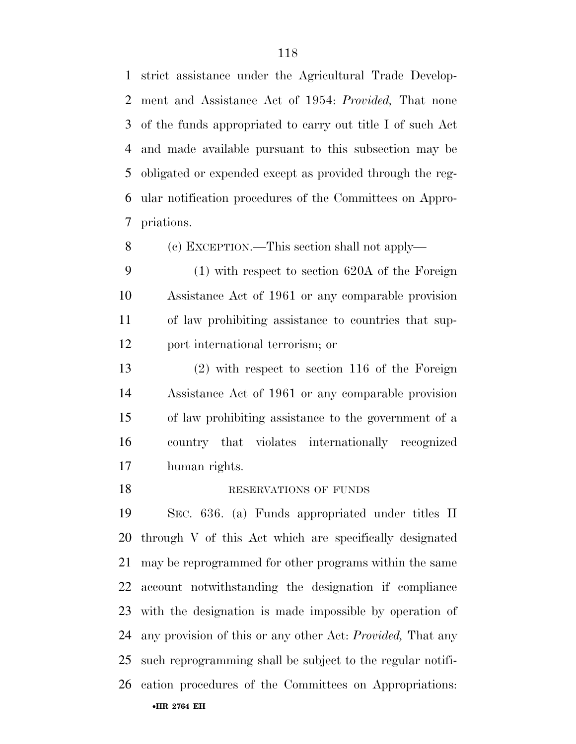strict assistance under the Agricultural Trade Development and Assistance Act of 1954: *Provided,* That none of the funds appropriated to carry out title I of such Act and made available pursuant to this subsection may be obligated or expended except as provided through the regular notification procedures of the Committees on Appropriations.

(c) EXCEPTION.—This section shall not apply—

(1) with respect to section 620A of the Foreign Assistance Act of 1961 or any comparable provision of law prohibiting assistance to countries that support international terrorism; or

(2) with respect to section 116 of the Foreign Assistance Act of 1961 or any comparable provision of law prohibiting assistance to the government of a country that violates internationally recognized human rights.

RESERVATIONS OF FUNDS

SEC. 636. (a) Funds appropriated under titles II through V of this Act which are specifically designated may be reprogrammed for other programs within the same account notwithstanding the designation if compliance with the designation is made impossible by operation of any provision of this or any other Act: *Provided,* That any such reprogramming shall be subject to the regular notification procedures of the Committees on Appropriations: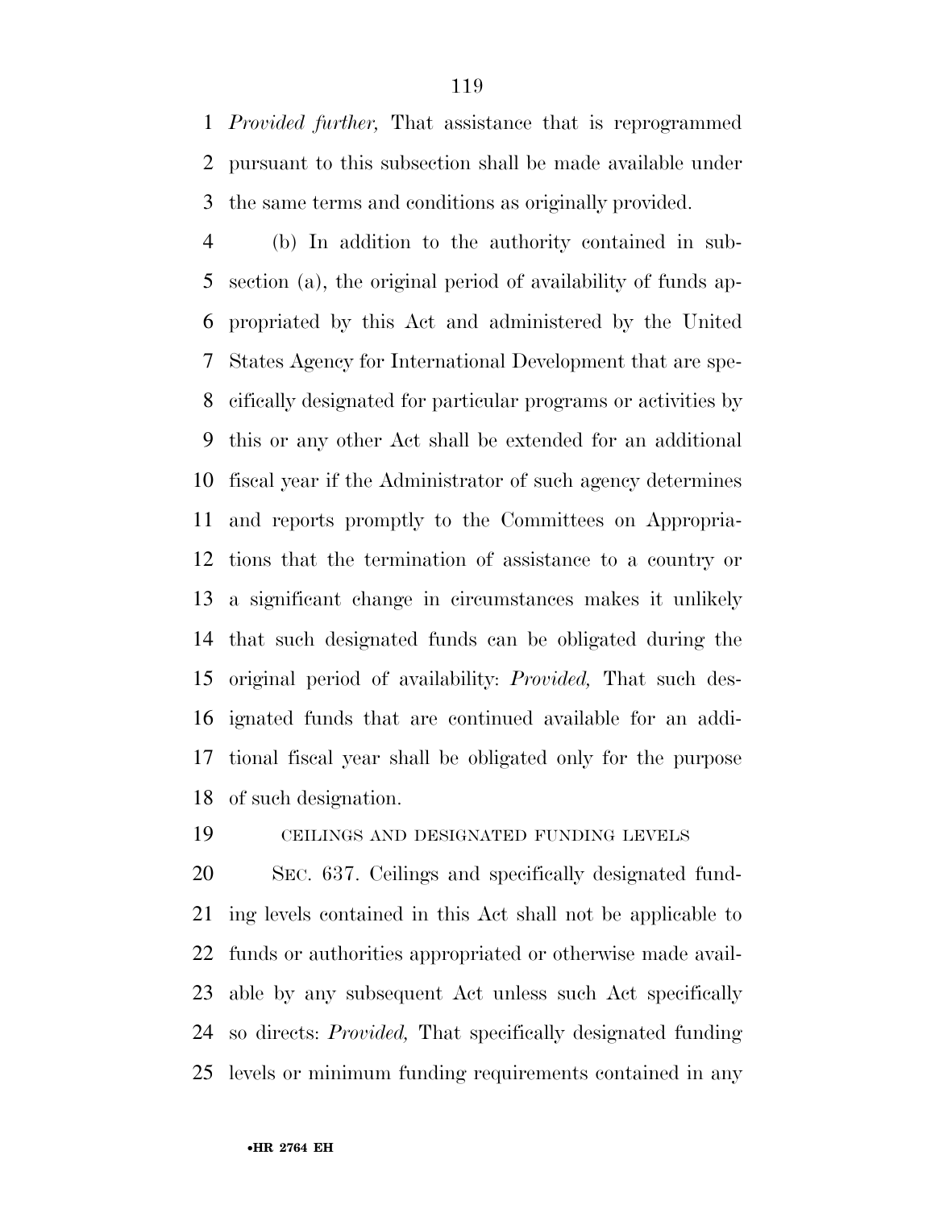*Provided further,* That assistance that is reprogrammed pursuant to this subsection shall be made available under the same terms and conditions as originally provided.

(b) In addition to the authority contained in subsection (a), the original period of availability of funds appropriated by this Act and administered by the United States Agency for International Development that are specifically designated for particular programs or activities by this or any other Act shall be extended for an additional fiscal year if the Administrator of such agency determines and reports promptly to the Committees on Appropriations that the termination of assistance to a country or a significant change in circumstances makes it unlikely that such designated funds can be obligated during the original period of availability: *Provided,* That such designated funds that are continued available for an additional fiscal year shall be obligated only for the purpose of such designation.

CEILINGS AND DESIGNATED FUNDING LEVELS

SEC. 637. Ceilings and specifically designated funding levels contained in this Act shall not be applicable to funds or authorities appropriated or otherwise made available by any subsequent Act unless such Act specifically so directs: *Provided,* That specifically designated funding levels or minimum funding requirements contained in any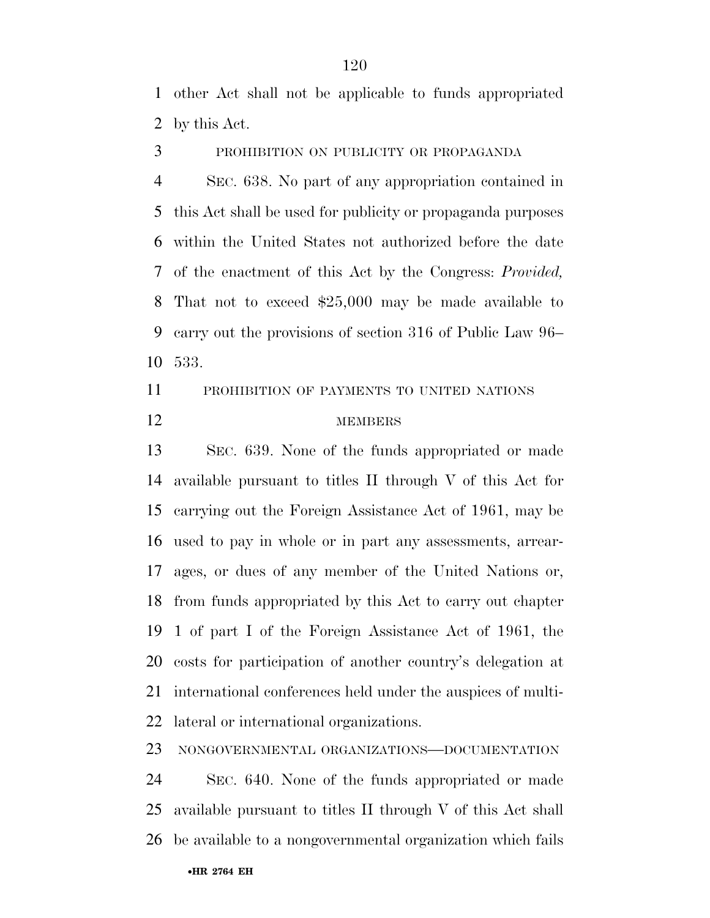other Act shall not be applicable to funds appropriated by this Act.

PROHIBITION ON PUBLICITY OR PROPAGANDA

SEC. 638. No part of any appropriation contained in this Act shall be used for publicity or propaganda purposes within the United States not authorized before the date of the enactment of this Act by the Congress: *Provided,* That not to exceed $25,000 may be made available to carry out the provisions of section 316 of Public Law 96–533.

PROHIBITION OF PAYMENTS TO UNITED NATIONS MEMBERS

SEC. 639. None of the funds appropriated or made available pursuant to titles II through V of this Act for carrying out the Foreign Assistance Act of 1961, may be used to pay in whole or in part any assessments, arrearages, or dues of any member of the United Nations or, from funds appropriated by this Act to carry out chapter 1 of part I of the Foreign Assistance Act of 1961, the costs for participation of another country's delegation at international conferences held under the auspices of multilateral or international organizations.

NONGOVERNMENTAL ORGANIZATIONS—DOCUMENTATION

SEC. 640. None of the funds appropriated or made available pursuant to titles II through V of this Act shall be available to a nongovernmental organization which fails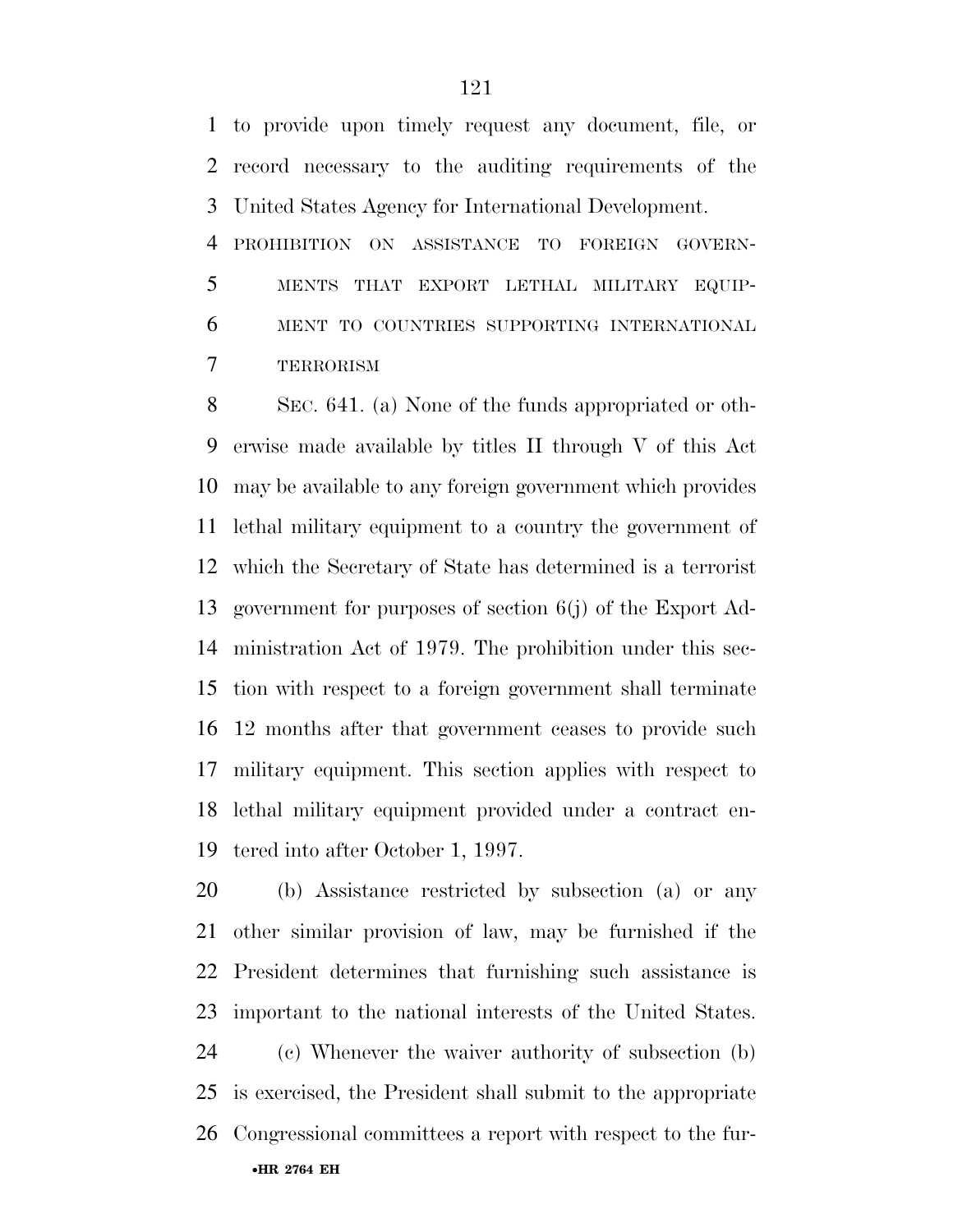to provide upon timely request any document, file, or record necessary to the auditing requirements of the United States Agency for International Development.

PROHIBITION ON ASSISTANCE TO FOREIGN GOVERNMENTS THAT EXPORT LETHAL MILITARY EQUIPMENT TO COUNTRIES SUPPORTING INTERNATIONAL TERRORISM

SEC. 641. (a) None of the funds appropriated or otherwise made available by titles II through V of this Act may be available to any foreign government which provides lethal military equipment to a country the government of which the Secretary of State has determined is a terrorist government for purposes of section 6(j) of the Export Administration Act of 1979. The prohibition under this section with respect to a foreign government shall terminate 12 months after that government ceases to provide such military equipment. This section applies with respect to lethal military equipment provided under a contract entered into after October 1, 1997.

(b) Assistance restricted by subsection (a) or any other similar provision of law, may be furnished if the President determines that furnishing such assistance is important to the national interests of the United States.

(c) Whenever the waiver authority of subsection (b) is exercised, the President shall submit to the appropriate Congressional committees a report with respect to the fur-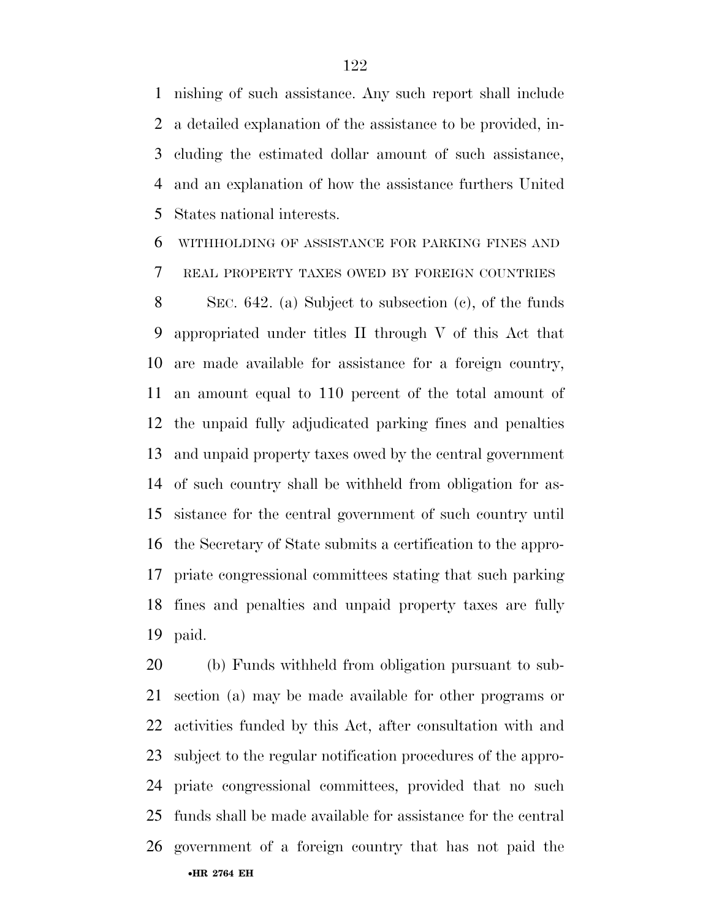nishing of such assistance. Any such report shall include a detailed explanation of the assistance to be provided, including the estimated dollar amount of such assistance, and an explanation of how the assistance furthers United States national interests.

WITHHOLDING OF ASSISTANCE FOR PARKING FINES AND REAL PROPERTY TAXES OWED BY FOREIGN COUNTRIES

SEC. 642. (a) Subject to subsection (c), of the funds appropriated under titles II through V of this Act that are made available for assistance for a foreign country, an amount equal to 110 percent of the total amount of the unpaid fully adjudicated parking fines and penalties and unpaid property taxes owed by the central government of such country shall be withheld from obligation for assistance for the central government of such country until the Secretary of State submits a certification to the appropriate congressional committees stating that such parking fines and penalties and unpaid property taxes are fully paid.

(b) Funds withheld from obligation pursuant to subsection (a) may be made available for other programs or activities funded by this Act, after consultation with and subject to the regular notification procedures of the appropriate congressional committees, provided that no such funds shall be made available for assistance for the central government of a foreign country that has not paid the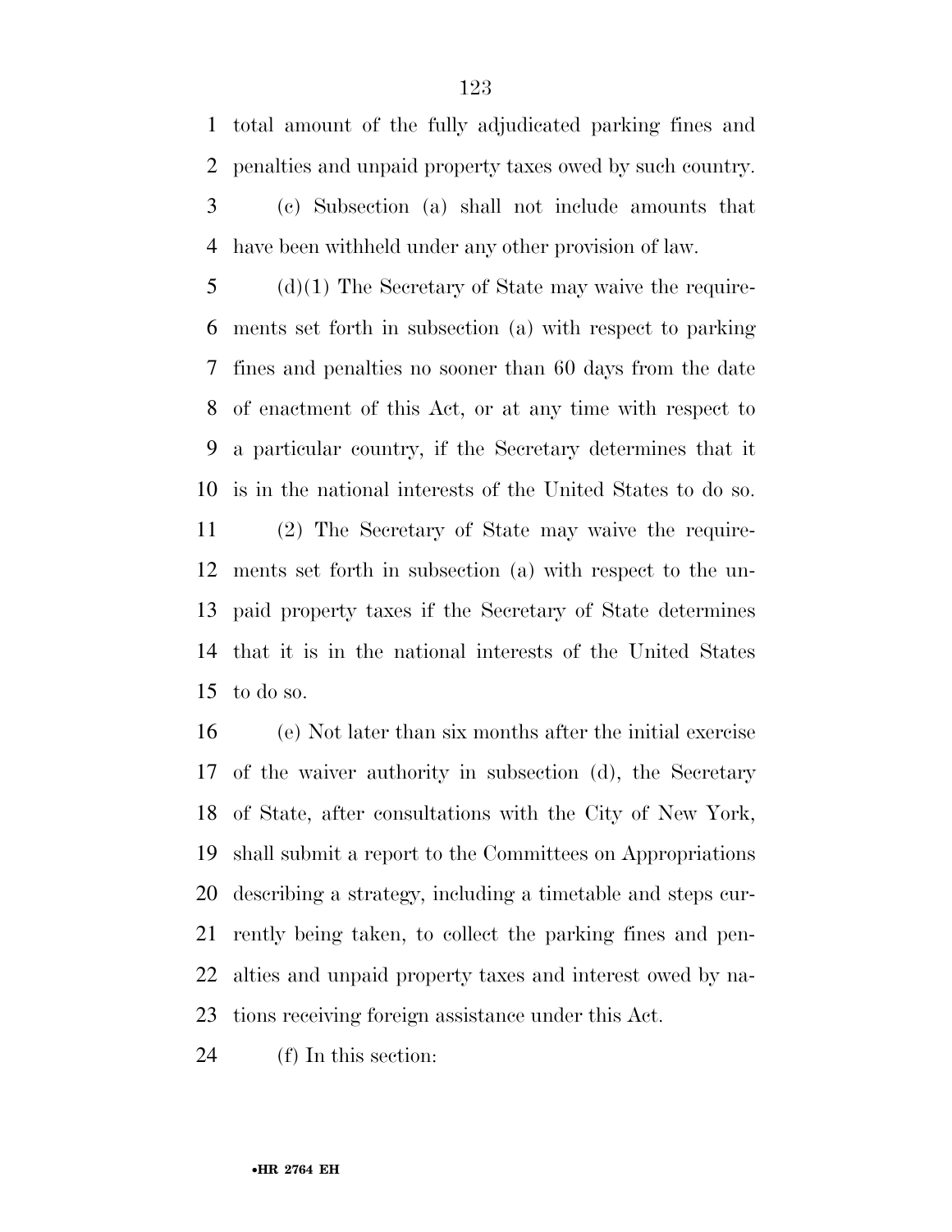total amount of the fully adjudicated parking fines and penalties and unpaid property taxes owed by such country.

(c) Subsection (a) shall not include amounts that have been withheld under any other provision of law.

(d)(1) The Secretary of State may waive the requirements set forth in subsection (a) with respect to parking fines and penalties no sooner than 60 days from the date of enactment of this Act, or at any time with respect to a particular country, if the Secretary determines that it is in the national interests of the United States to do so.

(2) The Secretary of State may waive the requirements set forth in subsection (a) with respect to the unpaid property taxes if the Secretary of State determines that it is in the national interests of the United States to do so.

(e) Not later than six months after the initial exercise of the waiver authority in subsection (d), the Secretary of State, after consultations with the City of New York, shall submit a report to the Committees on Appropriations describing a strategy, including a timetable and steps currently being taken, to collect the parking fines and penalties and unpaid property taxes and interest owed by nations receiving foreign assistance under this Act.

(f) In this section: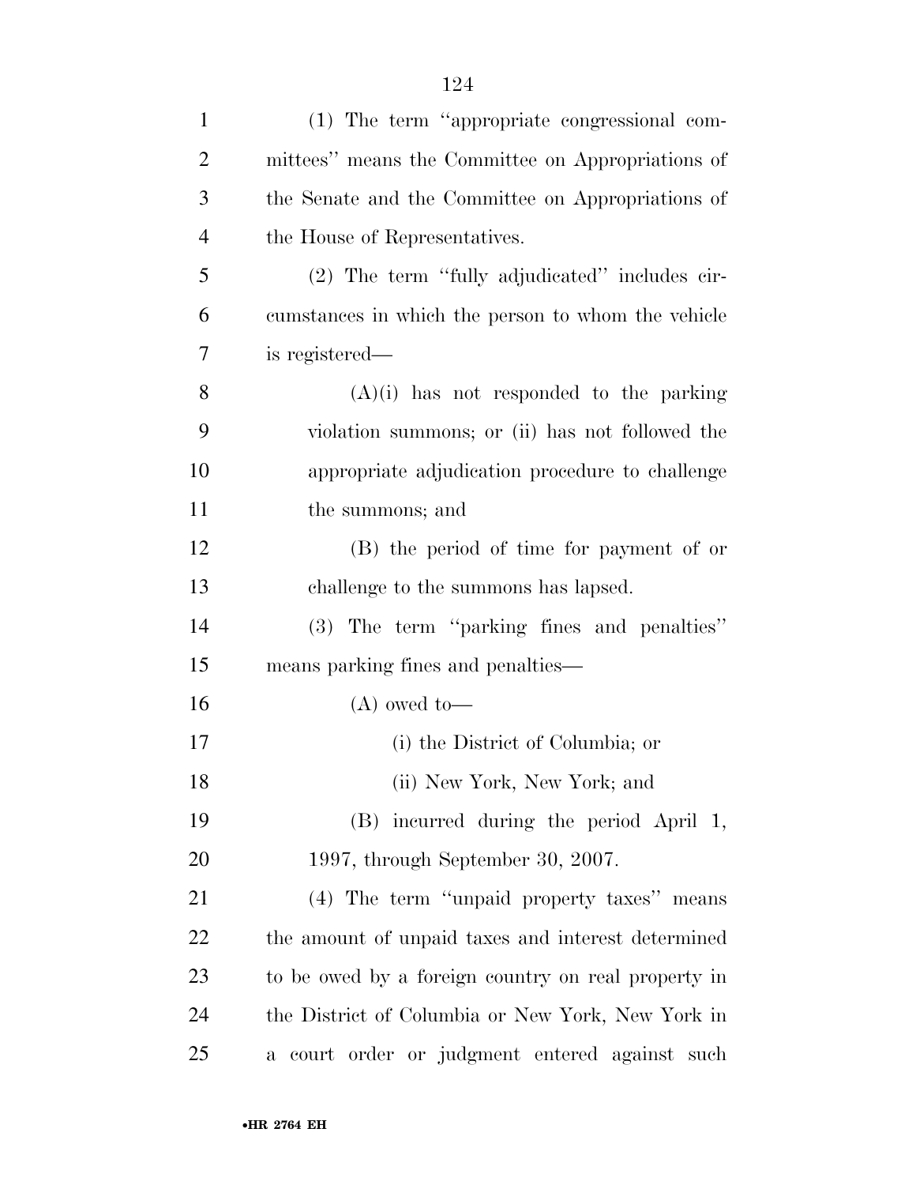(1) The term "appropriate congressional committees" means the Committee on Appropriations of the Senate and the Committee on Appropriations of the House of Representatives.

(2) The term "fully adjudicated" includes circumstances in which the person to whom the vehicle is registered—

(A)(i) has not responded to the parking violation summons; or (ii) has not followed the appropriate adjudication procedure to challenge the summons; and

(B) the period of time for payment of or challenge to the summons has lapsed.

(3) The term "parking fines and penalties" means parking fines and penalties—

(A) owed to—

(i) the District of Columbia; or

(ii) New York, New York; and

(B) incurred during the period April 1, 1997, through September 30, 2007.

(4) The term "unpaid property taxes" means the amount of unpaid taxes and interest determined to be owed by a foreign country on real property in the District of Columbia or New York, New York in a court order or judgment entered against such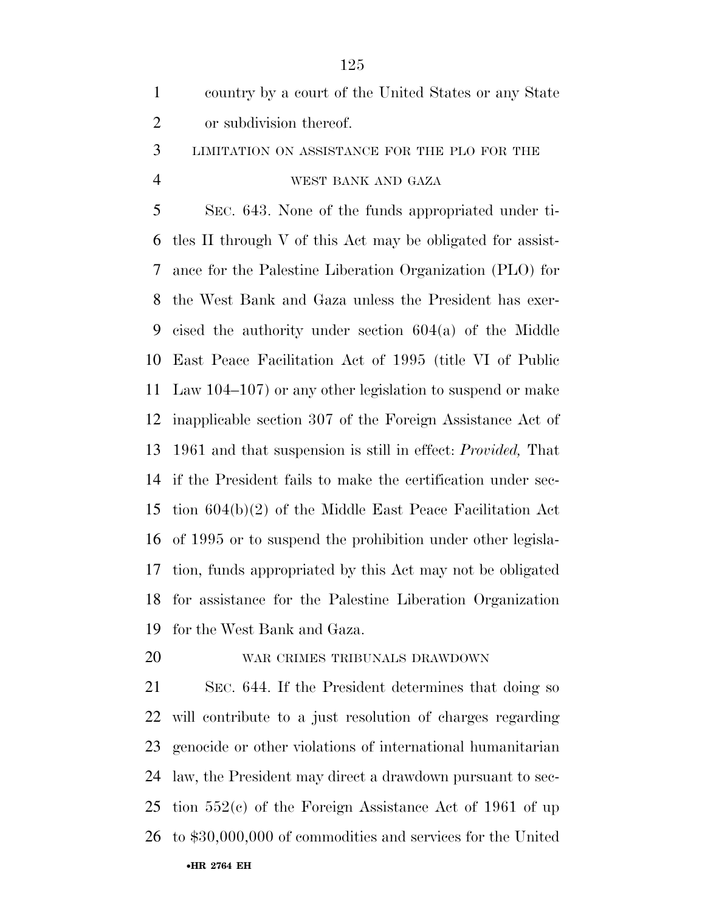country by a court of the United States or any State or subdivision thereof.

LIMITATION ON ASSISTANCE FOR THE PLO FOR THE WEST BANK AND GAZA

SEC. 643. None of the funds appropriated under titles II through V of this Act may be obligated for assistance for the Palestine Liberation Organization (PLO) for the West Bank and Gaza unless the President has exercised the authority under section 604(a) of the Middle East Peace Facilitation Act of 1995 (title VI of Public Law 104–107) or any other legislation to suspend or make inapplicable section 307 of the Foreign Assistance Act of 1961 and that suspension is still in effect: *Provided,* That if the President fails to make the certification under section 604(b)(2) of the Middle East Peace Facilitation Act of 1995 or to suspend the prohibition under other legislation, funds appropriated by this Act may not be obligated for assistance for the Palestine Liberation Organization for the West Bank and Gaza.

WAR CRIMES TRIBUNALS DRAWDOWN

SEC. 644. If the President determines that doing so will contribute to a just resolution of charges regarding genocide or other violations of international humanitarian law, the President may direct a drawdown pursuant to section 552(c) of the Foreign Assistance Act of 1961 of up to $30,000,000 of commodities and services for the United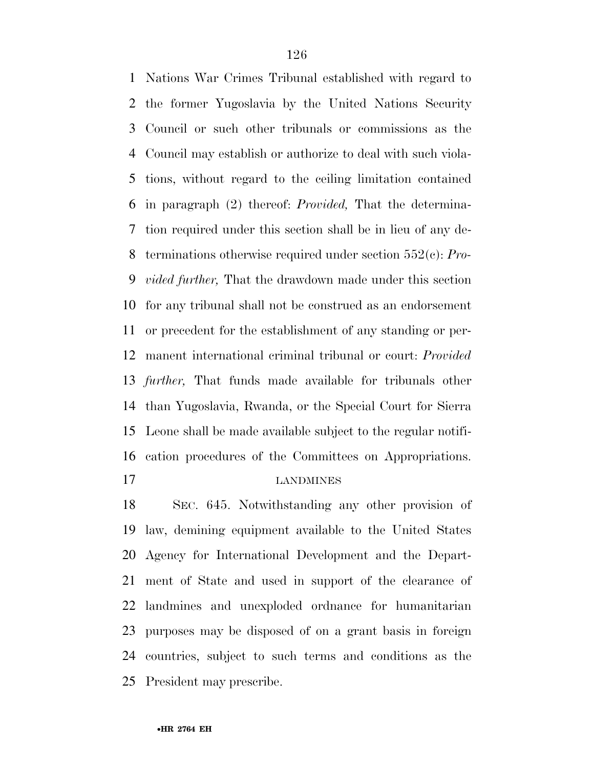Nations War Crimes Tribunal established with regard to the former Yugoslavia by the United Nations Security Council or such other tribunals or commissions as the Council may establish or authorize to deal with such violations, without regard to the ceiling limitation contained in paragraph (2) thereof: *Provided,* That the determination required under this section shall be in lieu of any determinations otherwise required under section 552(c): *Provided further,* That the drawdown made under this section for any tribunal shall not be construed as an endorsement or precedent for the establishment of any standing or permanent international criminal tribunal or court: *Provided further,* That funds made available for tribunals other than Yugoslavia, Rwanda, or the Special Court for Sierra Leone shall be made available subject to the regular notification procedures of the Committees on Appropriations.

LANDMINES

SEC. 645. Notwithstanding any other provision of law, demining equipment available to the United States Agency for International Development and the Department of State and used in support of the clearance of landmines and unexploded ordnance for humanitarian purposes may be disposed of on a grant basis in foreign countries, subject to such terms and conditions as the President may prescribe.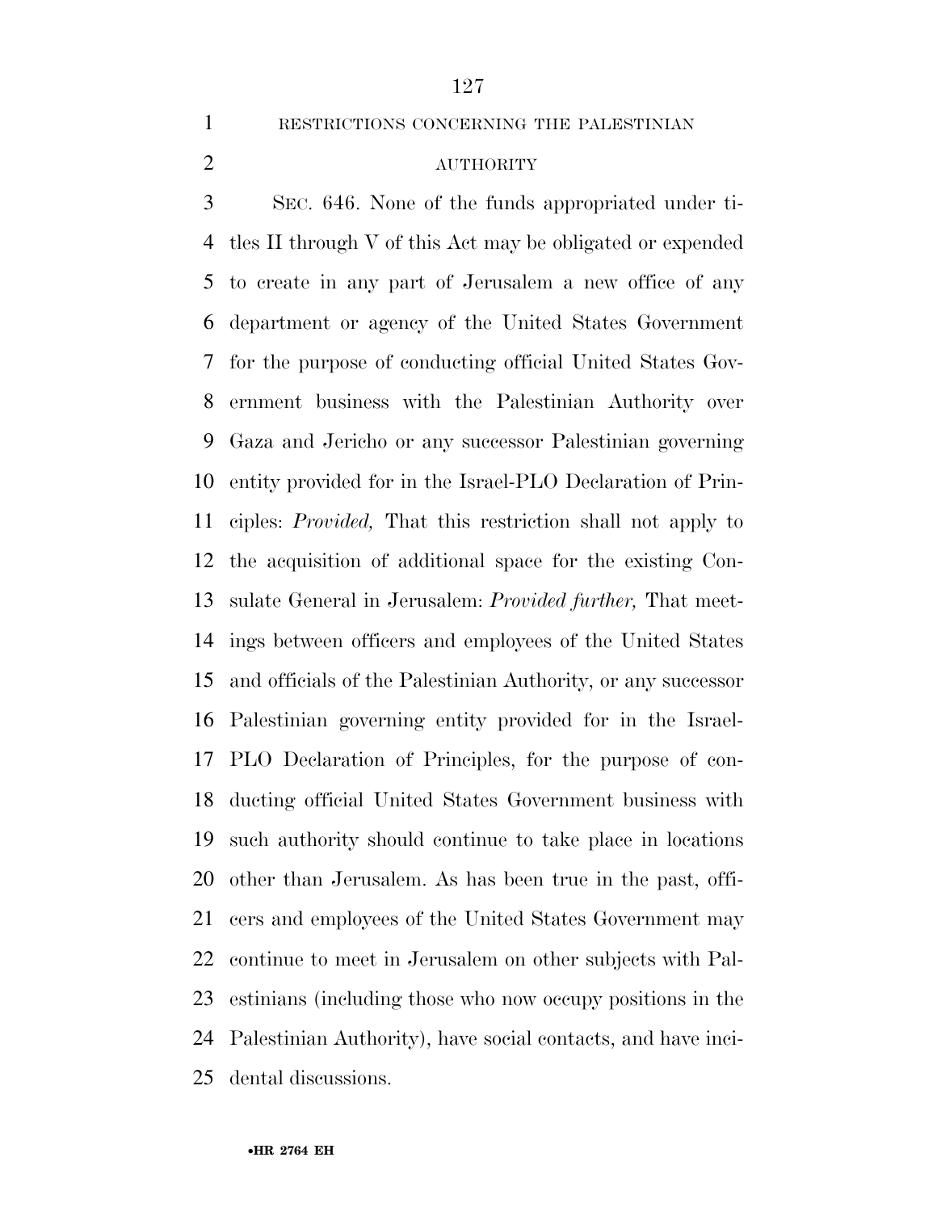RESTRICTIONS CONCERNING THE PALESTINIAN AUTHORITY

SEC. 646. None of the funds appropriated under titles II through V of this Act may be obligated or expended to create in any part of Jerusalem a new office of any department or agency of the United States Government for the purpose of conducting official United States Government business with the Palestinian Authority over Gaza and Jericho or any successor Palestinian governing entity provided for in the Israel-PLO Declaration of Principles: *Provided,* That this restriction shall not apply to the acquisition of additional space for the existing Consulate General in Jerusalem: *Provided further,* That meetings between officers and employees of the United States and officials of the Palestinian Authority, or any successor Palestinian governing entity provided for in the Israel-PLO Declaration of Principles, for the purpose of conducting official United States Government business with such authority should continue to take place in locations other than Jerusalem. As has been true in the past, officers and employees of the United States Government may continue to meet in Jerusalem on other subjects with Palestinians (including those who now occupy positions in the Palestinian Authority), have social contacts, and have incidental discussions.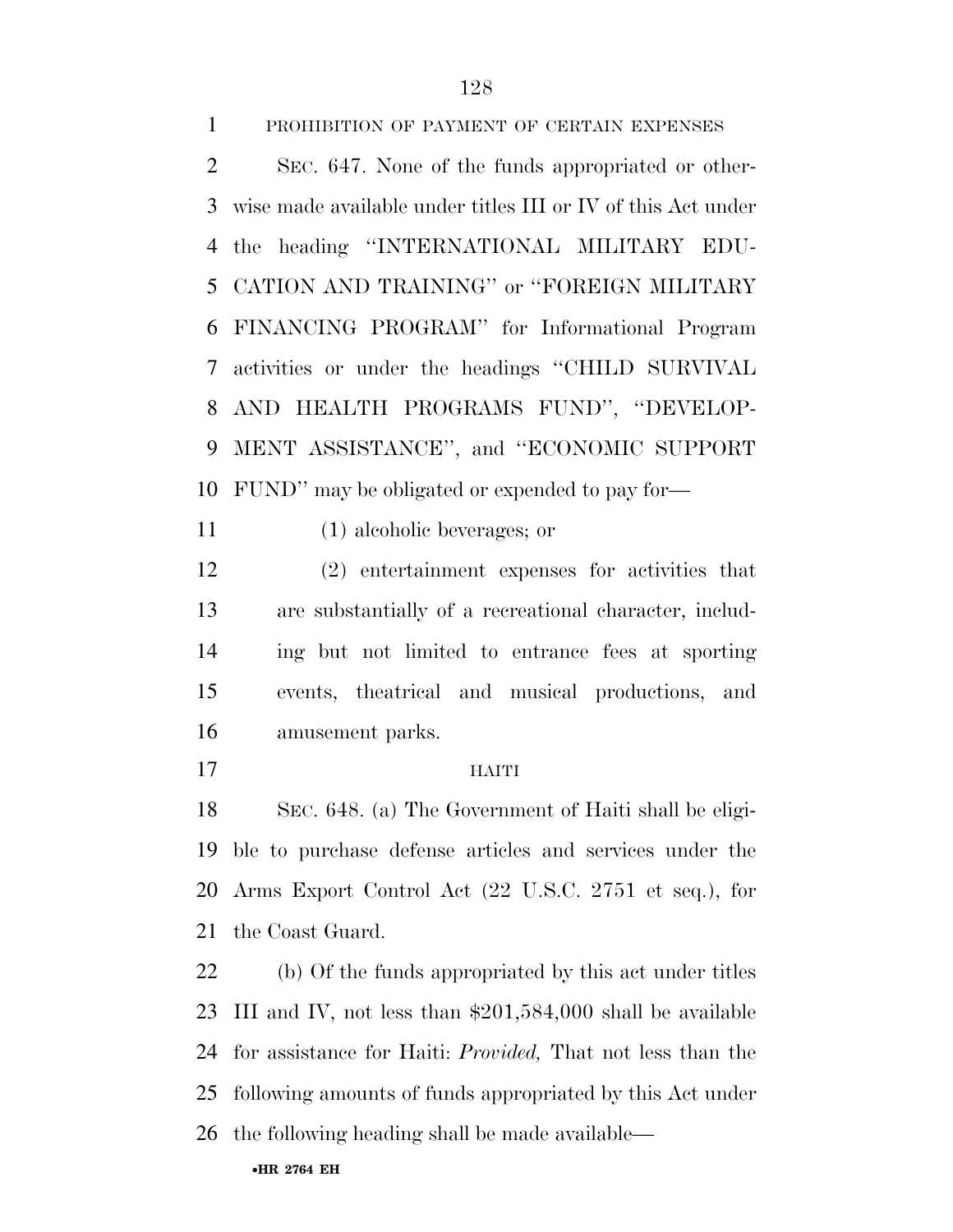PROHIBITION OF PAYMENT OF CERTAIN EXPENSES

SEC. 647. None of the funds appropriated or otherwise made available under titles III or IV of this Act under the heading ''INTERNATIONAL MILITARY EDUCATION AND TRAINING'' or ''FOREIGN MILITARY FINANCING PROGRAM'' for Informational Program activities or under the headings ''CHILD SURVIVAL AND HEALTH PROGRAMS FUND'', ''DEVELOPMENT ASSISTANCE'', and ''ECONOMIC SUPPORT FUND'' may be obligated or expended to pay for—

(1) alcoholic beverages; or

(2) entertainment expenses for activities that are substantially of a recreational character, including but not limited to entrance fees at sporting events, theatrical and musical productions, and amusement parks.

HAITI

SEC. 648. (a) The Government of Haiti shall be eligible to purchase defense articles and services under the Arms Export Control Act (22 U.S.C. 2751 et seq.), for the Coast Guard.

(b) Of the funds appropriated by this act under titles III and IV, not less than $201,584,000 shall be available for assistance for Haiti: *Provided,* That not less than the following amounts of funds appropriated by this Act under the following heading shall be made available—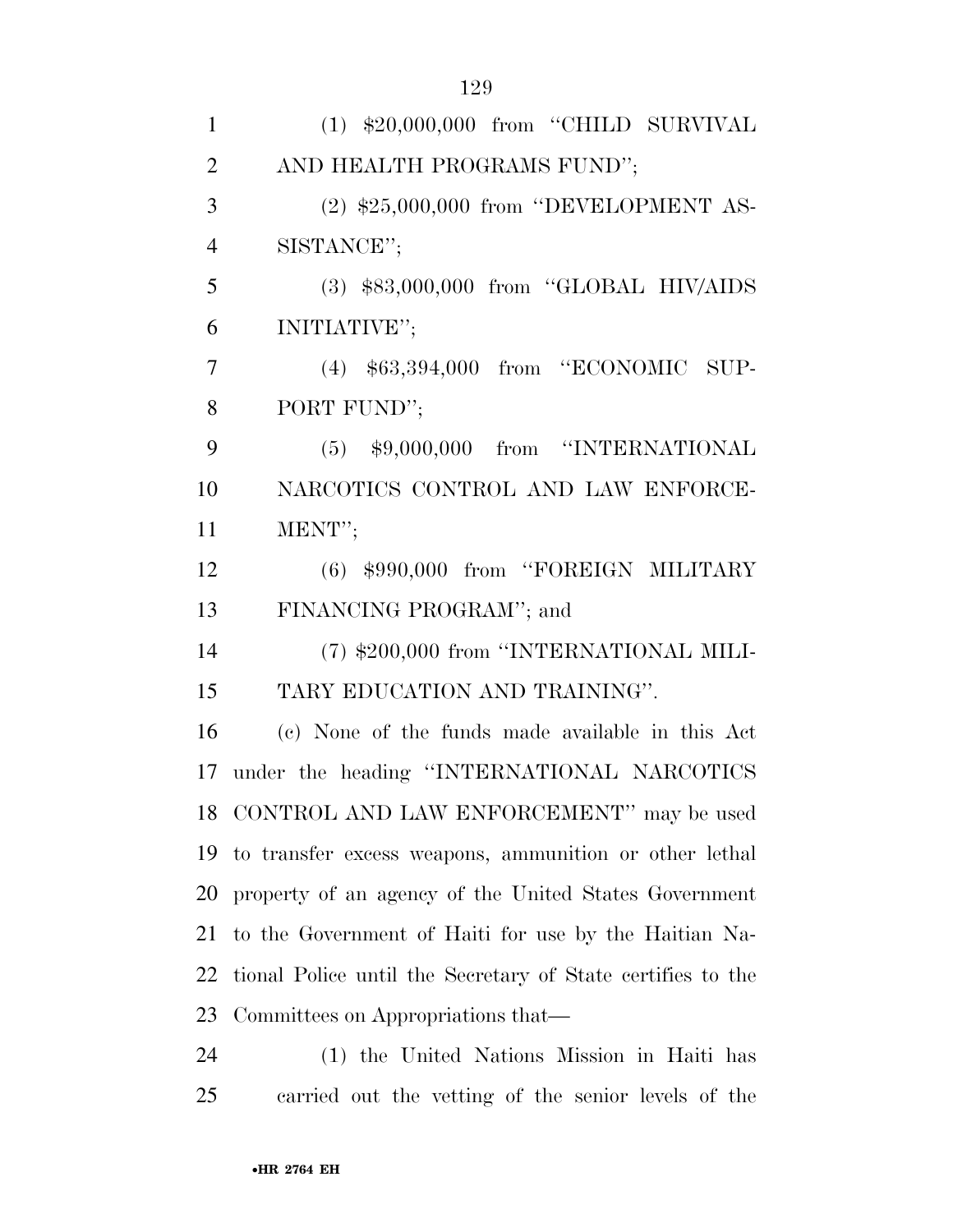(1) $20,000,000 from "CHILD SURVIVAL AND HEALTH PROGRAMS FUND";

(2) $25,000,000 from "DEVELOPMENT ASSISTANCE";

(3) $83,000,000 from "GLOBAL HIV/AIDS INITIATIVE";

(4) $63,394,000 from "ECONOMIC SUPPORT FUND";

(5) $9,000,000 from "INTERNATIONAL NARCOTICS CONTROL AND LAW ENFORCEMENT";

(6) $990,000 from "FOREIGN MILITARY FINANCING PROGRAM"; and

(7) $200,000 from "INTERNATIONAL MILITARY EDUCATION AND TRAINING".

(c) None of the funds made available in this Act under the heading "INTERNATIONAL NARCOTICS CONTROL AND LAW ENFORCEMENT" may be used to transfer excess weapons, ammunition or other lethal property of an agency of the United States Government to the Government of Haiti for use by the Haitian National Police until the Secretary of State certifies to the Committees on Appropriations that—

(1) the United Nations Mission in Haiti has carried out the vetting of the senior levels of the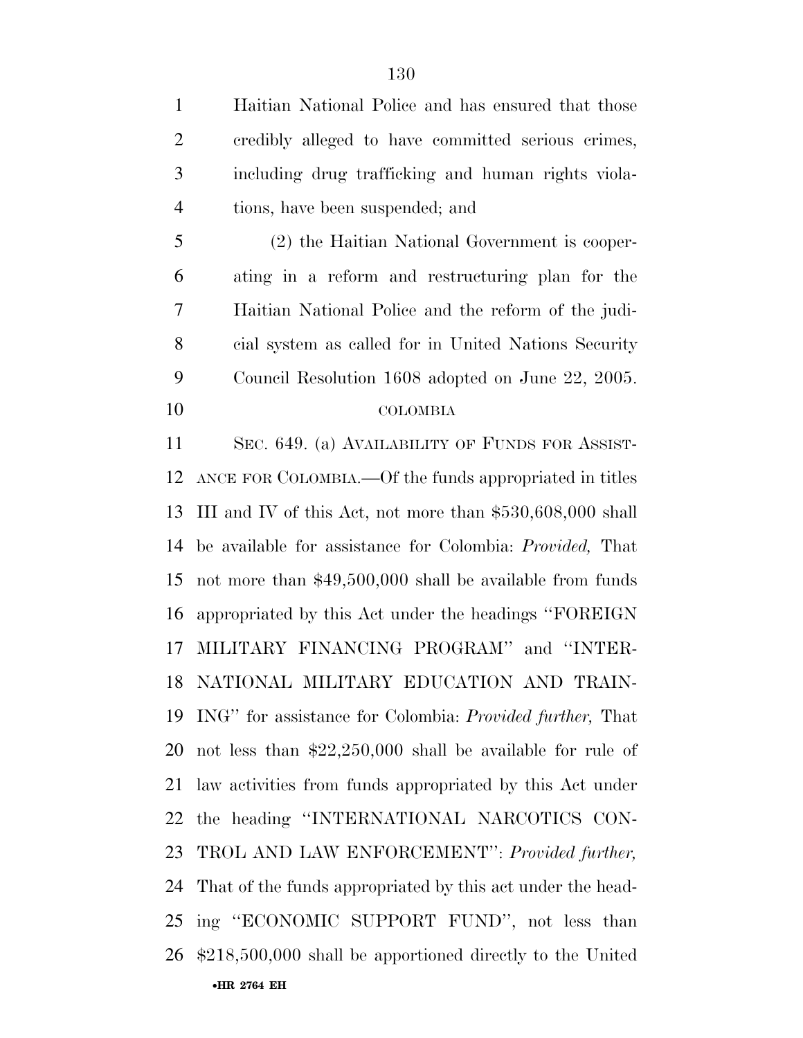Haitian National Police and has ensured that those credibly alleged to have committed serious crimes, including drug trafficking and human rights violations, have been suspended; and

(2) the Haitian National Government is cooperating in a reform and restructuring plan for the Haitian National Police and the reform of the judicial system as called for in United Nations Security Council Resolution 1608 adopted on June 22, 2005.

COLOMBIA

SEC. 649. (a) AVAILABILITY OF FUNDS FOR ASSISTANCE FOR COLOMBIA.—Of the funds appropriated in titles III and IV of this Act, not more than $530,608,000 shall be available for assistance for Colombia: *Provided,* That not more than $49,500,000 shall be available from funds appropriated by this Act under the headings ''FOREIGN MILITARY FINANCING PROGRAM'' and ''INTERNATIONAL MILITARY EDUCATION AND TRAINING'' for assistance for Colombia: *Provided further,* That not less than $22,250,000 shall be available for rule of law activities from funds appropriated by this Act under the heading ''INTERNATIONAL NARCOTICS CONTROL AND LAW ENFORCEMENT'': *Provided further,* That of the funds appropriated by this act under the heading ''ECONOMIC SUPPORT FUND'', not less than $218,500,000 shall be apportioned directly to the United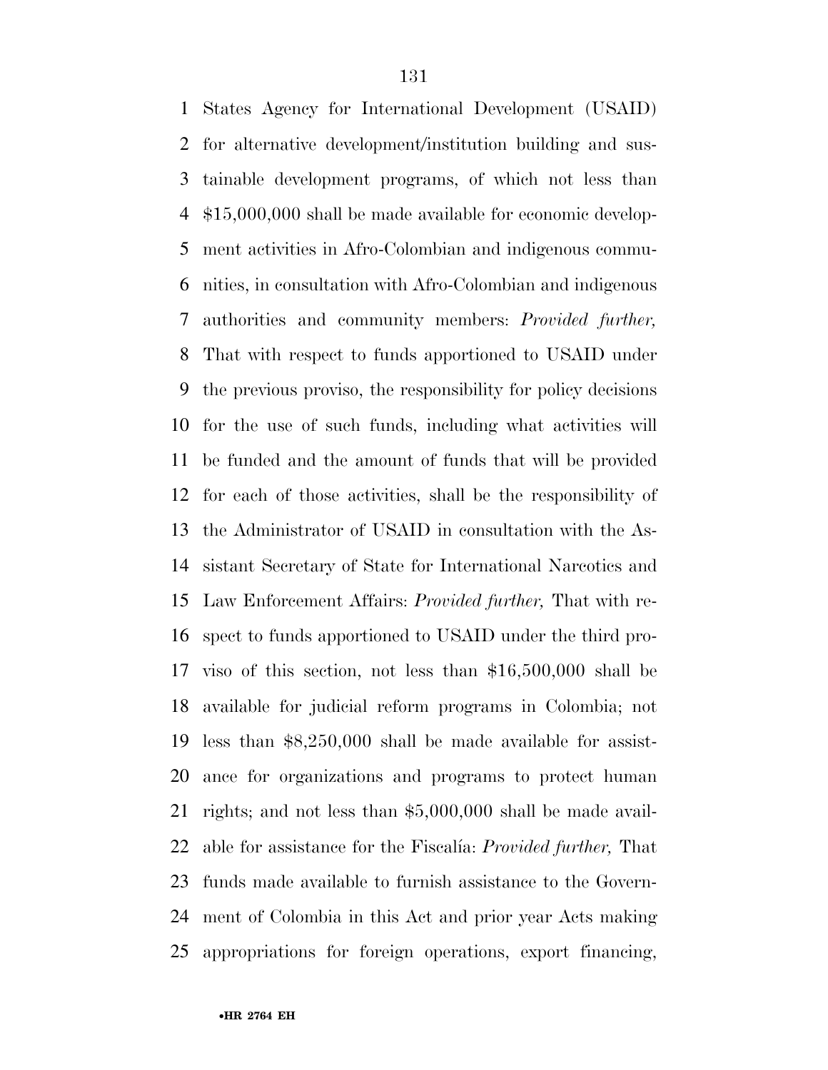States Agency for International Development (USAID) for alternative development/institution building and sustainable development programs, of which not less than $15,000,000 shall be made available for economic development activities in Afro-Colombian and indigenous communities, in consultation with Afro-Colombian and indigenous authorities and community members: *Provided further,* That with respect to funds apportioned to USAID under the previous proviso, the responsibility for policy decisions for the use of such funds, including what activities will be funded and the amount of funds that will be provided for each of those activities, shall be the responsibility of the Administrator of USAID in consultation with the Assistant Secretary of State for International Narcotics and Law Enforcement Affairs: *Provided further,* That with respect to funds apportioned to USAID under the third proviso of this section, not less than $16,500,000 shall be available for judicial reform programs in Colombia; not less than $8,250,000 shall be made available for assistance for organizations and programs to protect human rights; and not less than $5,000,000 shall be made available for assistance for the Fiscalía: *Provided further,* That funds made available to furnish assistance to the Government of Colombia in this Act and prior year Acts making appropriations for foreign operations, export financing,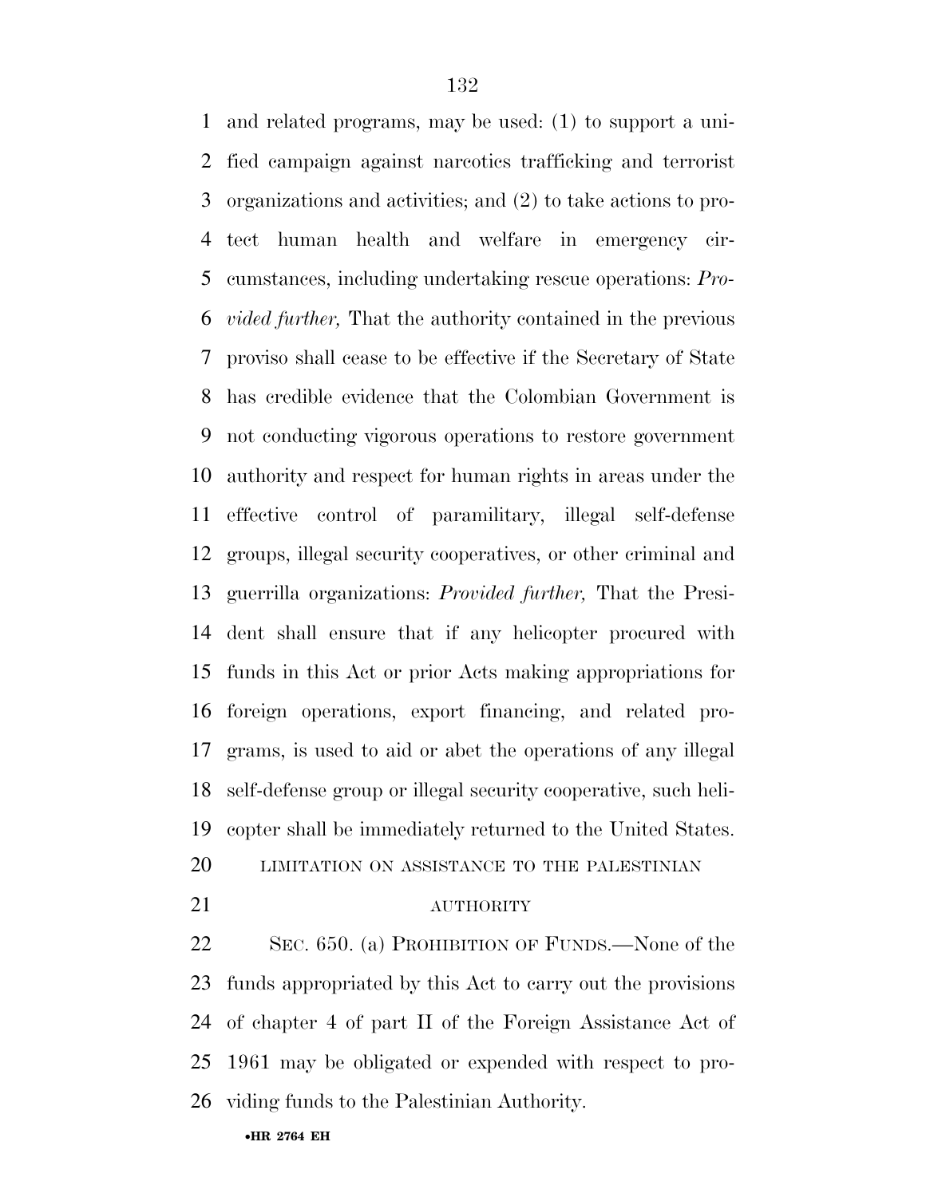and related programs, may be used: (1) to support a unified campaign against narcotics trafficking and terrorist organizations and activities; and (2) to take actions to protect human health and welfare in emergency circumstances, including undertaking rescue operations: *Provided further,* That the authority contained in the previous proviso shall cease to be effective if the Secretary of State has credible evidence that the Colombian Government is not conducting vigorous operations to restore government authority and respect for human rights in areas under the effective control of paramilitary, illegal self-defense groups, illegal security cooperatives, or other criminal and guerrilla organizations: *Provided further,* That the President shall ensure that if any helicopter procured with funds in this Act or prior Acts making appropriations for foreign operations, export financing, and related programs, is used to aid or abet the operations of any illegal self-defense group or illegal security cooperative, such helicopter shall be immediately returned to the United States.

LIMITATION ON ASSISTANCE TO THE PALESTINIAN AUTHORITY

SEC. 650. (a) PROHIBITION OF FUNDS.—None of the funds appropriated by this Act to carry out the provisions of chapter 4 of part II of the Foreign Assistance Act of 1961 may be obligated or expended with respect to providing funds to the Palestinian Authority.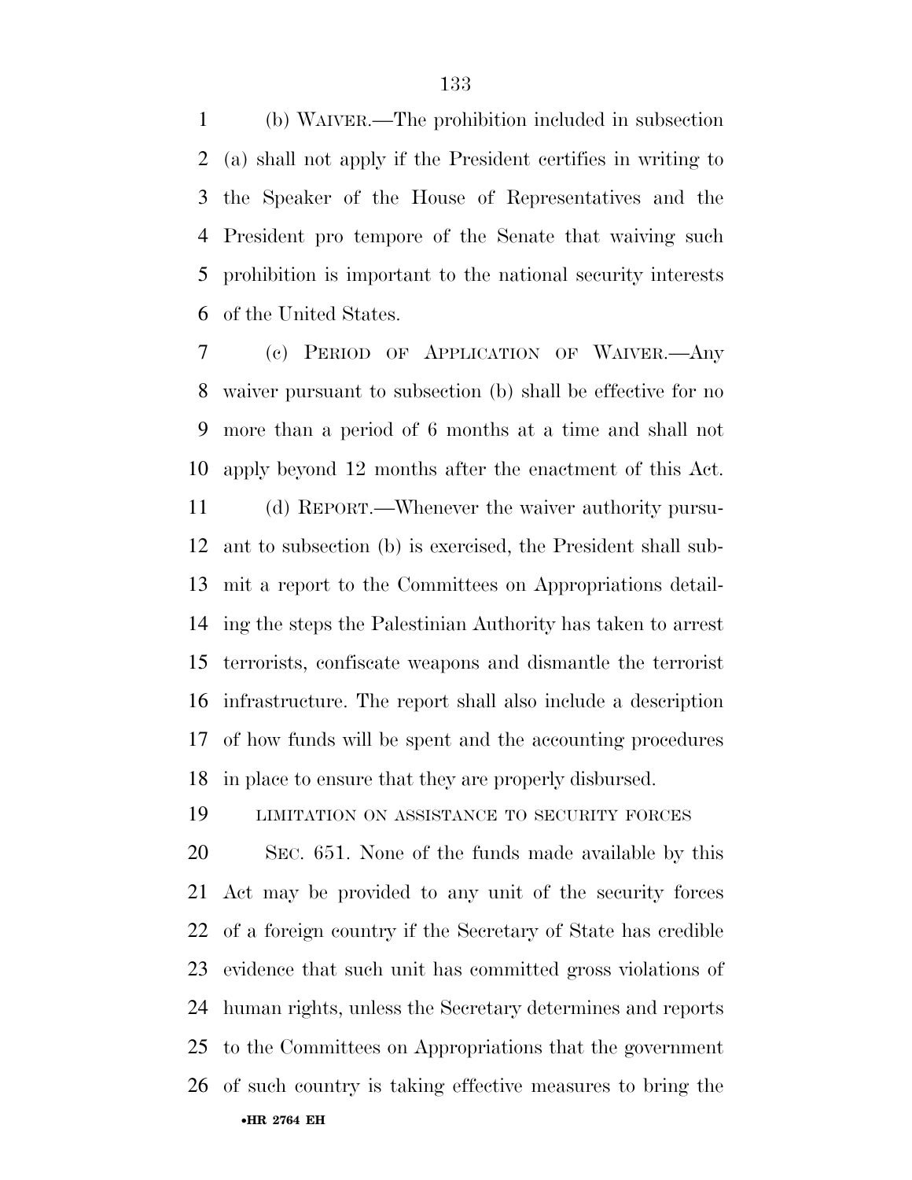(b) WAIVER.—The prohibition included in subsection (a) shall not apply if the President certifies in writing to the Speaker of the House of Representatives and the President pro tempore of the Senate that waiving such prohibition is important to the national security interests of the United States.

(c) PERIOD OF APPLICATION OF WAIVER.—Any waiver pursuant to subsection (b) shall be effective for no more than a period of 6 months at a time and shall not apply beyond 12 months after the enactment of this Act.

(d) REPORT.—Whenever the waiver authority pursuant to subsection (b) is exercised, the President shall submit a report to the Committees on Appropriations detailing the steps the Palestinian Authority has taken to arrest terrorists, confiscate weapons and dismantle the terrorist infrastructure. The report shall also include a description of how funds will be spent and the accounting procedures in place to ensure that they are properly disbursed.

LIMITATION ON ASSISTANCE TO SECURITY FORCES

SEC. 651. None of the funds made available by this Act may be provided to any unit of the security forces of a foreign country if the Secretary of State has credible evidence that such unit has committed gross violations of human rights, unless the Secretary determines and reports to the Committees on Appropriations that the government of such country is taking effective measures to bring the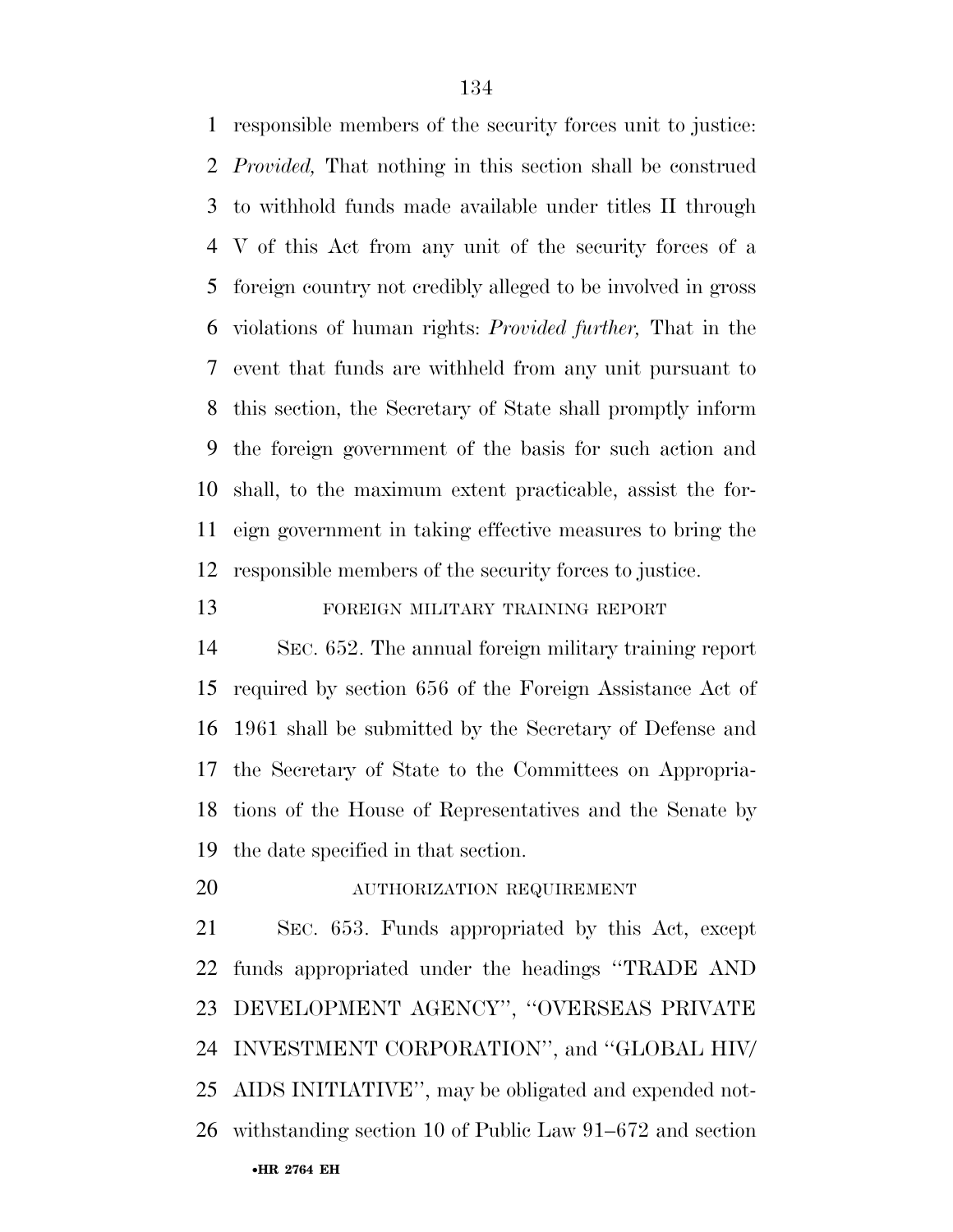responsible members of the security forces unit to justice: *Provided,* That nothing in this section shall be construed to withhold funds made available under titles II through V of this Act from any unit of the security forces of a foreign country not credibly alleged to be involved in gross violations of human rights: *Provided further,* That in the event that funds are withheld from any unit pursuant to this section, the Secretary of State shall promptly inform the foreign government of the basis for such action and shall, to the maximum extent practicable, assist the foreign government in taking effective measures to bring the responsible members of the security forces to justice.

FOREIGN MILITARY TRAINING REPORT

SEC. 652. The annual foreign military training report required by section 656 of the Foreign Assistance Act of 1961 shall be submitted by the Secretary of Defense and the Secretary of State to the Committees on Appropriations of the House of Representatives and the Senate by the date specified in that section.

AUTHORIZATION REQUIREMENT

SEC. 653. Funds appropriated by this Act, except funds appropriated under the headings ''TRADE AND DEVELOPMENT AGENCY'', ''OVERSEAS PRIVATE INVESTMENT CORPORATION'', and ''GLOBAL HIV/AIDS INITIATIVE'', may be obligated and expended notwithstanding section 10 of Public Law 91–672 and section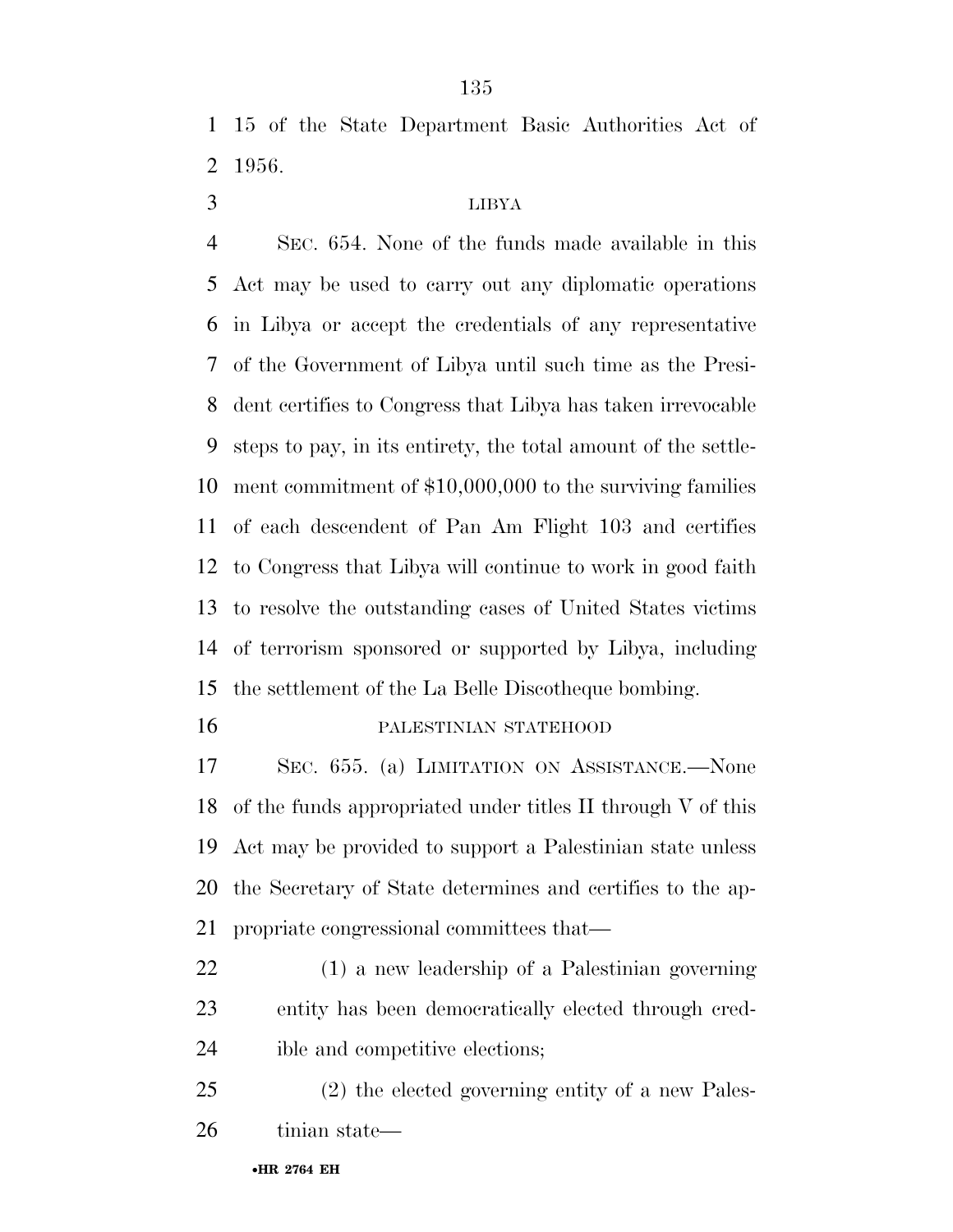15 of the State Department Basic Authorities Act of 1956.

LIBYA

SEC. 654. None of the funds made available in this Act may be used to carry out any diplomatic operations in Libya or accept the credentials of any representative of the Government of Libya until such time as the President certifies to Congress that Libya has taken irrevocable steps to pay, in its entirety, the total amount of the settlement commitment of $10,000,000 to the surviving families of each descendent of Pan Am Flight 103 and certifies to Congress that Libya will continue to work in good faith to resolve the outstanding cases of United States victims of terrorism sponsored or supported by Libya, including the settlement of the La Belle Discotheque bombing.

PALESTINIAN STATEHOOD

SEC. 655. (a) LIMITATION ON ASSISTANCE.—None of the funds appropriated under titles II through V of this Act may be provided to support a Palestinian state unless the Secretary of State determines and certifies to the appropriate congressional committees that—

(1) a new leadership of a Palestinian governing entity has been democratically elected through credible and competitive elections;

(2) the elected governing entity of a new Palestinian state—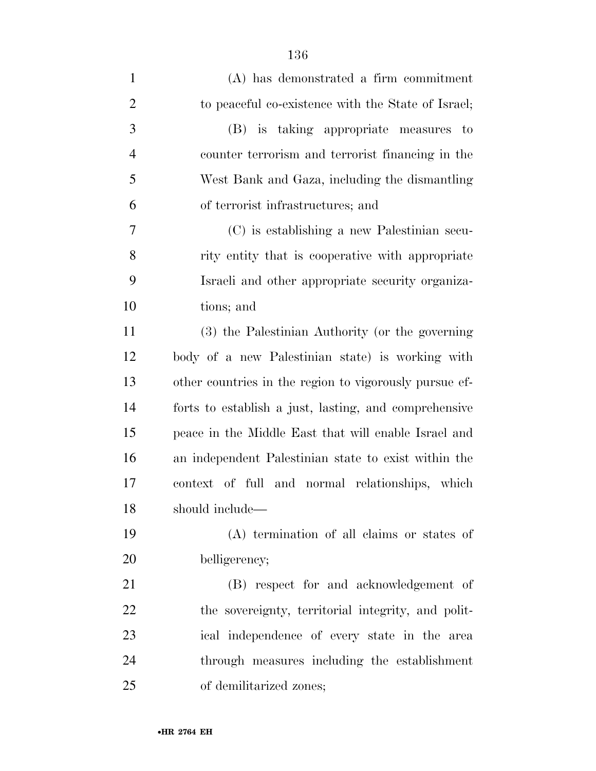(A) has demonstrated a firm commitment to peaceful co-existence with the State of Israel;

(B) is taking appropriate measures to counter terrorism and terrorist financing in the West Bank and Gaza, including the dismantling of terrorist infrastructures; and

(C) is establishing a new Palestinian security entity that is cooperative with appropriate Israeli and other appropriate security organizations; and

(3) the Palestinian Authority (or the governing body of a new Palestinian state) is working with other countries in the region to vigorously pursue efforts to establish a just, lasting, and comprehensive peace in the Middle East that will enable Israel and an independent Palestinian state to exist within the context of full and normal relationships, which should include—

(A) termination of all claims or states of belligerency;

(B) respect for and acknowledgement of the sovereignty, territorial integrity, and political independence of every state in the area through measures including the establishment of demilitarized zones;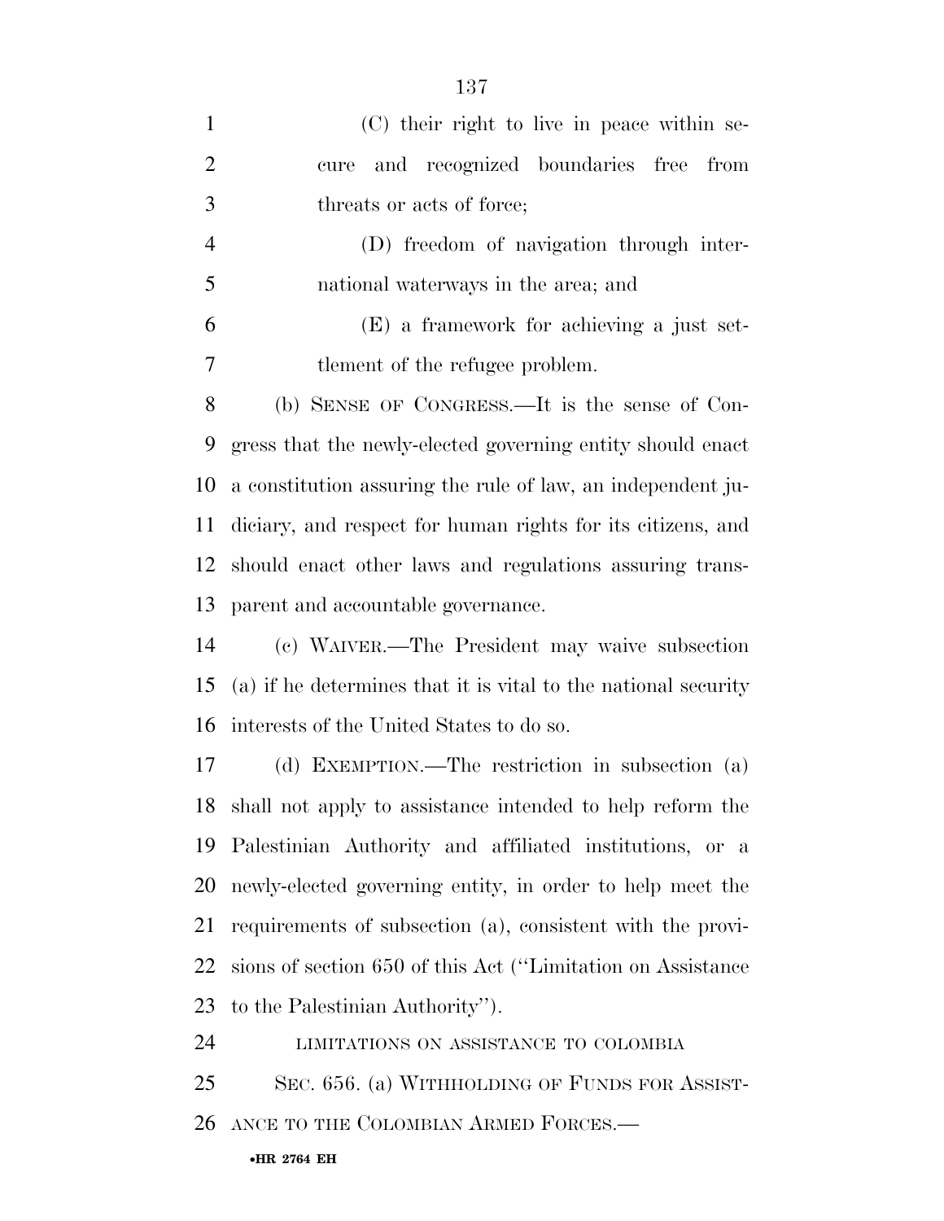(C) their right to live in peace within secure and recognized boundaries free from threats or acts of force;

(D) freedom of navigation through international waterways in the area; and

(E) a framework for achieving a just settlement of the refugee problem.

(b) SENSE OF CONGRESS.—It is the sense of Congress that the newly-elected governing entity should enact a constitution assuring the rule of law, an independent judiciary, and respect for human rights for its citizens, and should enact other laws and regulations assuring transparent and accountable governance.

(c) WAIVER.—The President may waive subsection (a) if he determines that it is vital to the national security interests of the United States to do so.

(d) EXEMPTION.—The restriction in subsection (a) shall not apply to assistance intended to help reform the Palestinian Authority and affiliated institutions, or a newly-elected governing entity, in order to help meet the requirements of subsection (a), consistent with the provisions of section 650 of this Act (''Limitation on Assistance to the Palestinian Authority'').

LIMITATIONS ON ASSISTANCE TO COLOMBIA

SEC. 656. (a) WITHHOLDING OF FUNDS FOR ASSISTANCE TO THE COLOMBIAN ARMED FORCES.—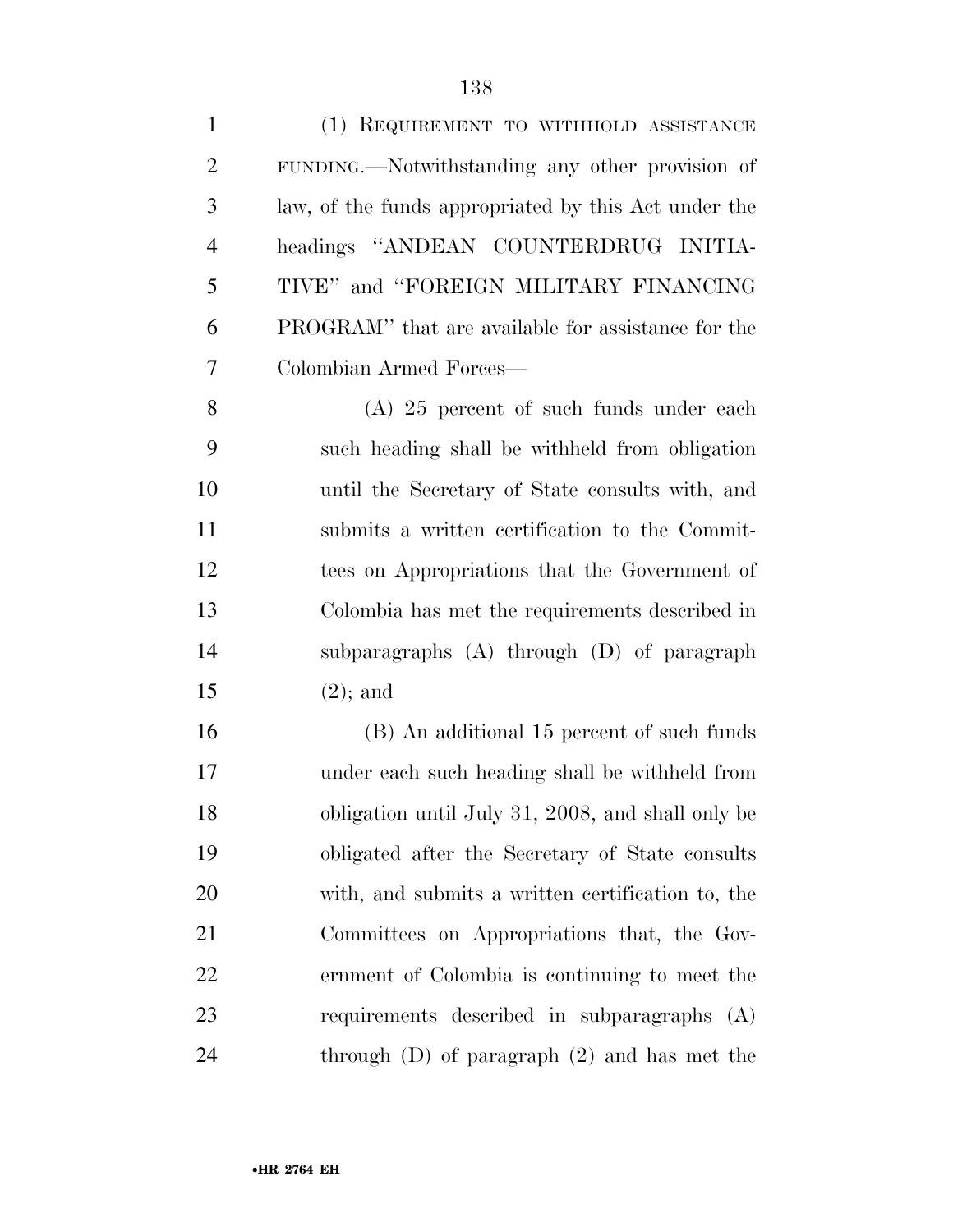(1) REQUIREMENT TO WITHHOLD ASSISTANCE FUNDING.—Notwithstanding any other provision of law, of the funds appropriated by this Act under the headings ''ANDEAN COUNTERDRUG INITIATIVE'' and ''FOREIGN MILITARY FINANCING PROGRAM'' that are available for assistance for the Colombian Armed Forces—

(A) 25 percent of such funds under each such heading shall be withheld from obligation until the Secretary of State consults with, and submits a written certification to the Committees on Appropriations that the Government of Colombia has met the requirements described in subparagraphs (A) through (D) of paragraph (2); and

(B) An additional 15 percent of such funds under each such heading shall be withheld from obligation until July 31, 2008, and shall only be obligated after the Secretary of State consults with, and submits a written certification to, the Committees on Appropriations that, the Government of Colombia is continuing to meet the requirements described in subparagraphs (A) through (D) of paragraph (2) and has met the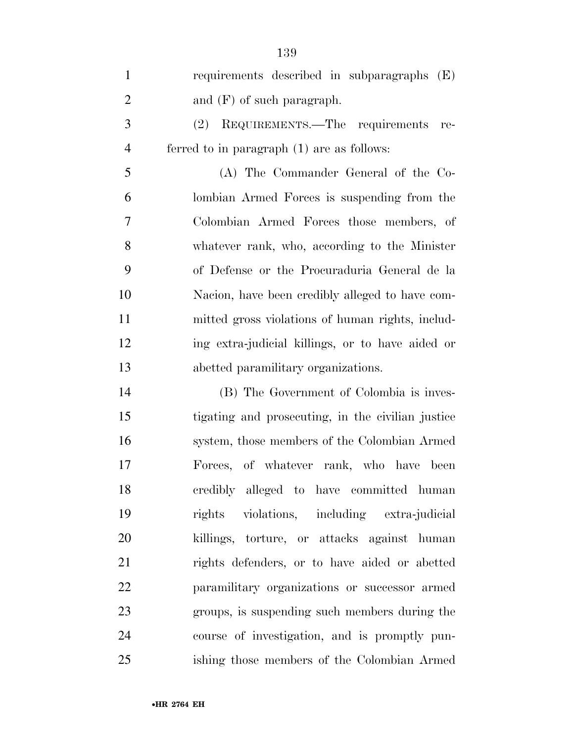requirements described in subparagraphs (E) and (F) of such paragraph.

(2) REQUIREMENTS.—The requirements referred to in paragraph (1) are as follows:

(A) The Commander General of the Colombian Armed Forces is suspending from the Colombian Armed Forces those members, of whatever rank, who, according to the Minister of Defense or the Procuraduria General de la Nacion, have been credibly alleged to have committed gross violations of human rights, including extra-judicial killings, or to have aided or abetted paramilitary organizations.

(B) The Government of Colombia is investigating and prosecuting, in the civilian justice system, those members of the Colombian Armed Forces, of whatever rank, who have been credibly alleged to have committed human rights violations, including extra-judicial killings, torture, or attacks against human rights defenders, or to have aided or abetted paramilitary organizations or successor armed groups, is suspending such members during the course of investigation, and is promptly punishing those members of the Colombian Armed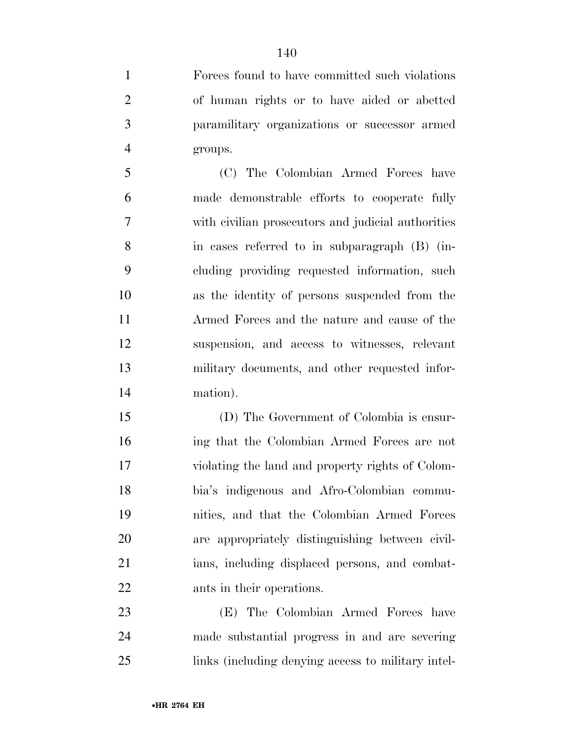Forces found to have committed such violations of human rights or to have aided or abetted paramilitary organizations or successor armed groups.

(C) The Colombian Armed Forces have made demonstrable efforts to cooperate fully with civilian prosecutors and judicial authorities in cases referred to in subparagraph (B) (including providing requested information, such as the identity of persons suspended from the Armed Forces and the nature and cause of the suspension, and access to witnesses, relevant military documents, and other requested information).

(D) The Government of Colombia is ensuring that the Colombian Armed Forces are not violating the land and property rights of Colombia's indigenous and Afro-Colombian communities, and that the Colombian Armed Forces are appropriately distinguishing between civilians, including displaced persons, and combatants in their operations.

(E) The Colombian Armed Forces have made substantial progress in and are severing links (including denying access to military intel-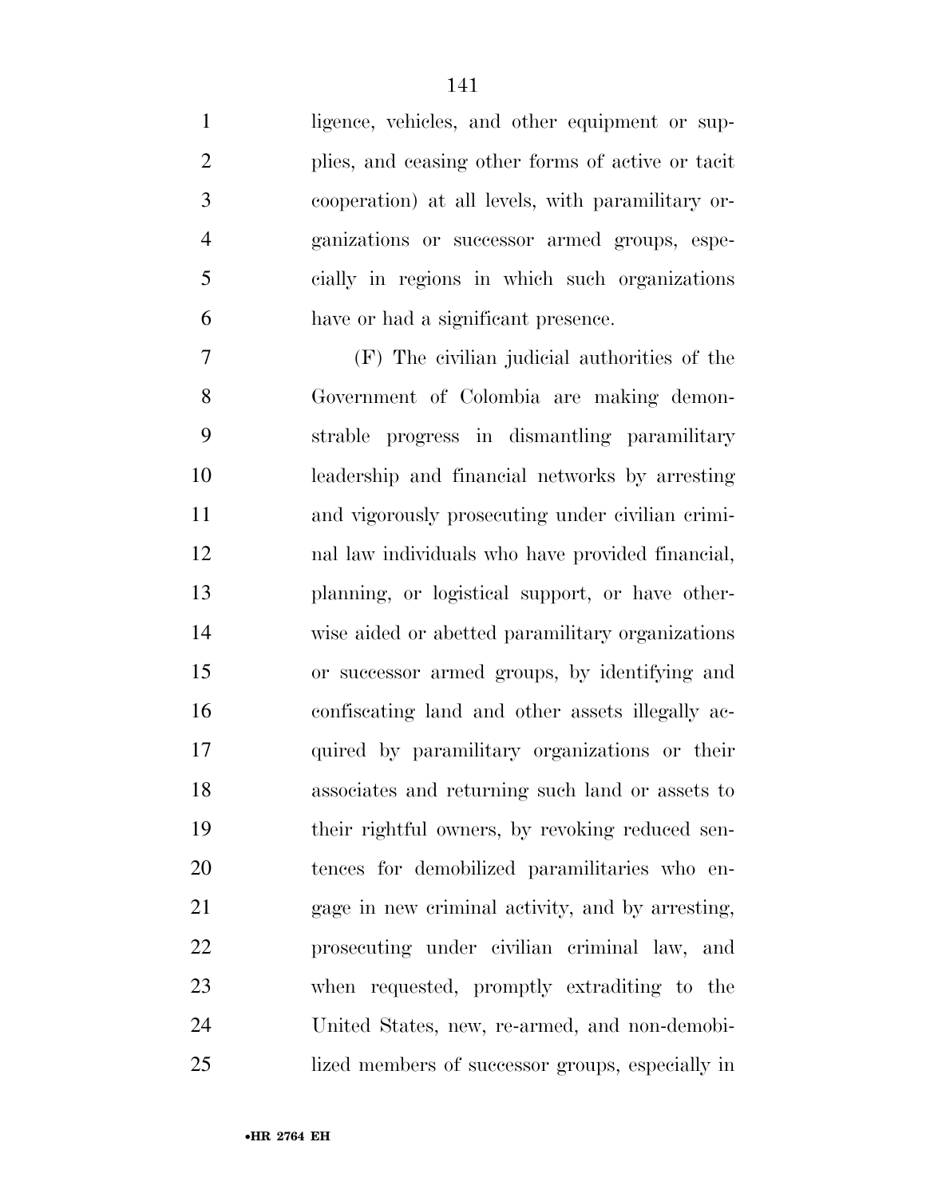ligence, vehicles, and other equipment or supplies, and ceasing other forms of active or tacit cooperation) at all levels, with paramilitary organizations or successor armed groups, especially in regions in which such organizations have or had a significant presence.

(F) The civilian judicial authorities of the Government of Colombia are making demonstrable progress in dismantling paramilitary leadership and financial networks by arresting and vigorously prosecuting under civilian criminal law individuals who have provided financial, planning, or logistical support, or have otherwise aided or abetted paramilitary organizations or successor armed groups, by identifying and confiscating land and other assets illegally acquired by paramilitary organizations or their associates and returning such land or assets to their rightful owners, by revoking reduced sentences for demobilized paramilitaries who engage in new criminal activity, and by arresting, prosecuting under civilian criminal law, and when requested, promptly extraditing to the United States, new, re-armed, and non-demobilized members of successor groups, especially in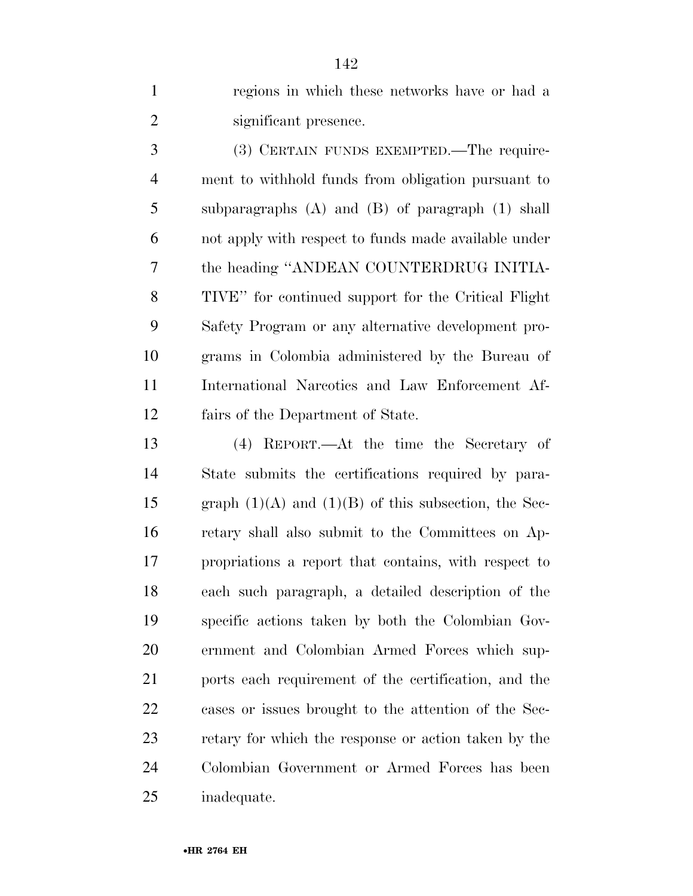regions in which these networks have or had a significant presence.

(3) CERTAIN FUNDS EXEMPTED.—The requirement to withhold funds from obligation pursuant to subparagraphs (A) and (B) of paragraph (1) shall not apply with respect to funds made available under the heading "ANDEAN COUNTERDRUG INITIATIVE" for continued support for the Critical Flight Safety Program or any alternative development programs in Colombia administered by the Bureau of International Narcotics and Law Enforcement Affairs of the Department of State.

(4) REPORT.—At the time the Secretary of State submits the certifications required by paragraph (1)(A) and (1)(B) of this subsection, the Secretary shall also submit to the Committees on Appropriations a report that contains, with respect to each such paragraph, a detailed description of the specific actions taken by both the Colombian Government and Colombian Armed Forces which supports each requirement of the certification, and the cases or issues brought to the attention of the Secretary for which the response or action taken by the Colombian Government or Armed Forces has been inadequate.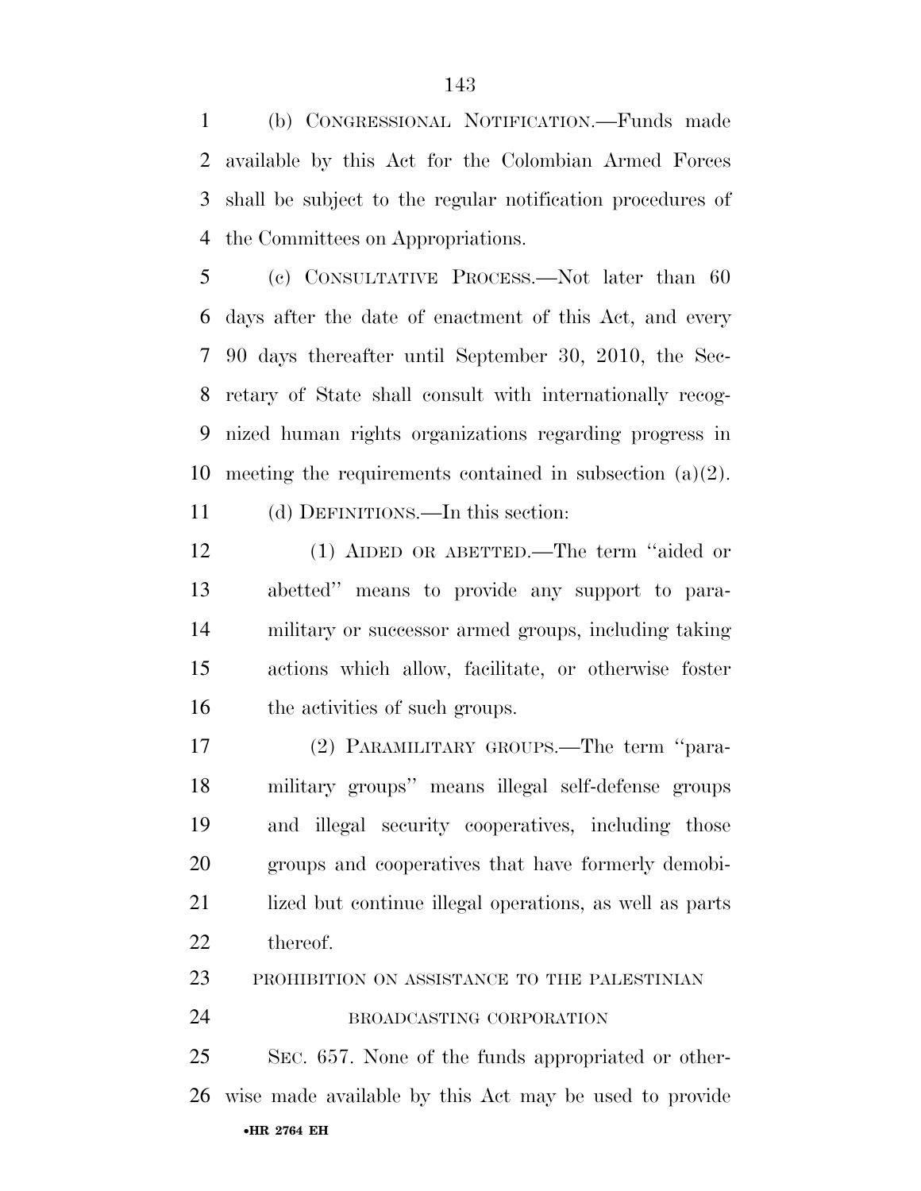(b) CONGRESSIONAL NOTIFICATION.—Funds made available by this Act for the Colombian Armed Forces shall be subject to the regular notification procedures of the Committees on Appropriations.

(c) CONSULTATIVE PROCESS.—Not later than 60 days after the date of enactment of this Act, and every 90 days thereafter until September 30, 2010, the Secretary of State shall consult with internationally recognized human rights organizations regarding progress in meeting the requirements contained in subsection (a)(2).

(d) DEFINITIONS.—In this section:

(1) AIDED OR ABETTED.—The term ''aided or abetted'' means to provide any support to paramilitary or successor armed groups, including taking actions which allow, facilitate, or otherwise foster the activities of such groups.

(2) PARAMILITARY GROUPS.—The term ''paramilitary groups'' means illegal self-defense groups and illegal security cooperatives, including those groups and cooperatives that have formerly demobilized but continue illegal operations, as well as parts thereof.

PROHIBITION ON ASSISTANCE TO THE PALESTINIAN BROADCASTING CORPORATION

SEC. 657. None of the funds appropriated or otherwise made available by this Act may be used to provide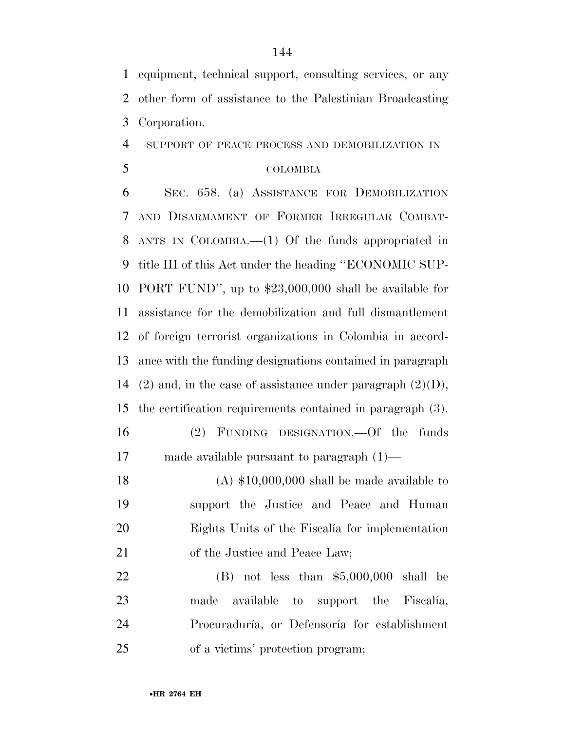equipment, technical support, consulting services, or any other form of assistance to the Palestinian Broadcasting Corporation.

SUPPORT OF PEACE PROCESS AND DEMOBILIZATION IN COLOMBIA

SEC. 658. (a) ASSISTANCE FOR DEMOBILIZATION AND DISARMAMENT OF FORMER IRREGULAR COMBATANTS IN COLOMBIA.—(1) Of the funds appropriated in title III of this Act under the heading ''ECONOMIC SUPPORT FUND'', up to $23,000,000 shall be available for assistance for the demobilization and full dismantlement of foreign terrorist organizations in Colombia in accordance with the funding designations contained in paragraph (2) and, in the case of assistance under paragraph (2)(D), the certification requirements contained in paragraph (3).

(2) FUNDING DESIGNATION.—Of the funds made available pursuant to paragraph (1)—

(A) $10,000,000 shall be made available to support the Justice and Peace and Human Rights Units of the Fiscalía for implementation of the Justice and Peace Law;

(B) not less than $5,000,000 shall be made available to support the Fiscalía, Procuraduría, or Defensoría for establishment of a victims' protection program;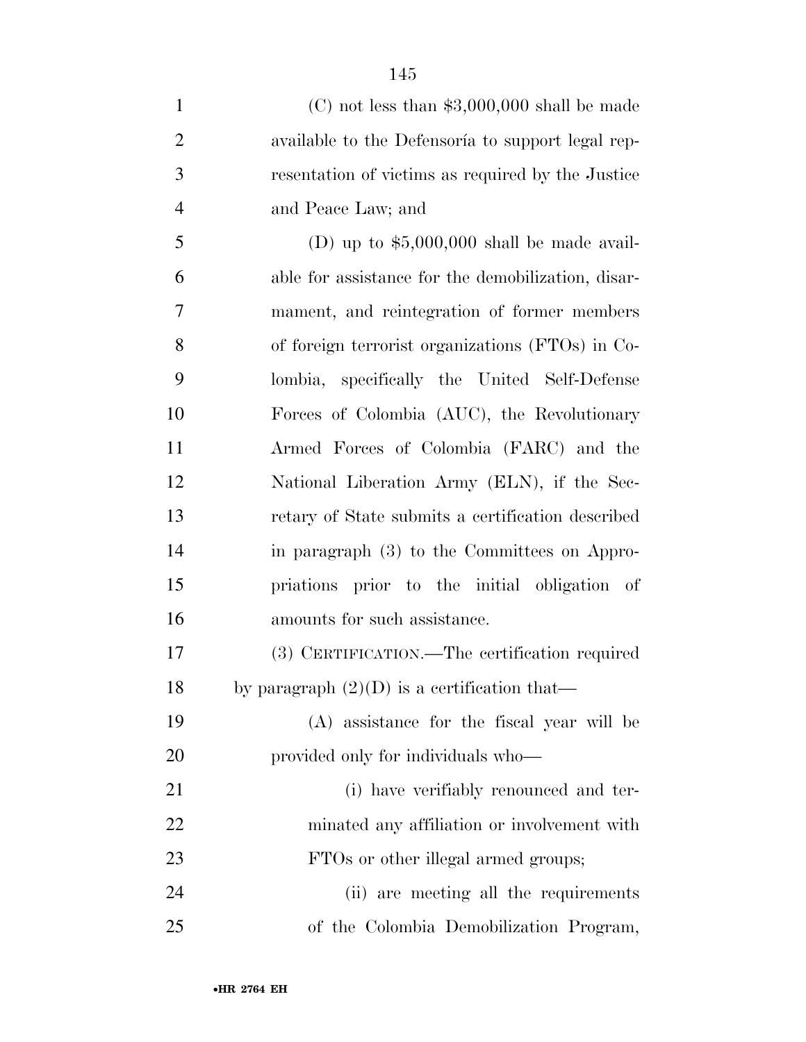(C) not less than $3,000,000 shall be made available to the Defensoría to support legal representation of victims as required by the Justice and Peace Law; and

(D) up to $5,000,000 shall be made available for assistance for the demobilization, disarmament, and reintegration of former members of foreign terrorist organizations (FTOs) in Colombia, specifically the United Self-Defense Forces of Colombia (AUC), the Revolutionary Armed Forces of Colombia (FARC) and the National Liberation Army (ELN), if the Secretary of State submits a certification described in paragraph (3) to the Committees on Appropriations prior to the initial obligation of amounts for such assistance.

(3) CERTIFICATION.—The certification required by paragraph (2)(D) is a certification that—

(A) assistance for the fiscal year will be provided only for individuals who—

(i) have verifiably renounced and terminated any affiliation or involvement with FTOs or other illegal armed groups;

(ii) are meeting all the requirements of the Colombia Demobilization Program,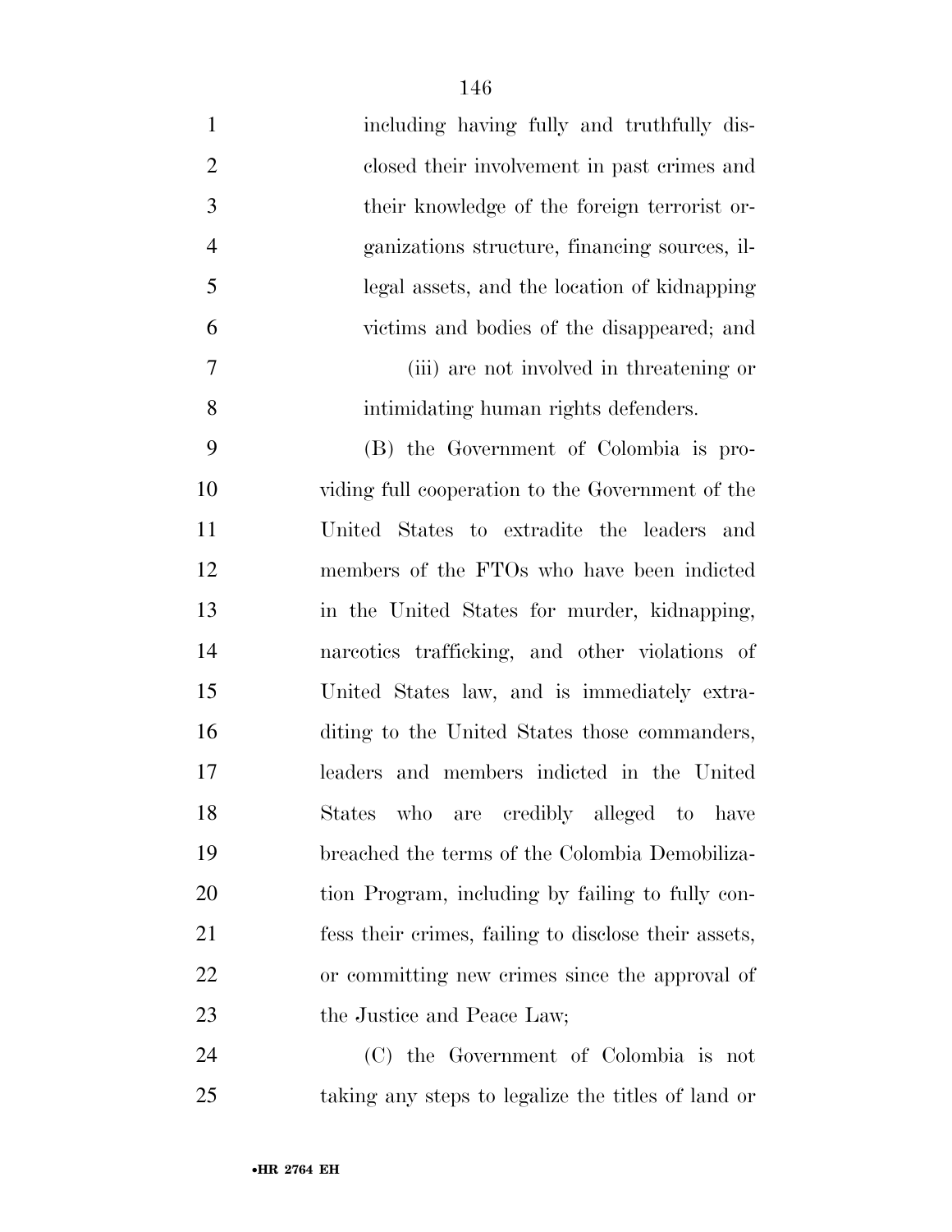including having fully and truthfully disclosed their involvement in past crimes and their knowledge of the foreign terrorist organizations structure, financing sources, illegal assets, and the location of kidnapping victims and bodies of the disappeared; and

(iii) are not involved in threatening or intimidating human rights defenders.

(B) the Government of Colombia is providing full cooperation to the Government of the United States to extradite the leaders and members of the FTOs who have been indicted in the United States for murder, kidnapping, narcotics trafficking, and other violations of United States law, and is immediately extraditing to the United States those commanders, leaders and members indicted in the United States who are credibly alleged to have breached the terms of the Colombia Demobilization Program, including by failing to fully confess their crimes, failing to disclose their assets, or committing new crimes since the approval of the Justice and Peace Law;

(C) the Government of Colombia is not taking any steps to legalize the titles of land or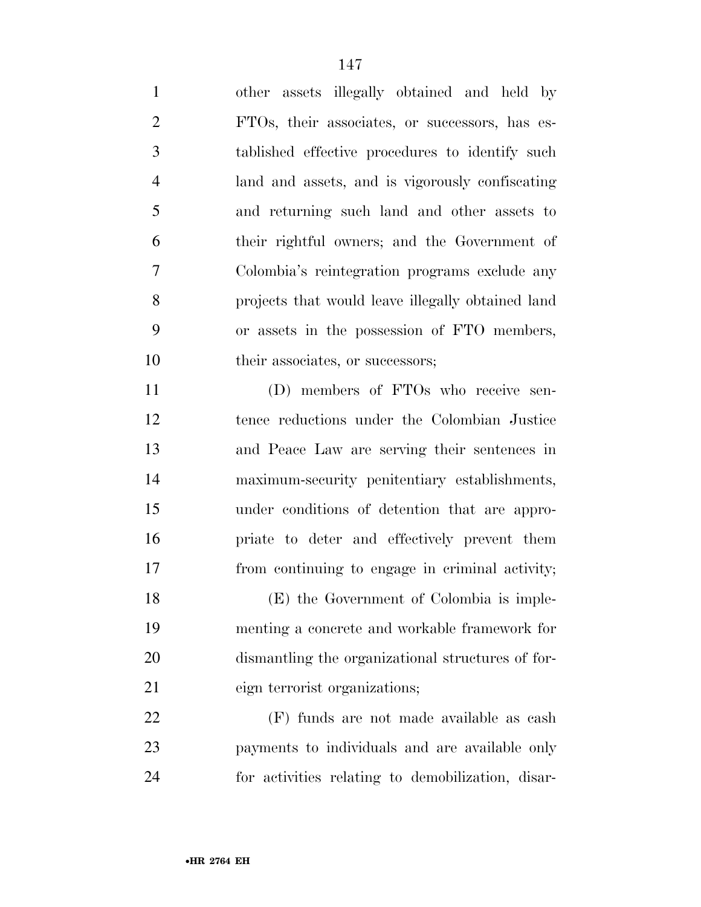other assets illegally obtained and held by FTOs, their associates, or successors, has established effective procedures to identify such land and assets, and is vigorously confiscating and returning such land and other assets to their rightful owners; and the Government of Colombia's reintegration programs exclude any projects that would leave illegally obtained land or assets in the possession of FTO members, their associates, or successors;

(D) members of FTOs who receive sentence reductions under the Colombian Justice and Peace Law are serving their sentences in maximum-security penitentiary establishments, under conditions of detention that are appropriate to deter and effectively prevent them from continuing to engage in criminal activity;

(E) the Government of Colombia is implementing a concrete and workable framework for dismantling the organizational structures of foreign terrorist organizations;

(F) funds are not made available as cash payments to individuals and are available only for activities relating to demobilization, disar-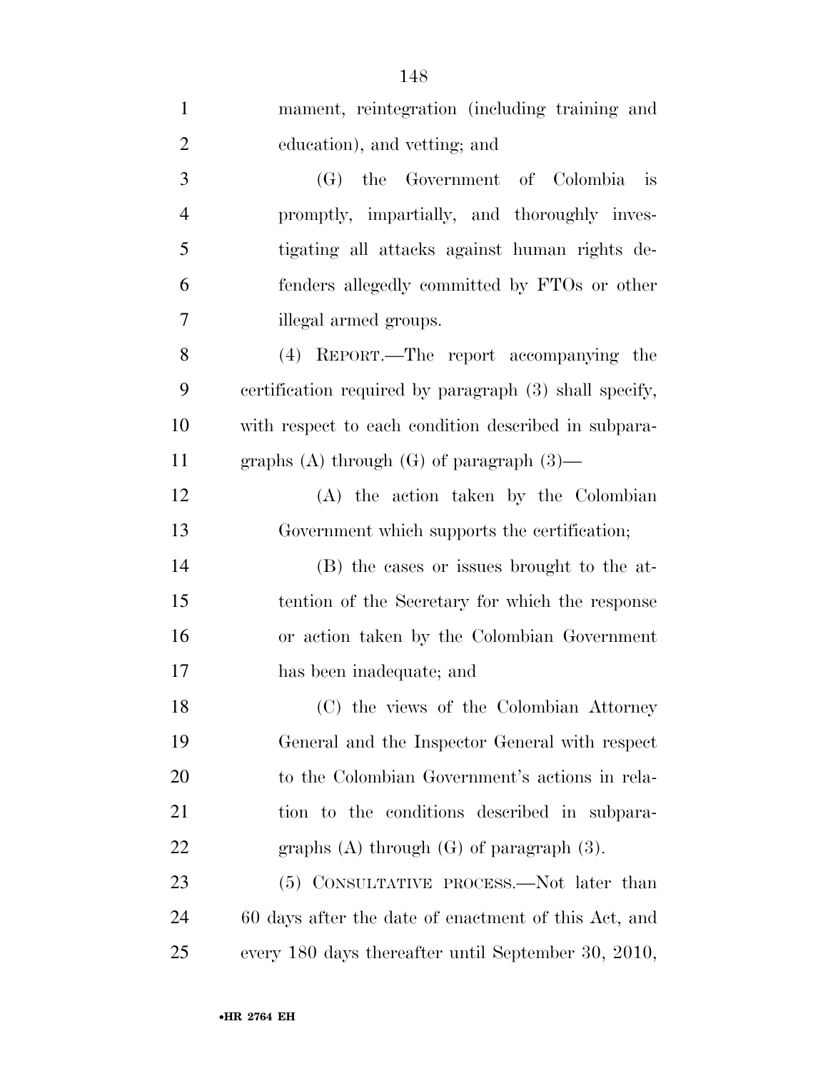mament, reintegration (including training and education), and vetting; and

(G) the Government of Colombia is promptly, impartially, and thoroughly investigating all attacks against human rights defenders allegedly committed by FTOs or other illegal armed groups.

(4) REPORT.—The report accompanying the certification required by paragraph (3) shall specify, with respect to each condition described in subparagraphs (A) through (G) of paragraph (3)—

(A) the action taken by the Colombian Government which supports the certification;

(B) the cases or issues brought to the attention of the Secretary for which the response or action taken by the Colombian Government has been inadequate; and

(C) the views of the Colombian Attorney General and the Inspector General with respect to the Colombian Government's actions in relation to the conditions described in subparagraphs (A) through (G) of paragraph (3).

(5) CONSULTATIVE PROCESS.—Not later than 60 days after the date of enactment of this Act, and every 180 days thereafter until September 30, 2010,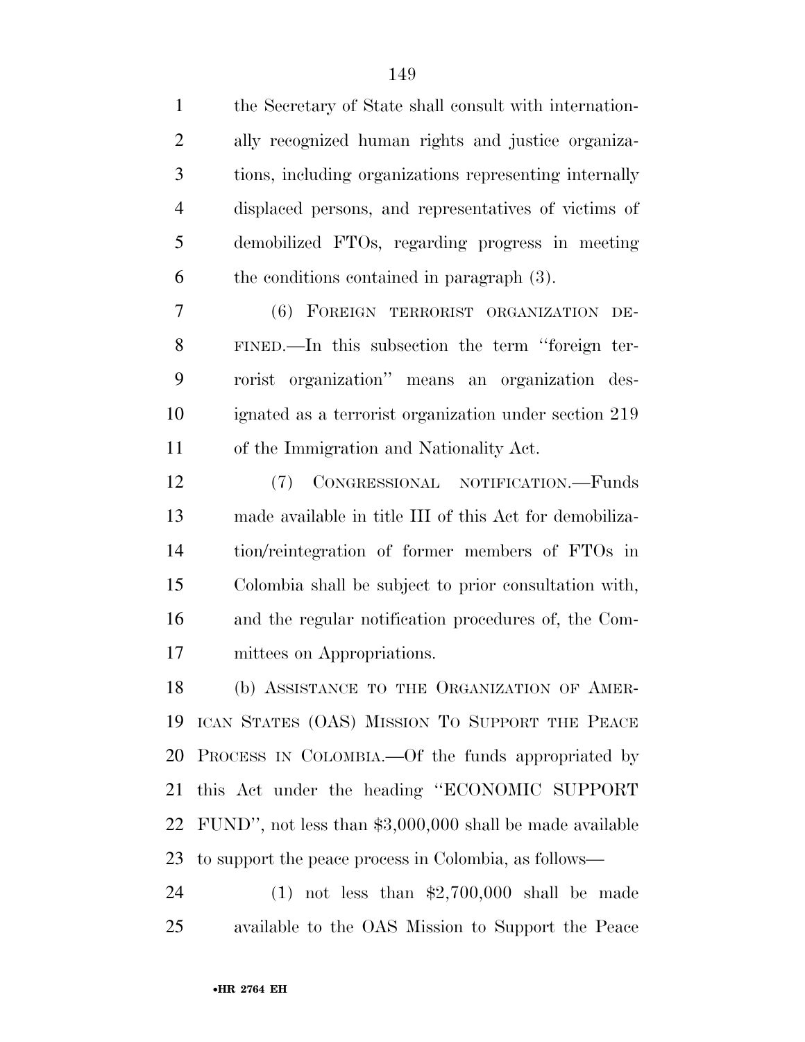the Secretary of State shall consult with internationally recognized human rights and justice organizations, including organizations representing internally displaced persons, and representatives of victims of demobilized FTOs, regarding progress in meeting the conditions contained in paragraph (3).

(6) FOREIGN TERRORIST ORGANIZATION DEFINED.—In this subsection the term ''foreign terrorist organization'' means an organization designated as a terrorist organization under section 219 of the Immigration and Nationality Act.

(7) CONGRESSIONAL NOTIFICATION.—Funds made available in title III of this Act for demobilization/reintegration of former members of FTOs in Colombia shall be subject to prior consultation with, and the regular notification procedures of, the Committees on Appropriations.

(b) ASSISTANCE TO THE ORGANIZATION OF AMERICAN STATES (OAS) MISSION TO SUPPORT THE PEACE PROCESS IN COLOMBIA.—Of the funds appropriated by this Act under the heading ''ECONOMIC SUPPORT FUND'', not less than $3,000,000 shall be made available to support the peace process in Colombia, as follows—

(1) not less than $2,700,000 shall be made available to the OAS Mission to Support the Peace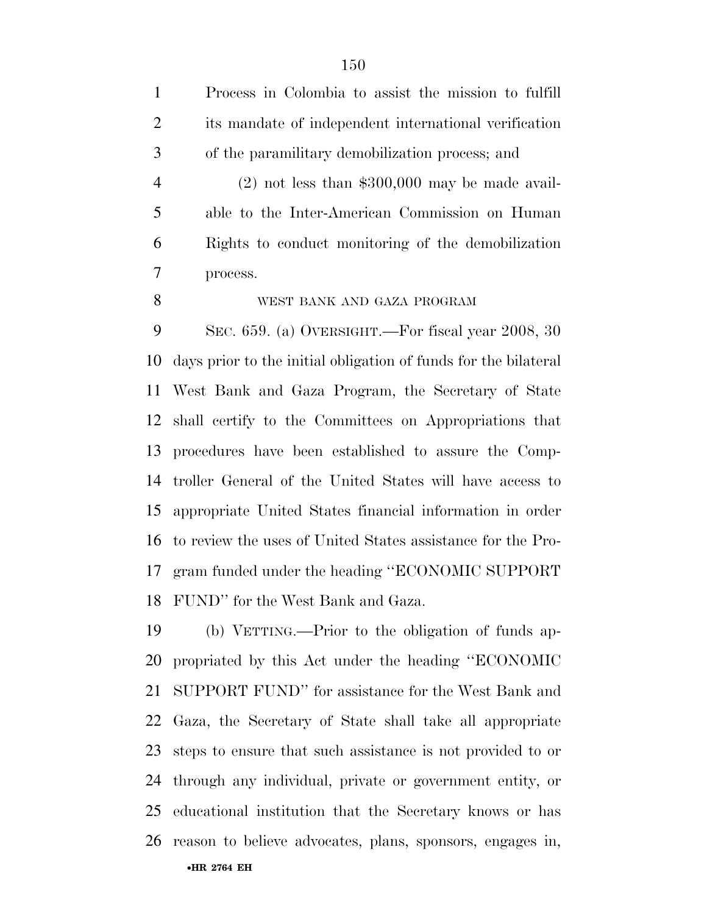Process in Colombia to assist the mission to fulfill its mandate of independent international verification of the paramilitary demobilization process; and

(2) not less than $300,000 may be made available to the Inter-American Commission on Human Rights to conduct monitoring of the demobilization process.

WEST BANK AND GAZA PROGRAM

SEC. 659. (a) OVERSIGHT.—For fiscal year 2008, 30 days prior to the initial obligation of funds for the bilateral West Bank and Gaza Program, the Secretary of State shall certify to the Committees on Appropriations that procedures have been established to assure the Comptroller General of the United States will have access to appropriate United States financial information in order to review the uses of United States assistance for the Program funded under the heading "ECONOMIC SUPPORT FUND" for the West Bank and Gaza.

(b) VETTING.—Prior to the obligation of funds appropriated by this Act under the heading "ECONOMIC SUPPORT FUND" for assistance for the West Bank and Gaza, the Secretary of State shall take all appropriate steps to ensure that such assistance is not provided to or through any individual, private or government entity, or educational institution that the Secretary knows or has reason to believe advocates, plans, sponsors, engages in,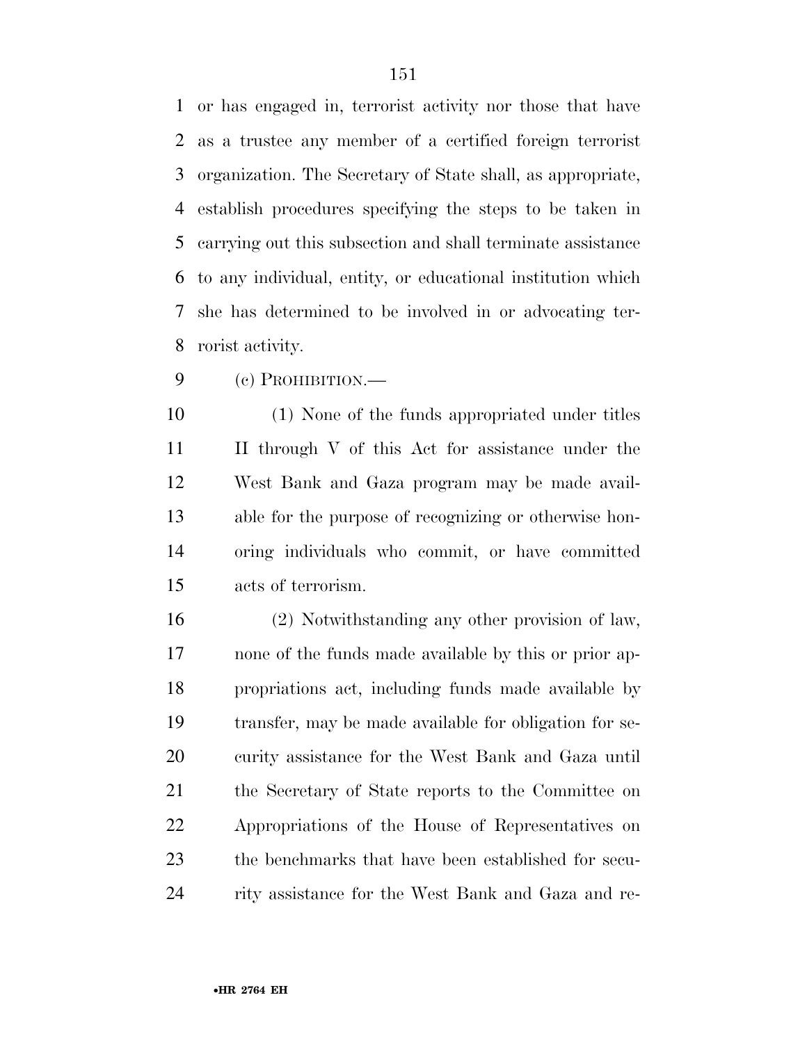or has engaged in, terrorist activity nor those that have as a trustee any member of a certified foreign terrorist organization. The Secretary of State shall, as appropriate, establish procedures specifying the steps to be taken in carrying out this subsection and shall terminate assistance to any individual, entity, or educational institution which she has determined to be involved in or advocating terrorist activity.

(c) PROHIBITION.—

(1) None of the funds appropriated under titles II through V of this Act for assistance under the West Bank and Gaza program may be made available for the purpose of recognizing or otherwise honoring individuals who commit, or have committed acts of terrorism.

(2) Notwithstanding any other provision of law, none of the funds made available by this or prior appropriations act, including funds made available by transfer, may be made available for obligation for security assistance for the West Bank and Gaza until the Secretary of State reports to the Committee on Appropriations of the House of Representatives on the benchmarks that have been established for security assistance for the West Bank and Gaza and re-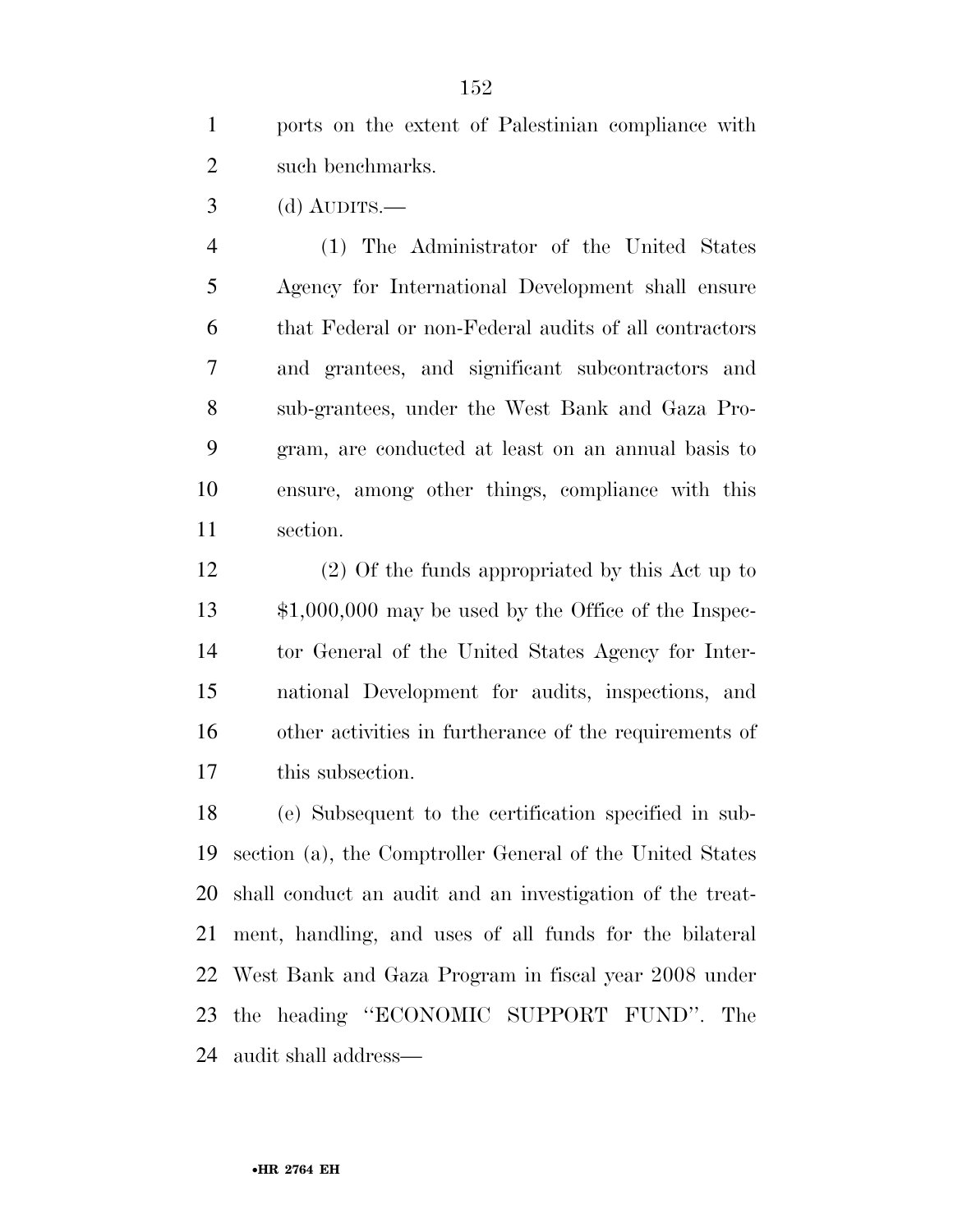ports on the extent of Palestinian compliance with such benchmarks.

(d) AUDITS.—

(1) The Administrator of the United States Agency for International Development shall ensure that Federal or non-Federal audits of all contractors and grantees, and significant subcontractors and sub-grantees, under the West Bank and Gaza Program, are conducted at least on an annual basis to ensure, among other things, compliance with this section.

(2) Of the funds appropriated by this Act up to $1,000,000 may be used by the Office of the Inspector General of the United States Agency for International Development for audits, inspections, and other activities in furtherance of the requirements of this subsection.

(e) Subsequent to the certification specified in subsection (a), the Comptroller General of the United States shall conduct an audit and an investigation of the treatment, handling, and uses of all funds for the bilateral West Bank and Gaza Program in fiscal year 2008 under the heading "ECONOMIC SUPPORT FUND". The audit shall address—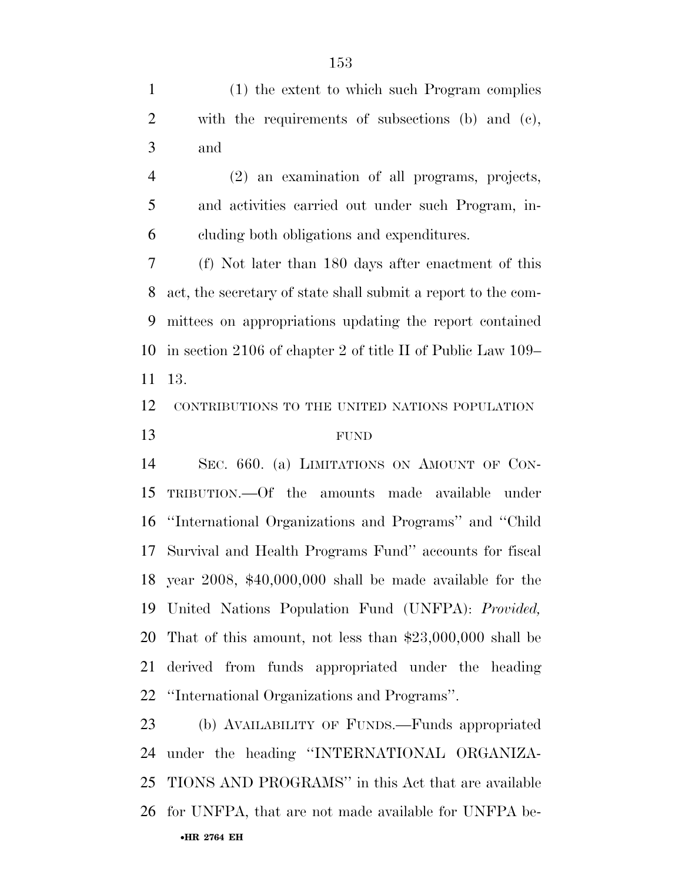(1) the extent to which such Program complies with the requirements of subsections (b) and (c), and

(2) an examination of all programs, projects, and activities carried out under such Program, including both obligations and expenditures.

(f) Not later than 180 days after enactment of this act, the secretary of state shall submit a report to the committees on appropriations updating the report contained in section 2106 of chapter 2 of title II of Public Law 109–13.

CONTRIBUTIONS TO THE UNITED NATIONS POPULATION FUND

SEC. 660. (a) LIMITATIONS ON AMOUNT OF CONTRIBUTION.—Of the amounts made available under ''International Organizations and Programs'' and ''Child Survival and Health Programs Fund'' accounts for fiscal year 2008, $40,000,000 shall be made available for the United Nations Population Fund (UNFPA): *Provided,* That of this amount, not less than $23,000,000 shall be derived from funds appropriated under the heading ''International Organizations and Programs''.

(b) AVAILABILITY OF FUNDS.—Funds appropriated under the heading ''INTERNATIONAL ORGANIZATIONS AND PROGRAMS'' in this Act that are available for UNFPA, that are not made available for UNFPA be-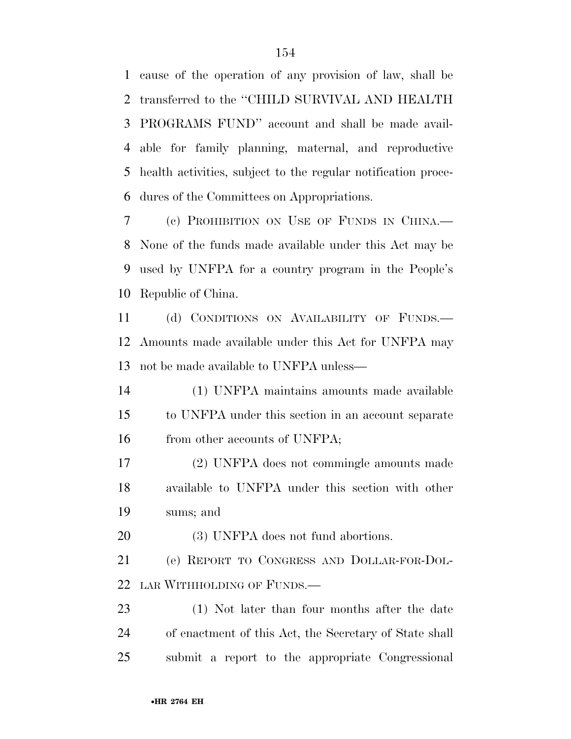cause of the operation of any provision of law, shall be transferred to the ''CHILD SURVIVAL AND HEALTH PROGRAMS FUND'' account and shall be made available for family planning, maternal, and reproductive health activities, subject to the regular notification procedures of the Committees on Appropriations.

(c) PROHIBITION ON USE OF FUNDS IN CHINA.—None of the funds made available under this Act may be used by UNFPA for a country program in the People's Republic of China.

(d) CONDITIONS ON AVAILABILITY OF FUNDS.—Amounts made available under this Act for UNFPA may not be made available to UNFPA unless—

(1) UNFPA maintains amounts made available to UNFPA under this section in an account separate from other accounts of UNFPA;

(2) UNFPA does not commingle amounts made available to UNFPA under this section with other sums; and

(3) UNFPA does not fund abortions.

(e) REPORT TO CONGRESS AND DOLLAR-FOR-DOLLAR WITHHOLDING OF FUNDS.—

(1) Not later than four months after the date of enactment of this Act, the Secretary of State shall submit a report to the appropriate Congressional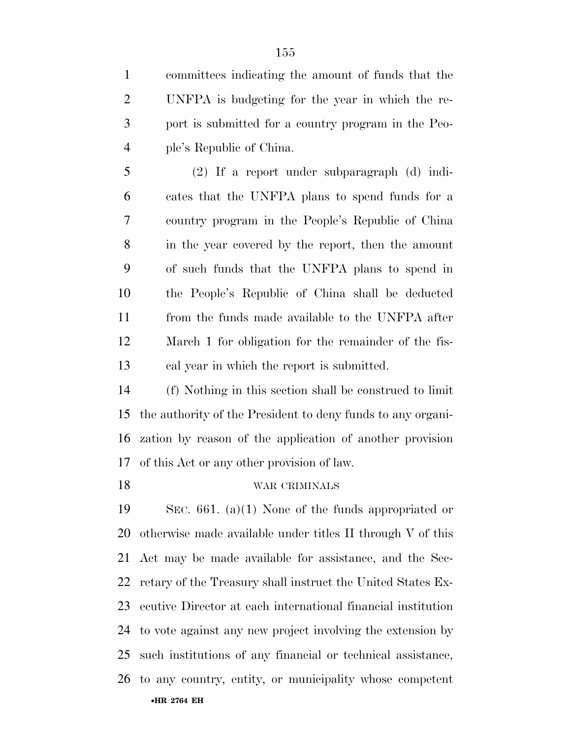committees indicating the amount of funds that the UNFPA is budgeting for the year in which the report is submitted for a country program in the People's Republic of China.

(2) If a report under subparagraph (d) indicates that the UNFPA plans to spend funds for a country program in the People's Republic of China in the year covered by the report, then the amount of such funds that the UNFPA plans to spend in the People's Republic of China shall be deducted from the funds made available to the UNFPA after March 1 for obligation for the remainder of the fiscal year in which the report is submitted.

(f) Nothing in this section shall be construed to limit the authority of the President to deny funds to any organization by reason of the application of another provision of this Act or any other provision of law.

WAR CRIMINALS

SEC. 661. (a)(1) None of the funds appropriated or otherwise made available under titles II through V of this Act may be made available for assistance, and the Secretary of the Treasury shall instruct the United States Executive Director at each international financial institution to vote against any new project involving the extension by such institutions of any financial or technical assistance, to any country, entity, or municipality whose competent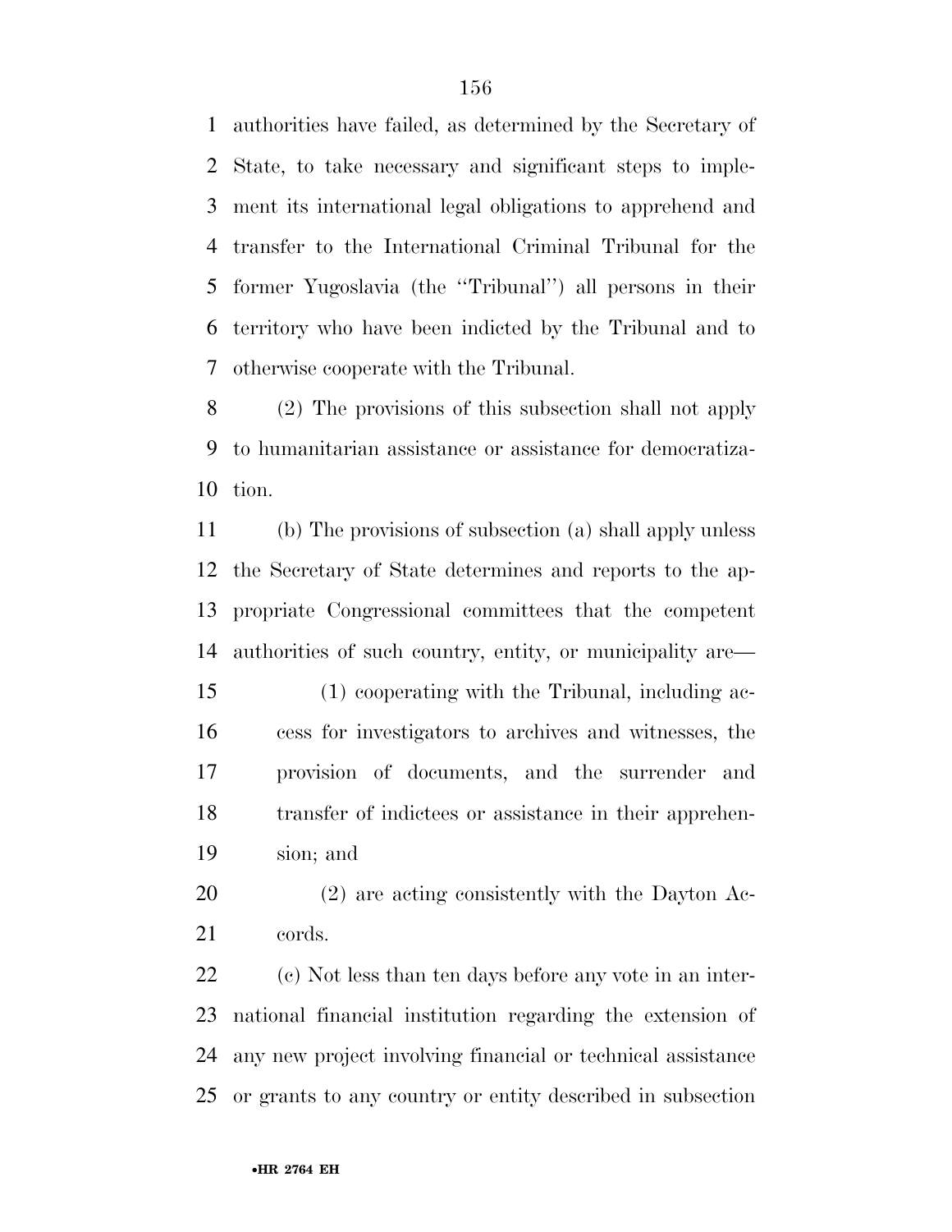authorities have failed, as determined by the Secretary of State, to take necessary and significant steps to implement its international legal obligations to apprehend and transfer to the International Criminal Tribunal for the former Yugoslavia (the ''Tribunal'') all persons in their territory who have been indicted by the Tribunal and to otherwise cooperate with the Tribunal.

(2) The provisions of this subsection shall not apply to humanitarian assistance or assistance for democratization.

(b) The provisions of subsection (a) shall apply unless the Secretary of State determines and reports to the appropriate Congressional committees that the competent authorities of such country, entity, or municipality are—

(1) cooperating with the Tribunal, including access for investigators to archives and witnesses, the provision of documents, and the surrender and transfer of indictees or assistance in their apprehension; and

(2) are acting consistently with the Dayton Accords.

(c) Not less than ten days before any vote in an international financial institution regarding the extension of any new project involving financial or technical assistance or grants to any country or entity described in subsection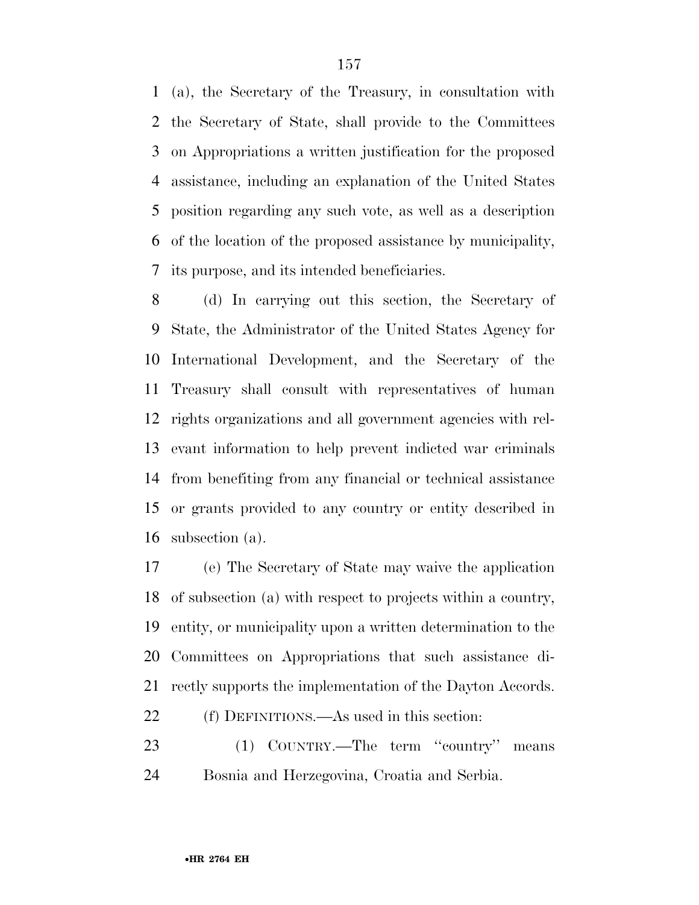(a), the Secretary of the Treasury, in consultation with the Secretary of State, shall provide to the Committees on Appropriations a written justification for the proposed assistance, including an explanation of the United States position regarding any such vote, as well as a description of the location of the proposed assistance by municipality, its purpose, and its intended beneficiaries.

(d) In carrying out this section, the Secretary of State, the Administrator of the United States Agency for International Development, and the Secretary of the Treasury shall consult with representatives of human rights organizations and all government agencies with relevant information to help prevent indicted war criminals from benefiting from any financial or technical assistance or grants provided to any country or entity described in subsection (a).

(e) The Secretary of State may waive the application of subsection (a) with respect to projects within a country, entity, or municipality upon a written determination to the Committees on Appropriations that such assistance directly supports the implementation of the Dayton Accords.

(f) DEFINITIONS.—As used in this section:

(1) COUNTRY.—The term ''country'' means Bosnia and Herzegovina, Croatia and Serbia.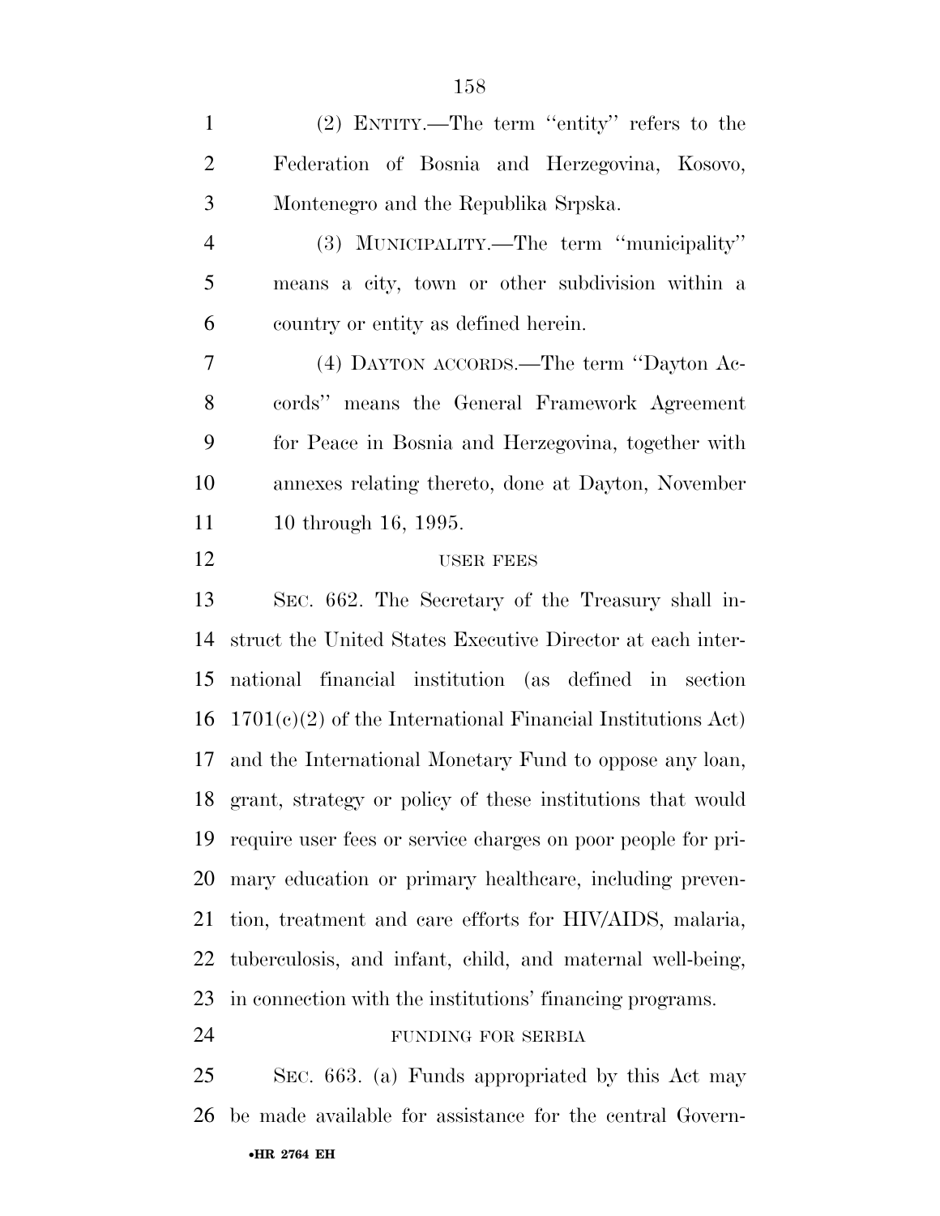(2) ENTITY.—The term ''entity'' refers to the Federation of Bosnia and Herzegovina, Kosovo, Montenegro and the Republika Srpska.

(3) MUNICIPALITY.—The term ''municipality'' means a city, town or other subdivision within a country or entity as defined herein.

(4) DAYTON ACCORDS.—The term ''Dayton Accords'' means the General Framework Agreement for Peace in Bosnia and Herzegovina, together with annexes relating thereto, done at Dayton, November 10 through 16, 1995.

USER FEES

SEC. 662. The Secretary of the Treasury shall instruct the United States Executive Director at each international financial institution (as defined in section 1701(c)(2) of the International Financial Institutions Act) and the International Monetary Fund to oppose any loan, grant, strategy or policy of these institutions that would require user fees or service charges on poor people for primary education or primary healthcare, including prevention, treatment and care efforts for HIV/AIDS, malaria, tuberculosis, and infant, child, and maternal well-being, in connection with the institutions' financing programs.

FUNDING FOR SERBIA

SEC. 663. (a) Funds appropriated by this Act may be made available for assistance for the central Govern-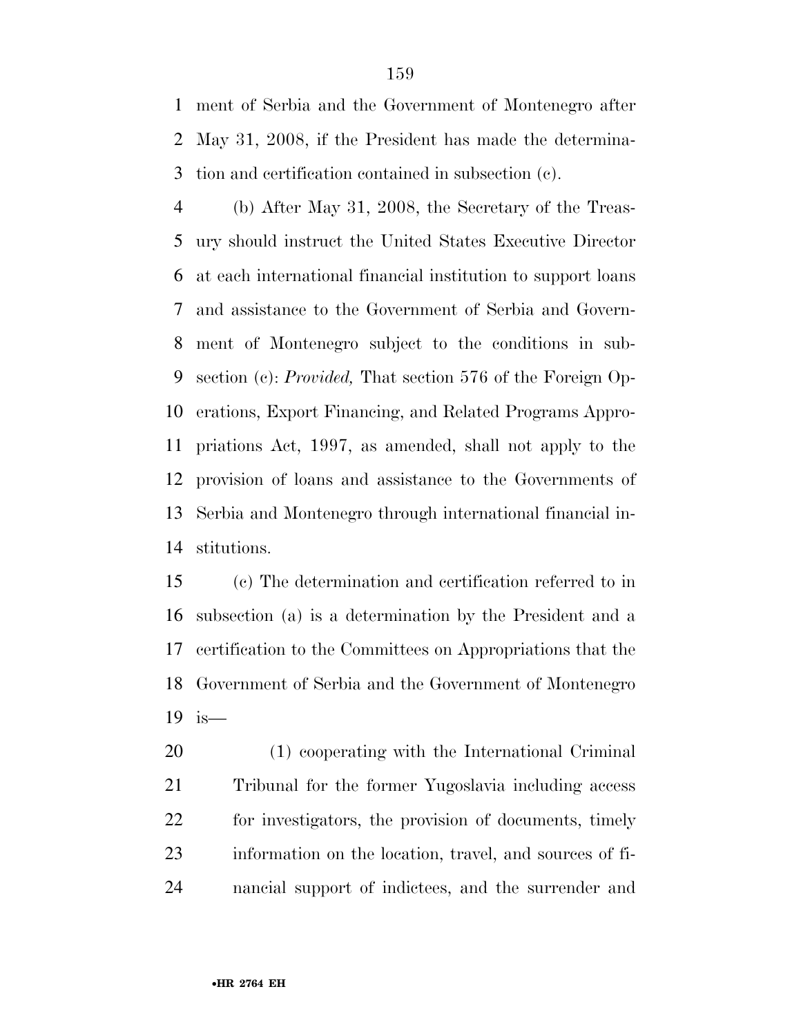ment of Serbia and the Government of Montenegro after May 31, 2008, if the President has made the determination and certification contained in subsection (c).

(b) After May 31, 2008, the Secretary of the Treasury should instruct the United States Executive Director at each international financial institution to support loans and assistance to the Government of Serbia and Government of Montenegro subject to the conditions in subsection (c): *Provided,* That section 576 of the Foreign Operations, Export Financing, and Related Programs Appropriations Act, 1997, as amended, shall not apply to the provision of loans and assistance to the Governments of Serbia and Montenegro through international financial institutions.

(c) The determination and certification referred to in subsection (a) is a determination by the President and a certification to the Committees on Appropriations that the Government of Serbia and the Government of Montenegro is—

(1) cooperating with the International Criminal Tribunal for the former Yugoslavia including access for investigators, the provision of documents, timely information on the location, travel, and sources of financial support of indictees, and the surrender and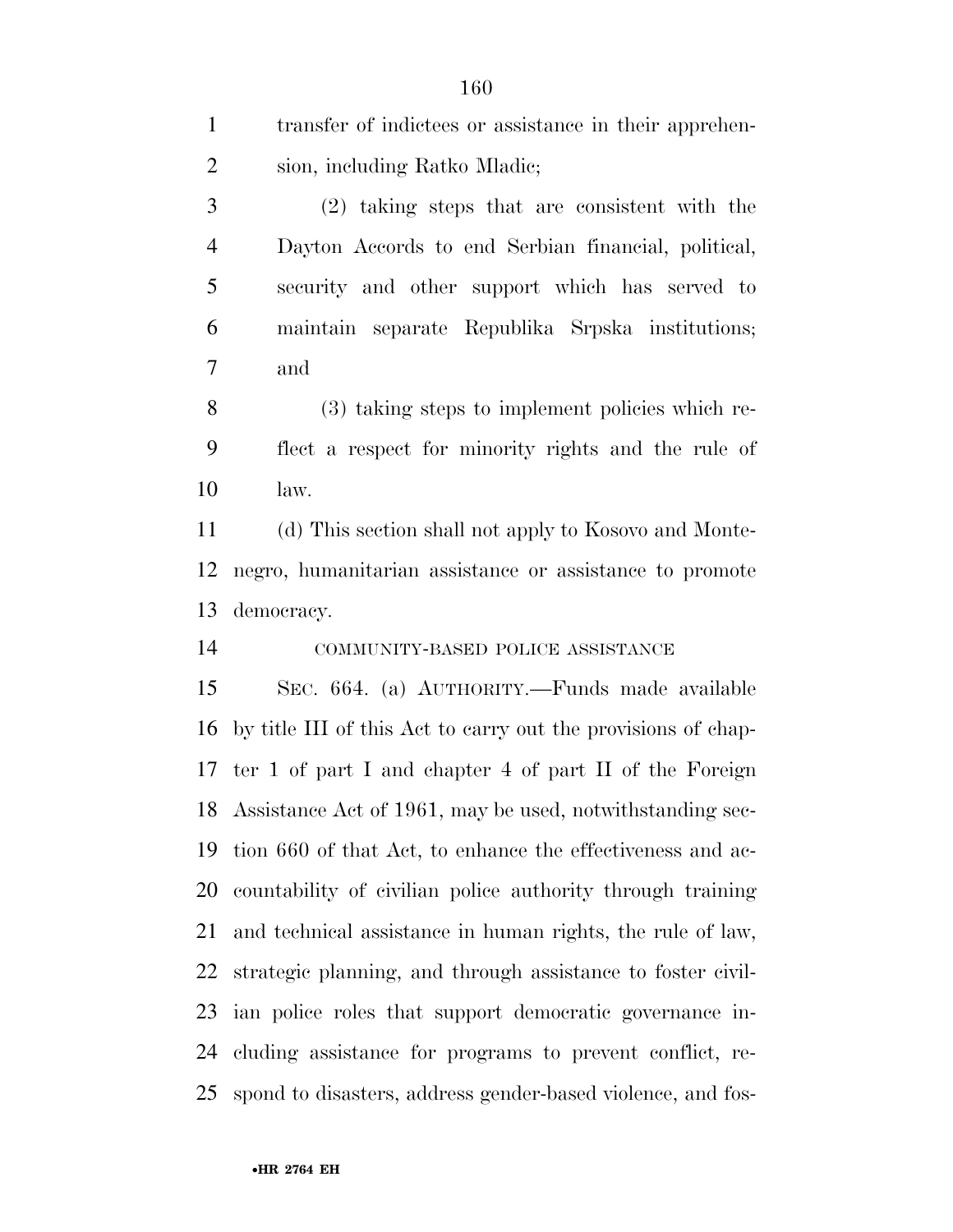transfer of indictees or assistance in their apprehension, including Ratko Mladic;

(2) taking steps that are consistent with the Dayton Accords to end Serbian financial, political, security and other support which has served to maintain separate Republika Srpska institutions; and

(3) taking steps to implement policies which reflect a respect for minority rights and the rule of law.

(d) This section shall not apply to Kosovo and Montenegro, humanitarian assistance or assistance to promote democracy.

COMMUNITY-BASED POLICE ASSISTANCE

SEC. 664. (a) AUTHORITY.—Funds made available by title III of this Act to carry out the provisions of chapter 1 of part I and chapter 4 of part II of the Foreign Assistance Act of 1961, may be used, notwithstanding section 660 of that Act, to enhance the effectiveness and accountability of civilian police authority through training and technical assistance in human rights, the rule of law, strategic planning, and through assistance to foster civilian police roles that support democratic governance including assistance for programs to prevent conflict, respond to disasters, address gender-based violence, and fos-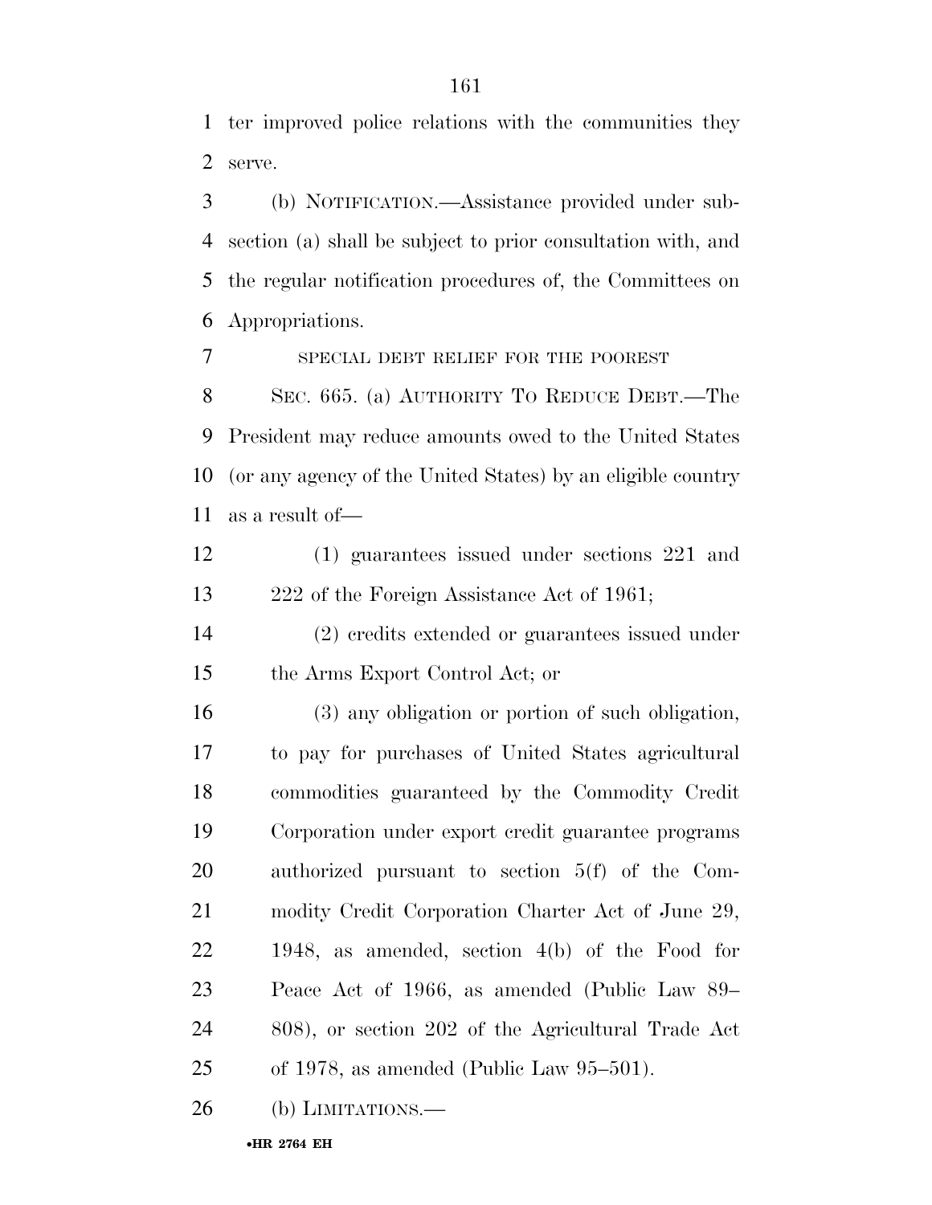ter improved police relations with the communities they serve.

(b) NOTIFICATION.—Assistance provided under subsection (a) shall be subject to prior consultation with, and the regular notification procedures of, the Committees on Appropriations.

SPECIAL DEBT RELIEF FOR THE POOREST

SEC. 665. (a) AUTHORITY TO REDUCE DEBT.—The President may reduce amounts owed to the United States (or any agency of the United States) by an eligible country as a result of—

(1) guarantees issued under sections 221 and 222 of the Foreign Assistance Act of 1961;

(2) credits extended or guarantees issued under the Arms Export Control Act; or

(3) any obligation or portion of such obligation, to pay for purchases of United States agricultural commodities guaranteed by the Commodity Credit Corporation under export credit guarantee programs authorized pursuant to section 5(f) of the Commodity Credit Corporation Charter Act of June 29, 1948, as amended, section 4(b) of the Food for Peace Act of 1966, as amended (Public Law 89–808), or section 202 of the Agricultural Trade Act of 1978, as amended (Public Law 95–501).

(b) LIMITATIONS.—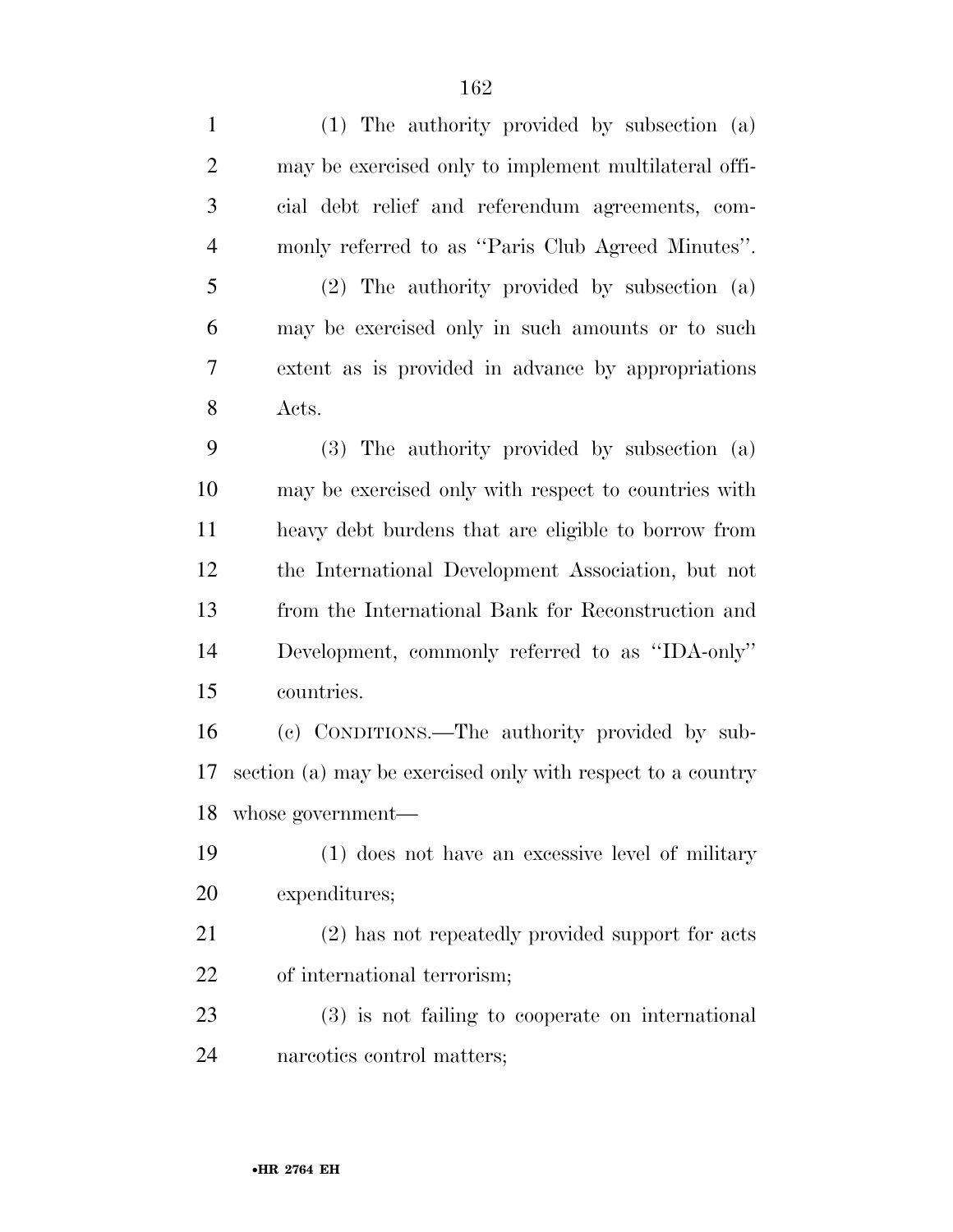(1) The authority provided by subsection (a) may be exercised only to implement multilateral official debt relief and referendum agreements, commonly referred to as ''Paris Club Agreed Minutes''.

(2) The authority provided by subsection (a) may be exercised only in such amounts or to such extent as is provided in advance by appropriations Acts.

(3) The authority provided by subsection (a) may be exercised only with respect to countries with heavy debt burdens that are eligible to borrow from the International Development Association, but not from the International Bank for Reconstruction and Development, commonly referred to as ''IDA-only'' countries.

(c) CONDITIONS.—The authority provided by subsection (a) may be exercised only with respect to a country whose government—

(1) does not have an excessive level of military expenditures;

(2) has not repeatedly provided support for acts of international terrorism;

(3) is not failing to cooperate on international narcotics control matters;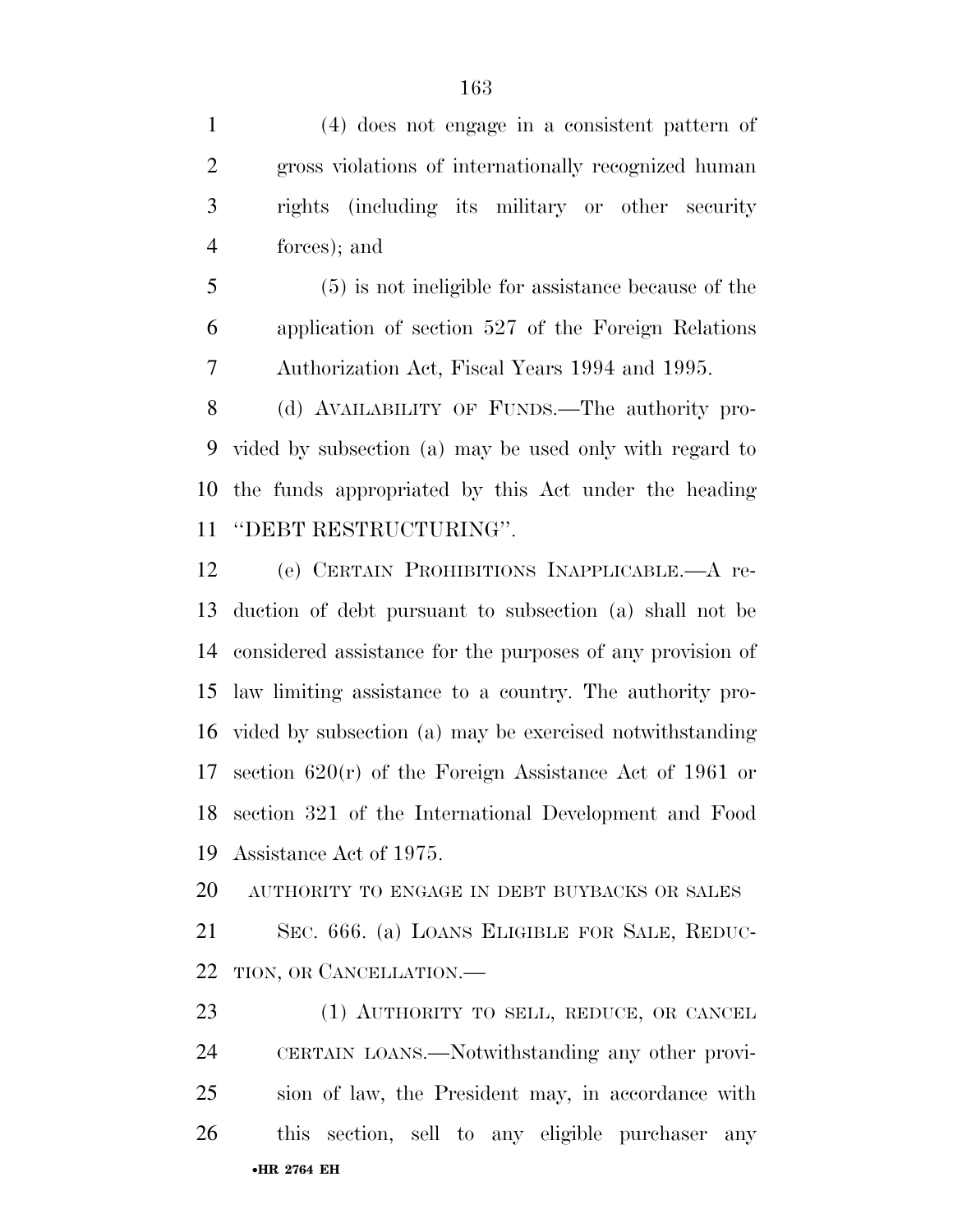(4) does not engage in a consistent pattern of gross violations of internationally recognized human rights (including its military or other security forces); and

(5) is not ineligible for assistance because of the application of section 527 of the Foreign Relations Authorization Act, Fiscal Years 1994 and 1995.

(d) AVAILABILITY OF FUNDS.—The authority provided by subsection (a) may be used only with regard to the funds appropriated by this Act under the heading "DEBT RESTRUCTURING".

(e) CERTAIN PROHIBITIONS INAPPLICABLE.—A reduction of debt pursuant to subsection (a) shall not be considered assistance for the purposes of any provision of law limiting assistance to a country. The authority provided by subsection (a) may be exercised notwithstanding section 620(r) of the Foreign Assistance Act of 1961 or section 321 of the International Development and Food Assistance Act of 1975.

AUTHORITY TO ENGAGE IN DEBT BUYBACKS OR SALES

SEC. 666. (a) LOANS ELIGIBLE FOR SALE, REDUCTION, OR CANCELLATION.—

(1) AUTHORITY TO SELL, REDUCE, OR CANCEL CERTAIN LOANS.—Notwithstanding any other provision of law, the President may, in accordance with this section, sell to any eligible purchaser any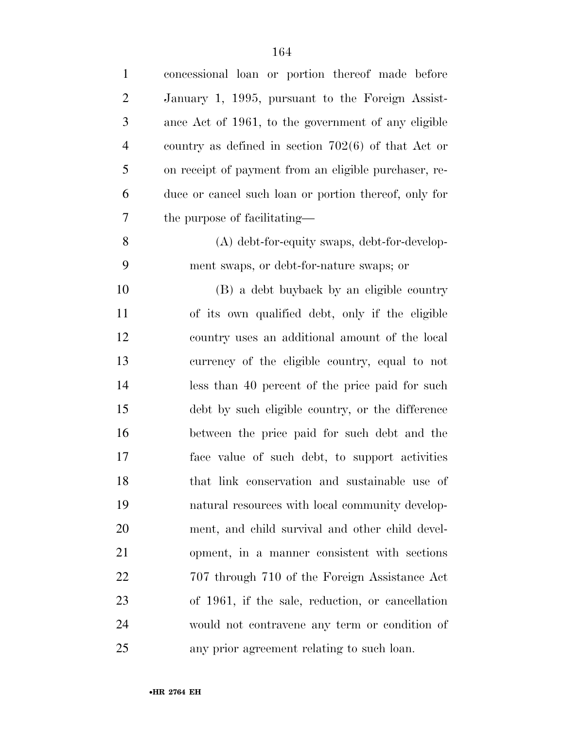concessional loan or portion thereof made before January 1, 1995, pursuant to the Foreign Assistance Act of 1961, to the government of any eligible country as defined in section 702(6) of that Act or on receipt of payment from an eligible purchaser, reduce or cancel such loan or portion thereof, only for the purpose of facilitating—

(A) debt-for-equity swaps, debt-for-development swaps, or debt-for-nature swaps; or

(B) a debt buyback by an eligible country of its own qualified debt, only if the eligible country uses an additional amount of the local currency of the eligible country, equal to not less than 40 percent of the price paid for such debt by such eligible country, or the difference between the price paid for such debt and the face value of such debt, to support activities that link conservation and sustainable use of natural resources with local community development, and child survival and other child development, in a manner consistent with sections 707 through 710 of the Foreign Assistance Act of 1961, if the sale, reduction, or cancellation would not contravene any term or condition of any prior agreement relating to such loan.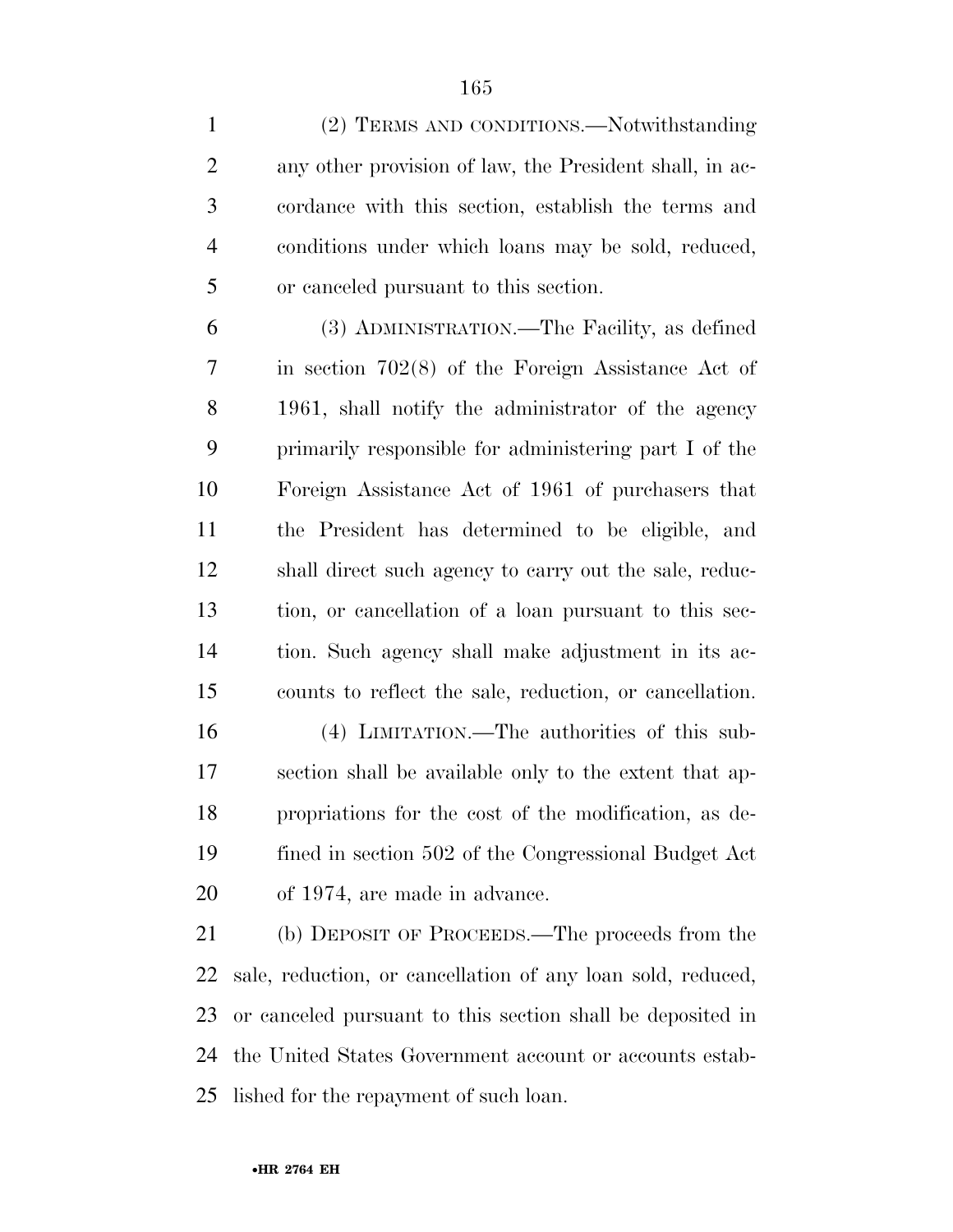(2) TERMS AND CONDITIONS.—Notwithstanding any other provision of law, the President shall, in accordance with this section, establish the terms and conditions under which loans may be sold, reduced, or canceled pursuant to this section.

(3) ADMINISTRATION.—The Facility, as defined in section 702(8) of the Foreign Assistance Act of 1961, shall notify the administrator of the agency primarily responsible for administering part I of the Foreign Assistance Act of 1961 of purchasers that the President has determined to be eligible, and shall direct such agency to carry out the sale, reduction, or cancellation of a loan pursuant to this section. Such agency shall make adjustment in its accounts to reflect the sale, reduction, or cancellation.

(4) LIMITATION.—The authorities of this subsection shall be available only to the extent that appropriations for the cost of the modification, as defined in section 502 of the Congressional Budget Act of 1974, are made in advance.

(b) DEPOSIT OF PROCEEDS.—The proceeds from the sale, reduction, or cancellation of any loan sold, reduced, or canceled pursuant to this section shall be deposited in the United States Government account or accounts established for the repayment of such loan.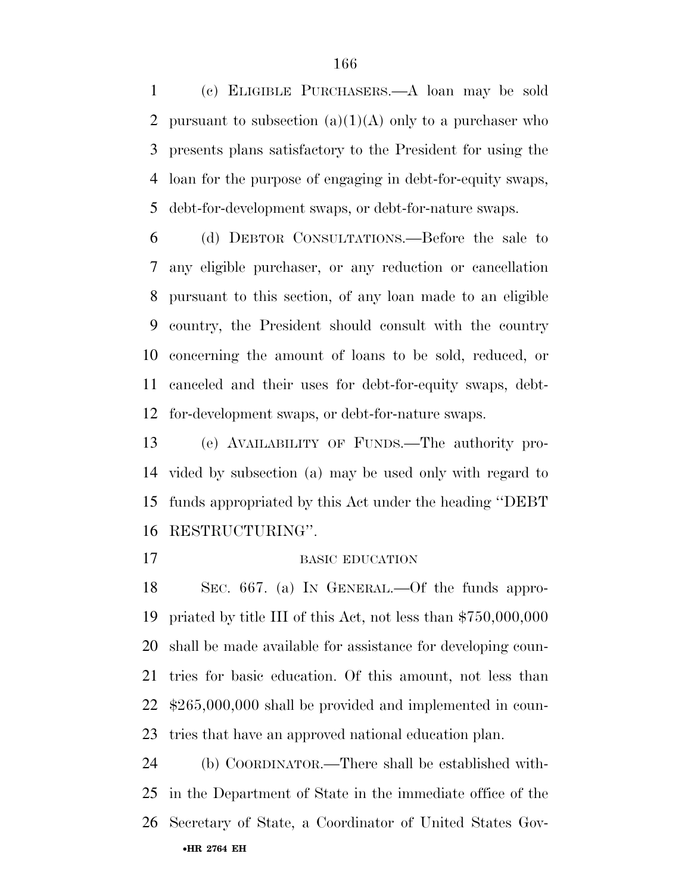(c) ELIGIBLE PURCHASERS.—A loan may be sold pursuant to subsection (a)(1)(A) only to a purchaser who presents plans satisfactory to the President for using the loan for the purpose of engaging in debt-for-equity swaps, debt-for-development swaps, or debt-for-nature swaps.

(d) DEBTOR CONSULTATIONS.—Before the sale to any eligible purchaser, or any reduction or cancellation pursuant to this section, of any loan made to an eligible country, the President should consult with the country concerning the amount of loans to be sold, reduced, or canceled and their uses for debt-for-equity swaps, debt-for-development swaps, or debt-for-nature swaps.

(e) AVAILABILITY OF FUNDS.—The authority provided by subsection (a) may be used only with regard to funds appropriated by this Act under the heading ''DEBT RESTRUCTURING''.

BASIC EDUCATION

SEC. 667. (a) IN GENERAL.—Of the funds appropriated by title III of this Act, not less than $750,000,000 shall be made available for assistance for developing countries for basic education. Of this amount, not less than $265,000,000 shall be provided and implemented in countries that have an approved national education plan.

(b) COORDINATOR.—There shall be established within the Department of State in the immediate office of the Secretary of State, a Coordinator of United States Gov-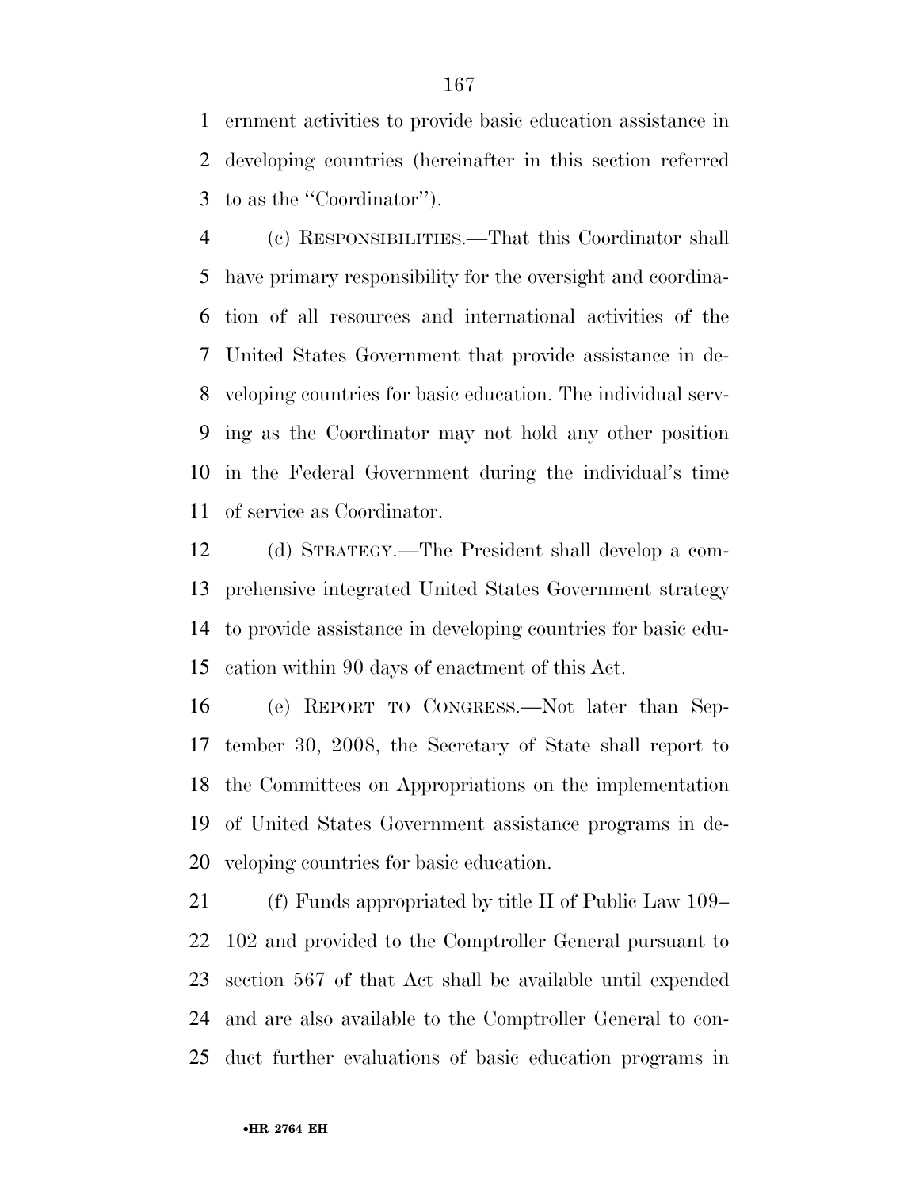ernment activities to provide basic education assistance in developing countries (hereinafter in this section referred to as the ''Coordinator'').

(c) RESPONSIBILITIES.—That this Coordinator shall have primary responsibility for the oversight and coordination of all resources and international activities of the United States Government that provide assistance in developing countries for basic education. The individual serving as the Coordinator may not hold any other position in the Federal Government during the individual's time of service as Coordinator.

(d) STRATEGY.—The President shall develop a comprehensive integrated United States Government strategy to provide assistance in developing countries for basic education within 90 days of enactment of this Act.

(e) REPORT TO CONGRESS.—Not later than September 30, 2008, the Secretary of State shall report to the Committees on Appropriations on the implementation of United States Government assistance programs in developing countries for basic education.

(f) Funds appropriated by title II of Public Law 109–102 and provided to the Comptroller General pursuant to section 567 of that Act shall be available until expended and are also available to the Comptroller General to conduct further evaluations of basic education programs in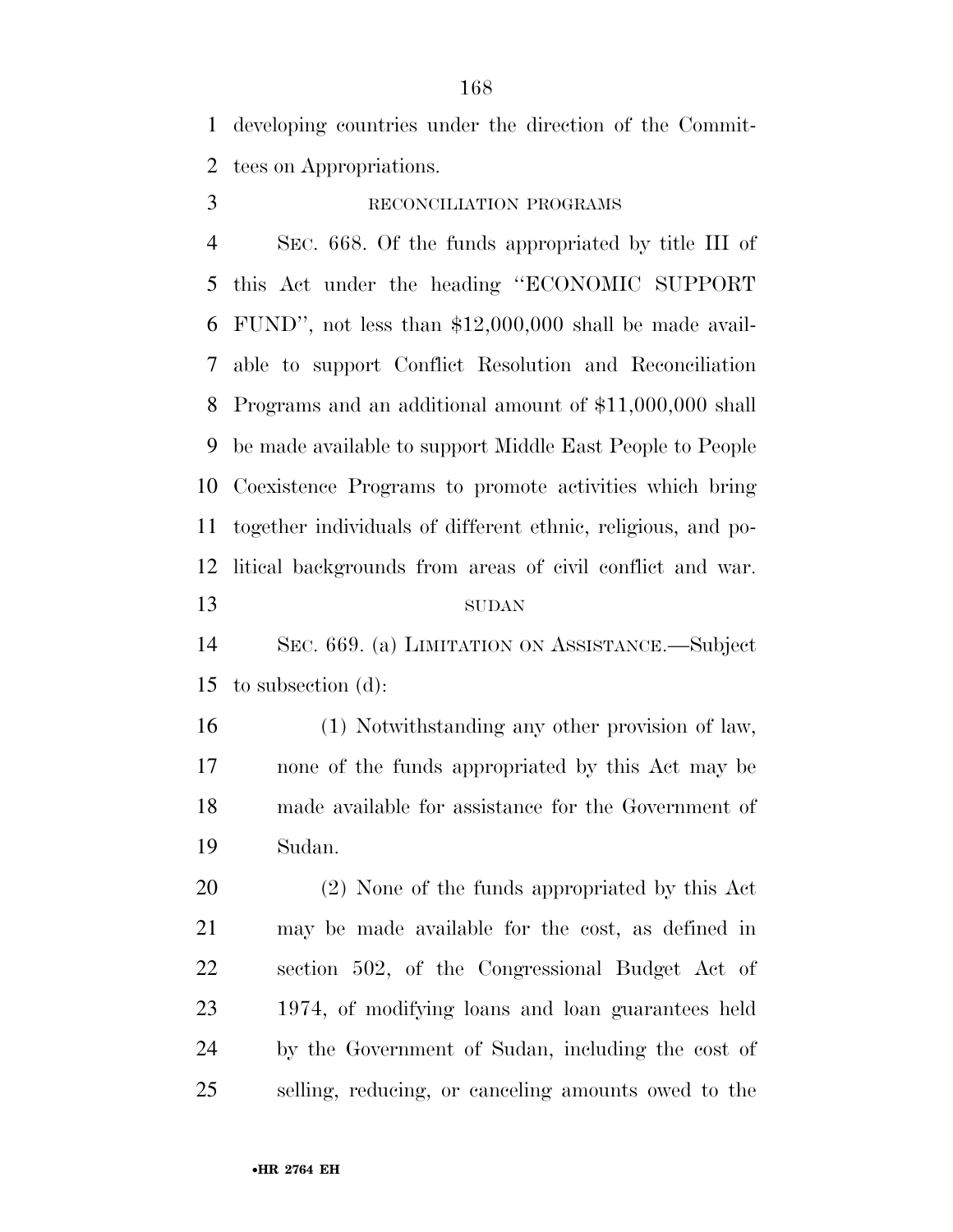developing countries under the direction of the Committees on Appropriations.

RECONCILIATION PROGRAMS

SEC. 668. Of the funds appropriated by title III of this Act under the heading "ECONOMIC SUPPORT FUND", not less than $12,000,000 shall be made available to support Conflict Resolution and Reconciliation Programs and an additional amount of $11,000,000 shall be made available to support Middle East People to People Coexistence Programs to promote activities which bring together individuals of different ethnic, religious, and political backgrounds from areas of civil conflict and war.

SUDAN

SEC. 669. (a) LIMITATION ON ASSISTANCE.—Subject to subsection (d):

(1) Notwithstanding any other provision of law, none of the funds appropriated by this Act may be made available for assistance for the Government of Sudan.

(2) None of the funds appropriated by this Act may be made available for the cost, as defined in section 502, of the Congressional Budget Act of 1974, of modifying loans and loan guarantees held by the Government of Sudan, including the cost of selling, reducing, or canceling amounts owed to the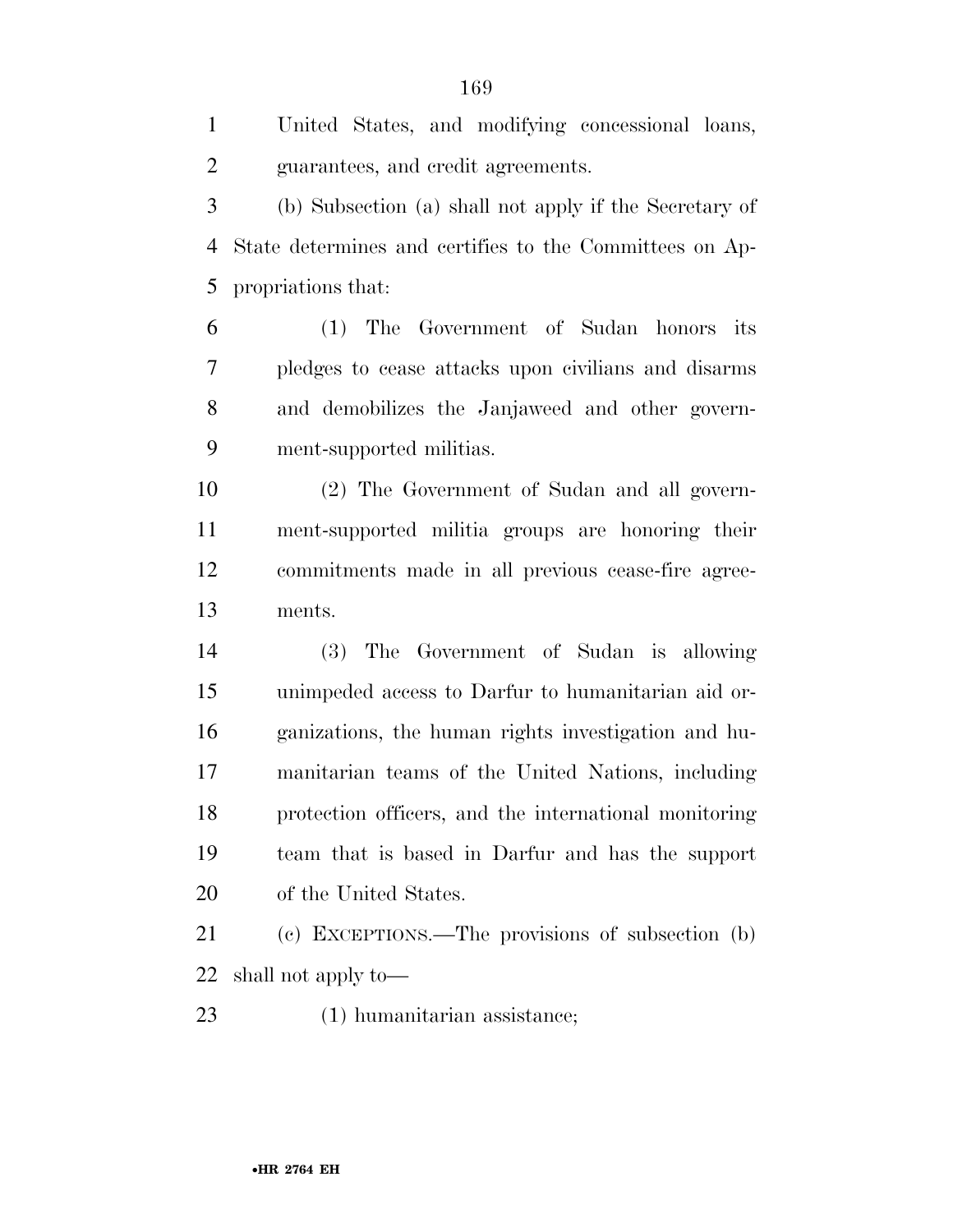United States, and modifying concessional loans, guarantees, and credit agreements.

(b) Subsection (a) shall not apply if the Secretary of State determines and certifies to the Committees on Appropriations that:

(1) The Government of Sudan honors its pledges to cease attacks upon civilians and disarms and demobilizes the Janjaweed and other government-supported militias.

(2) The Government of Sudan and all government-supported militia groups are honoring their commitments made in all previous cease-fire agreements.

(3) The Government of Sudan is allowing unimpeded access to Darfur to humanitarian aid organizations, the human rights investigation and humanitarian teams of the United Nations, including protection officers, and the international monitoring team that is based in Darfur and has the support of the United States.

(c) EXCEPTIONS.—The provisions of subsection (b) shall not apply to—

(1) humanitarian assistance;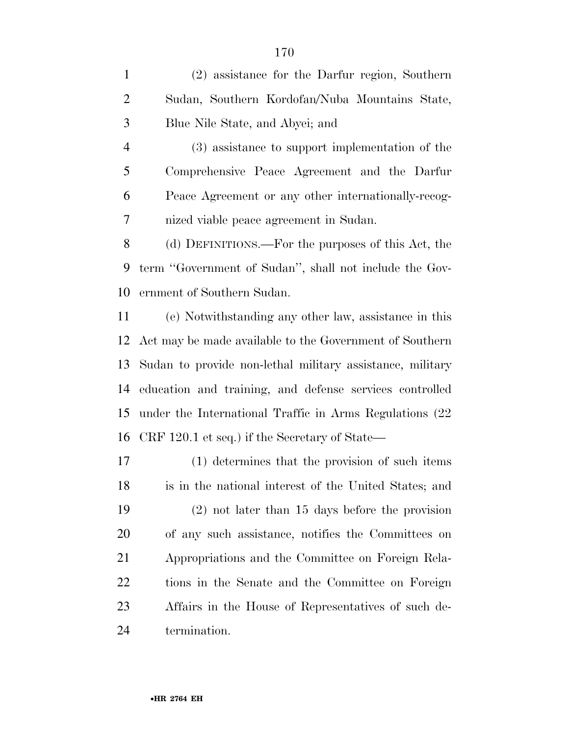(2) assistance for the Darfur region, Southern Sudan, Southern Kordofan/Nuba Mountains State, Blue Nile State, and Abyei; and

(3) assistance to support implementation of the Comprehensive Peace Agreement and the Darfur Peace Agreement or any other internationally-recognized viable peace agreement in Sudan.

(d) DEFINITIONS.—For the purposes of this Act, the term ''Government of Sudan'', shall not include the Government of Southern Sudan.

(e) Notwithstanding any other law, assistance in this Act may be made available to the Government of Southern Sudan to provide non-lethal military assistance, military education and training, and defense services controlled under the International Traffic in Arms Regulations (22 CRF 120.1 et seq.) if the Secretary of State—

(1) determines that the provision of such items is in the national interest of the United States; and

(2) not later than 15 days before the provision of any such assistance, notifies the Committees on Appropriations and the Committee on Foreign Relations in the Senate and the Committee on Foreign Affairs in the House of Representatives of such determination.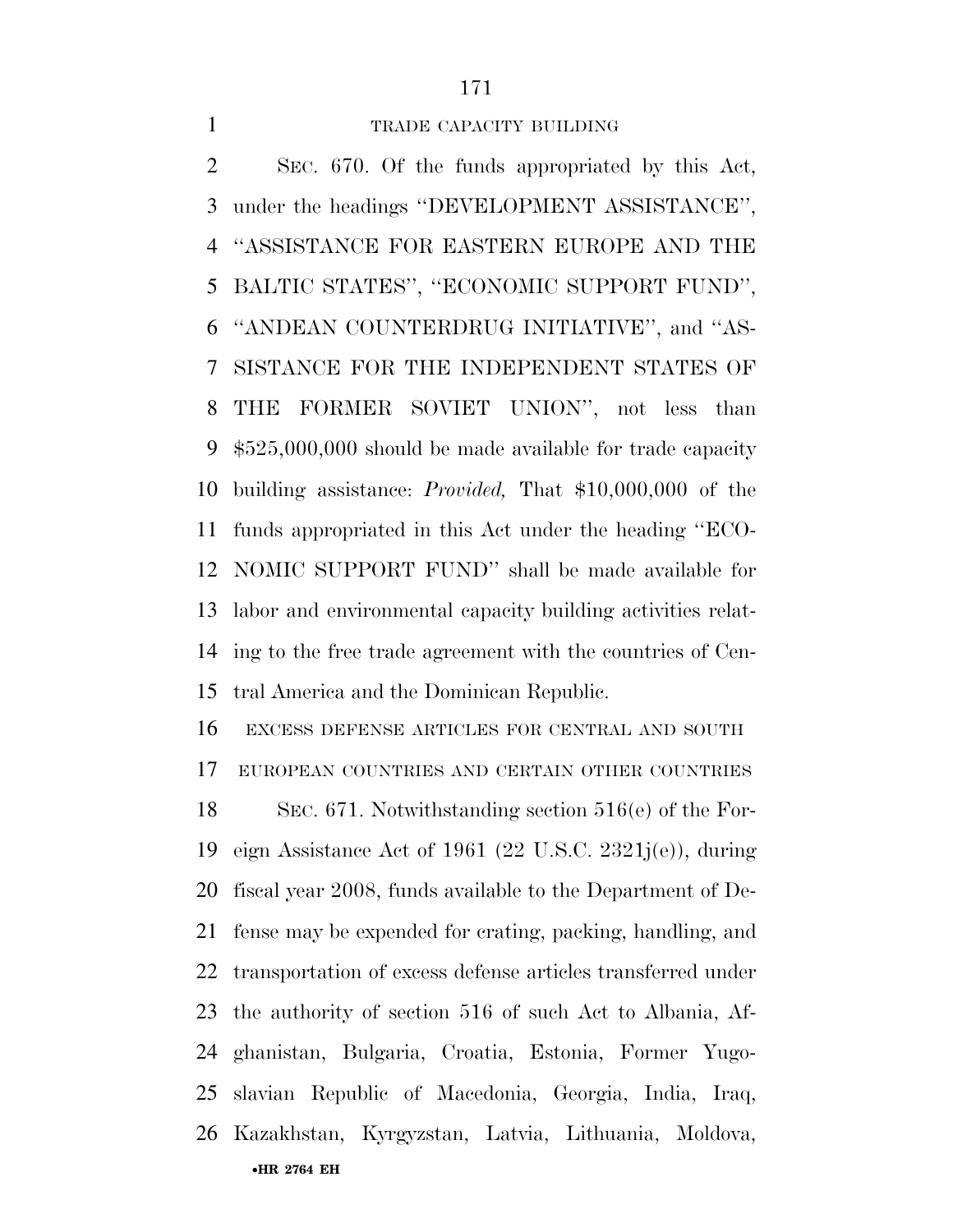TRADE CAPACITY BUILDING

SEC. 670. Of the funds appropriated by this Act, under the headings ''DEVELOPMENT ASSISTANCE'', ''ASSISTANCE FOR EASTERN EUROPE AND THE BALTIC STATES'', ''ECONOMIC SUPPORT FUND'', ''ANDEAN COUNTERDRUG INITIATIVE'', and ''ASSISTANCE FOR THE INDEPENDENT STATES OF THE FORMER SOVIET UNION'', not less than $525,000,000 should be made available for trade capacity building assistance: *Provided,* That $10,000,000 of the funds appropriated in this Act under the heading ''ECONOMIC SUPPORT FUND'' shall be made available for labor and environmental capacity building activities relating to the free trade agreement with the countries of Central America and the Dominican Republic.

EXCESS DEFENSE ARTICLES FOR CENTRAL AND SOUTH EUROPEAN COUNTRIES AND CERTAIN OTHER COUNTRIES

SEC. 671. Notwithstanding section 516(e) of the Foreign Assistance Act of 1961 (22 U.S.C. 2321j(e)), during fiscal year 2008, funds available to the Department of Defense may be expended for crating, packing, handling, and transportation of excess defense articles transferred under the authority of section 516 of such Act to Albania, Afghanistan, Bulgaria, Croatia, Estonia, Former Yugoslavian Republic of Macedonia, Georgia, India, Iraq, Kazakhstan, Kyrgyzstan, Latvia, Lithuania, Moldova,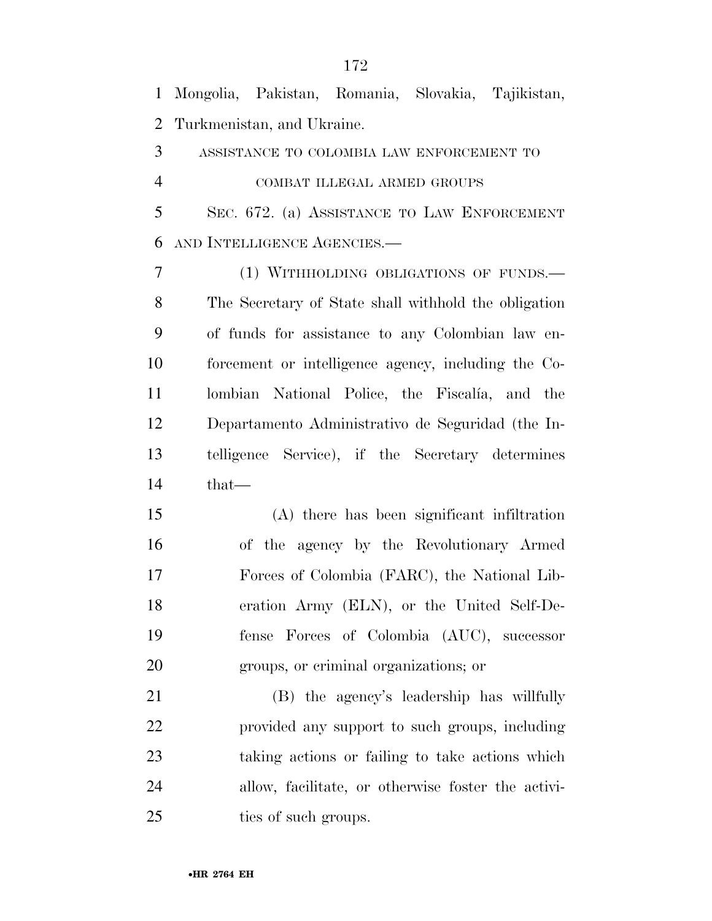Mongolia, Pakistan, Romania, Slovakia, Tajikistan, Turkmenistan, and Ukraine.

ASSISTANCE TO COLOMBIA LAW ENFORCEMENT TO COMBAT ILLEGAL ARMED GROUPS

SEC. 672. (a) ASSISTANCE TO LAW ENFORCEMENT AND INTELLIGENCE AGENCIES.—

(1) WITHHOLDING OBLIGATIONS OF FUNDS.— The Secretary of State shall withhold the obligation of funds for assistance to any Colombian law enforcement or intelligence agency, including the Colombian National Police, the Fiscalía, and the Departamento Administrativo de Seguridad (the Intelligence Service), if the Secretary determines that—

(A) there has been significant infiltration of the agency by the Revolutionary Armed Forces of Colombia (FARC), the National Liberation Army (ELN), or the United Self-Defense Forces of Colombia (AUC), successor groups, or criminal organizations; or

(B) the agency's leadership has willfully provided any support to such groups, including taking actions or failing to take actions which allow, facilitate, or otherwise foster the activities of such groups.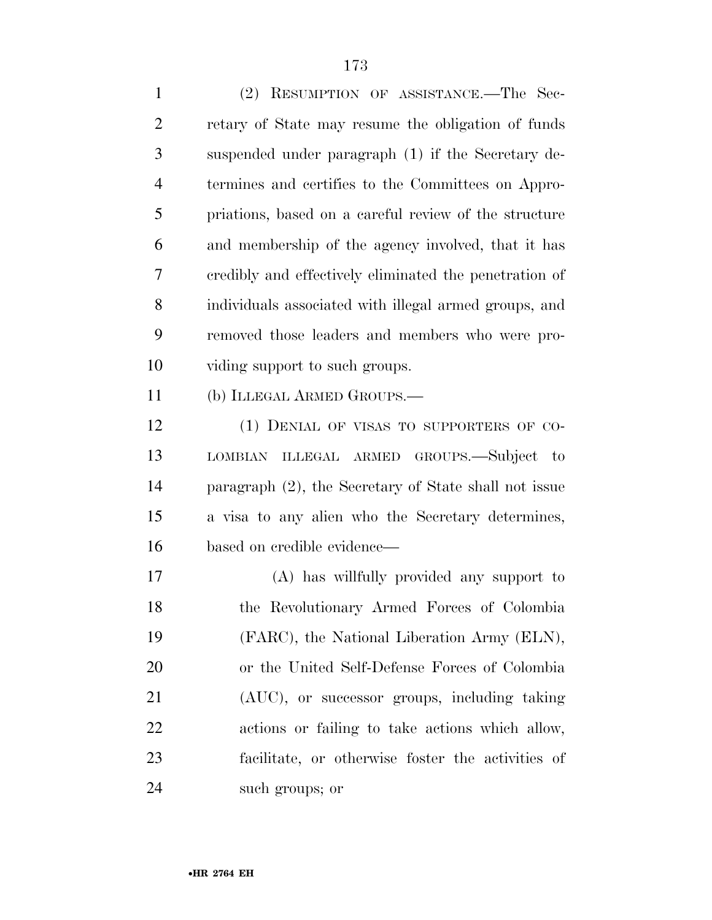(2) Resumption of assistance.—The Secretary of State may resume the obligation of funds suspended under paragraph (1) if the Secretary determines and certifies to the Committees on Appropriations, based on a careful review of the structure and membership of the agency involved, that it has credibly and effectively eliminated the penetration of individuals associated with illegal armed groups, and removed those leaders and members who were providing support to such groups.

(b) Illegal Armed Groups.—

(1) Denial of visas to supporters of Colombian illegal armed groups.—Subject to paragraph (2), the Secretary of State shall not issue a visa to any alien who the Secretary determines, based on credible evidence—

(A) has willfully provided any support to the Revolutionary Armed Forces of Colombia (FARC), the National Liberation Army (ELN), or the United Self-Defense Forces of Colombia (AUC), or successor groups, including taking actions or failing to take actions which allow, facilitate, or otherwise foster the activities of such groups; or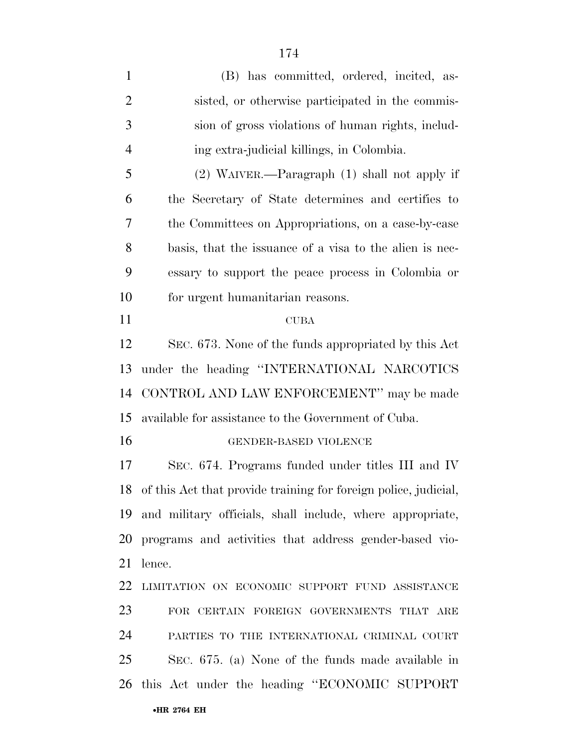(B) has committed, ordered, incited, assisted, or otherwise participated in the commission of gross violations of human rights, including extra-judicial killings, in Colombia.

(2) WAIVER.—Paragraph (1) shall not apply if the Secretary of State determines and certifies to the Committees on Appropriations, on a case-by-case basis, that the issuance of a visa to the alien is necessary to support the peace process in Colombia or for urgent humanitarian reasons.

CUBA

SEC. 673. None of the funds appropriated by this Act under the heading ''INTERNATIONAL NARCOTICS CONTROL AND LAW ENFORCEMENT'' may be made available for assistance to the Government of Cuba.

GENDER-BASED VIOLENCE

SEC. 674. Programs funded under titles III and IV of this Act that provide training for foreign police, judicial, and military officials, shall include, where appropriate, programs and activities that address gender-based violence.

LIMITATION ON ECONOMIC SUPPORT FUND ASSISTANCE FOR CERTAIN FOREIGN GOVERNMENTS THAT ARE PARTIES TO THE INTERNATIONAL CRIMINAL COURT

SEC. 675. (a) None of the funds made available in this Act under the heading ''ECONOMIC SUPPORT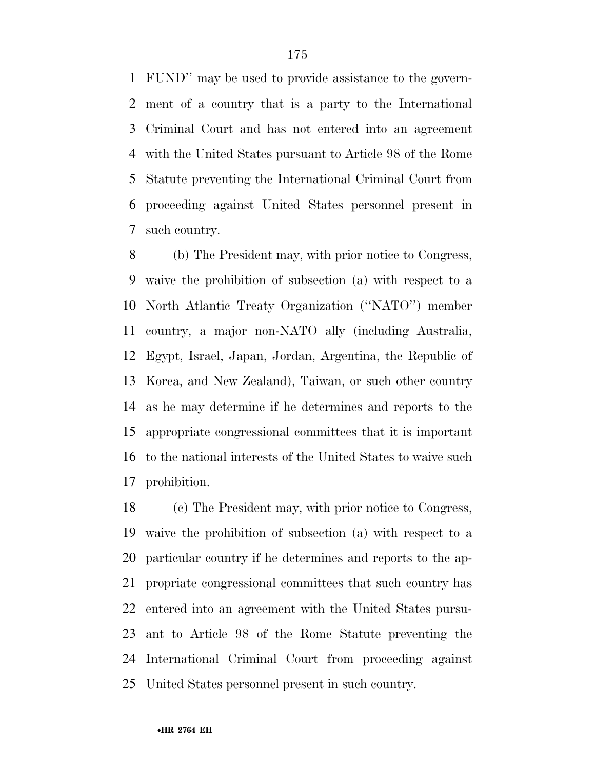FUND'' may be used to provide assistance to the government of a country that is a party to the International Criminal Court and has not entered into an agreement with the United States pursuant to Article 98 of the Rome Statute preventing the International Criminal Court from proceeding against United States personnel present in such country.

(b) The President may, with prior notice to Congress, waive the prohibition of subsection (a) with respect to a North Atlantic Treaty Organization (''NATO'') member country, a major non-NATO ally (including Australia, Egypt, Israel, Japan, Jordan, Argentina, the Republic of Korea, and New Zealand), Taiwan, or such other country as he may determine if he determines and reports to the appropriate congressional committees that it is important to the national interests of the United States to waive such prohibition.

(c) The President may, with prior notice to Congress, waive the prohibition of subsection (a) with respect to a particular country if he determines and reports to the appropriate congressional committees that such country has entered into an agreement with the United States pursuant to Article 98 of the Rome Statute preventing the International Criminal Court from proceeding against United States personnel present in such country.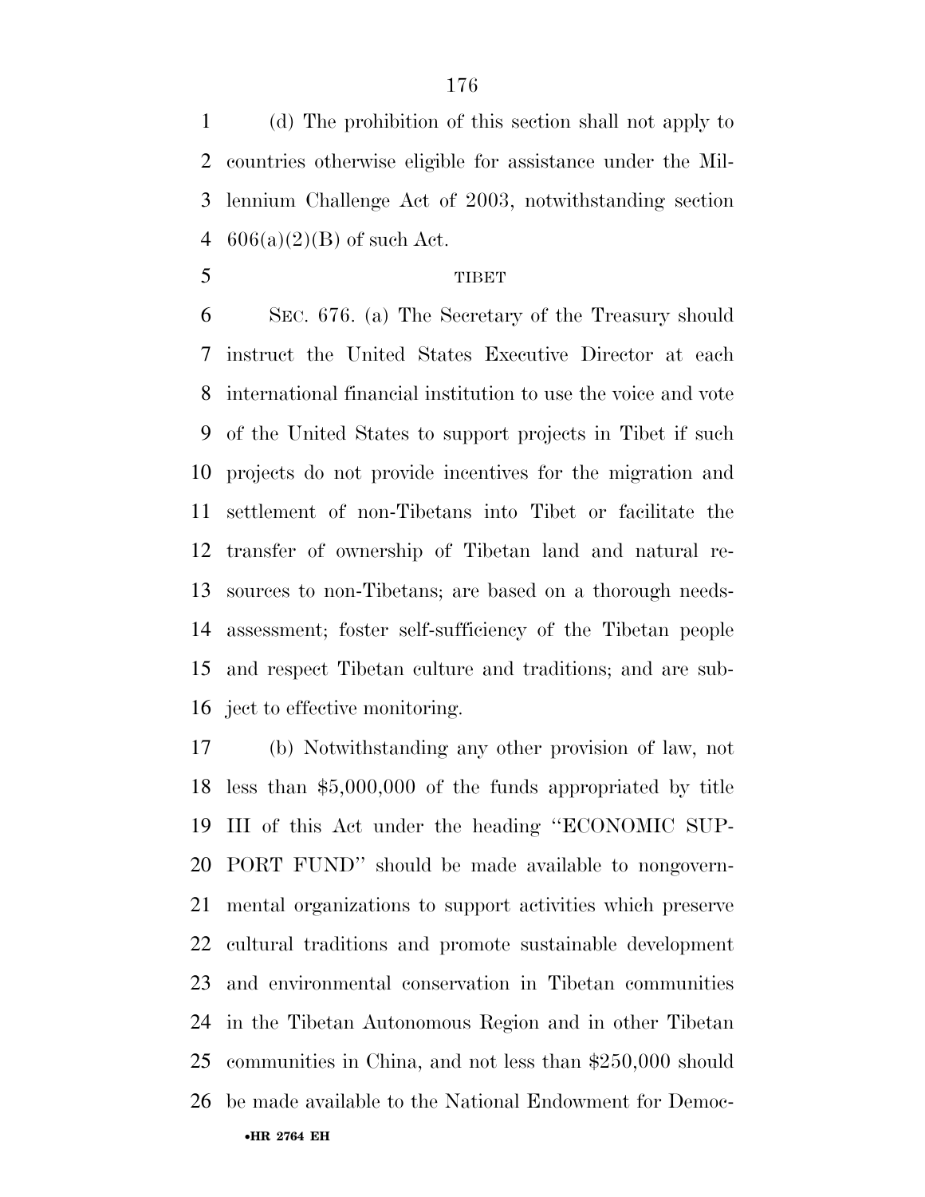(d) The prohibition of this section shall not apply to countries otherwise eligible for assistance under the Millennium Challenge Act of 2003, notwithstanding section 606(a)(2)(B) of such Act.

TIBET

SEC. 676. (a) The Secretary of the Treasury should instruct the United States Executive Director at each international financial institution to use the voice and vote of the United States to support projects in Tibet if such projects do not provide incentives for the migration and settlement of non-Tibetans into Tibet or facilitate the transfer of ownership of Tibetan land and natural resources to non-Tibetans; are based on a thorough needs-assessment; foster self-sufficiency of the Tibetan people and respect Tibetan culture and traditions; and are subject to effective monitoring.

(b) Notwithstanding any other provision of law, not less than $5,000,000 of the funds appropriated by title III of this Act under the heading ''ECONOMIC SUPPORT FUND'' should be made available to nongovernmental organizations to support activities which preserve cultural traditions and promote sustainable development and environmental conservation in Tibetan communities in the Tibetan Autonomous Region and in other Tibetan communities in China, and not less than $250,000 should be made available to the National Endowment for Democ-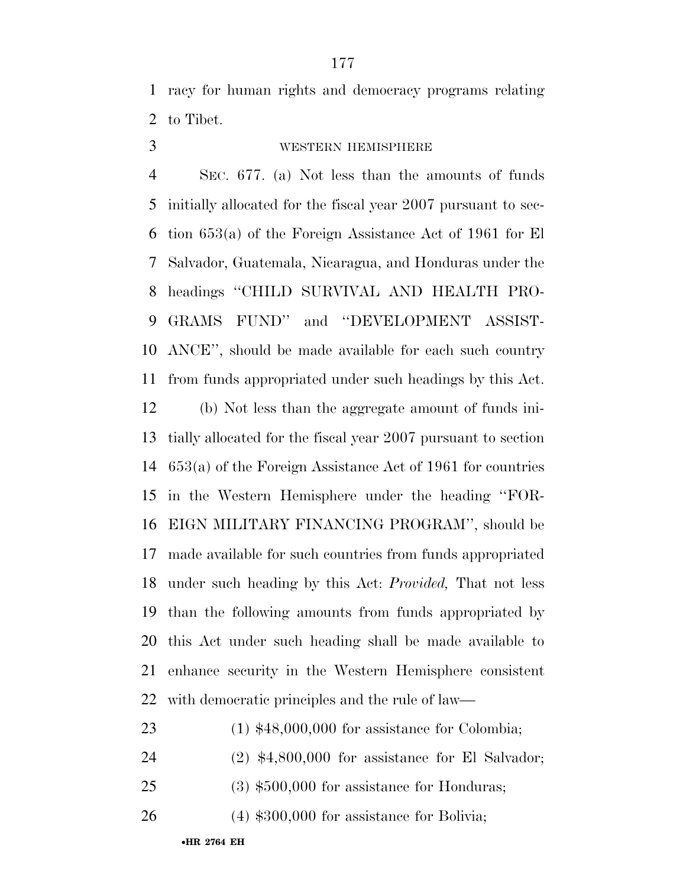racy for human rights and democracy programs relating to Tibet.

WESTERN HEMISPHERE

SEC. 677. (a) Not less than the amounts of funds initially allocated for the fiscal year 2007 pursuant to section 653(a) of the Foreign Assistance Act of 1961 for El Salvador, Guatemala, Nicaragua, and Honduras under the headings ''CHILD SURVIVAL AND HEALTH PROGRAMS FUND'' and ''DEVELOPMENT ASSISTANCE'', should be made available for each such country from funds appropriated under such headings by this Act.

(b) Not less than the aggregate amount of funds initially allocated for the fiscal year 2007 pursuant to section 653(a) of the Foreign Assistance Act of 1961 for countries in the Western Hemisphere under the heading ''FOREIGN MILITARY FINANCING PROGRAM'', should be made available for such countries from funds appropriated under such heading by this Act: *Provided,* That not less than the following amounts from funds appropriated by this Act under such heading shall be made available to enhance security in the Western Hemisphere consistent with democratic principles and the rule of law—

(1) $48,000,000 for assistance for Colombia;

(2) $4,800,000 for assistance for El Salvador;

(3) $500,000 for assistance for Honduras;

(4) $300,000 for assistance for Bolivia;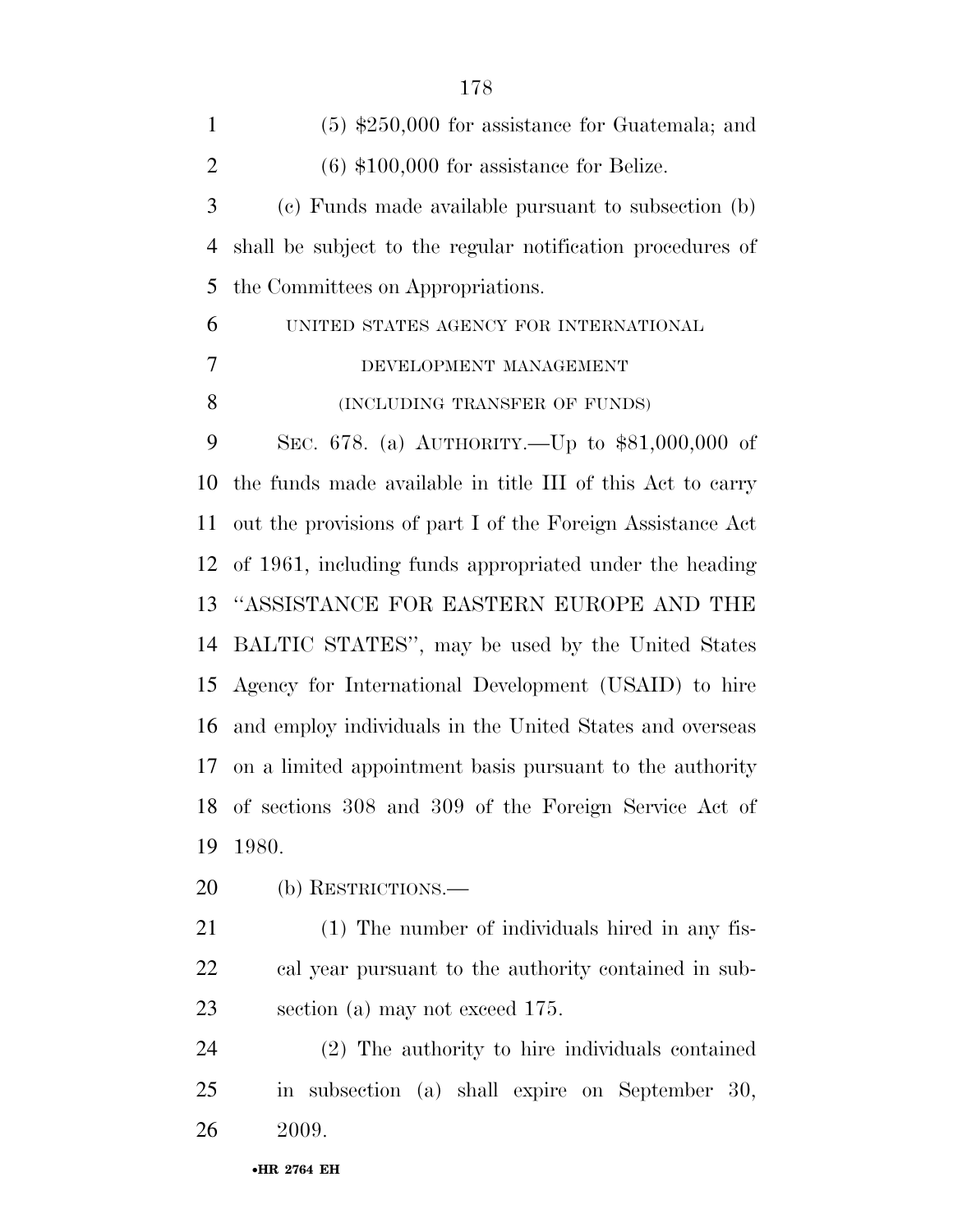(5) $250,000 for assistance for Guatemala; and

(6) $100,000 for assistance for Belize.

(c) Funds made available pursuant to subsection (b) shall be subject to the regular notification procedures of the Committees on Appropriations.

UNITED STATES AGENCY FOR INTERNATIONAL DEVELOPMENT MANAGEMENT

(INCLUDING TRANSFER OF FUNDS)

SEC. 678. (a) AUTHORITY.—Up to $81,000,000 of the funds made available in title III of this Act to carry out the provisions of part I of the Foreign Assistance Act of 1961, including funds appropriated under the heading ''ASSISTANCE FOR EASTERN EUROPE AND THE BALTIC STATES'', may be used by the United States Agency for International Development (USAID) to hire and employ individuals in the United States and overseas on a limited appointment basis pursuant to the authority of sections 308 and 309 of the Foreign Service Act of 1980.

(b) RESTRICTIONS.—

(1) The number of individuals hired in any fiscal year pursuant to the authority contained in subsection (a) may not exceed 175.

(2) The authority to hire individuals contained in subsection (a) shall expire on September 30, 2009.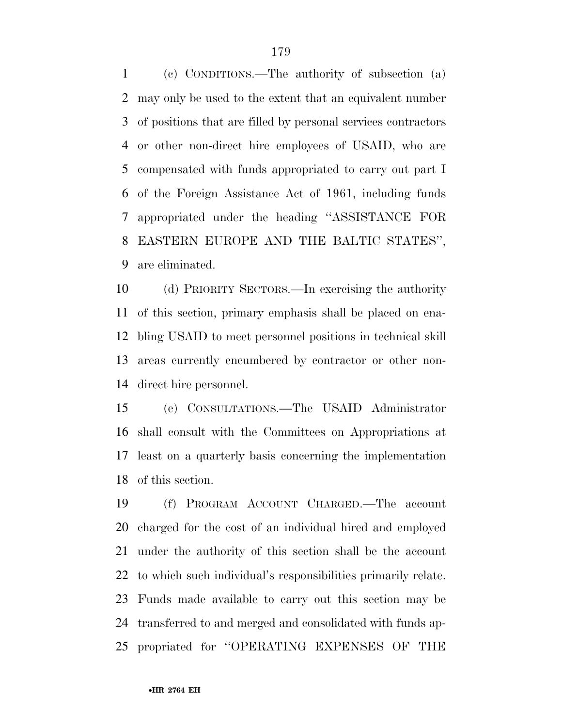(c) CONDITIONS.—The authority of subsection (a) may only be used to the extent that an equivalent number of positions that are filled by personal services contractors or other non-direct hire employees of USAID, who are compensated with funds appropriated to carry out part I of the Foreign Assistance Act of 1961, including funds appropriated under the heading ''ASSISTANCE FOR EASTERN EUROPE AND THE BALTIC STATES'', are eliminated.

(d) PRIORITY SECTORS.—In exercising the authority of this section, primary emphasis shall be placed on enabling USAID to meet personnel positions in technical skill areas currently encumbered by contractor or other non-direct hire personnel.

(e) CONSULTATIONS.—The USAID Administrator shall consult with the Committees on Appropriations at least on a quarterly basis concerning the implementation of this section.

(f) PROGRAM ACCOUNT CHARGED.—The account charged for the cost of an individual hired and employed under the authority of this section shall be the account to which such individual's responsibilities primarily relate. Funds made available to carry out this section may be transferred to and merged and consolidated with funds appropriated for ''OPERATING EXPENSES OF THE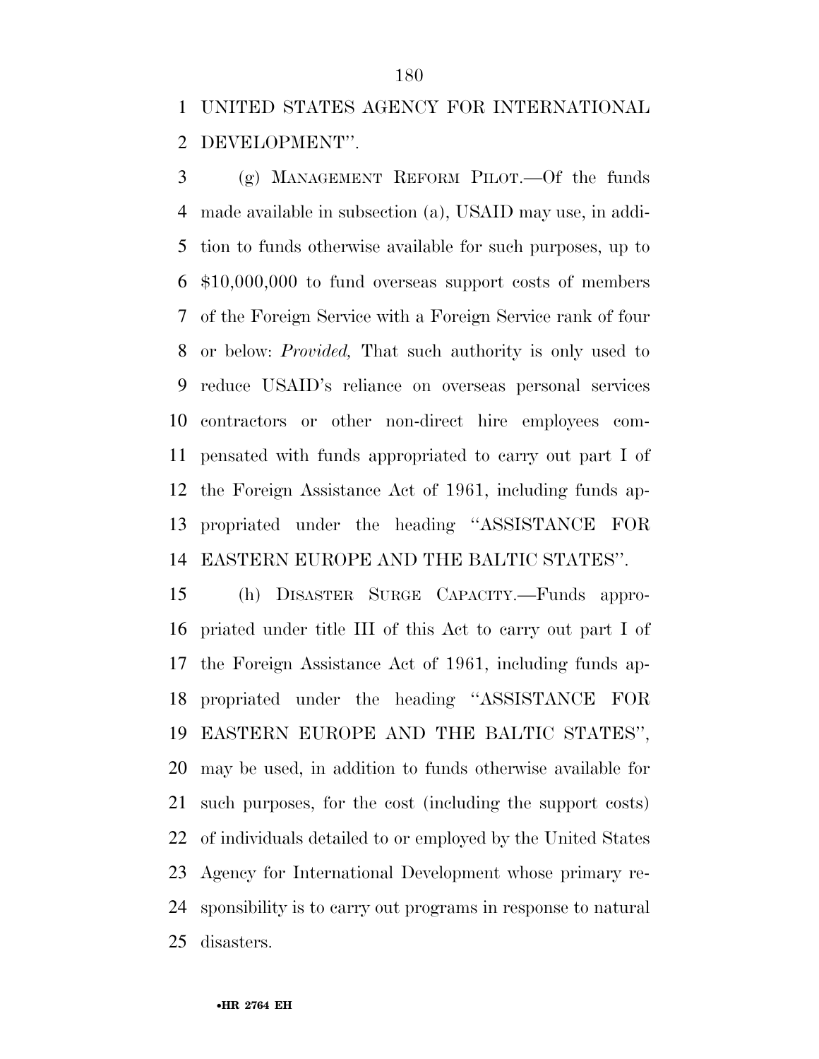UNITED STATES AGENCY FOR INTERNATIONAL DEVELOPMENT''.

(g) MANAGEMENT REFORM PILOT.—Of the funds made available in subsection (a), USAID may use, in addition to funds otherwise available for such purposes, up to $10,000,000 to fund overseas support costs of members of the Foreign Service with a Foreign Service rank of four or below: *Provided,* That such authority is only used to reduce USAID's reliance on overseas personal services contractors or other non-direct hire employees compensated with funds appropriated to carry out part I of the Foreign Assistance Act of 1961, including funds appropriated under the heading ''ASSISTANCE FOR EASTERN EUROPE AND THE BALTIC STATES''.

(h) DISASTER SURGE CAPACITY.—Funds appropriated under title III of this Act to carry out part I of the Foreign Assistance Act of 1961, including funds appropriated under the heading ''ASSISTANCE FOR EASTERN EUROPE AND THE BALTIC STATES'', may be used, in addition to funds otherwise available for such purposes, for the cost (including the support costs) of individuals detailed to or employed by the United States Agency for International Development whose primary responsibility is to carry out programs in response to natural disasters.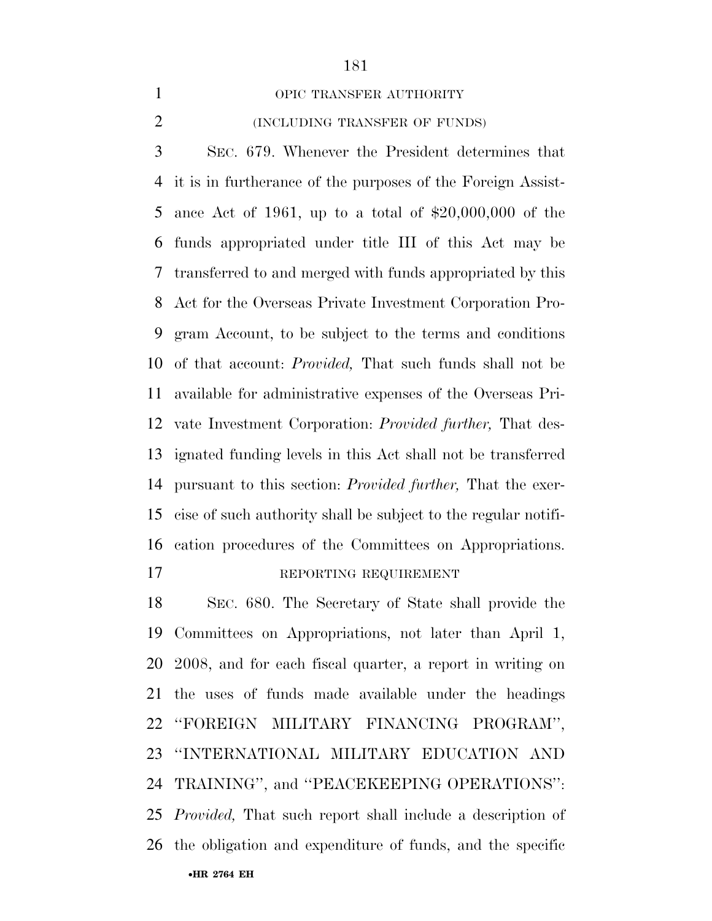### OPIC TRANSFER AUTHORITY

### (INCLUDING TRANSFER OF FUNDS)

SEC. 679. Whenever the President determines that it is in furtherance of the purposes of the Foreign Assistance Act of 1961, up to a total of $20,000,000 of the funds appropriated under title III of this Act may be transferred to and merged with funds appropriated by this Act for the Overseas Private Investment Corporation Program Account, to be subject to the terms and conditions of that account: *Provided,* That such funds shall not be available for administrative expenses of the Overseas Private Investment Corporation: *Provided further,* That designated funding levels in this Act shall not be transferred pursuant to this section: *Provided further,* That the exercise of such authority shall be subject to the regular notification procedures of the Committees on Appropriations.

### REPORTING REQUIREMENT

SEC. 680. The Secretary of State shall provide the Committees on Appropriations, not later than April 1, 2008, and for each fiscal quarter, a report in writing on the uses of funds made available under the headings ''FOREIGN MILITARY FINANCING PROGRAM'', ''INTERNATIONAL MILITARY EDUCATION AND TRAINING'', and ''PEACEKEEPING OPERATIONS'': *Provided,* That such report shall include a description of the obligation and expenditure of funds, and the specific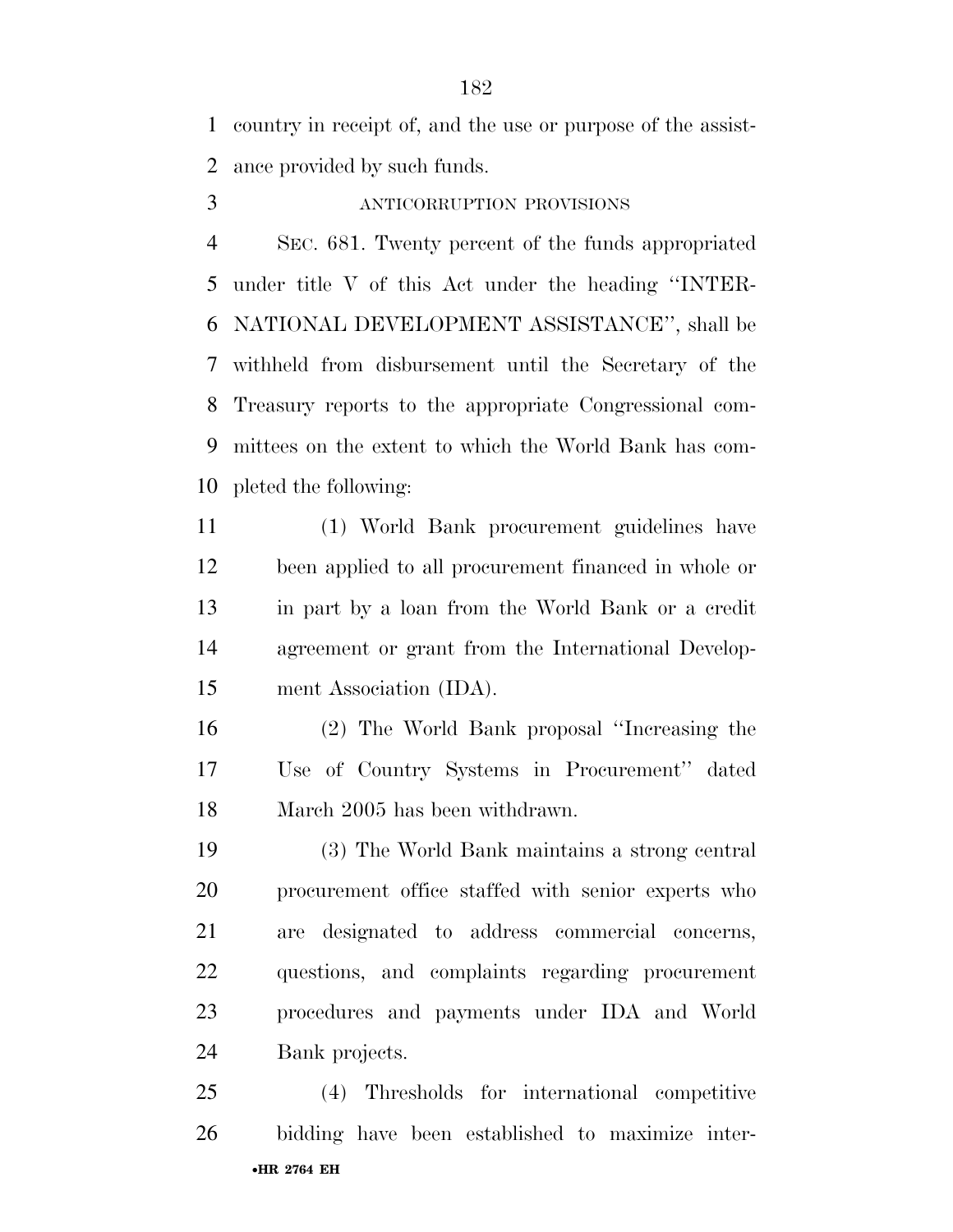country in receipt of, and the use or purpose of the assistance provided by such funds.

ANTICORRUPTION PROVISIONS

SEC. 681. Twenty percent of the funds appropriated under title V of this Act under the heading ''INTERNATIONAL DEVELOPMENT ASSISTANCE'', shall be withheld from disbursement until the Secretary of the Treasury reports to the appropriate Congressional committees on the extent to which the World Bank has completed the following:

(1) World Bank procurement guidelines have been applied to all procurement financed in whole or in part by a loan from the World Bank or a credit agreement or grant from the International Development Association (IDA).

(2) The World Bank proposal ''Increasing the Use of Country Systems in Procurement'' dated March 2005 has been withdrawn.

(3) The World Bank maintains a strong central procurement office staffed with senior experts who are designated to address commercial concerns, questions, and complaints regarding procurement procedures and payments under IDA and World Bank projects.

(4) Thresholds for international competitive bidding have been established to maximize inter-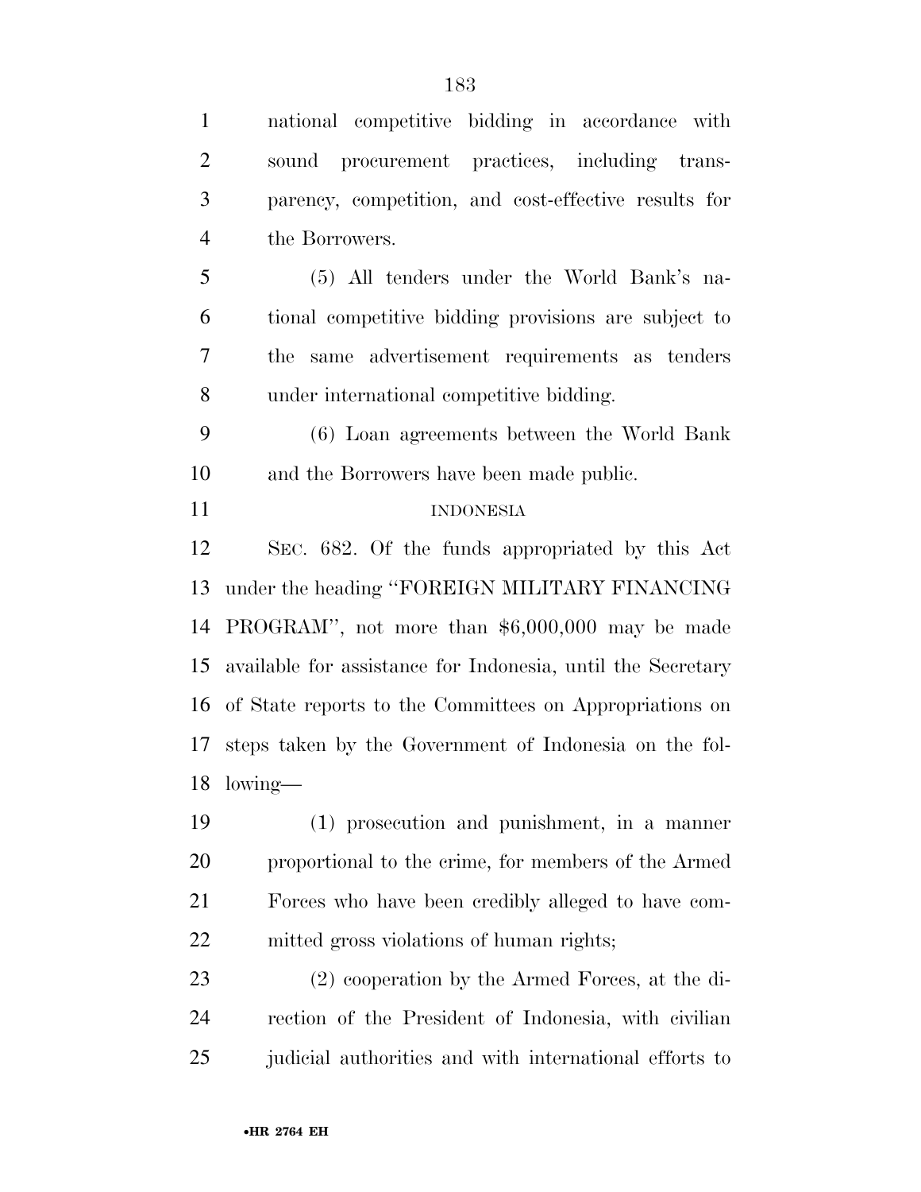national competitive bidding in accordance with sound procurement practices, including transparency, competition, and cost-effective results for the Borrowers.

(5) All tenders under the World Bank's national competitive bidding provisions are subject to the same advertisement requirements as tenders under international competitive bidding.

(6) Loan agreements between the World Bank and the Borrowers have been made public.

INDONESIA

SEC. 682. Of the funds appropriated by this Act under the heading ''FOREIGN MILITARY FINANCING PROGRAM'', not more than $6,000,000 may be made available for assistance for Indonesia, until the Secretary of State reports to the Committees on Appropriations on steps taken by the Government of Indonesia on the following—

(1) prosecution and punishment, in a manner proportional to the crime, for members of the Armed Forces who have been credibly alleged to have committed gross violations of human rights;

(2) cooperation by the Armed Forces, at the direction of the President of Indonesia, with civilian judicial authorities and with international efforts to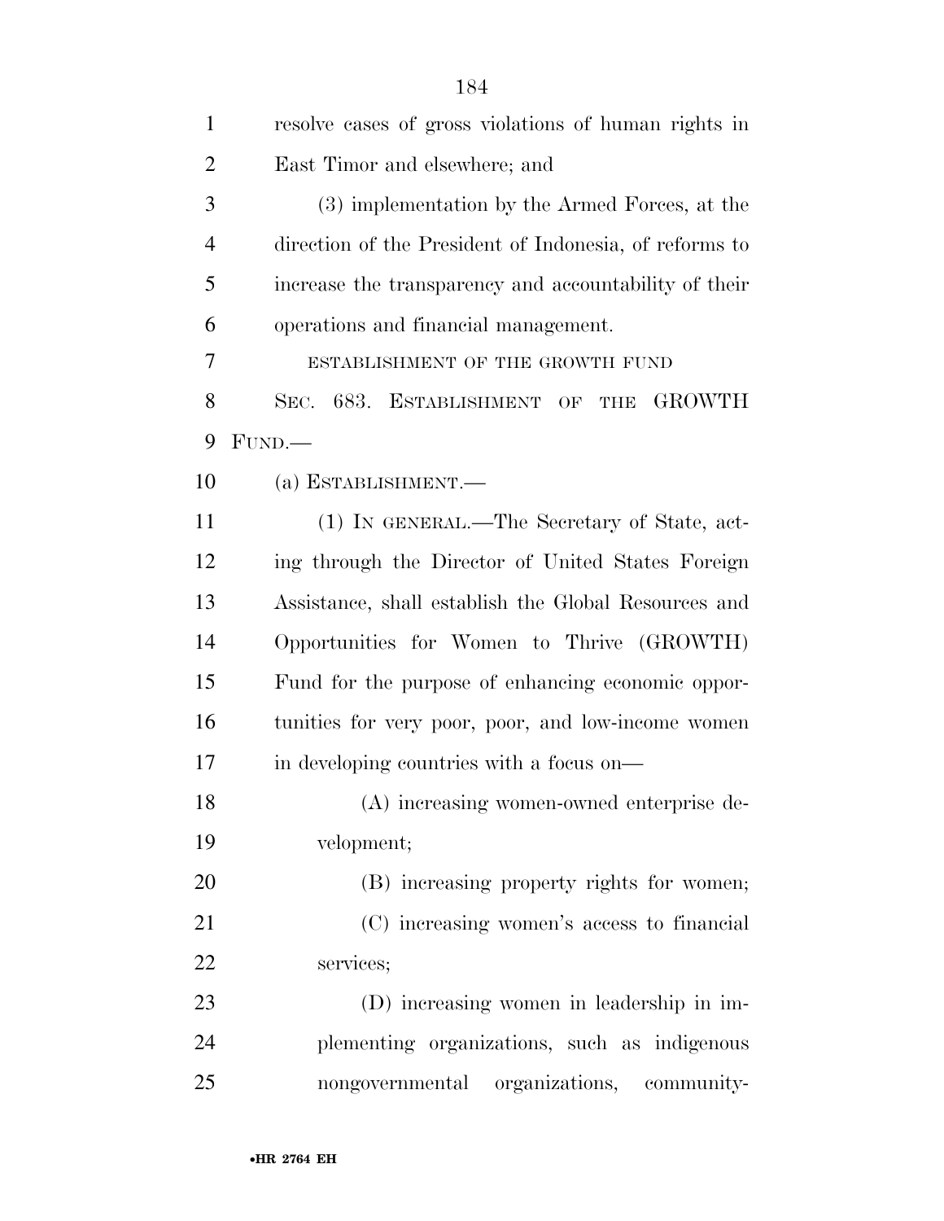resolve cases of gross violations of human rights in East Timor and elsewhere; and

(3) implementation by the Armed Forces, at the direction of the President of Indonesia, of reforms to increase the transparency and accountability of their operations and financial management.

ESTABLISHMENT OF THE GROWTH FUND

SEC. 683. ESTABLISHMENT OF THE GROWTH FUND.—

(a) ESTABLISHMENT.—

(1) IN GENERAL.—The Secretary of State, acting through the Director of United States Foreign Assistance, shall establish the Global Resources and Opportunities for Women to Thrive (GROWTH) Fund for the purpose of enhancing economic opportunities for very poor, poor, and low-income women in developing countries with a focus on—

(A) increasing women-owned enterprise development;

(B) increasing property rights for women;

(C) increasing women's access to financial services;

(D) increasing women in leadership in implementing organizations, such as indigenous nongovernmental organizations, community-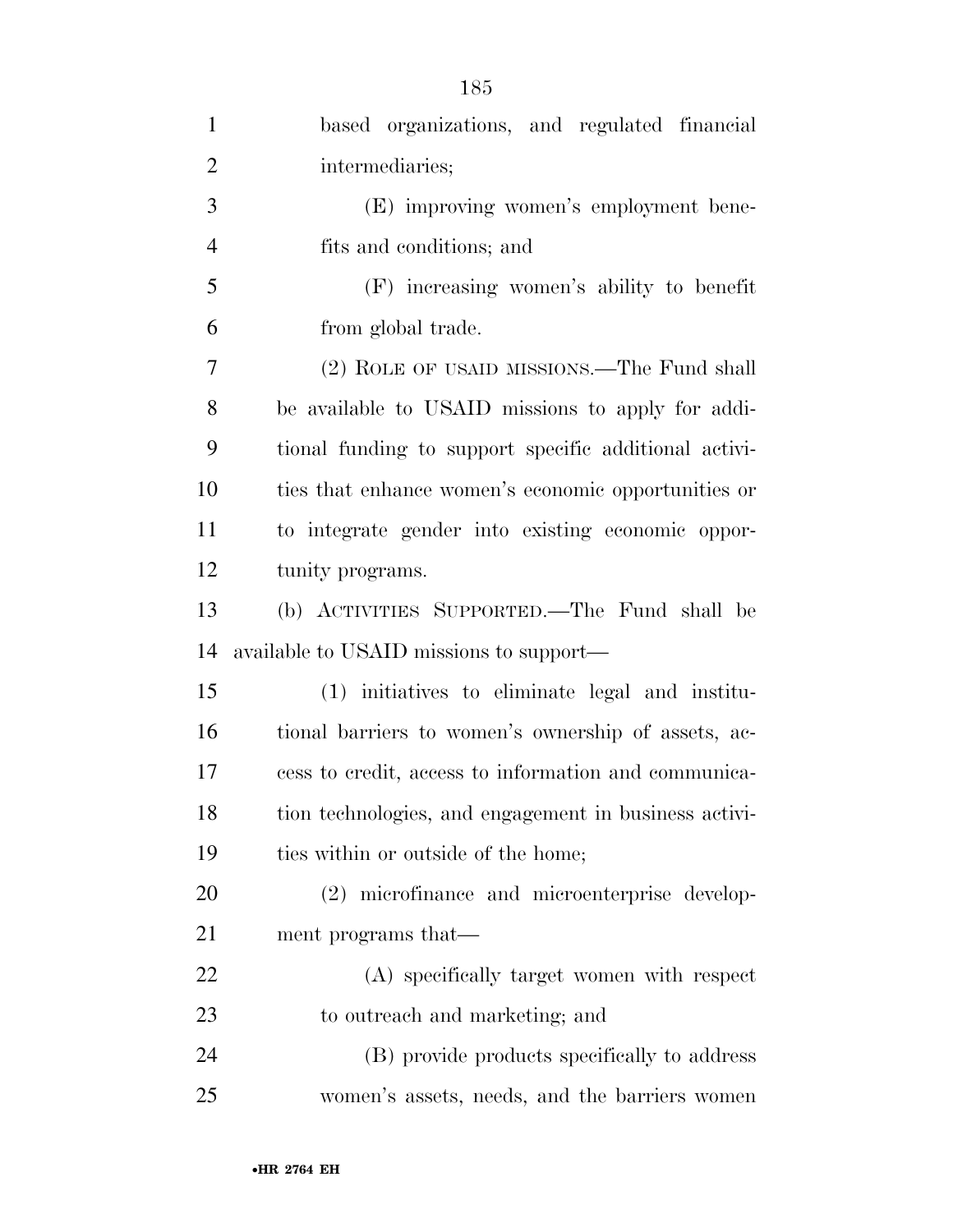based organizations, and regulated financial intermediaries;

(E) improving women's employment benefits and conditions; and

(F) increasing women's ability to benefit from global trade.

(2) ROLE OF USAID MISSIONS.—The Fund shall be available to USAID missions to apply for additional funding to support specific additional activities that enhance women's economic opportunities or to integrate gender into existing economic opportunity programs.

(b) ACTIVITIES SUPPORTED.—The Fund shall be available to USAID missions to support—

(1) initiatives to eliminate legal and institutional barriers to women's ownership of assets, access to credit, access to information and communication technologies, and engagement in business activities within or outside of the home;

(2) microfinance and microenterprise development programs that—

(A) specifically target women with respect to outreach and marketing; and

(B) provide products specifically to address women's assets, needs, and the barriers women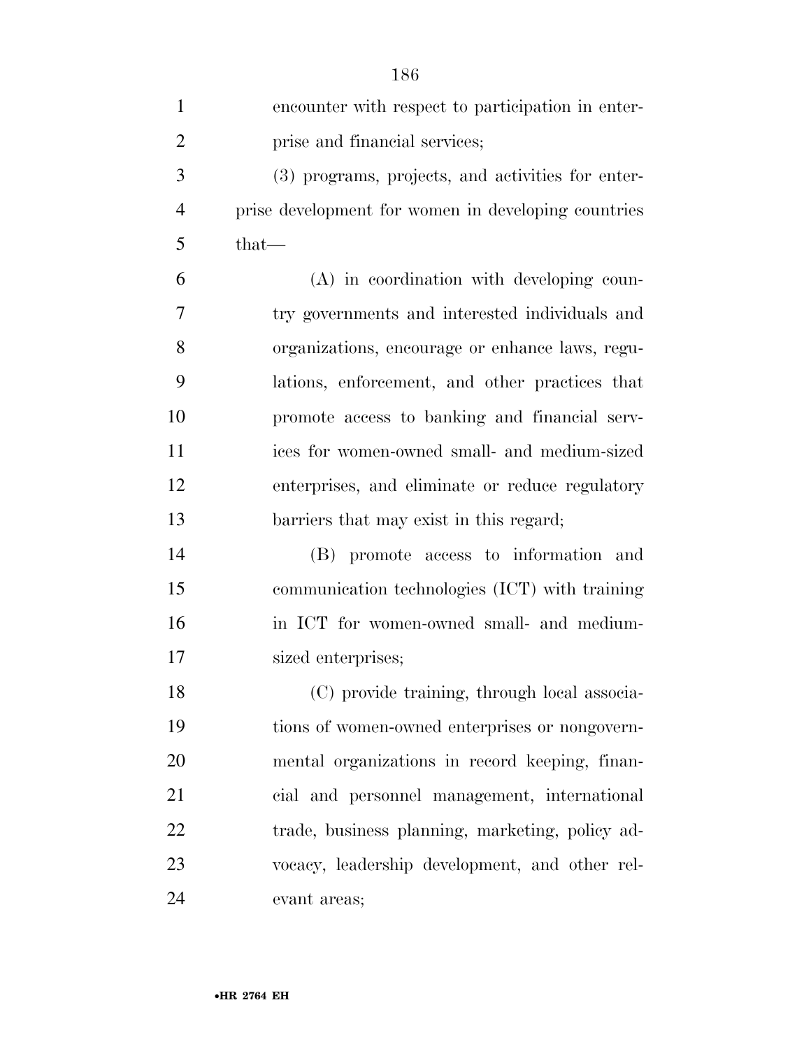encounter with respect to participation in enterprise and financial services;

(3) programs, projects, and activities for enterprise development for women in developing countries that—

(A) in coordination with developing country governments and interested individuals and organizations, encourage or enhance laws, regulations, enforcement, and other practices that promote access to banking and financial services for women-owned small- and medium-sized enterprises, and eliminate or reduce regulatory barriers that may exist in this regard;

(B) promote access to information and communication technologies (ICT) with training in ICT for women-owned small- and medium-sized enterprises;

(C) provide training, through local associations of women-owned enterprises or nongovernmental organizations in record keeping, financial and personnel management, international trade, business planning, marketing, policy advocacy, leadership development, and other relevant areas;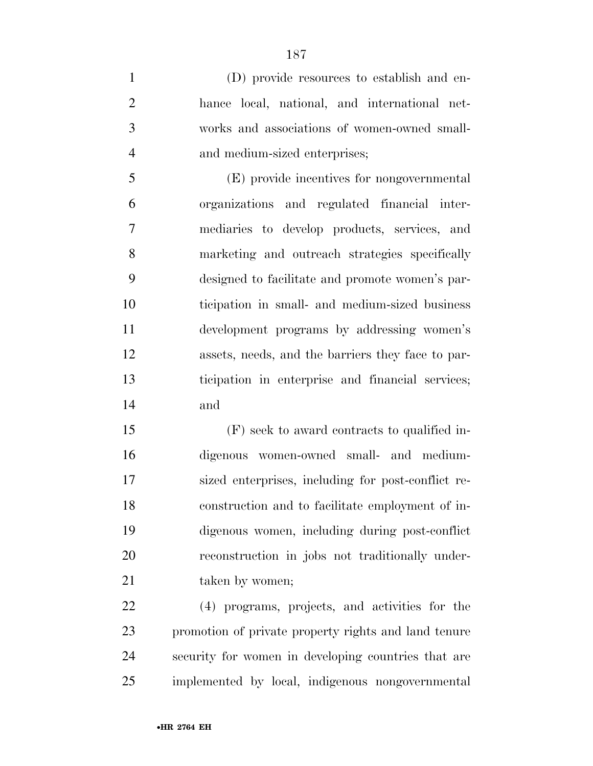(D) provide resources to establish and enhance local, national, and international networks and associations of women-owned small- and medium-sized enterprises;

(E) provide incentives for nongovernmental organizations and regulated financial intermediaries to develop products, services, and marketing and outreach strategies specifically designed to facilitate and promote women's participation in small- and medium-sized business development programs by addressing women's assets, needs, and the barriers they face to participation in enterprise and financial services; and

(F) seek to award contracts to qualified indigenous women-owned small- and medium-sized enterprises, including for post-conflict reconstruction and to facilitate employment of indigenous women, including during post-conflict reconstruction in jobs not traditionally undertaken by women;

(4) programs, projects, and activities for the promotion of private property rights and land tenure security for women in developing countries that are implemented by local, indigenous nongovernmental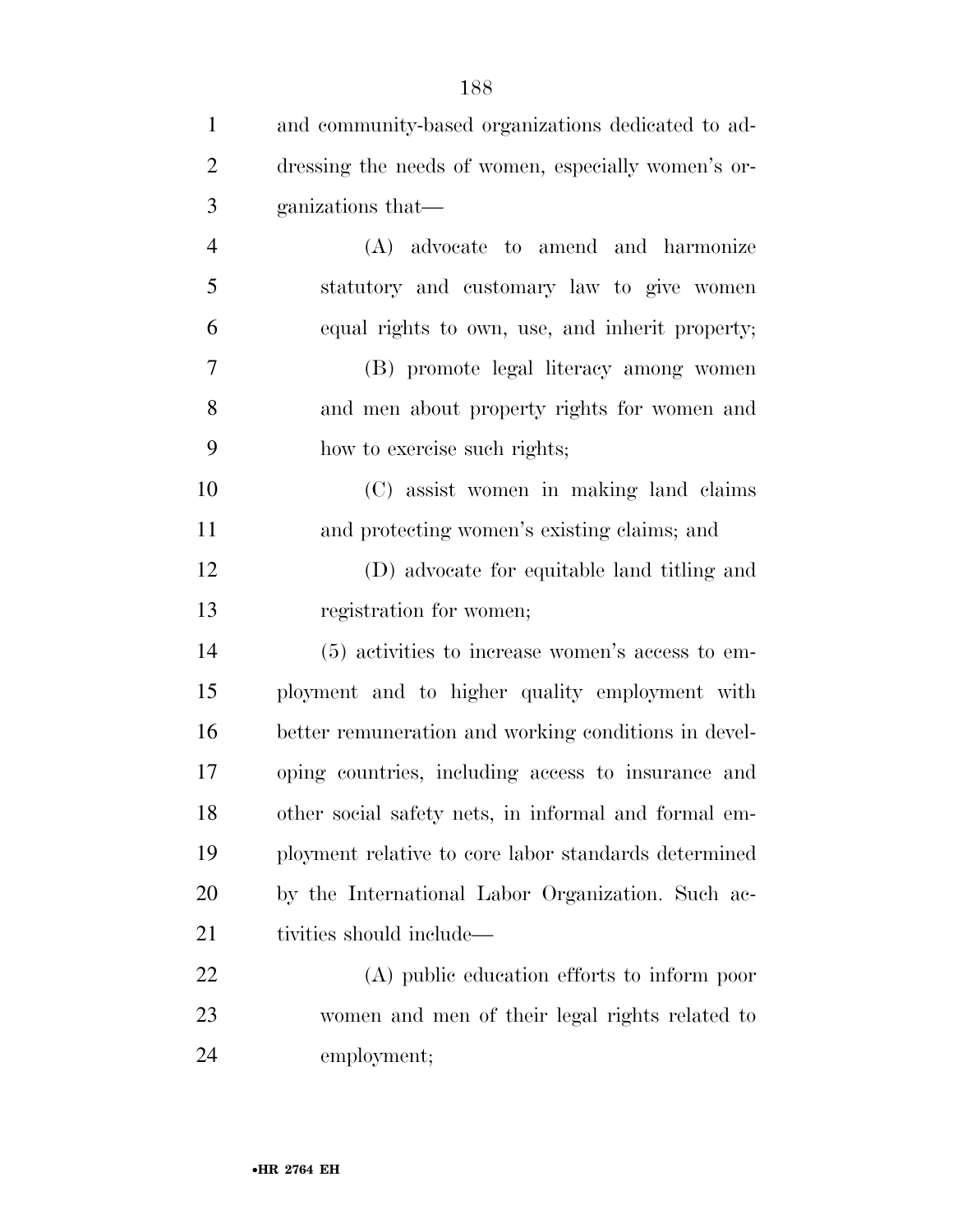and community-based organizations dedicated to addressing the needs of women, especially women's organizations that—

(A) advocate to amend and harmonize statutory and customary law to give women equal rights to own, use, and inherit property;

(B) promote legal literacy among women and men about property rights for women and how to exercise such rights;

(C) assist women in making land claims and protecting women's existing claims; and

(D) advocate for equitable land titling and registration for women;

(5) activities to increase women's access to employment and to higher quality employment with better remuneration and working conditions in developing countries, including access to insurance and other social safety nets, in informal and formal employment relative to core labor standards determined by the International Labor Organization. Such activities should include—

(A) public education efforts to inform poor women and men of their legal rights related to employment;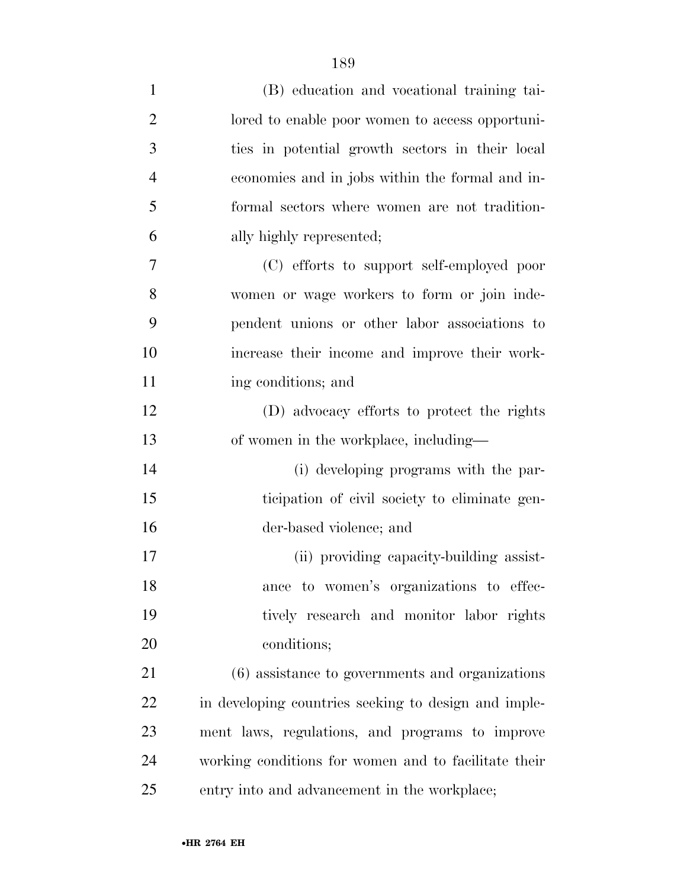(B) education and vocational training tailored to enable poor women to access opportunities in potential growth sectors in their local economies and in jobs within the formal and informal sectors where women are not traditionally highly represented;

(C) efforts to support self-employed poor women or wage workers to form or join independent unions or other labor associations to increase their income and improve their working conditions; and

(D) advocacy efforts to protect the rights of women in the workplace, including—

(i) developing programs with the participation of civil society to eliminate gender-based violence; and

(ii) providing capacity-building assistance to women's organizations to effectively research and monitor labor rights conditions;

(6) assistance to governments and organizations in developing countries seeking to design and implement laws, regulations, and programs to improve working conditions for women and to facilitate their entry into and advancement in the workplace;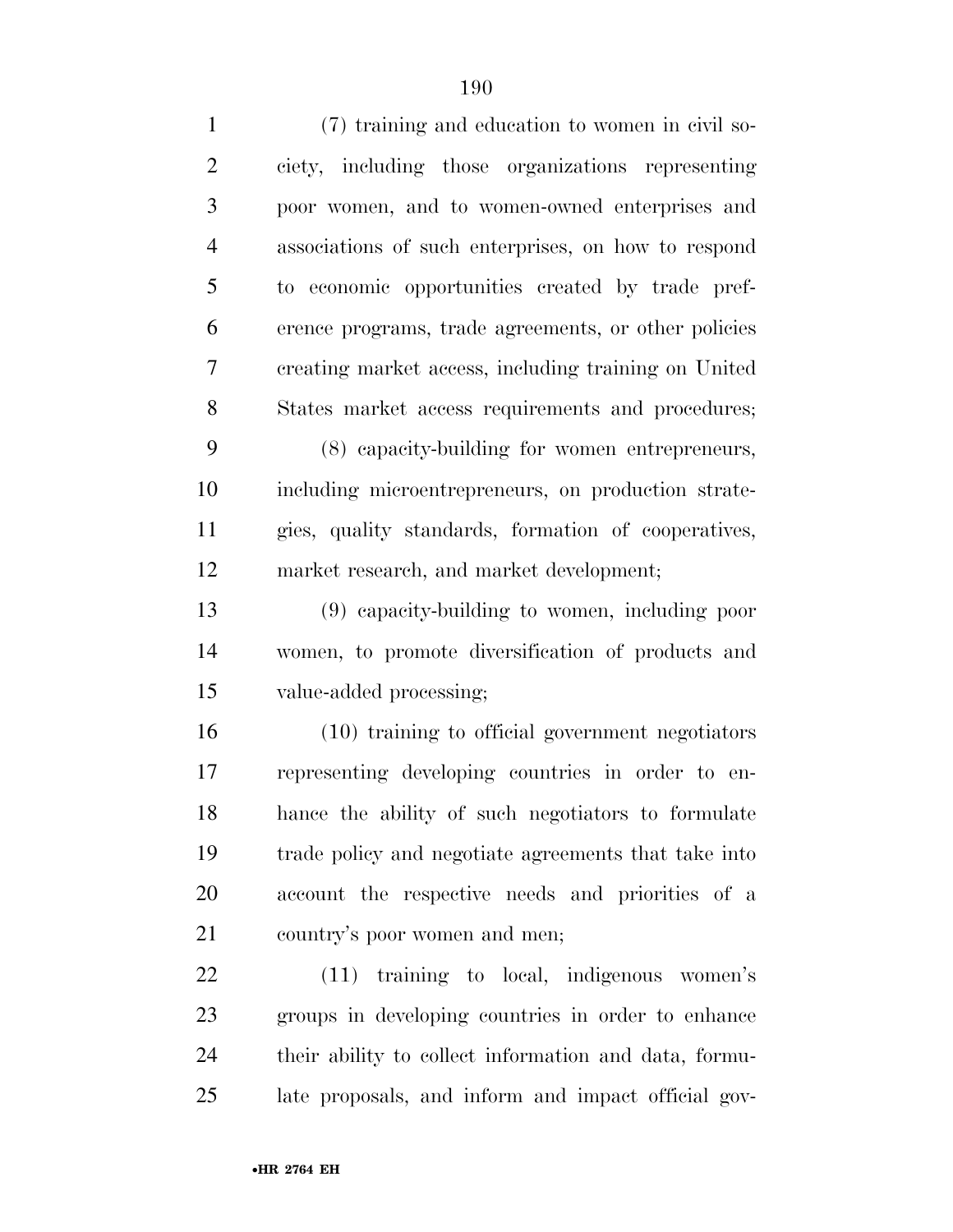(7) training and education to women in civil society, including those organizations representing poor women, and to women-owned enterprises and associations of such enterprises, on how to respond to economic opportunities created by trade preference programs, trade agreements, or other policies creating market access, including training on United States market access requirements and procedures;

(8) capacity-building for women entrepreneurs, including microentrepreneurs, on production strategies, quality standards, formation of cooperatives, market research, and market development;

(9) capacity-building to women, including poor women, to promote diversification of products and value-added processing;

(10) training to official government negotiators representing developing countries in order to enhance the ability of such negotiators to formulate trade policy and negotiate agreements that take into account the respective needs and priorities of a country's poor women and men;

(11) training to local, indigenous women's groups in developing countries in order to enhance their ability to collect information and data, formulate proposals, and inform and impact official gov-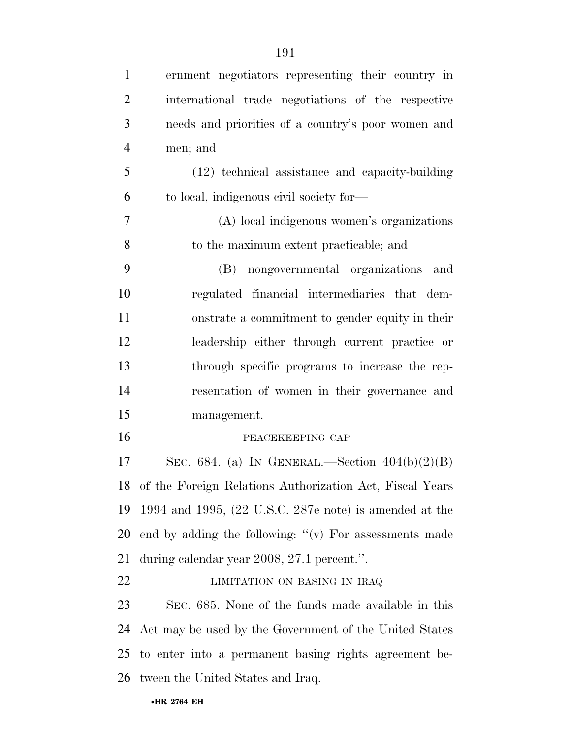ernment negotiators representing their country in international trade negotiations of the respective needs and priorities of a country's poor women and men; and

(12) technical assistance and capacity-building to local, indigenous civil society for—

(A) local indigenous women's organizations to the maximum extent practicable; and

(B) nongovernmental organizations and regulated financial intermediaries that demonstrate a commitment to gender equity in their leadership either through current practice or through specific programs to increase the representation of women in their governance and management.

PEACEKEEPING CAP

SEC. 684. (a) IN GENERAL.—Section 404(b)(2)(B) of the Foreign Relations Authorization Act, Fiscal Years 1994 and 1995, (22 U.S.C. 287e note) is amended at the end by adding the following: ''(v) For assessments made during calendar year 2008, 27.1 percent.''.

LIMITATION ON BASING IN IRAQ

SEC. 685. None of the funds made available in this Act may be used by the Government of the United States to enter into a permanent basing rights agreement between the United States and Iraq.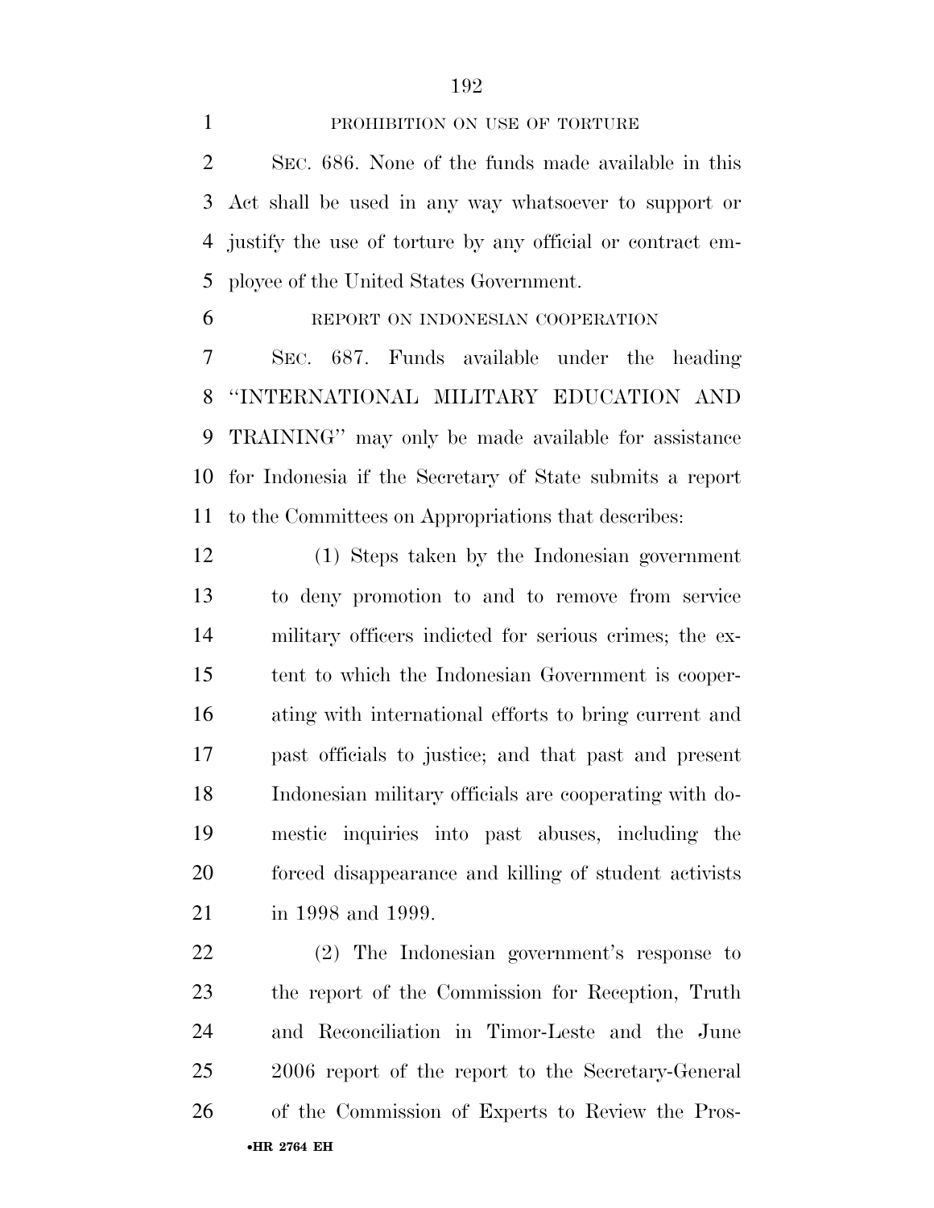PROHIBITION ON USE OF TORTURE

SEC. 686. None of the funds made available in this Act shall be used in any way whatsoever to support or justify the use of torture by any official or contract employee of the United States Government.

REPORT ON INDONESIAN COOPERATION

SEC. 687. Funds available under the heading "INTERNATIONAL MILITARY EDUCATION AND TRAINING" may only be made available for assistance for Indonesia if the Secretary of State submits a report to the Committees on Appropriations that describes:

(1) Steps taken by the Indonesian government to deny promotion to and to remove from service military officers indicted for serious crimes; the extent to which the Indonesian Government is cooperating with international efforts to bring current and past officials to justice; and that past and present Indonesian military officials are cooperating with domestic inquiries into past abuses, including the forced disappearance and killing of student activists in 1998 and 1999.

(2) The Indonesian government's response to the report of the Commission for Reception, Truth and Reconciliation in Timor-Leste and the June 2006 report of the report to the Secretary-General of the Commission of Experts to Review the Pros-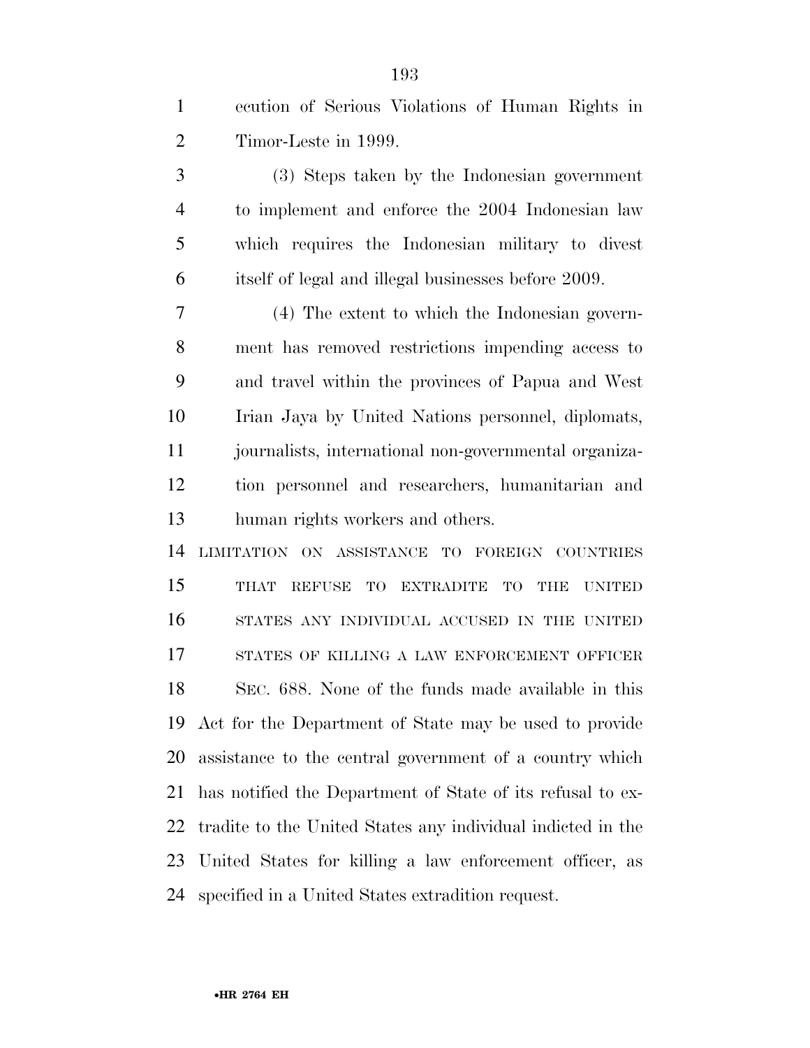ecution of Serious Violations of Human Rights in Timor-Leste in 1999.

(3) Steps taken by the Indonesian government to implement and enforce the 2004 Indonesian law which requires the Indonesian military to divest itself of legal and illegal businesses before 2009.

(4) The extent to which the Indonesian government has removed restrictions impending access to and travel within the provinces of Papua and West Irian Jaya by United Nations personnel, diplomats, journalists, international non-governmental organization personnel and researchers, humanitarian and human rights workers and others.

LIMITATION ON ASSISTANCE TO FOREIGN COUNTRIES THAT REFUSE TO EXTRADITE TO THE UNITED STATES ANY INDIVIDUAL ACCUSED IN THE UNITED STATES OF KILLING A LAW ENFORCEMENT OFFICER

SEC. 688. None of the funds made available in this Act for the Department of State may be used to provide assistance to the central government of a country which has notified the Department of State of its refusal to extradite to the United States any individual indicted in the United States for killing a law enforcement officer, as specified in a United States extradition request.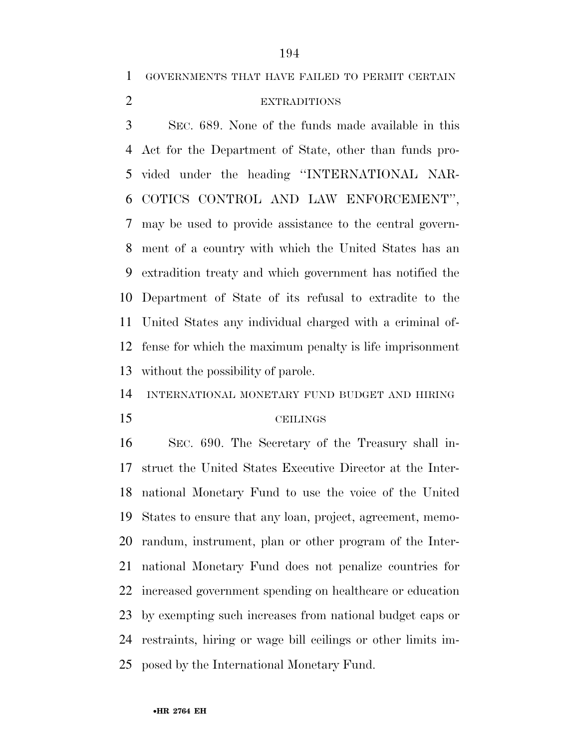GOVERNMENTS THAT HAVE FAILED TO PERMIT CERTAIN EXTRADITIONS

SEC. 689. None of the funds made available in this Act for the Department of State, other than funds provided under the heading "INTERNATIONAL NARCOTICS CONTROL AND LAW ENFORCEMENT", may be used to provide assistance to the central government of a country with which the United States has an extradition treaty and which government has notified the Department of State of its refusal to extradite to the United States any individual charged with a criminal offense for which the maximum penalty is life imprisonment without the possibility of parole.

INTERNATIONAL MONETARY FUND BUDGET AND HIRING CEILINGS

SEC. 690. The Secretary of the Treasury shall instruct the United States Executive Director at the International Monetary Fund to use the voice of the United States to ensure that any loan, project, agreement, memorandum, instrument, plan or other program of the International Monetary Fund does not penalize countries for increased government spending on healthcare or education by exempting such increases from national budget caps or restraints, hiring or wage bill ceilings or other limits imposed by the International Monetary Fund.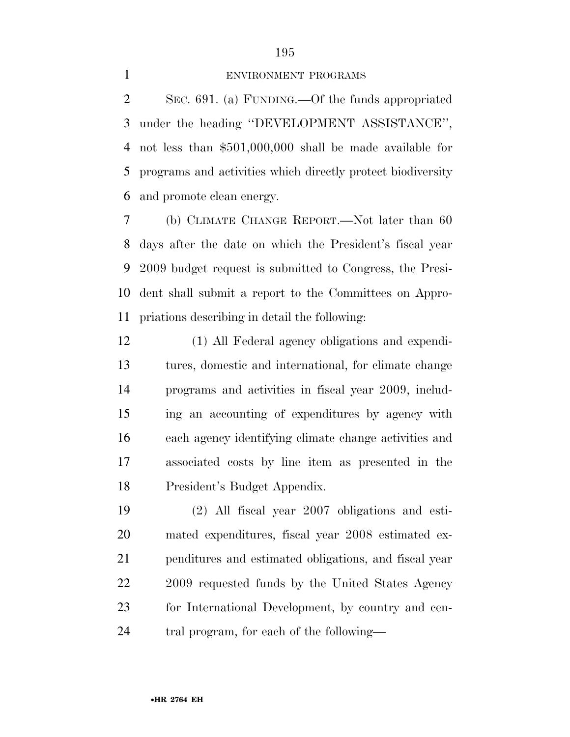ENVIRONMENT PROGRAMS

SEC. 691. (a) FUNDING.—Of the funds appropriated under the heading ''DEVELOPMENT ASSISTANCE'', not less than $501,000,000 shall be made available for programs and activities which directly protect biodiversity and promote clean energy.

(b) CLIMATE CHANGE REPORT.—Not later than 60 days after the date on which the President's fiscal year 2009 budget request is submitted to Congress, the President shall submit a report to the Committees on Appropriations describing in detail the following:

(1) All Federal agency obligations and expenditures, domestic and international, for climate change programs and activities in fiscal year 2009, including an accounting of expenditures by agency with each agency identifying climate change activities and associated costs by line item as presented in the President's Budget Appendix.

(2) All fiscal year 2007 obligations and estimated expenditures, fiscal year 2008 estimated expenditures and estimated obligations, and fiscal year 2009 requested funds by the United States Agency for International Development, by country and central program, for each of the following—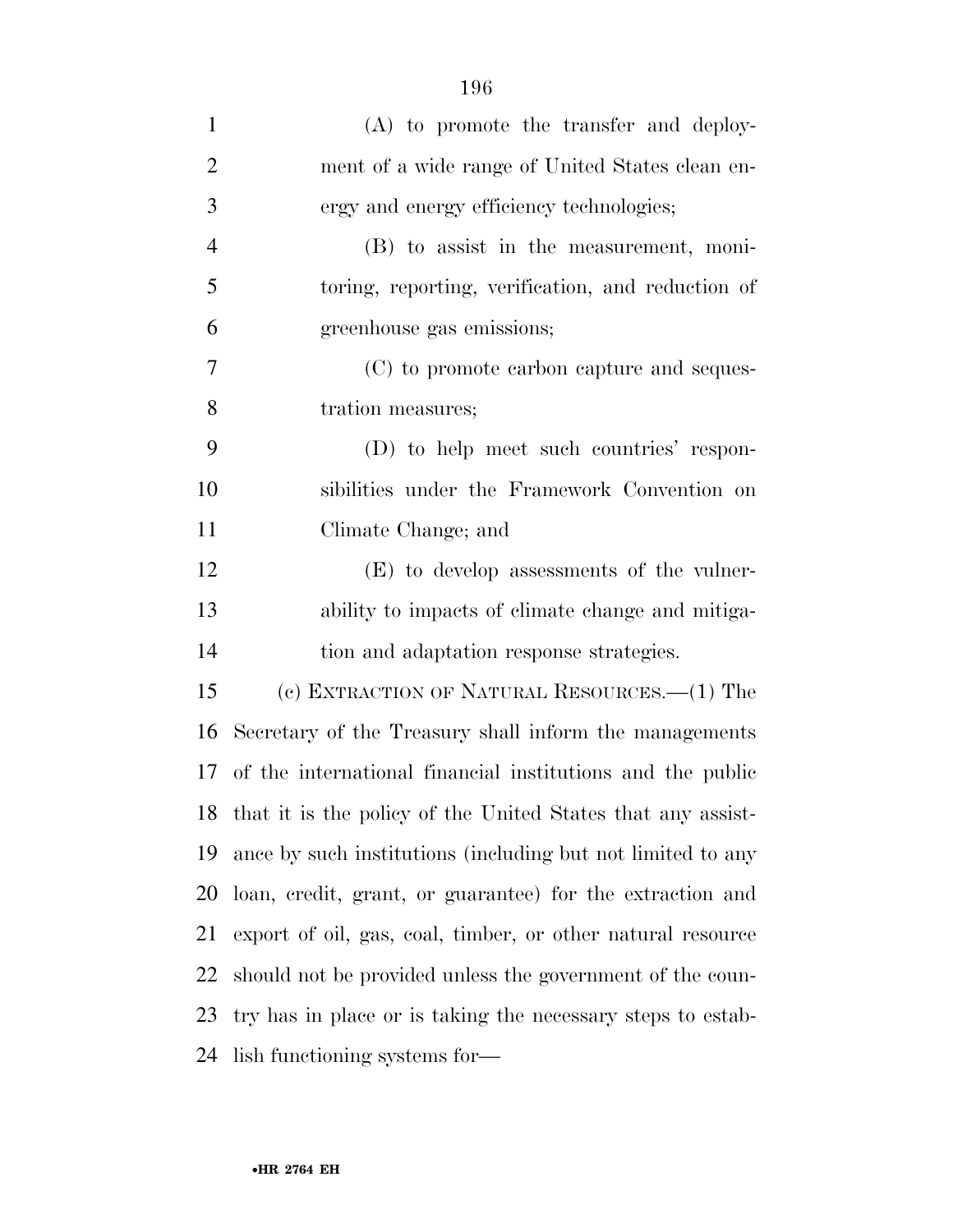(A) to promote the transfer and deployment of a wide range of United States clean energy and energy efficiency technologies;

(B) to assist in the measurement, monitoring, reporting, verification, and reduction of greenhouse gas emissions;

(C) to promote carbon capture and sequestration measures;

(D) to help meet such countries' responsibilities under the Framework Convention on Climate Change; and

(E) to develop assessments of the vulnerability to impacts of climate change and mitigation and adaptation response strategies.

(c) EXTRACTION OF NATURAL RESOURCES.—(1) The Secretary of the Treasury shall inform the managements of the international financial institutions and the public that it is the policy of the United States that any assistance by such institutions (including but not limited to any loan, credit, grant, or guarantee) for the extraction and export of oil, gas, coal, timber, or other natural resource should not be provided unless the government of the country has in place or is taking the necessary steps to establish functioning systems for—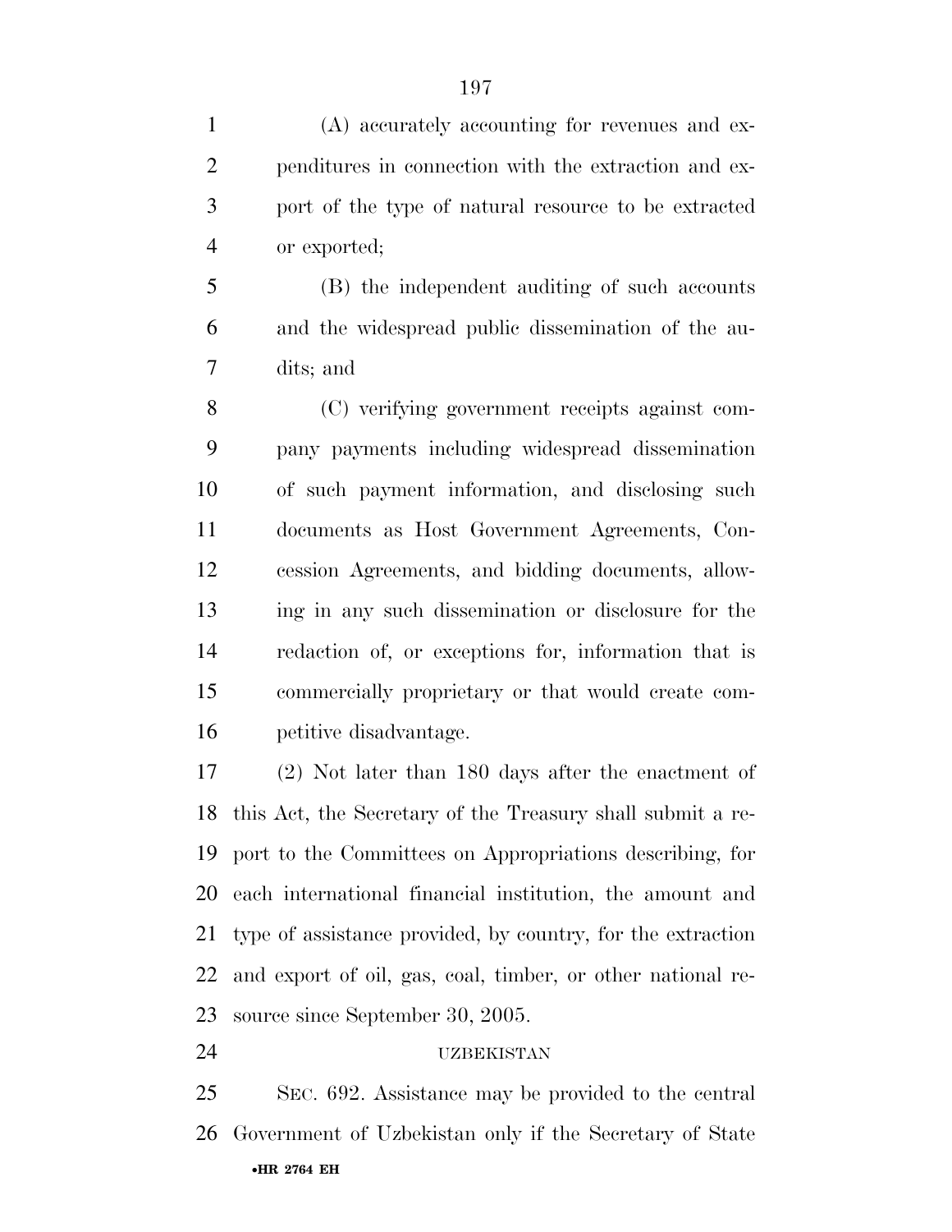(A) accurately accounting for revenues and expenditures in connection with the extraction and export of the type of natural resource to be extracted or exported;

(B) the independent auditing of such accounts and the widespread public dissemination of the audits; and

(C) verifying government receipts against company payments including widespread dissemination of such payment information, and disclosing such documents as Host Government Agreements, Concession Agreements, and bidding documents, allowing in any such dissemination or disclosure for the redaction of, or exceptions for, information that is commercially proprietary or that would create competitive disadvantage.

(2) Not later than 180 days after the enactment of this Act, the Secretary of the Treasury shall submit a report to the Committees on Appropriations describing, for each international financial institution, the amount and type of assistance provided, by country, for the extraction and export of oil, gas, coal, timber, or other national resource since September 30, 2005.

UZBEKISTAN

SEC. 692. Assistance may be provided to the central Government of Uzbekistan only if the Secretary of State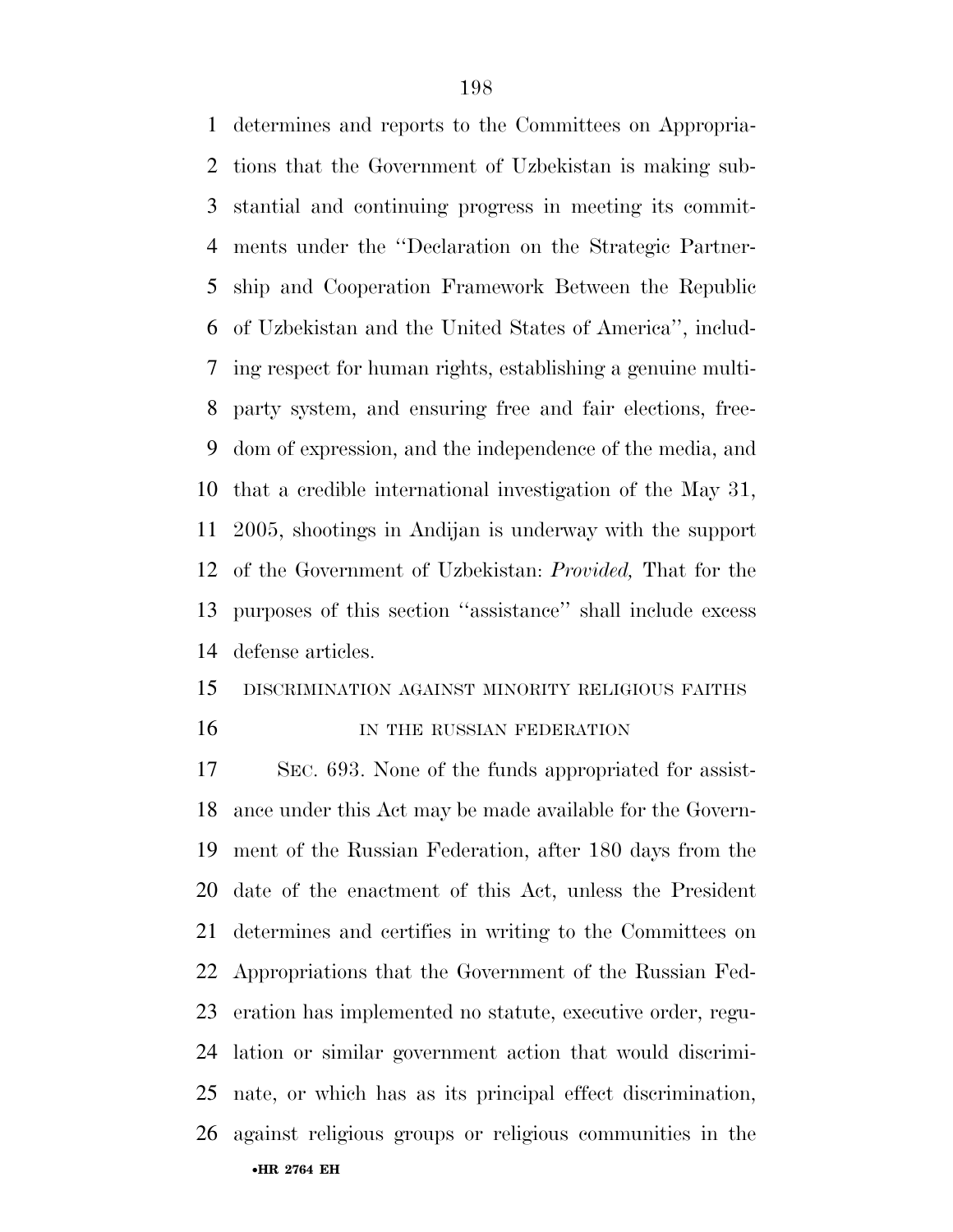determines and reports to the Committees on Appropriations that the Government of Uzbekistan is making substantial and continuing progress in meeting its commitments under the ''Declaration on the Strategic Partnership and Cooperation Framework Between the Republic of Uzbekistan and the United States of America'', including respect for human rights, establishing a genuine multiparty system, and ensuring free and fair elections, freedom of expression, and the independence of the media, and that a credible international investigation of the May 31, 2005, shootings in Andijan is underway with the support of the Government of Uzbekistan: *Provided,* That for the purposes of this section ''assistance'' shall include excess defense articles.

DISCRIMINATION AGAINST MINORITY RELIGIOUS FAITHS IN THE RUSSIAN FEDERATION

SEC. 693. None of the funds appropriated for assistance under this Act may be made available for the Government of the Russian Federation, after 180 days from the date of the enactment of this Act, unless the President determines and certifies in writing to the Committees on Appropriations that the Government of the Russian Federation has implemented no statute, executive order, regulation or similar government action that would discriminate, or which has as its principal effect discrimination, against religious groups or religious communities in the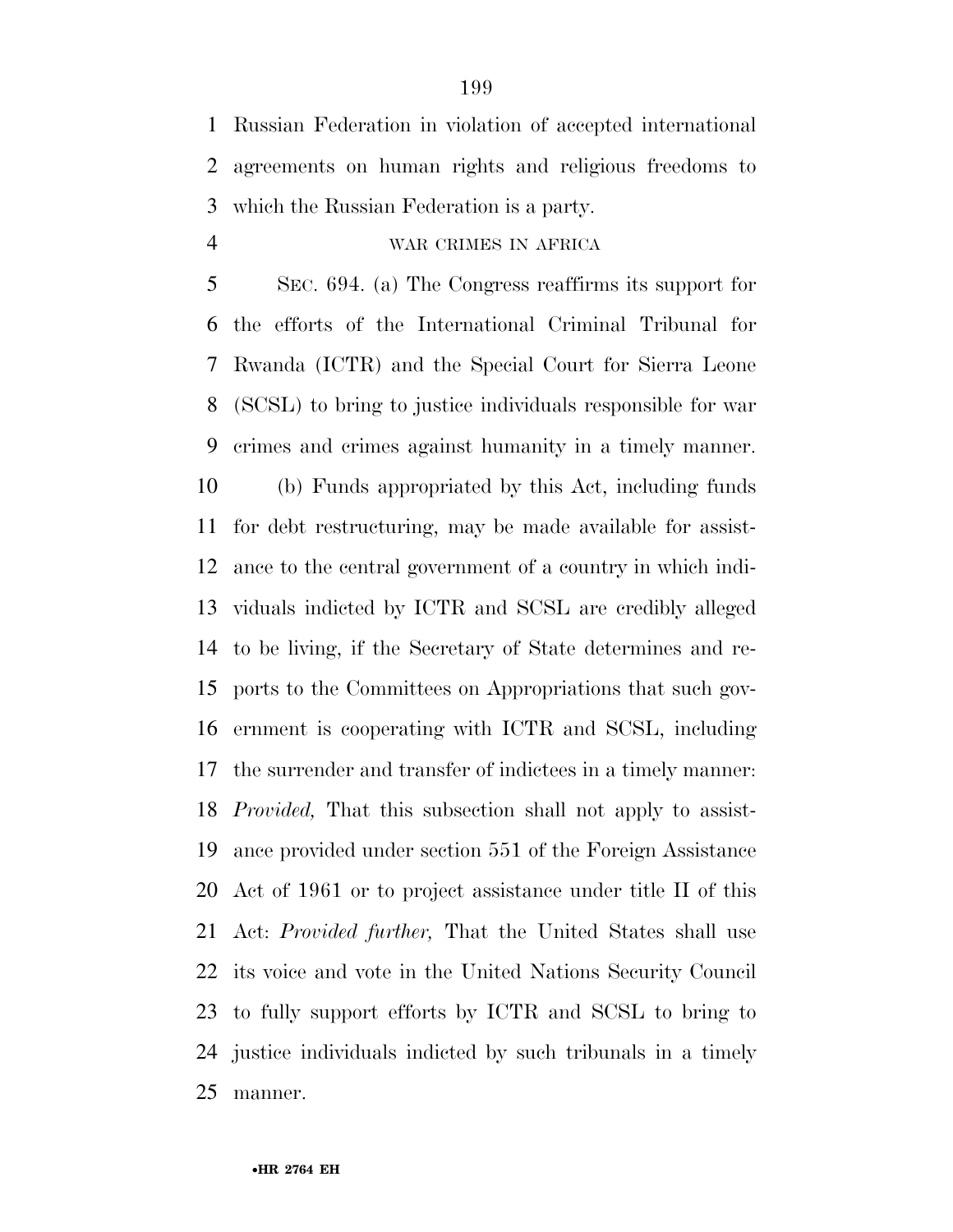Russian Federation in violation of accepted international agreements on human rights and religious freedoms to which the Russian Federation is a party.

WAR CRIMES IN AFRICA

SEC. 694. (a) The Congress reaffirms its support for the efforts of the International Criminal Tribunal for Rwanda (ICTR) and the Special Court for Sierra Leone (SCSL) to bring to justice individuals responsible for war crimes and crimes against humanity in a timely manner.

(b) Funds appropriated by this Act, including funds for debt restructuring, may be made available for assistance to the central government of a country in which individuals indicted by ICTR and SCSL are credibly alleged to be living, if the Secretary of State determines and reports to the Committees on Appropriations that such government is cooperating with ICTR and SCSL, including the surrender and transfer of indictees in a timely manner: *Provided,* That this subsection shall not apply to assistance provided under section 551 of the Foreign Assistance Act of 1961 or to project assistance under title II of this Act: *Provided further,* That the United States shall use its voice and vote in the United Nations Security Council to fully support efforts by ICTR and SCSL to bring to justice individuals indicted by such tribunals in a timely manner.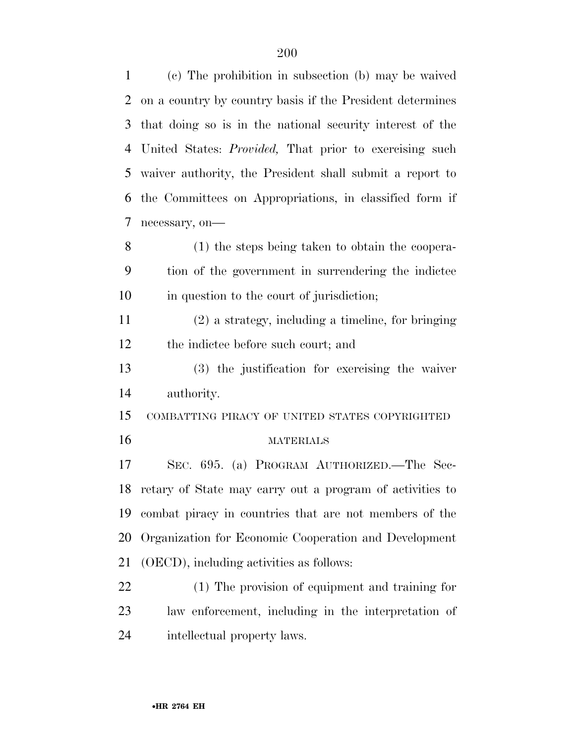(c) The prohibition in subsection (b) may be waived on a country by country basis if the President determines that doing so is in the national security interest of the United States: *Provided,* That prior to exercising such waiver authority, the President shall submit a report to the Committees on Appropriations, in classified form if necessary, on—

(1) the steps being taken to obtain the cooperation of the government in surrendering the indictee in question to the court of jurisdiction;

(2) a strategy, including a timeline, for bringing the indictee before such court; and

(3) the justification for exercising the waiver authority.

COMBATTING PIRACY OF UNITED STATES COPYRIGHTED MATERIALS

SEC. 695. (a) PROGRAM AUTHORIZED.—The Secretary of State may carry out a program of activities to combat piracy in countries that are not members of the Organization for Economic Cooperation and Development (OECD), including activities as follows:

(1) The provision of equipment and training for law enforcement, including in the interpretation of intellectual property laws.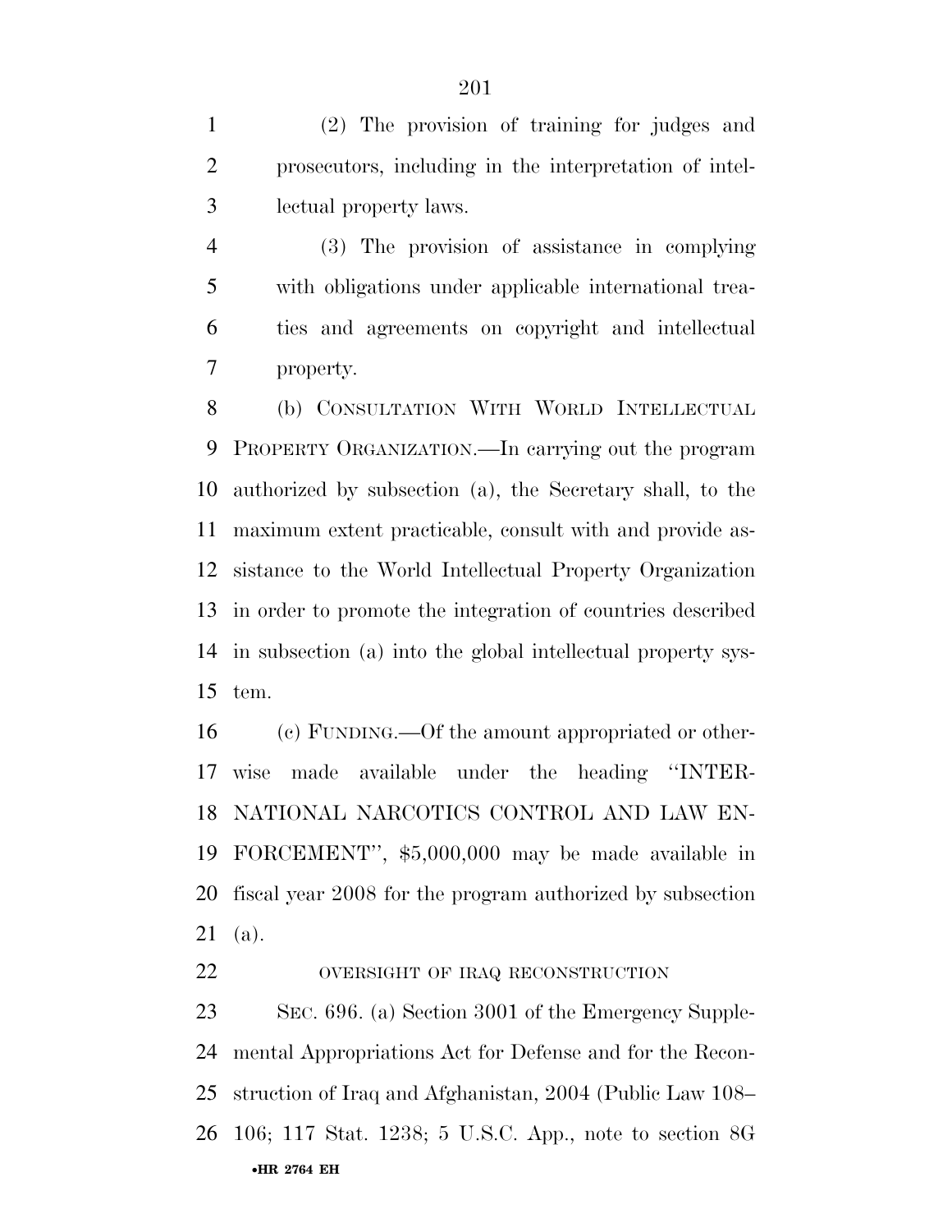(2) The provision of training for judges and prosecutors, including in the interpretation of intellectual property laws.

(3) The provision of assistance in complying with obligations under applicable international treaties and agreements on copyright and intellectual property.

(b) CONSULTATION WITH WORLD INTELLECTUAL PROPERTY ORGANIZATION.—In carrying out the program authorized by subsection (a), the Secretary shall, to the maximum extent practicable, consult with and provide assistance to the World Intellectual Property Organization in order to promote the integration of countries described in subsection (a) into the global intellectual property system.

(c) FUNDING.—Of the amount appropriated or otherwise made available under the heading ''INTERNATIONAL NARCOTICS CONTROL AND LAW ENFORCEMENT'', $5,000,000 may be made available in fiscal year 2008 for the program authorized by subsection (a).

OVERSIGHT OF IRAQ RECONSTRUCTION

SEC. 696. (a) Section 3001 of the Emergency Supplemental Appropriations Act for Defense and for the Reconstruction of Iraq and Afghanistan, 2004 (Public Law 108–106; 117 Stat. 1238; 5 U.S.C. App., note to section 8G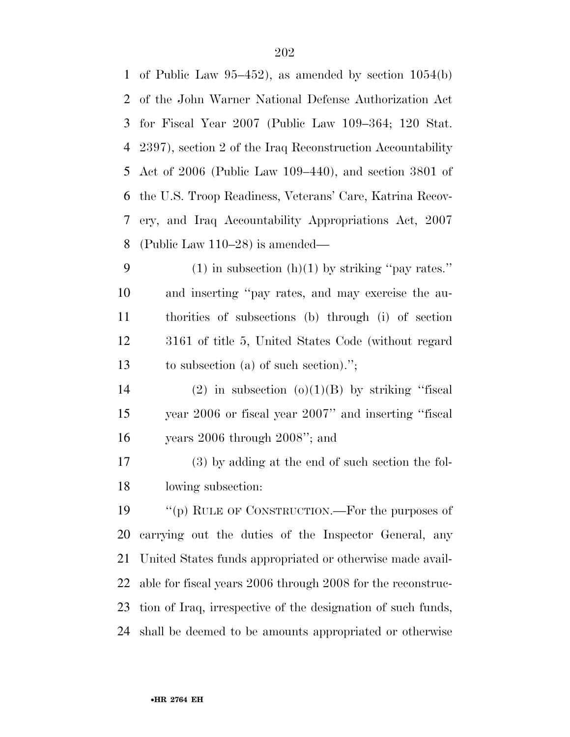of Public Law 95–452), as amended by section 1054(b) of the John Warner National Defense Authorization Act for Fiscal Year 2007 (Public Law 109–364; 120 Stat. 2397), section 2 of the Iraq Reconstruction Accountability Act of 2006 (Public Law 109–440), and section 3801 of the U.S. Troop Readiness, Veterans' Care, Katrina Recovery, and Iraq Accountability Appropriations Act, 2007 (Public Law 110–28) is amended—

(1) in subsection (h)(1) by striking ''pay rates.'' and inserting ''pay rates, and may exercise the authorities of subsections (b) through (i) of section 3161 of title 5, United States Code (without regard to subsection (a) of such section).'';

(2) in subsection (o)(1)(B) by striking ''fiscal year 2006 or fiscal year 2007'' and inserting ''fiscal years 2006 through 2008''; and

(3) by adding at the end of such section the following subsection:

''(p) RULE OF CONSTRUCTION.—For the purposes of carrying out the duties of the Inspector General, any United States funds appropriated or otherwise made available for fiscal years 2006 through 2008 for the reconstruction of Iraq, irrespective of the designation of such funds, shall be deemed to be amounts appropriated or otherwise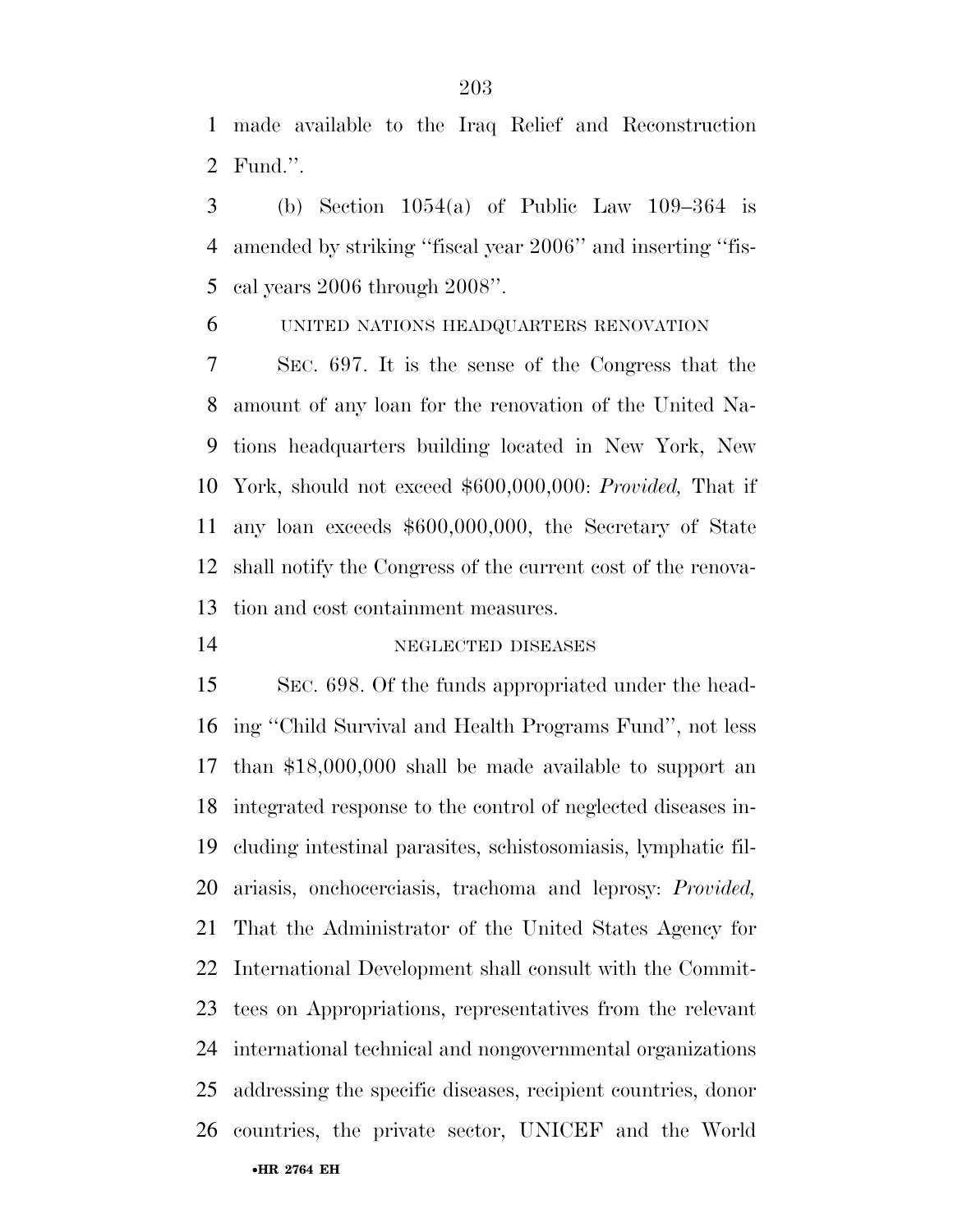made available to the Iraq Relief and Reconstruction Fund.''.

(b) Section 1054(a) of Public Law 109–364 is amended by striking ''fiscal year 2006'' and inserting ''fiscal years 2006 through 2008''.

UNITED NATIONS HEADQUARTERS RENOVATION

SEC. 697. It is the sense of the Congress that the amount of any loan for the renovation of the United Nations headquarters building located in New York, New York, should not exceed $600,000,000: *Provided,* That if any loan exceeds $600,000,000, the Secretary of State shall notify the Congress of the current cost of the renovation and cost containment measures.

NEGLECTED DISEASES

SEC. 698. Of the funds appropriated under the heading ''Child Survival and Health Programs Fund'', not less than $18,000,000 shall be made available to support an integrated response to the control of neglected diseases including intestinal parasites, schistosomiasis, lymphatic filariasis, onchocerciasis, trachoma and leprosy: *Provided,* That the Administrator of the United States Agency for International Development shall consult with the Committees on Appropriations, representatives from the relevant international technical and nongovernmental organizations addressing the specific diseases, recipient countries, donor countries, the private sector, UNICEF and the World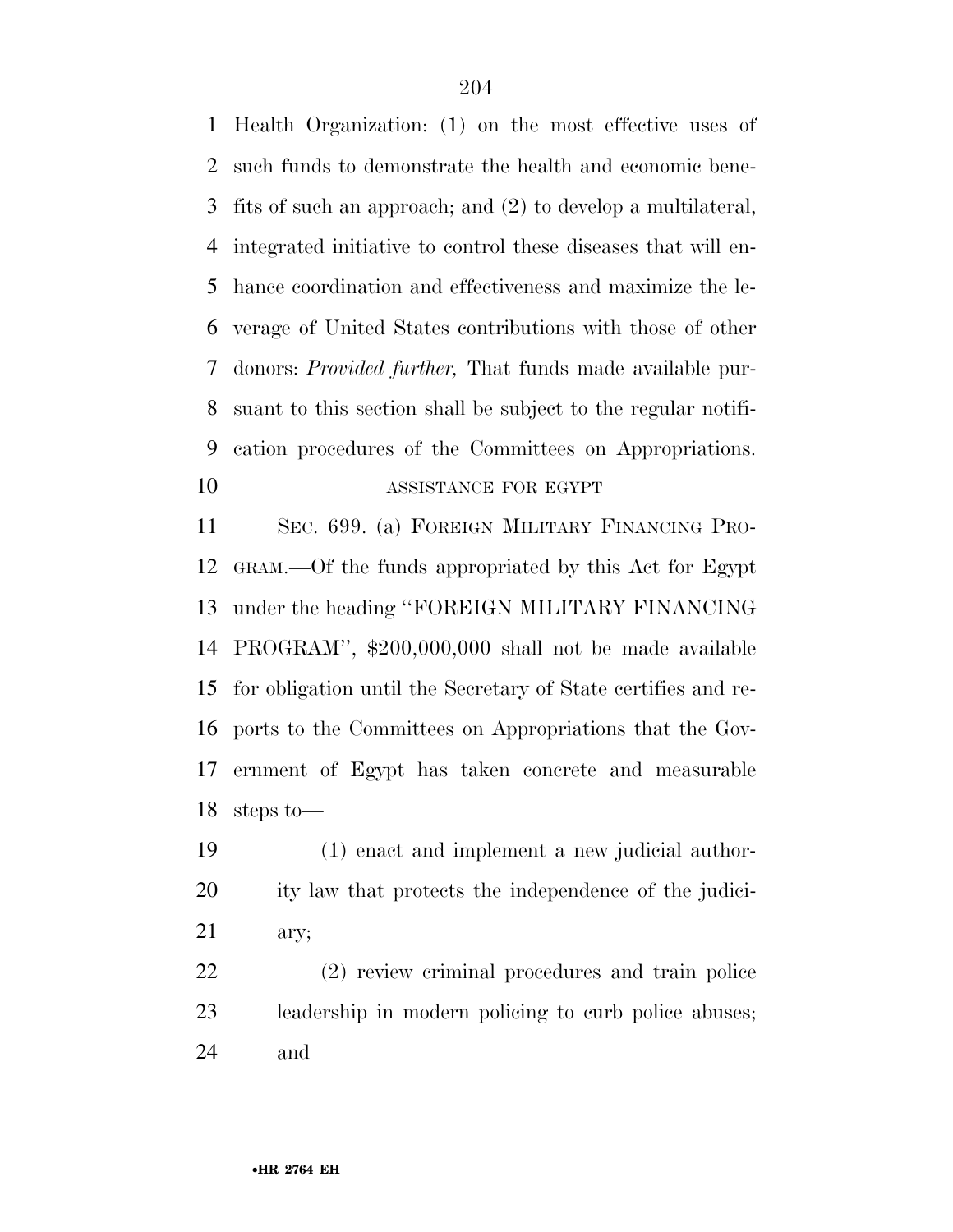Health Organization: (1) on the most effective uses of such funds to demonstrate the health and economic benefits of such an approach; and (2) to develop a multilateral, integrated initiative to control these diseases that will enhance coordination and effectiveness and maximize the leverage of United States contributions with those of other donors: *Provided further,* That funds made available pursuant to this section shall be subject to the regular notification procedures of the Committees on Appropriations.

ASSISTANCE FOR EGYPT

SEC. 699. (a) FOREIGN MILITARY FINANCING PROGRAM.—Of the funds appropriated by this Act for Egypt under the heading ''FOREIGN MILITARY FINANCING PROGRAM'', $200,000,000 shall not be made available for obligation until the Secretary of State certifies and reports to the Committees on Appropriations that the Government of Egypt has taken concrete and measurable steps to—

(1) enact and implement a new judicial authority law that protects the independence of the judiciary;

(2) review criminal procedures and train police leadership in modern policing to curb police abuses; and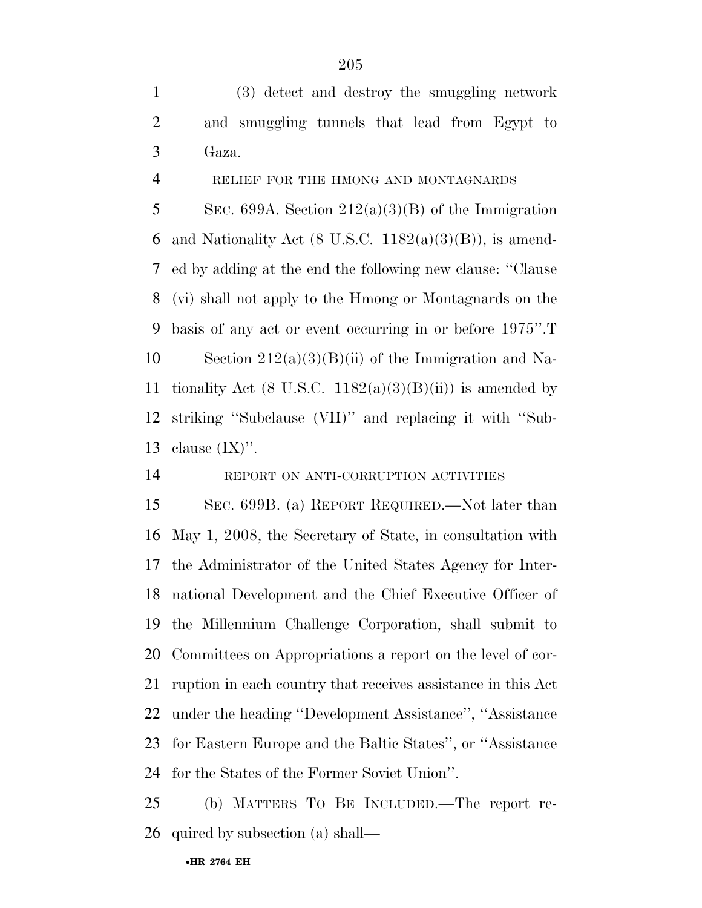(3) detect and destroy the smuggling network and smuggling tunnels that lead from Egypt to Gaza.

RELIEF FOR THE HMONG AND MONTAGNARDS

SEC. 699A. Section 212(a)(3)(B) of the Immigration and Nationality Act (8 U.S.C. 1182(a)(3)(B)), is amended by adding at the end the following new clause: ''Clause (vi) shall not apply to the Hmong or Montagnards on the basis of any act or event occurring in or before 1975''.T

Section 212(a)(3)(B)(ii) of the Immigration and Nationality Act (8 U.S.C. 1182(a)(3)(B)(ii)) is amended by striking ''Subclause (VII)'' and replacing it with ''Subclause (IX)''.

REPORT ON ANTI-CORRUPTION ACTIVITIES

SEC. 699B. (a) REPORT REQUIRED.—Not later than May 1, 2008, the Secretary of State, in consultation with the Administrator of the United States Agency for International Development and the Chief Executive Officer of the Millennium Challenge Corporation, shall submit to Committees on Appropriations a report on the level of corruption in each country that receives assistance in this Act under the heading ''Development Assistance'', ''Assistance for Eastern Europe and the Baltic States'', or ''Assistance for the States of the Former Soviet Union''.

(b) MATTERS TO BE INCLUDED.—The report required by subsection (a) shall—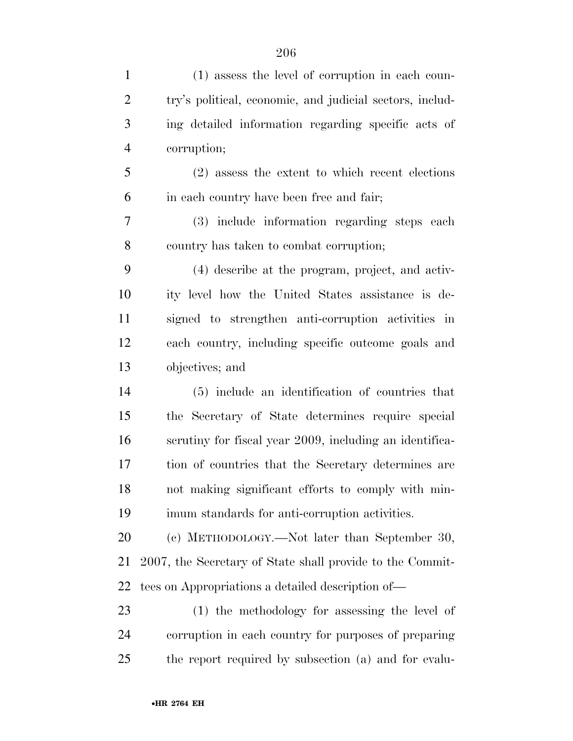(1) assess the level of corruption in each country's political, economic, and judicial sectors, including detailed information regarding specific acts of corruption;

(2) assess the extent to which recent elections in each country have been free and fair;

(3) include information regarding steps each country has taken to combat corruption;

(4) describe at the program, project, and activity level how the United States assistance is designed to strengthen anti-corruption activities in each country, including specific outcome goals and objectives; and

(5) include an identification of countries that the Secretary of State determines require special scrutiny for fiscal year 2009, including an identification of countries that the Secretary determines are not making significant efforts to comply with minimum standards for anti-corruption activities.

(c) METHODOLOGY.—Not later than September 30, 2007, the Secretary of State shall provide to the Committees on Appropriations a detailed description of—

(1) the methodology for assessing the level of corruption in each country for purposes of preparing the report required by subsection (a) and for evalu-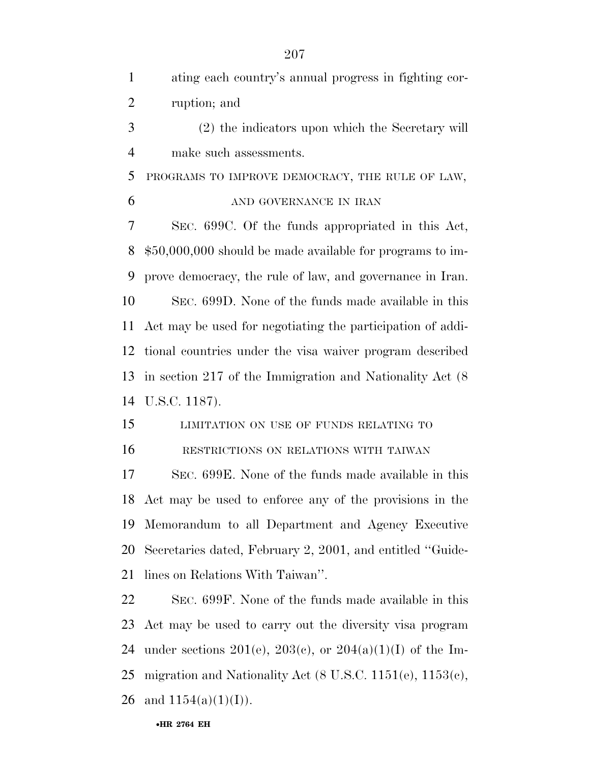ating each country's annual progress in fighting corruption; and

(2) the indicators upon which the Secretary will make such assessments.

PROGRAMS TO IMPROVE DEMOCRACY, THE RULE OF LAW, AND GOVERNANCE IN IRAN

SEC. 699C. Of the funds appropriated in this Act, $50,000,000 should be made available for programs to improve democracy, the rule of law, and governance in Iran.

SEC. 699D. None of the funds made available in this Act may be used for negotiating the participation of additional countries under the visa waiver program described in section 217 of the Immigration and Nationality Act (8 U.S.C. 1187).

LIMITATION ON USE OF FUNDS RELATING TO RESTRICTIONS ON RELATIONS WITH TAIWAN

SEC. 699E. None of the funds made available in this Act may be used to enforce any of the provisions in the Memorandum to all Department and Agency Executive Secretaries dated, February 2, 2001, and entitled ''Guidelines on Relations With Taiwan''.

SEC. 699F. None of the funds made available in this Act may be used to carry out the diversity visa program under sections 201(e), 203(c), or 204(a)(1)(I) of the Immigration and Nationality Act (8 U.S.C. 1151(e), 1153(c), and 1154(a)(1)(I)).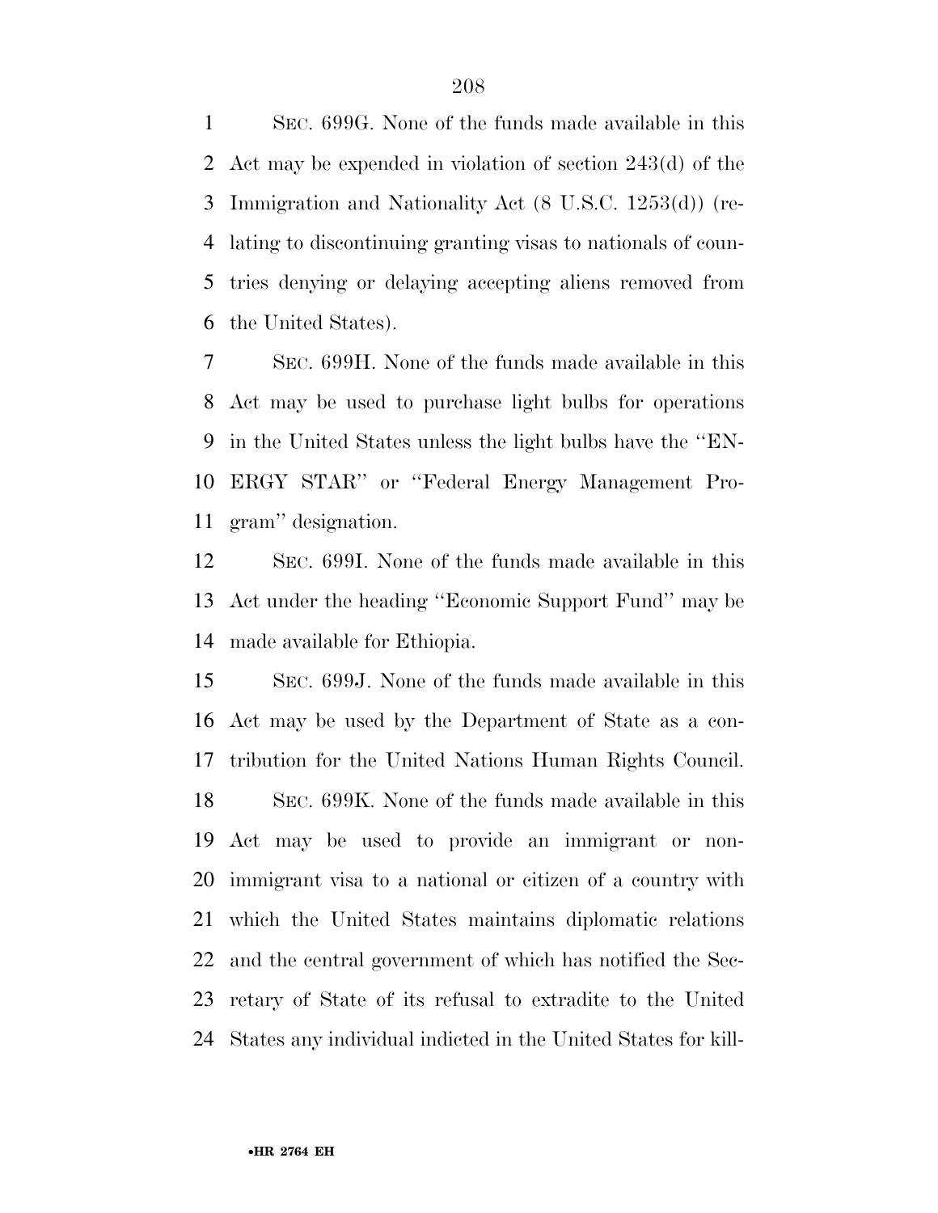SEC. 699G. None of the funds made available in this Act may be expended in violation of section 243(d) of the Immigration and Nationality Act (8 U.S.C. 1253(d)) (relating to discontinuing granting visas to nationals of countries denying or delaying accepting aliens removed from the United States).

SEC. 699H. None of the funds made available in this Act may be used to purchase light bulbs for operations in the United States unless the light bulbs have the ''ENERGY STAR'' or ''Federal Energy Management Program'' designation.

SEC. 699I. None of the funds made available in this Act under the heading ''Economic Support Fund'' may be made available for Ethiopia.

SEC. 699J. None of the funds made available in this Act may be used by the Department of State as a contribution for the United Nations Human Rights Council.

SEC. 699K. None of the funds made available in this Act may be used to provide an immigrant or nonimmigrant visa to a national or citizen of a country with which the United States maintains diplomatic relations and the central government of which has notified the Secretary of State of its refusal to extradite to the United States any individual indicted in the United States for kill-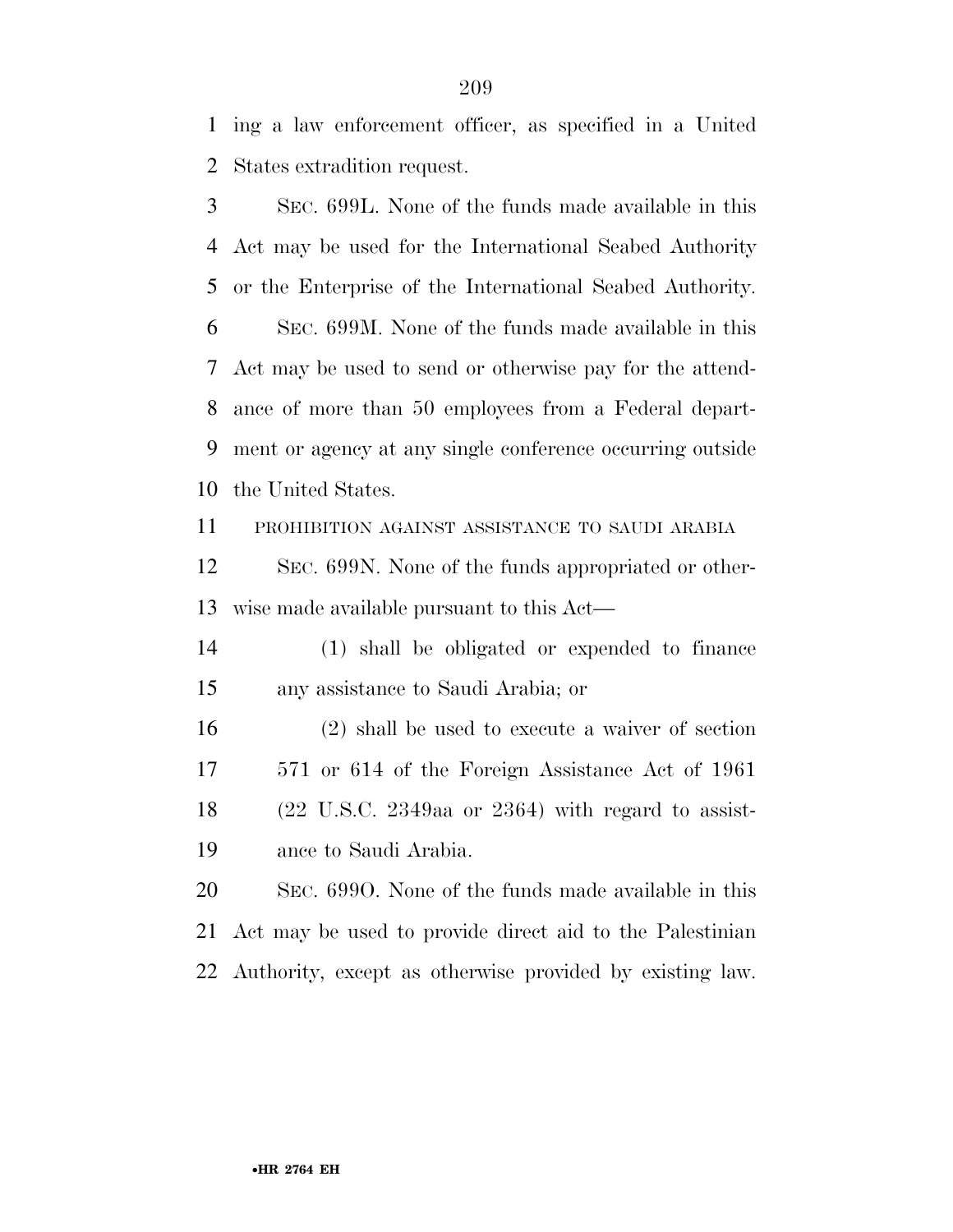ing a law enforcement officer, as specified in a United States extradition request.

SEC. 699L. None of the funds made available in this Act may be used for the International Seabed Authority or the Enterprise of the International Seabed Authority.

SEC. 699M. None of the funds made available in this Act may be used to send or otherwise pay for the attendance of more than 50 employees from a Federal department or agency at any single conference occurring outside the United States.

PROHIBITION AGAINST ASSISTANCE TO SAUDI ARABIA

SEC. 699N. None of the funds appropriated or otherwise made available pursuant to this Act—

(1) shall be obligated or expended to finance any assistance to Saudi Arabia; or

(2) shall be used to execute a waiver of section 571 or 614 of the Foreign Assistance Act of 1961 (22 U.S.C. 2349aa or 2364) with regard to assistance to Saudi Arabia.

SEC. 699O. None of the funds made available in this Act may be used to provide direct aid to the Palestinian Authority, except as otherwise provided by existing law.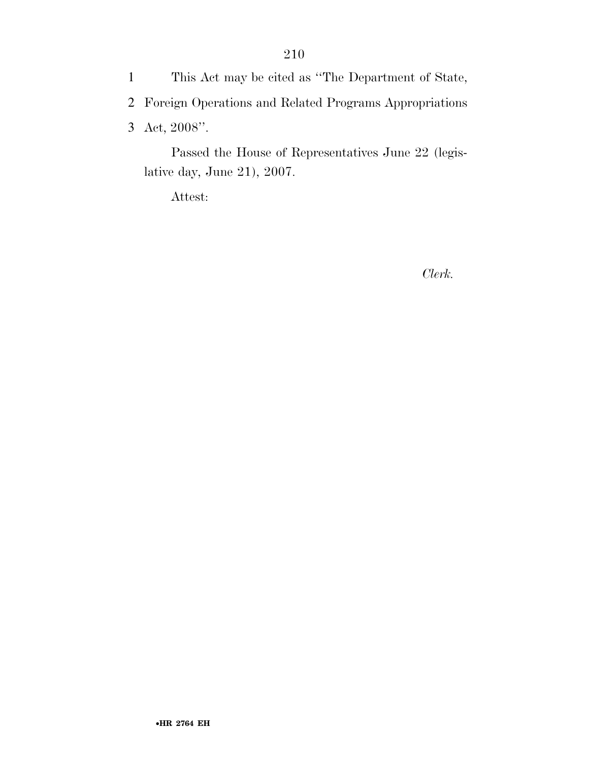This Act may be cited as "The Department of State, Foreign Operations and Related Programs Appropriations Act, 2008".

Passed the House of Representatives June 22 (legislative day, June 21), 2007.

Attest:

*Clerk.*

•HR 2764 EH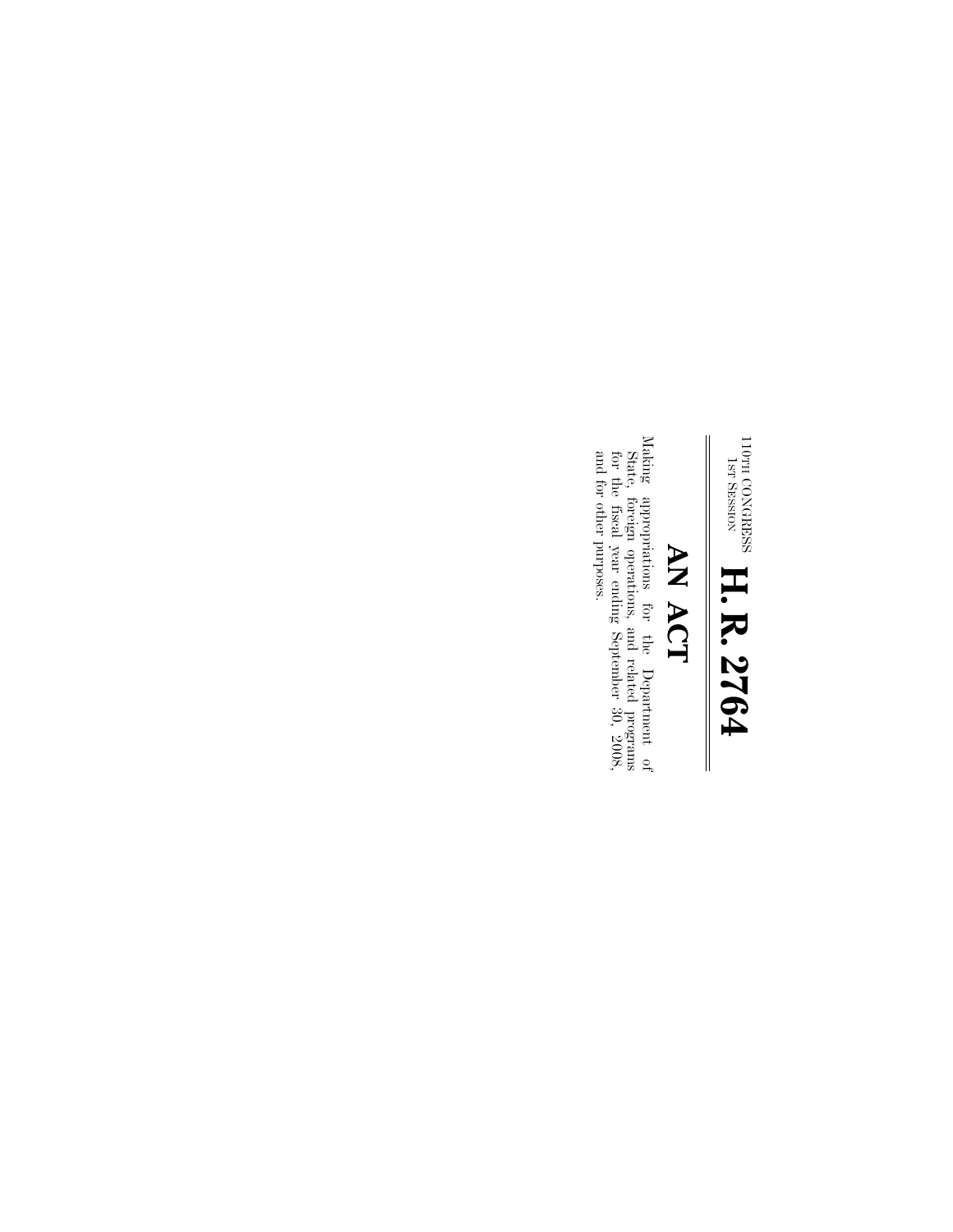110TH CONGRESS
1ST SESSION

# H. R. 2764

---

# AN ACT

Making appropriations for the Department of State, foreign operations, and related programs for the fiscal year ending September 30, 2008, and for other purposes.